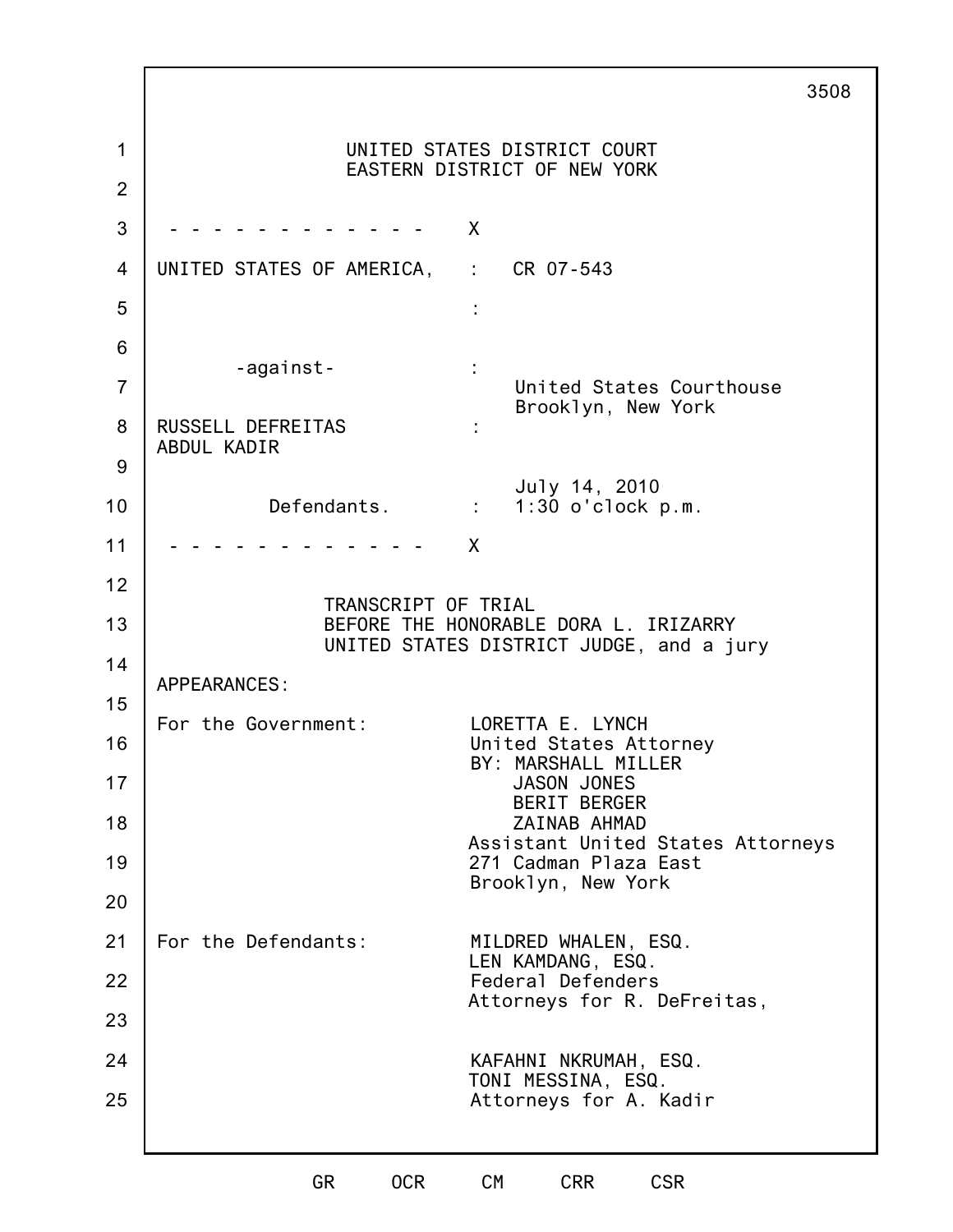UNITED STATES DISTRICT COURT
EASTERN DISTRICT OF NEW YORK

- - - - - - - - - - - - - X

UNITED STATES OF AMERICA, : CR 07-543

:

-against- :

United States Courthouse
Brooklyn, New York

RUSSELL DEFREITAS :
ABDUL KADIR

July 14, 2010

Defendants. : 1:30 o'clock p.m.

- - - - - - - - - - - - - X

TRANSCRIPT OF TRIAL
BEFORE THE HONORABLE DORA L. IRIZARRY
UNITED STATES DISTRICT JUDGE, and a jury

APPEARANCES:

For the Government: LORETTA E. LYNCH
United States Attorney
BY: MARSHALL MILLER
JASON JONES
BERIT BERGER
ZAINAB AHMAD
Assistant United States Attorneys
271 Cadman Plaza East
Brooklyn, New York

For the Defendants: MILDRED WHALEN, ESQ.
LEN KAMDANG, ESQ.
Federal Defenders
Attorneys for R. DeFreitas,

KAFAHNI NKRUMAH, ESQ.
TONI MESSINA, ESQ.
Attorneys for A. Kadir

GR OCR CM CRR CSR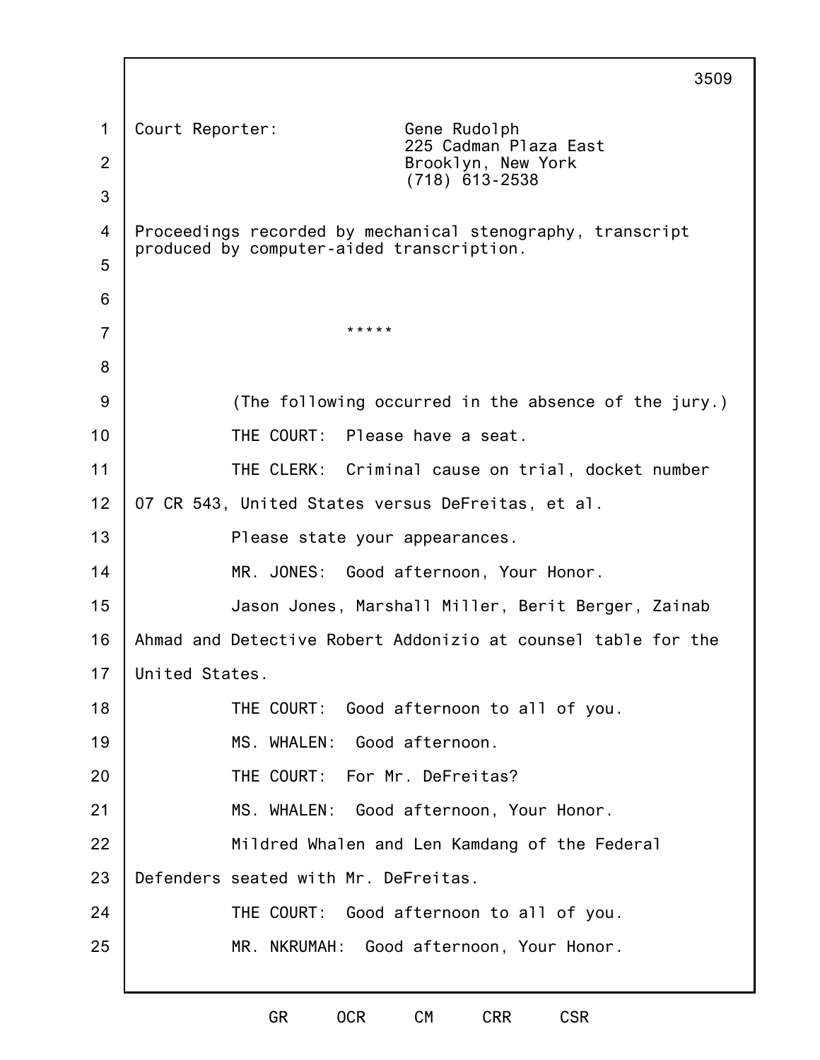Court Reporter: Gene Rudolph
225 Cadman Plaza East
Brooklyn, New York
(718) 613-2538

Proceedings recorded by mechanical stenography, transcript produced by computer-aided transcription.

*****

(The following occurred in the absence of the jury.)

THE COURT: Please have a seat.

THE CLERK: Criminal cause on trial, docket number 07 CR 543, United States versus DeFreitas, et al.

Please state your appearances.

MR. JONES: Good afternoon, Your Honor.

Jason Jones, Marshall Miller, Berit Berger, Zainab Ahmad and Detective Robert Addonizio at counsel table for the United States.

THE COURT: Good afternoon to all of you.

MS. WHALEN: Good afternoon.

THE COURT: For Mr. DeFreitas?

MS. WHALEN: Good afternoon, Your Honor.

Mildred Whalen and Len Kamdang of the Federal Defenders seated with Mr. DeFreitas.

THE COURT: Good afternoon to all of you.

MR. NKRUMAH: Good afternoon, Your Honor.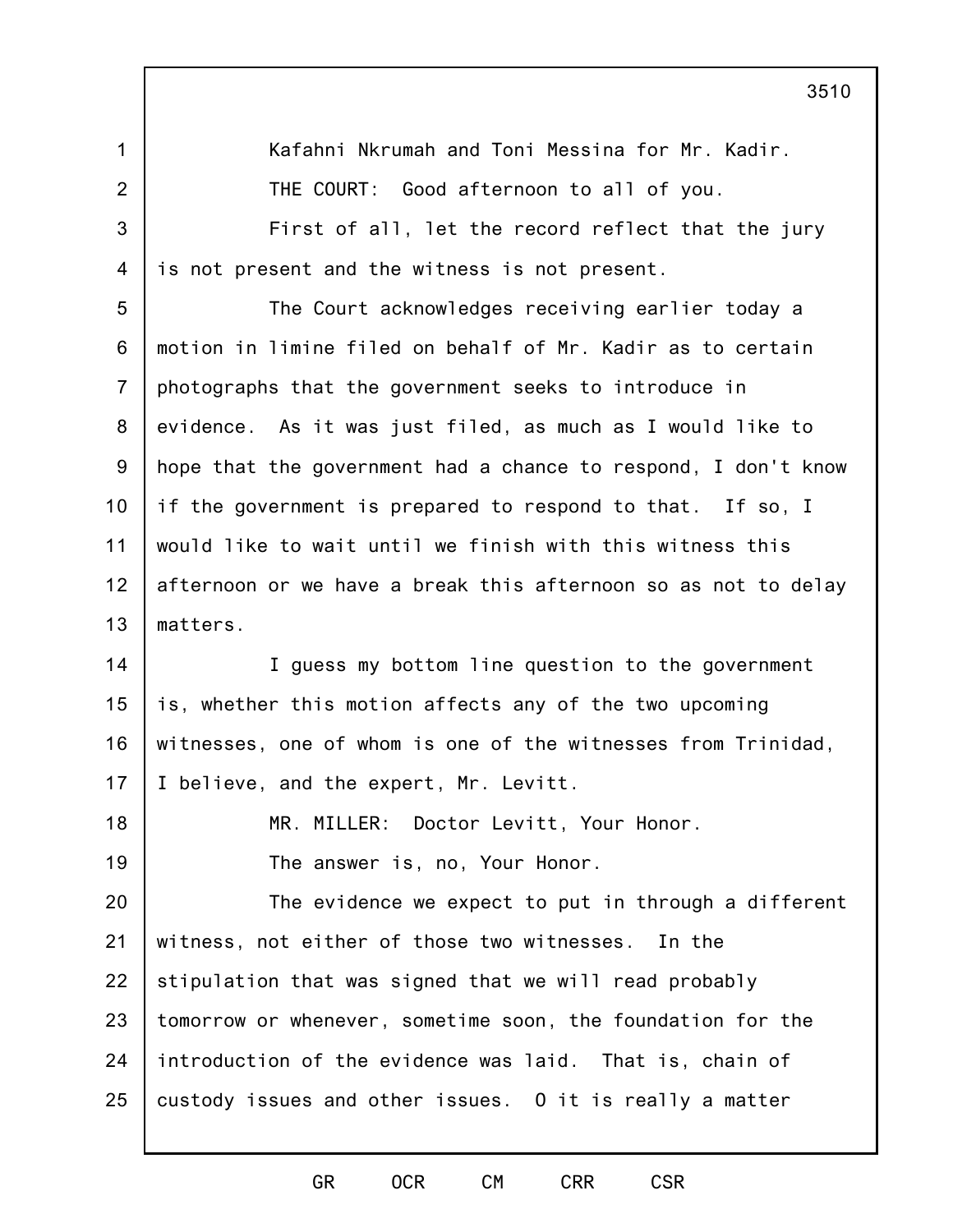Kafahni Nkrumah and Toni Messina for Mr. Kadir.

THE COURT: Good afternoon to all of you.

First of all, let the record reflect that the jury is not present and the witness is not present.

The Court acknowledges receiving earlier today a motion in limine filed on behalf of Mr. Kadir as to certain photographs that the government seeks to introduce in evidence. As it was just filed, as much as I would like to hope that the government had a chance to respond, I don't know if the government is prepared to respond to that. If so, I would like to wait until we finish with this witness this afternoon or we have a break this afternoon so as not to delay matters.

I guess my bottom line question to the government is, whether this motion affects any of the two upcoming witnesses, one of whom is one of the witnesses from Trinidad, I believe, and the expert, Mr. Levitt.

MR. MILLER: Doctor Levitt, Your Honor.

The answer is, no, Your Honor.

The evidence we expect to put in through a different witness, not either of those two witnesses. In the stipulation that was signed that we will read probably tomorrow or whenever, sometime soon, the foundation for the introduction of the evidence was laid. That is, chain of custody issues and other issues. O it is really a matter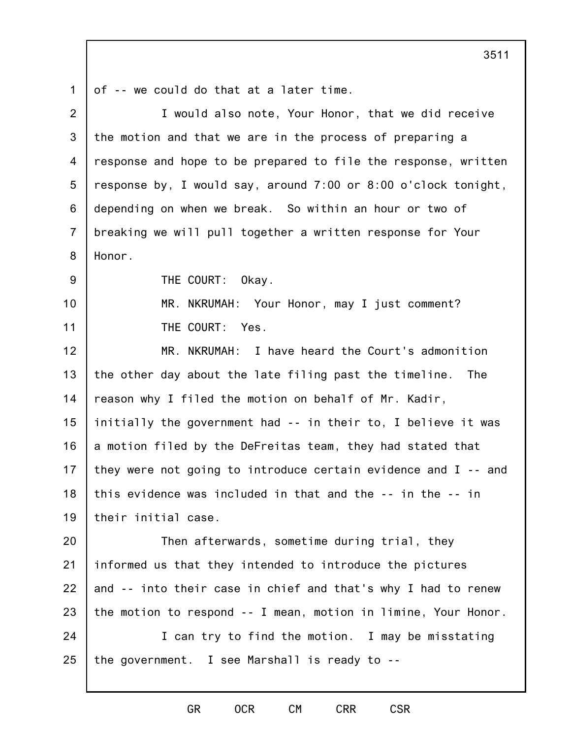of -- we could do that at a later time.

I would also note, Your Honor, that we did receive the motion and that we are in the process of preparing a response and hope to be prepared to file the response, written response by, I would say, around 7:00 or 8:00 o'clock tonight, depending on when we break. So within an hour or two of breaking we will pull together a written response for Your Honor.

THE COURT: Okay.

MR. NKRUMAH: Your Honor, may I just comment?

THE COURT: Yes.

MR. NKRUMAH: I have heard the Court's admonition the other day about the late filing past the timeline. The reason why I filed the motion on behalf of Mr. Kadir, initially the government had -- in their to, I believe it was a motion filed by the DeFreitas team, they had stated that they were not going to introduce certain evidence and I -- and this evidence was included in that and the -- in the -- in their initial case.

Then afterwards, sometime during trial, they informed us that they intended to introduce the pictures and -- into their case in chief and that's why I had to renew the motion to respond -- I mean, motion in limine, Your Honor.

I can try to find the motion. I may be misstating the government. I see Marshall is ready to --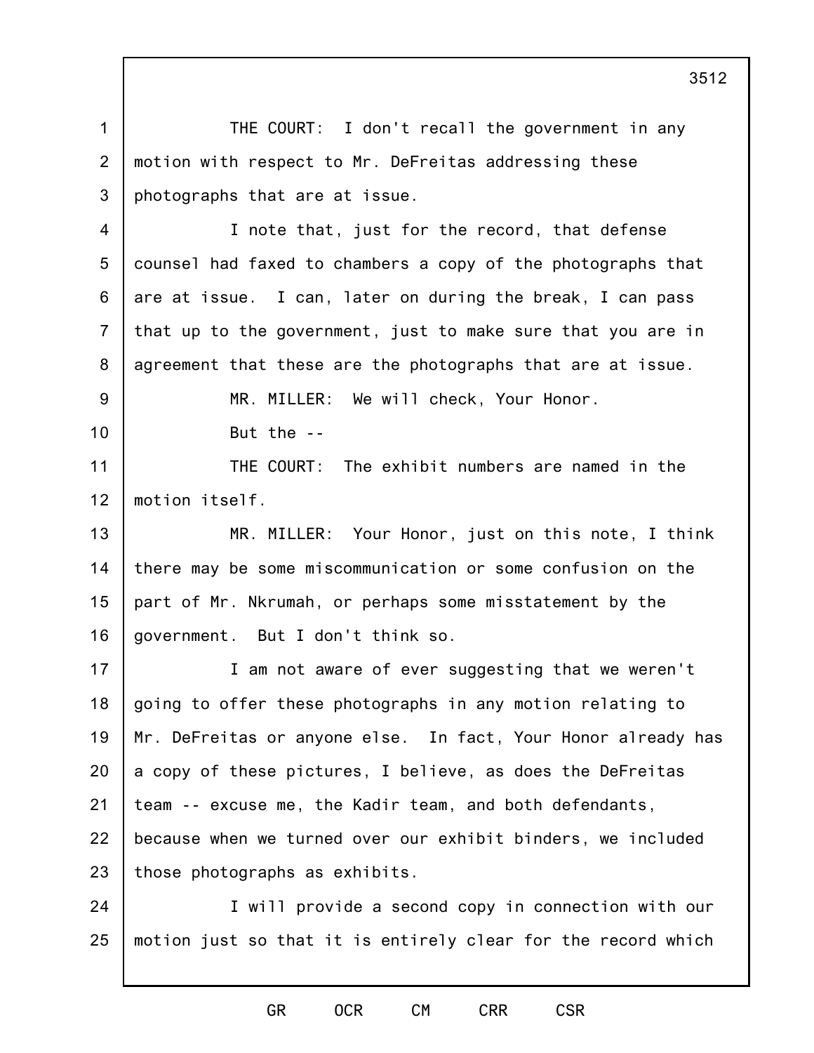THE COURT: I don't recall the government in any motion with respect to Mr. DeFreitas addressing these photographs that are at issue.

I note that, just for the record, that defense counsel had faxed to chambers a copy of the photographs that are at issue. I can, later on during the break, I can pass that up to the government, just to make sure that you are in agreement that these are the photographs that are at issue.

MR. MILLER: We will check, Your Honor.

But the --

THE COURT: The exhibit numbers are named in the motion itself.

MR. MILLER: Your Honor, just on this note, I think there may be some miscommunication or some confusion on the part of Mr. Nkrumah, or perhaps some misstatement by the government. But I don't think so.

I am not aware of ever suggesting that we weren't going to offer these photographs in any motion relating to Mr. DeFreitas or anyone else. In fact, Your Honor already has a copy of these pictures, I believe, as does the DeFreitas team -- excuse me, the Kadir team, and both defendants, because when we turned over our exhibit binders, we included those photographs as exhibits.

I will provide a second copy in connection with our motion just so that it is entirely clear for the record which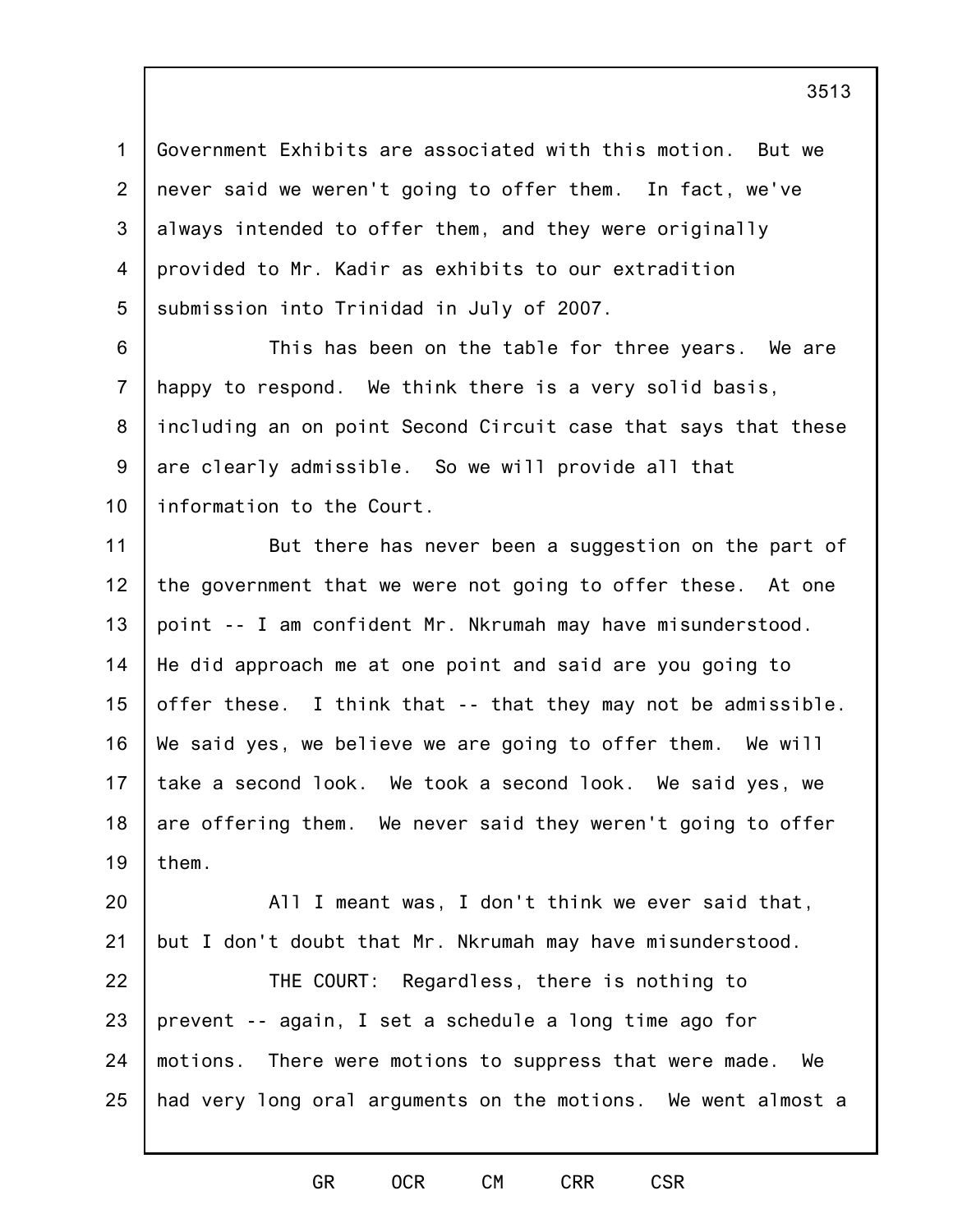Government Exhibits are associated with this motion. But we never said we weren't going to offer them. In fact, we've always intended to offer them, and they were originally provided to Mr. Kadir as exhibits to our extradition submission into Trinidad in July of 2007.

This has been on the table for three years. We are happy to respond. We think there is a very solid basis, including an on point Second Circuit case that says that these are clearly admissible. So we will provide all that information to the Court.

But there has never been a suggestion on the part of the government that we were not going to offer these. At one point -- I am confident Mr. Nkrumah may have misunderstood. He did approach me at one point and said are you going to offer these. I think that -- that they may not be admissible. We said yes, we believe we are going to offer them. We will take a second look. We took a second look. We said yes, we are offering them. We never said they weren't going to offer them.

All I meant was, I don't think we ever said that, but I don't doubt that Mr. Nkrumah may have misunderstood.

THE COURT: Regardless, there is nothing to prevent -- again, I set a schedule a long time ago for motions. There were motions to suppress that were made. We had very long oral arguments on the motions. We went almost a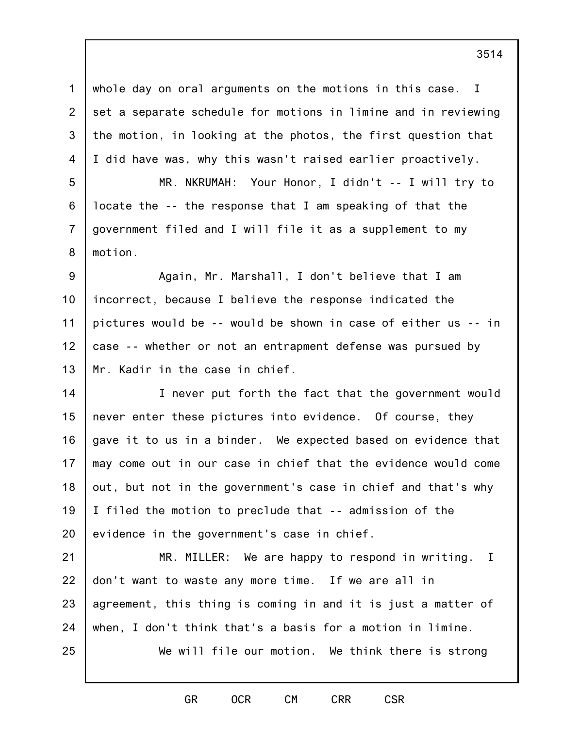whole day on oral arguments on the motions in this case. I set a separate schedule for motions in limine and in reviewing the motion, in looking at the photos, the first question that I did have was, why this wasn't raised earlier proactively.

MR. NKRUMAH: Your Honor, I didn't -- I will try to locate the -- the response that I am speaking of that the government filed and I will file it as a supplement to my motion.

Again, Mr. Marshall, I don't believe that I am incorrect, because I believe the response indicated the pictures would be -- would be shown in case of either us -- in case -- whether or not an entrapment defense was pursued by Mr. Kadir in the case in chief.

I never put forth the fact that the government would never enter these pictures into evidence. Of course, they gave it to us in a binder. We expected based on evidence that may come out in our case in chief that the evidence would come out, but not in the government's case in chief and that's why I filed the motion to preclude that -- admission of the evidence in the government's case in chief.

MR. MILLER: We are happy to respond in writing. I don't want to waste any more time. If we are all in agreement, this thing is coming in and it is just a matter of when, I don't think that's a basis for a motion in limine.

We will file our motion. We think there is strong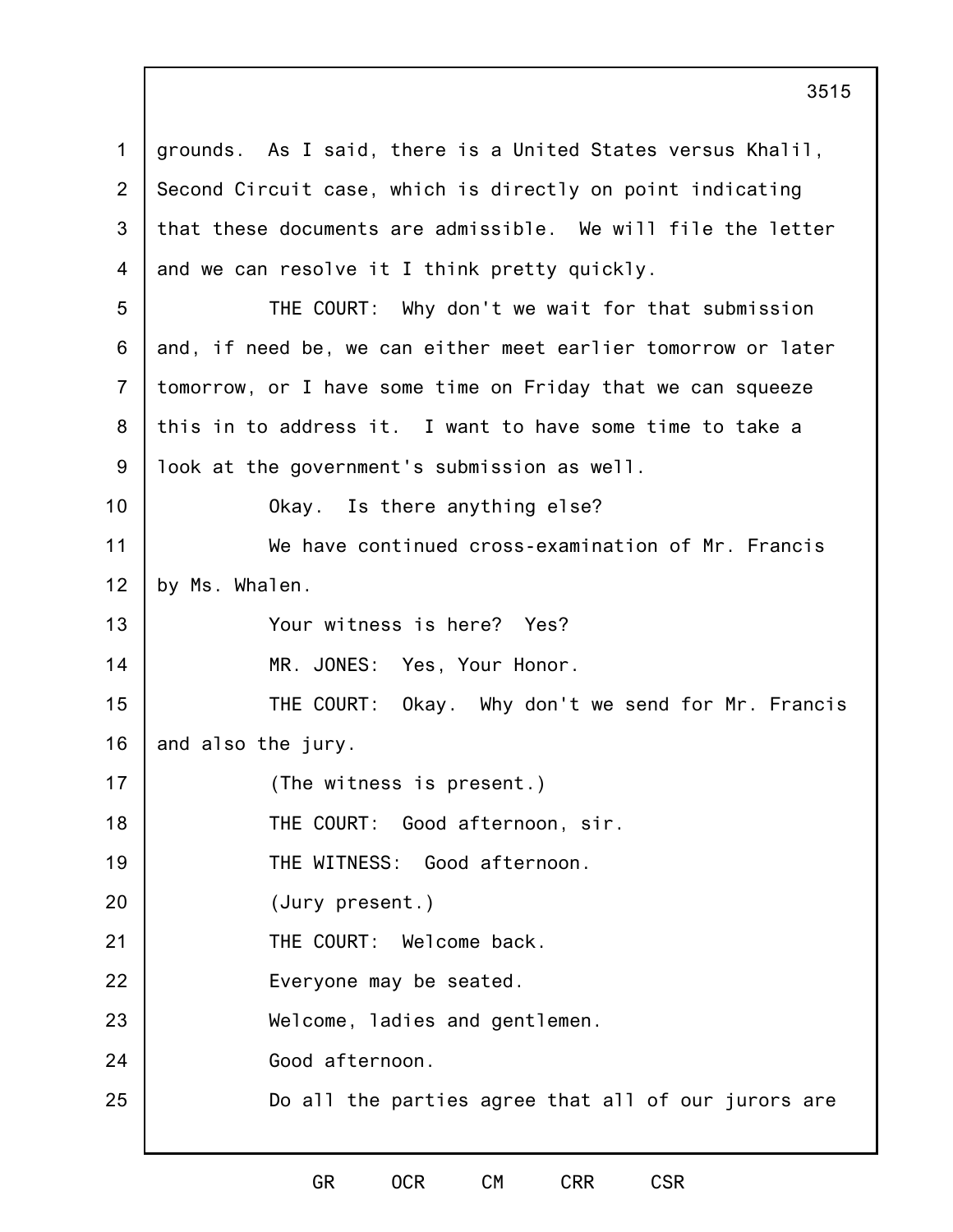grounds. As I said, there is a United States versus Khalil, Second Circuit case, which is directly on point indicating that these documents are admissible. We will file the letter and we can resolve it I think pretty quickly.

THE COURT: Why don't we wait for that submission and, if need be, we can either meet earlier tomorrow or later tomorrow, or I have some time on Friday that we can squeeze this in to address it. I want to have some time to take a look at the government's submission as well.

Okay. Is there anything else?

We have continued cross-examination of Mr. Francis by Ms. Whalen.

Your witness is here? Yes?

MR. JONES: Yes, Your Honor.

THE COURT: Okay. Why don't we send for Mr. Francis and also the jury.

(The witness is present.)

THE COURT: Good afternoon, sir.

THE WITNESS: Good afternoon.

(Jury present.)

THE COURT: Welcome back.

Everyone may be seated.

Welcome, ladies and gentlemen.

Good afternoon.

Do all the parties agree that all of our jurors are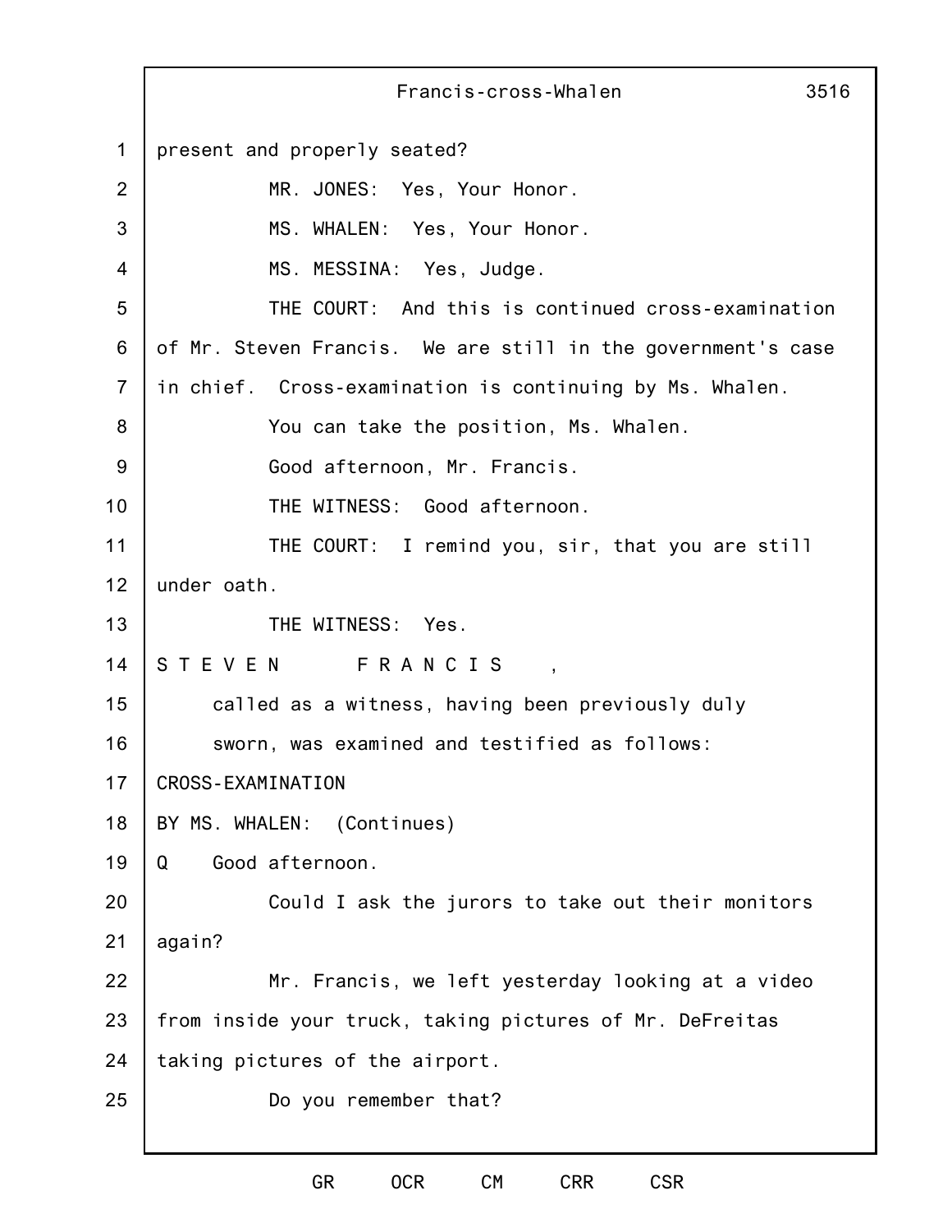present and properly seated?

MR. JONES: Yes, Your Honor.

MS. WHALEN: Yes, Your Honor.

MS. MESSINA: Yes, Judge.

THE COURT: And this is continued cross-examination of Mr. Steven Francis. We are still in the government's case in chief. Cross-examination is continuing by Ms. Whalen.

You can take the position, Ms. Whalen.

Good afternoon, Mr. Francis.

THE WITNESS: Good afternoon.

THE COURT: I remind you, sir, that you are still under oath.

THE WITNESS: Yes.

S T E V E N F R A N C I S ,

called as a witness, having been previously duly sworn, was examined and testified as follows:

CROSS-EXAMINATION

BY MS. WHALEN: (Continues)

Q Good afternoon.

Could I ask the jurors to take out their monitors again?

Mr. Francis, we left yesterday looking at a video from inside your truck, taking pictures of Mr. DeFreitas taking pictures of the airport.

Do you remember that?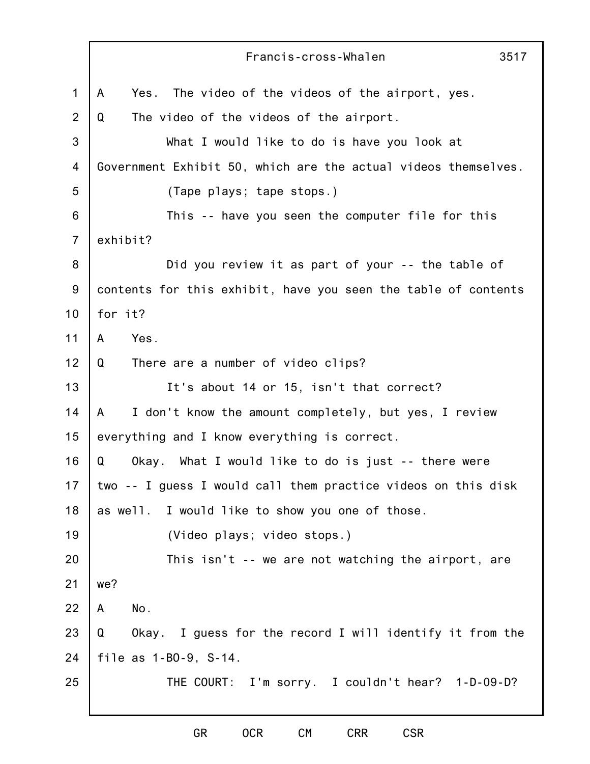A Yes. The video of the videos of the airport, yes.

Q The video of the videos of the airport.

What I would like to do is have you look at Government Exhibit 50, which are the actual videos themselves.

(Tape plays; tape stops.)

This -- have you seen the computer file for this exhibit?

Did you review it as part of your -- the table of contents for this exhibit, have you seen the table of contents for it?

A Yes.

Q There are a number of video clips?

It's about 14 or 15, isn't that correct?

A I don't know the amount completely, but yes, I review everything and I know everything is correct.

Q Okay. What I would like to do is just -- there were two -- I guess I would call them practice videos on this disk as well. I would like to show you one of those.

(Video plays; video stops.)

This isn't -- we are not watching the airport, are we?

A No.

Q Okay. I guess for the record I will identify it from the file as 1-BO-9, S-14.

THE COURT: I'm sorry. I couldn't hear? 1-D-09-D?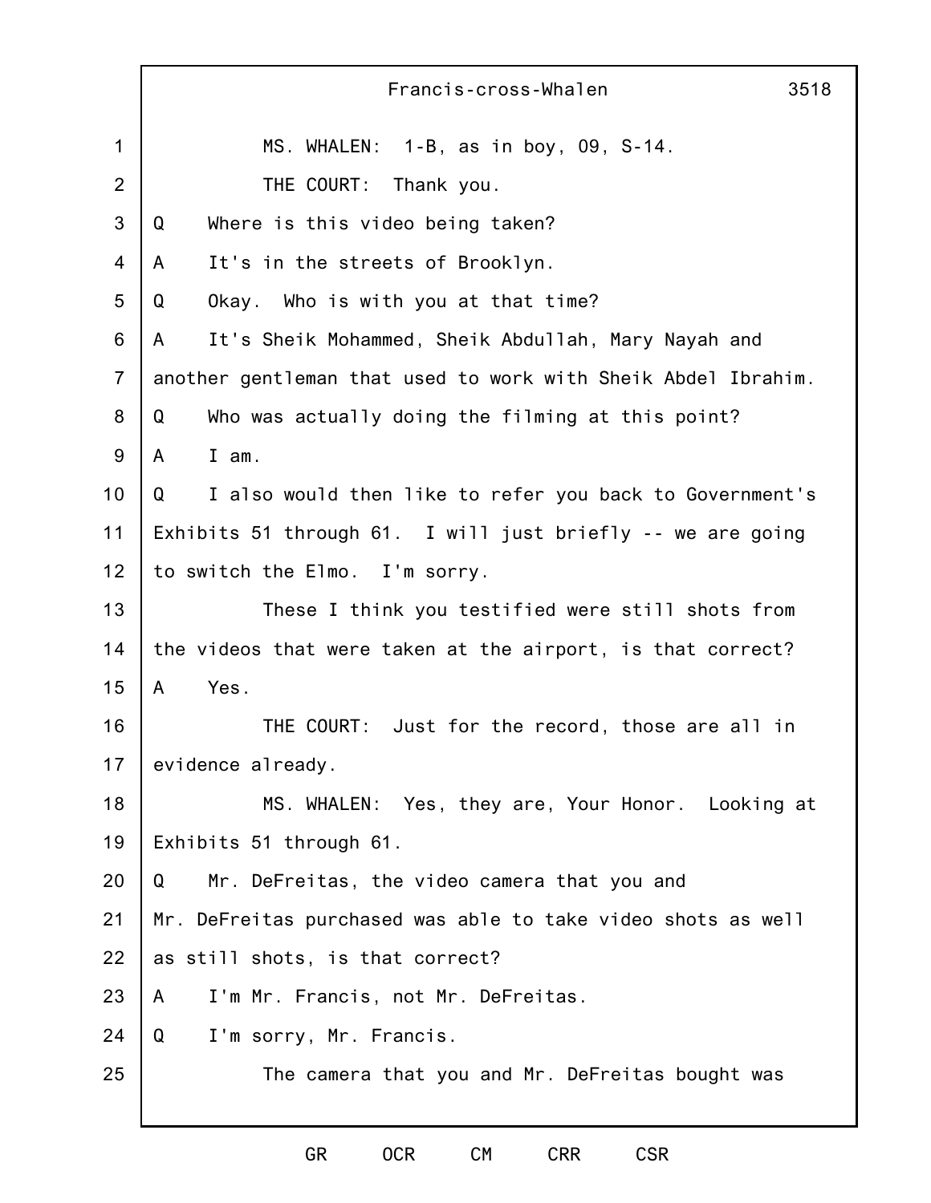MS. WHALEN: 1-B, as in boy, 09, S-14.

THE COURT: Thank you.

Q Where is this video being taken?

A It's in the streets of Brooklyn.

Q Okay. Who is with you at that time?

A It's Sheik Mohammed, Sheik Abdullah, Mary Nayah and another gentleman that used to work with Sheik Abdel Ibrahim.

Q Who was actually doing the filming at this point?

A I am.

Q I also would then like to refer you back to Government's Exhibits 51 through 61. I will just briefly -- we are going to switch the Elmo. I'm sorry.

These I think you testified were still shots from the videos that were taken at the airport, is that correct?

A Yes.

THE COURT: Just for the record, those are all in evidence already.

MS. WHALEN: Yes, they are, Your Honor. Looking at Exhibits 51 through 61.

Q Mr. DeFreitas, the video camera that you and Mr. DeFreitas purchased was able to take video shots as well as still shots, is that correct?

A I'm Mr. Francis, not Mr. DeFreitas.

Q I'm sorry, Mr. Francis.

The camera that you and Mr. DeFreitas bought was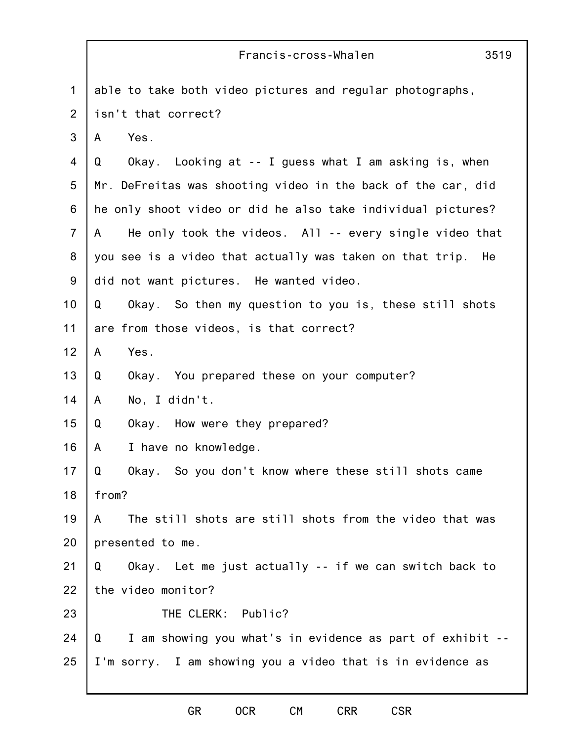able to take both video pictures and regular photographs, isn't that correct?

A Yes.

Q Okay. Looking at -- I guess what I am asking is, when Mr. DeFreitas was shooting video in the back of the car, did he only shoot video or did he also take individual pictures?

A He only took the videos. All -- every single video that you see is a video that actually was taken on that trip. He did not want pictures. He wanted video.

Q Okay. So then my question to you is, these still shots are from those videos, is that correct?

A Yes.

Q Okay. You prepared these on your computer?

A No, I didn't.

Q Okay. How were they prepared?

A I have no knowledge.

Q Okay. So you don't know where these still shots came from?

A The still shots are still shots from the video that was presented to me.

Q Okay. Let me just actually -- if we can switch back to the video monitor?

THE CLERK: Public?

Q I am showing you what's in evidence as part of exhibit -- I'm sorry. I am showing you a video that is in evidence as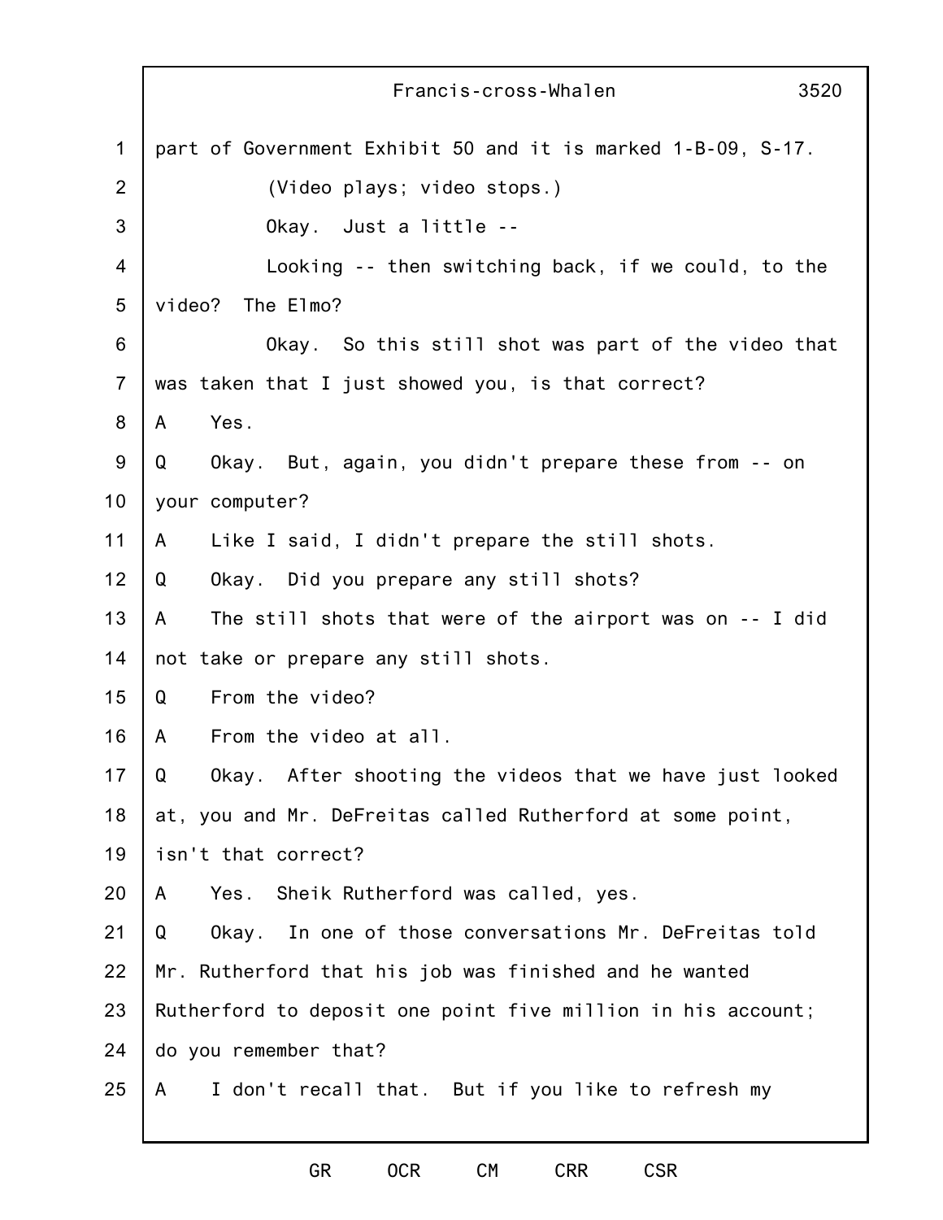part of Government Exhibit 50 and it is marked 1-B-09, S-17.

(Video plays; video stops.)

Okay. Just a little --

Looking -- then switching back, if we could, to the video? The Elmo?

Okay. So this still shot was part of the video that was taken that I just showed you, is that correct?

A Yes.

Q Okay. But, again, you didn't prepare these from -- on your computer?

A Like I said, I didn't prepare the still shots.

Q Okay. Did you prepare any still shots?

A The still shots that were of the airport was on -- I did not take or prepare any still shots.

Q From the video?

A From the video at all.

Q Okay. After shooting the videos that we have just looked at, you and Mr. DeFreitas called Rutherford at some point, isn't that correct?

A Yes. Sheik Rutherford was called, yes.

Q Okay. In one of those conversations Mr. DeFreitas told Mr. Rutherford that his job was finished and he wanted Rutherford to deposit one point five million in his account; do you remember that?

A I don't recall that. But if you like to refresh my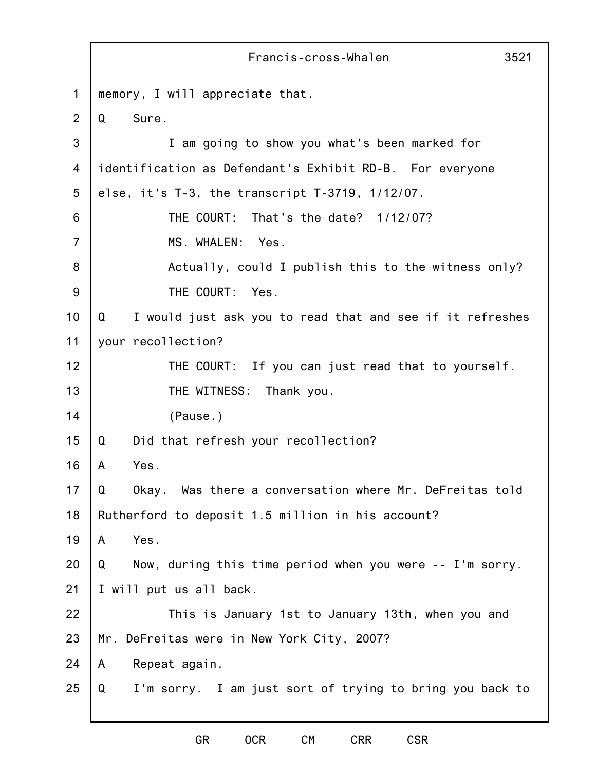memory, I will appreciate that.

Q Sure.

I am going to show you what's been marked for identification as Defendant's Exhibit RD-B. For everyone else, it's T-3, the transcript T-3719, 1/12/07.

THE COURT: That's the date? 1/12/07?

MS. WHALEN: Yes.

Actually, could I publish this to the witness only?

THE COURT: Yes.

Q I would just ask you to read that and see if it refreshes your recollection?

THE COURT: If you can just read that to yourself.

THE WITNESS: Thank you.

(Pause.)

Q Did that refresh your recollection?

A Yes.

Q Okay. Was there a conversation where Mr. DeFreitas told Rutherford to deposit 1.5 million in his account?

A Yes.

Q Now, during this time period when you were -- I'm sorry. I will put us all back.

This is January 1st to January 13th, when you and Mr. DeFreitas were in New York City, 2007?

A Repeat again.

Q I'm sorry. I am just sort of trying to bring you back to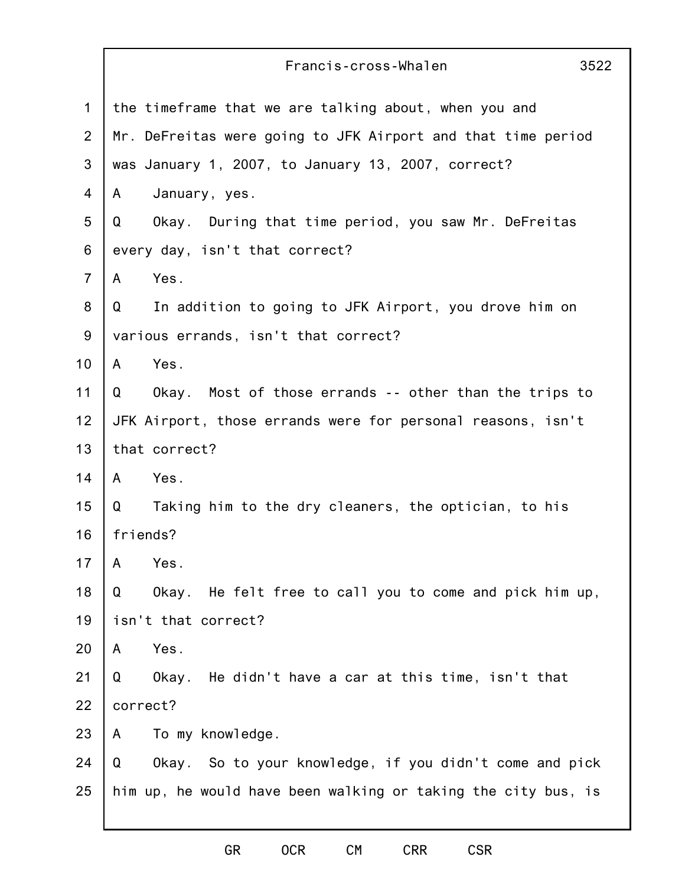the timeframe that we are talking about, when you and Mr. DeFreitas were going to JFK Airport and that time period was January 1, 2007, to January 13, 2007, correct?

A January, yes.

Q Okay. During that time period, you saw Mr. DeFreitas every day, isn't that correct?

A Yes.

Q In addition to going to JFK Airport, you drove him on various errands, isn't that correct?

A Yes.

Q Okay. Most of those errands -- other than the trips to JFK Airport, those errands were for personal reasons, isn't that correct?

A Yes.

Q Taking him to the dry cleaners, the optician, to his friends?

A Yes.

Q Okay. He felt free to call you to come and pick him up, isn't that correct?

A Yes.

Q Okay. He didn't have a car at this time, isn't that correct?

A To my knowledge.

Q Okay. So to your knowledge, if you didn't come and pick him up, he would have been walking or taking the city bus, is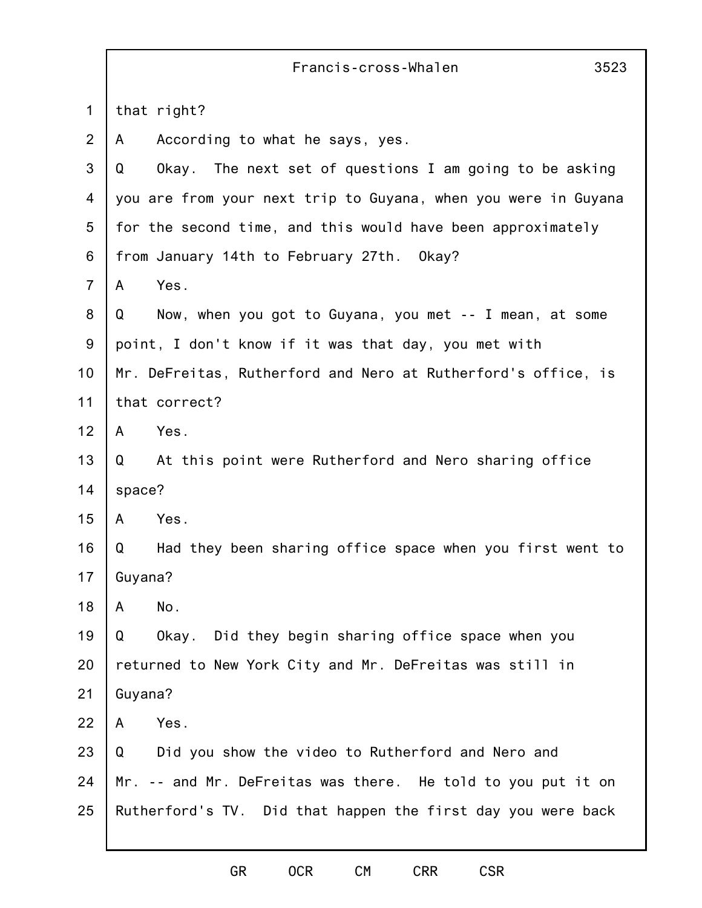that right?

A According to what he says, yes.

Q Okay. The next set of questions I am going to be asking you are from your next trip to Guyana, when you were in Guyana for the second time, and this would have been approximately from January 14th to February 27th. Okay?

A Yes.

Q Now, when you got to Guyana, you met -- I mean, at some point, I don't know if it was that day, you met with Mr. DeFreitas, Rutherford and Nero at Rutherford's office, is that correct?

A Yes.

Q At this point were Rutherford and Nero sharing office space?

A Yes.

Q Had they been sharing office space when you first went to Guyana?

A No.

Q Okay. Did they begin sharing office space when you returned to New York City and Mr. DeFreitas was still in Guyana?

A Yes.

Q Did you show the video to Rutherford and Nero and Mr. -- and Mr. DeFreitas was there. He told to you put it on Rutherford's TV. Did that happen the first day you were back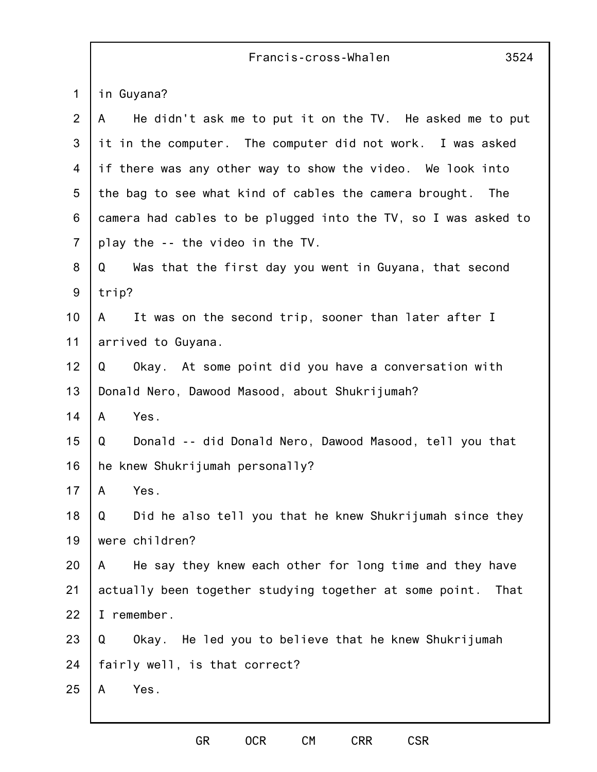in Guyana?

A He didn't ask me to put it on the TV. He asked me to put it in the computer. The computer did not work. I was asked if there was any other way to show the video. We look into the bag to see what kind of cables the camera brought. The camera had cables to be plugged into the TV, so I was asked to play the -- the video in the TV.

Q Was that the first day you went in Guyana, that second trip?

A It was on the second trip, sooner than later after I arrived to Guyana.

Q Okay. At some point did you have a conversation with Donald Nero, Dawood Masood, about Shukrijumah?

A Yes.

Q Donald -- did Donald Nero, Dawood Masood, tell you that he knew Shukrijumah personally?

A Yes.

Q Did he also tell you that he knew Shukrijumah since they were children?

A He say they knew each other for long time and they have actually been together studying together at some point. That I remember.

Q Okay. He led you to believe that he knew Shukrijumah fairly well, is that correct?

A Yes.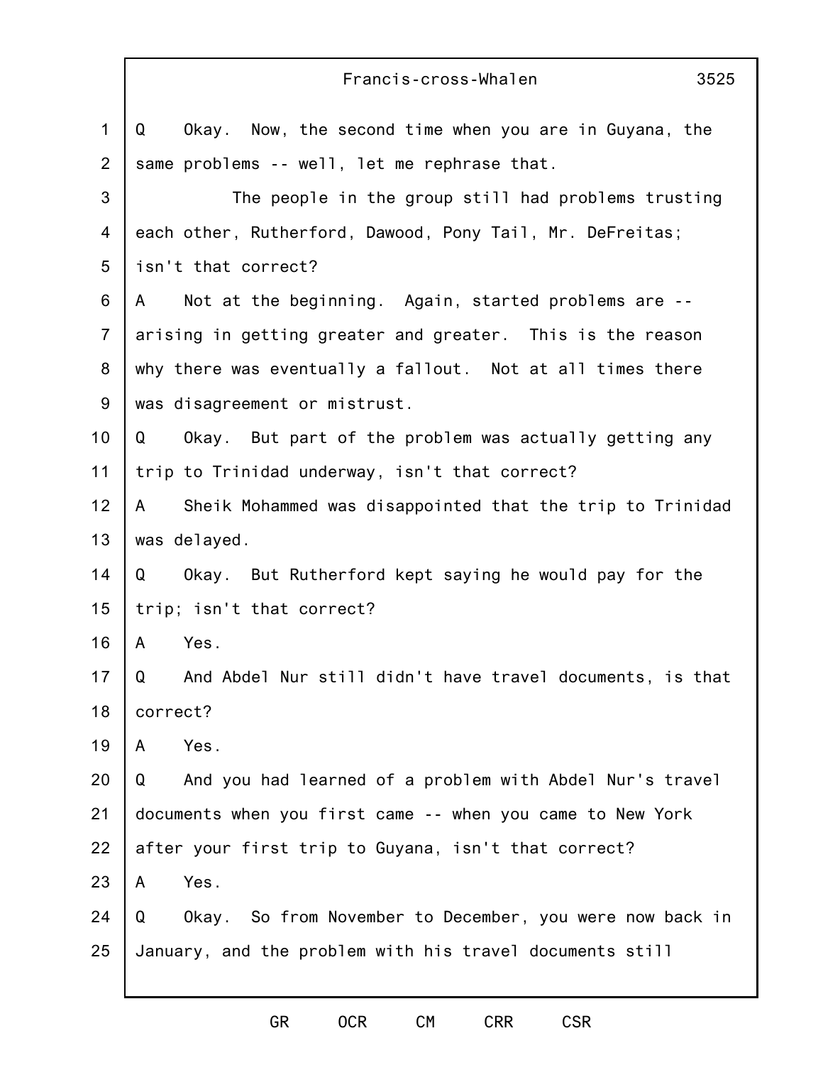Q Okay. Now, the second time when you are in Guyana, the same problems -- well, let me rephrase that.

The people in the group still had problems trusting each other, Rutherford, Dawood, Pony Tail, Mr. DeFreitas; isn't that correct?

A Not at the beginning. Again, started problems are -- arising in getting greater and greater. This is the reason why there was eventually a fallout. Not at all times there was disagreement or mistrust.

Q Okay. But part of the problem was actually getting any trip to Trinidad underway, isn't that correct?

A Sheik Mohammed was disappointed that the trip to Trinidad was delayed.

Q Okay. But Rutherford kept saying he would pay for the trip; isn't that correct?

A Yes.

Q And Abdel Nur still didn't have travel documents, is that correct?

A Yes.

Q And you had learned of a problem with Abdel Nur's travel documents when you first came -- when you came to New York after your first trip to Guyana, isn't that correct?

A Yes.

Q Okay. So from November to December, you were now back in January, and the problem with his travel documents still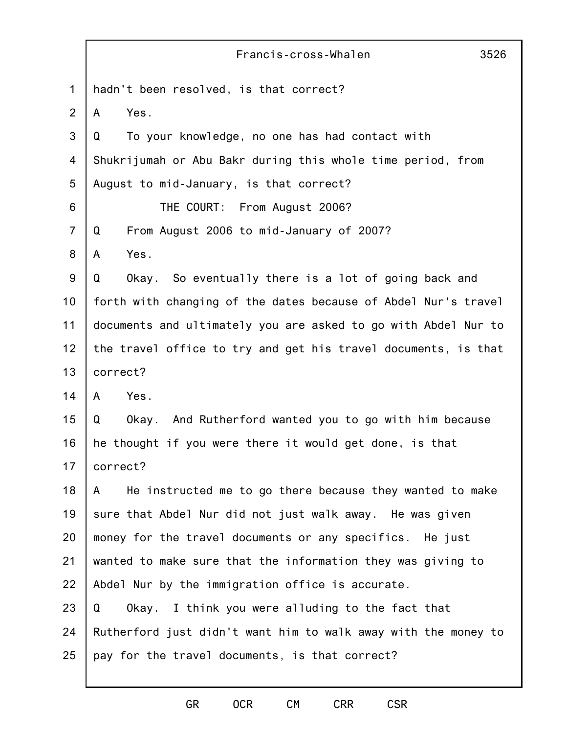hadn't been resolved, is that correct?

A Yes.

Q To your knowledge, no one has had contact with Shukrijumah or Abu Bakr during this whole time period, from August to mid-January, is that correct?

THE COURT: From August 2006?

Q From August 2006 to mid-January of 2007?

A Yes.

Q Okay. So eventually there is a lot of going back and forth with changing of the dates because of Abdel Nur's travel documents and ultimately you are asked to go with Abdel Nur to the travel office to try and get his travel documents, is that correct?

A Yes.

Q Okay. And Rutherford wanted you to go with him because he thought if you were there it would get done, is that correct?

A He instructed me to go there because they wanted to make sure that Abdel Nur did not just walk away. He was given money for the travel documents or any specifics. He just wanted to make sure that the information they was giving to Abdel Nur by the immigration office is accurate.

Q Okay. I think you were alluding to the fact that Rutherford just didn't want him to walk away with the money to pay for the travel documents, is that correct?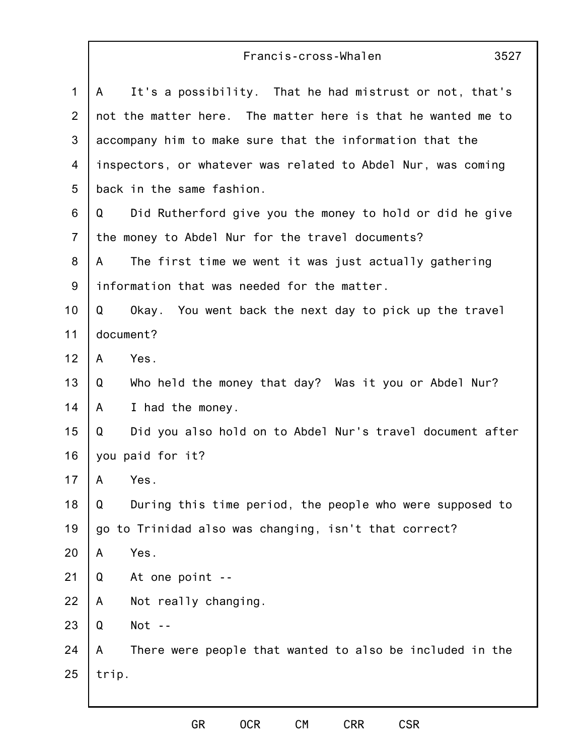A It's a possibility. That he had mistrust or not, that's not the matter here. The matter here is that he wanted me to accompany him to make sure that the information that the inspectors, or whatever was related to Abdel Nur, was coming back in the same fashion.

Q Did Rutherford give you the money to hold or did he give the money to Abdel Nur for the travel documents?

A The first time we went it was just actually gathering information that was needed for the matter.

Q Okay. You went back the next day to pick up the travel document?

A Yes.

Q Who held the money that day? Was it you or Abdel Nur?

A I had the money.

Q Did you also hold on to Abdel Nur's travel document after you paid for it?

A Yes.

Q During this time period, the people who were supposed to go to Trinidad also was changing, isn't that correct?

A Yes.

Q At one point --

A Not really changing.

Q Not --

A There were people that wanted to also be included in the trip.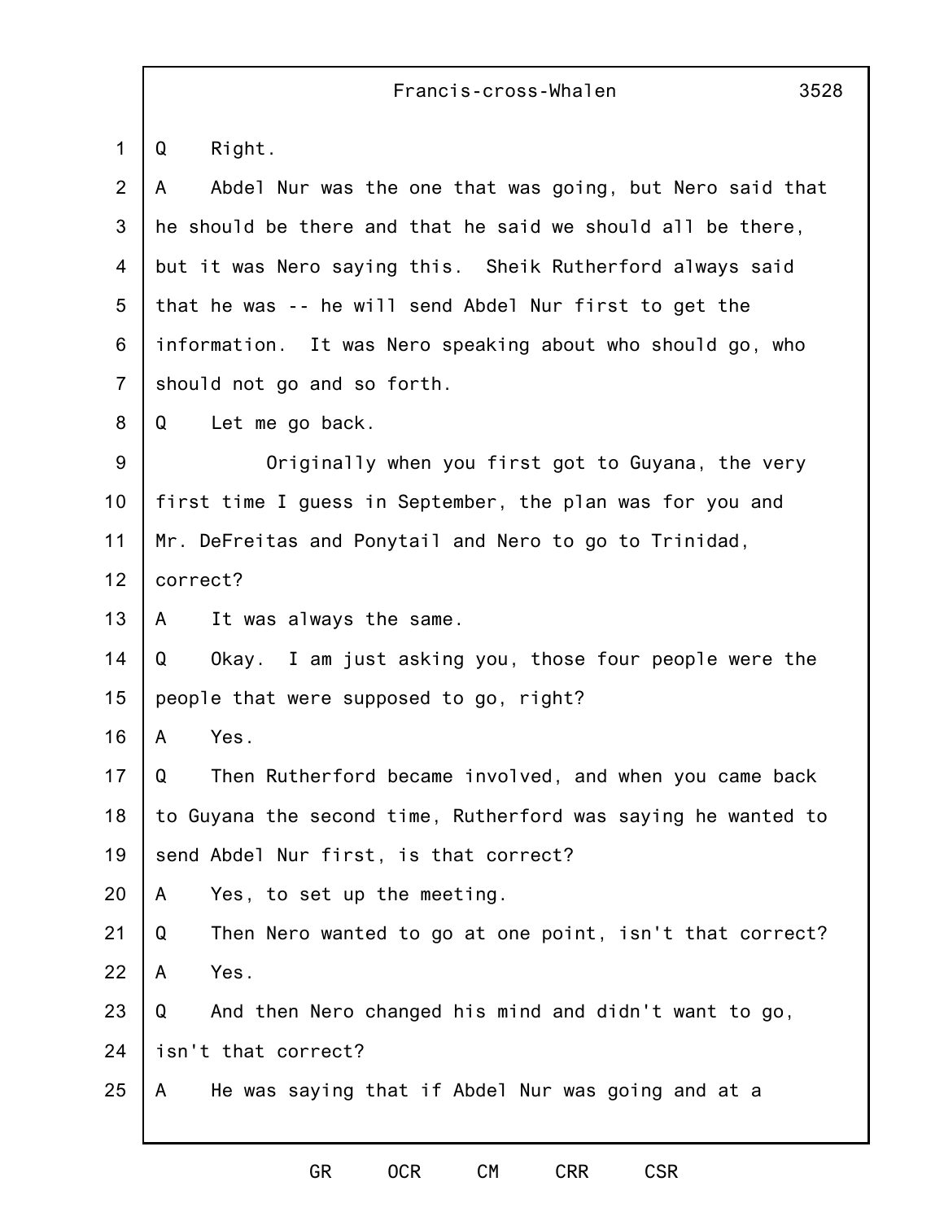Q Right.

A Abdel Nur was the one that was going, but Nero said that he should be there and that he said we should all be there, but it was Nero saying this. Sheik Rutherford always said that he was -- he will send Abdel Nur first to get the information. It was Nero speaking about who should go, who should not go and so forth.

Q Let me go back.

Originally when you first got to Guyana, the very first time I guess in September, the plan was for you and Mr. DeFreitas and Ponytail and Nero to go to Trinidad, correct?

A It was always the same.

Q Okay. I am just asking you, those four people were the people that were supposed to go, right?

A Yes.

Q Then Rutherford became involved, and when you came back to Guyana the second time, Rutherford was saying he wanted to send Abdel Nur first, is that correct?

A Yes, to set up the meeting.

Q Then Nero wanted to go at one point, isn't that correct?

A Yes.

Q And then Nero changed his mind and didn't want to go, isn't that correct?

A He was saying that if Abdel Nur was going and at a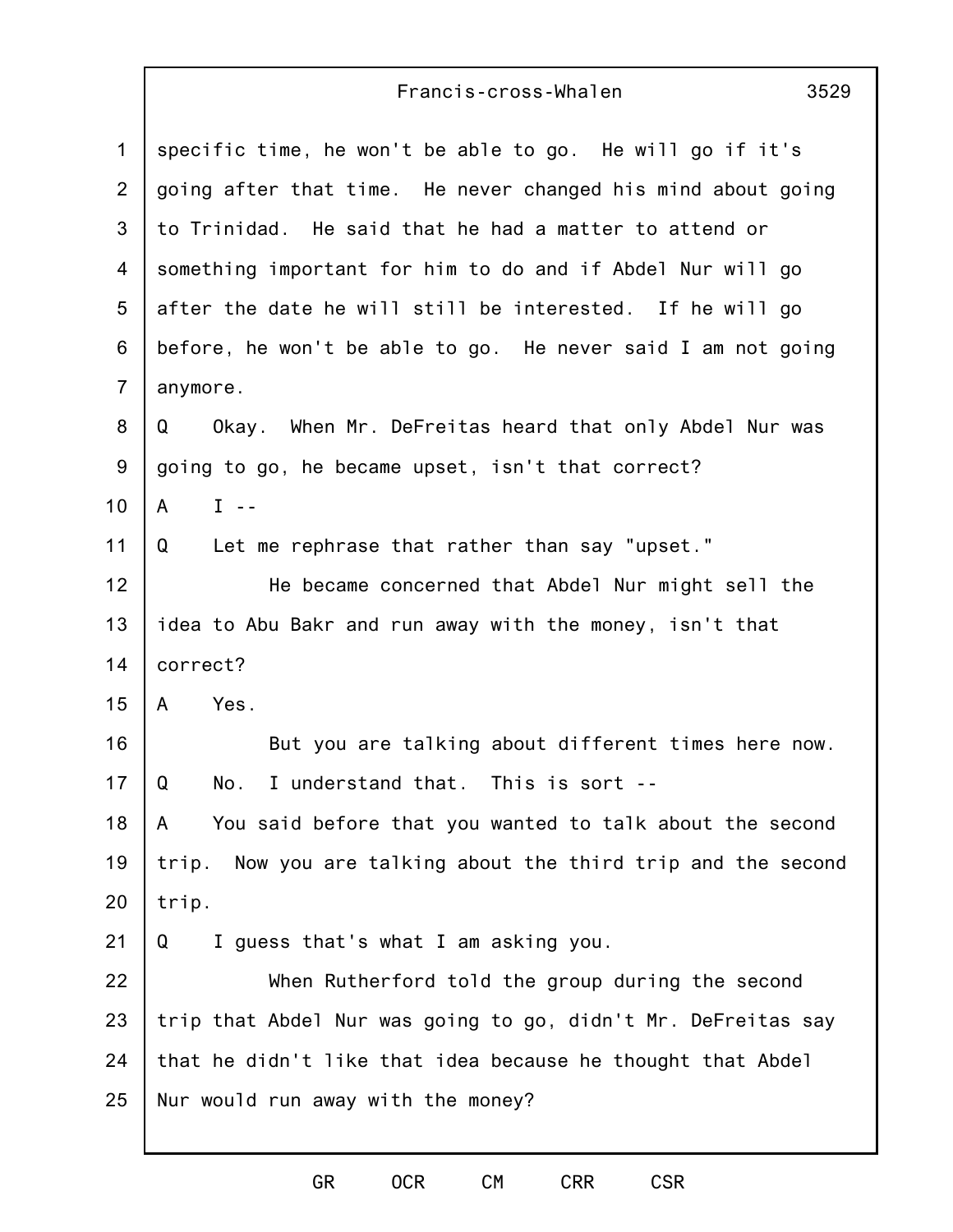specific time, he won't be able to go. He will go if it's going after that time. He never changed his mind about going to Trinidad. He said that he had a matter to attend or something important for him to do and if Abdel Nur will go after the date he will still be interested. If he will go before, he won't be able to go. He never said I am not going anymore.

Q Okay. When Mr. DeFreitas heard that only Abdel Nur was going to go, he became upset, isn't that correct?

A I --

Q Let me rephrase that rather than say "upset."

He became concerned that Abdel Nur might sell the idea to Abu Bakr and run away with the money, isn't that correct?

A Yes.

But you are talking about different times here now.

Q No. I understand that. This is sort --

A You said before that you wanted to talk about the second trip. Now you are talking about the third trip and the second trip.

Q I guess that's what I am asking you.

When Rutherford told the group during the second trip that Abdel Nur was going to go, didn't Mr. DeFreitas say that he didn't like that idea because he thought that Abdel Nur would run away with the money?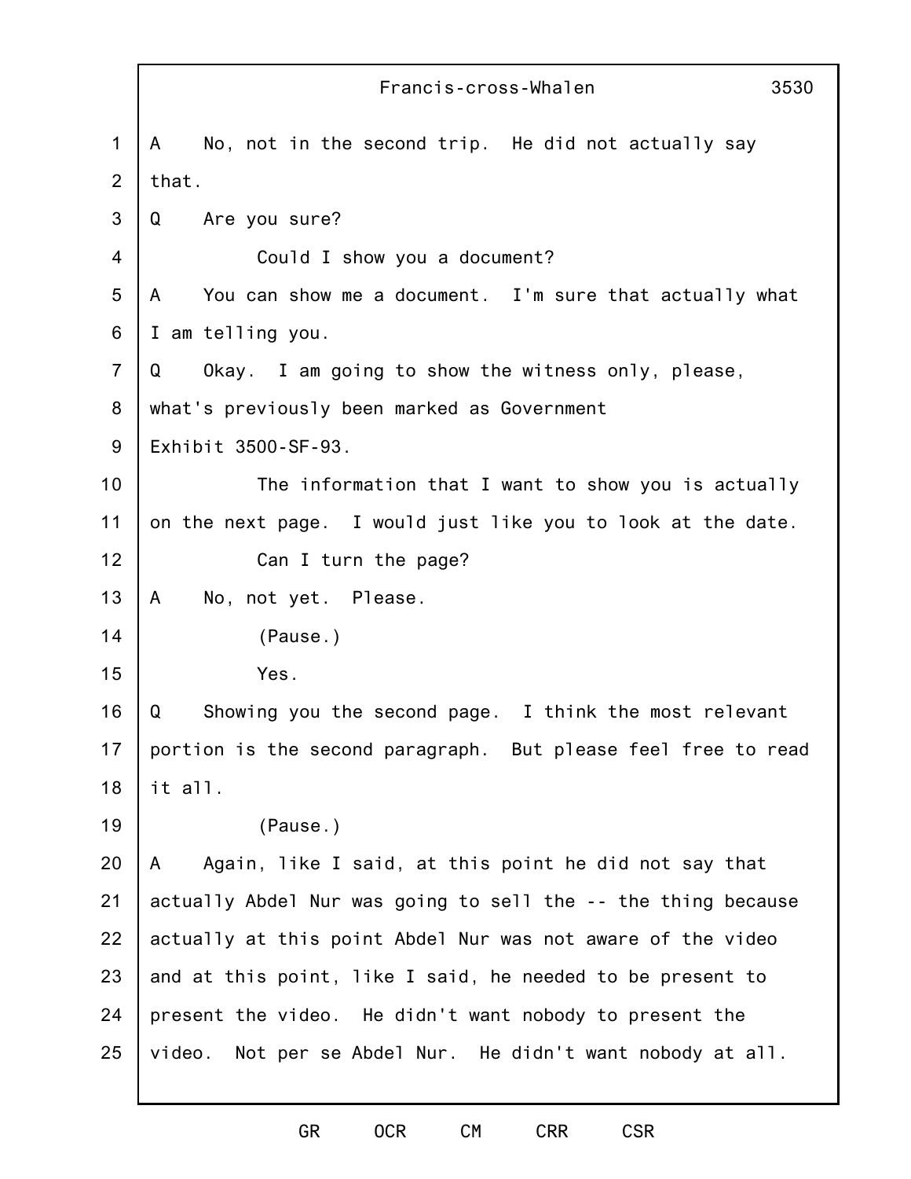A No, not in the second trip. He did not actually say that.

Q Are you sure?

Could I show you a document?

A You can show me a document. I'm sure that actually what I am telling you.

Q Okay. I am going to show the witness only, please, what's previously been marked as Government Exhibit 3500-SF-93.

The information that I want to show you is actually on the next page. I would just like you to look at the date.

Can I turn the page?

A No, not yet. Please.

(Pause.)

Yes.

Q Showing you the second page. I think the most relevant portion is the second paragraph. But please feel free to read it all.

(Pause.)

A Again, like I said, at this point he did not say that actually Abdel Nur was going to sell the -- the thing because actually at this point Abdel Nur was not aware of the video and at this point, like I said, he needed to be present to present the video. He didn't want nobody to present the video. Not per se Abdel Nur. He didn't want nobody at all.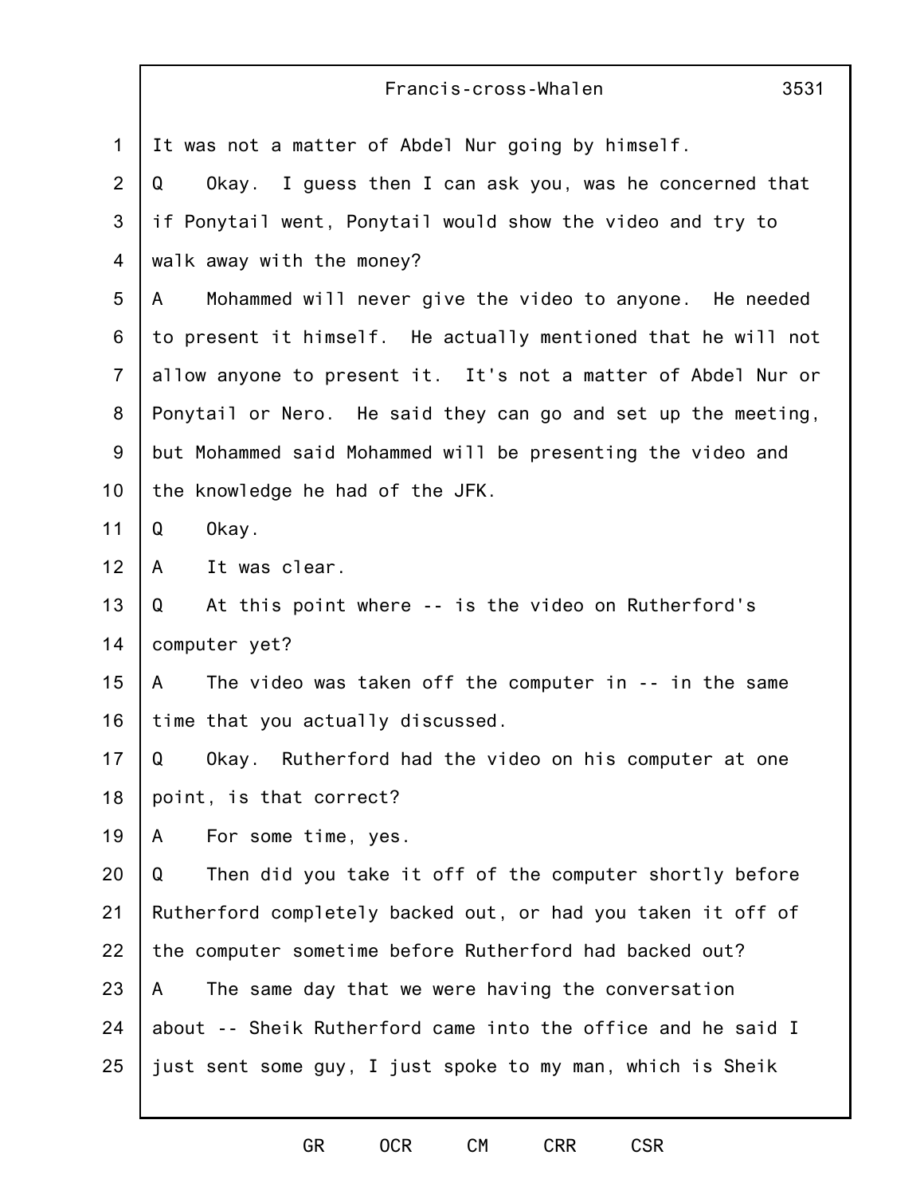It was not a matter of Abdel Nur going by himself.

Q Okay. I guess then I can ask you, was he concerned that if Ponytail went, Ponytail would show the video and try to walk away with the money?

A Mohammed will never give the video to anyone. He needed to present it himself. He actually mentioned that he will not allow anyone to present it. It's not a matter of Abdel Nur or Ponytail or Nero. He said they can go and set up the meeting, but Mohammed said Mohammed will be presenting the video and the knowledge he had of the JFK.

Q Okay.

A It was clear.

Q At this point where -- is the video on Rutherford's computer yet?

A The video was taken off the computer in -- in the same time that you actually discussed.

Q Okay. Rutherford had the video on his computer at one point, is that correct?

A For some time, yes.

Q Then did you take it off of the computer shortly before Rutherford completely backed out, or had you taken it off of the computer sometime before Rutherford had backed out?

A The same day that we were having the conversation about -- Sheik Rutherford came into the office and he said I just sent some guy, I just spoke to my man, which is Sheik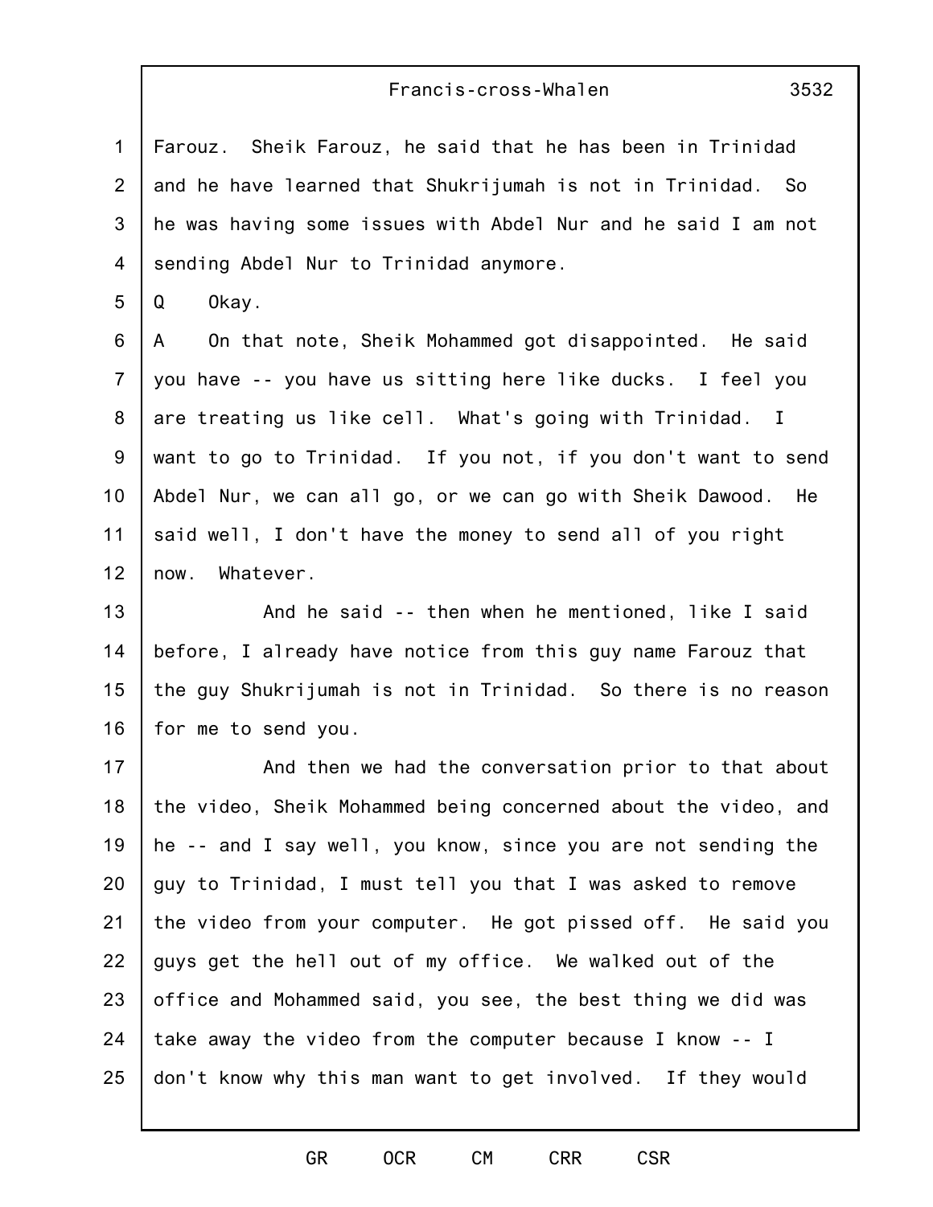Farouz. Sheik Farouz, he said that he has been in Trinidad and he have learned that Shukrijumah is not in Trinidad. So he was having some issues with Abdel Nur and he said I am not sending Abdel Nur to Trinidad anymore.

Q Okay.

A On that note, Sheik Mohammed got disappointed. He said you have -- you have us sitting here like ducks. I feel you are treating us like cell. What's going with Trinidad. I want to go to Trinidad. If you not, if you don't want to send Abdel Nur, we can all go, or we can go with Sheik Dawood. He said well, I don't have the money to send all of you right now. Whatever.

And he said -- then when he mentioned, like I said before, I already have notice from this guy name Farouz that the guy Shukrijumah is not in Trinidad. So there is no reason for me to send you.

And then we had the conversation prior to that about the video, Sheik Mohammed being concerned about the video, and he -- and I say well, you know, since you are not sending the guy to Trinidad, I must tell you that I was asked to remove the video from your computer. He got pissed off. He said you guys get the hell out of my office. We walked out of the office and Mohammed said, you see, the best thing we did was take away the video from the computer because I know -- I don't know why this man want to get involved. If they would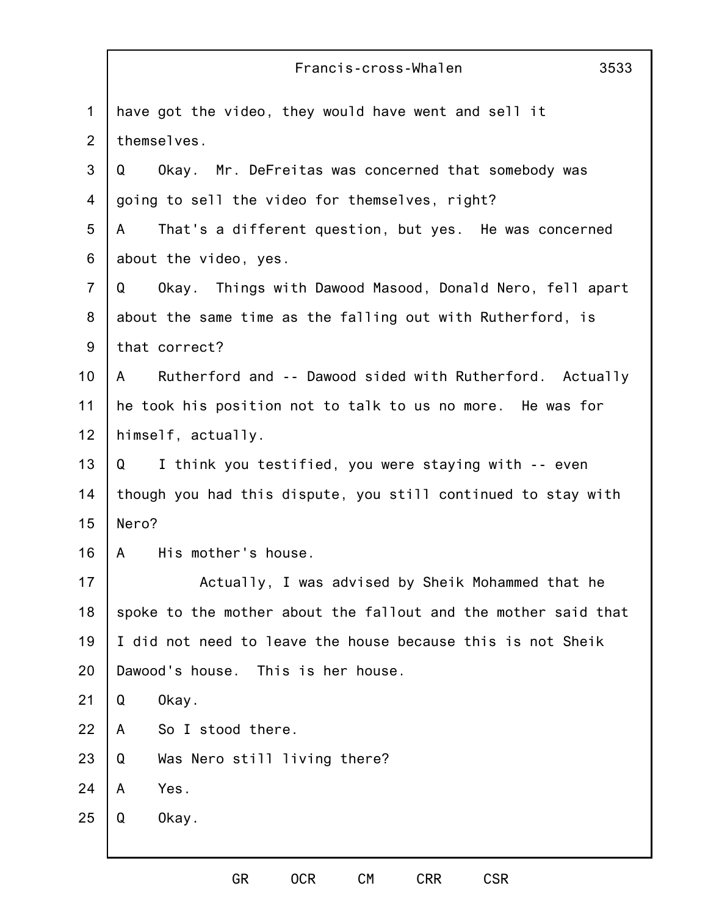have got the video, they would have went and sell it themselves.

Q Okay. Mr. DeFreitas was concerned that somebody was going to sell the video for themselves, right?

A That's a different question, but yes. He was concerned about the video, yes.

Q Okay. Things with Dawood Masood, Donald Nero, fell apart about the same time as the falling out with Rutherford, is that correct?

A Rutherford and -- Dawood sided with Rutherford. Actually he took his position not to talk to us no more. He was for himself, actually.

Q I think you testified, you were staying with -- even though you had this dispute, you still continued to stay with Nero?

A His mother's house.

Actually, I was advised by Sheik Mohammed that he spoke to the mother about the fallout and the mother said that I did not need to leave the house because this is not Sheik Dawood's house. This is her house.

Q Okay.

A So I stood there.

Q Was Nero still living there?

A Yes.

Q Okay.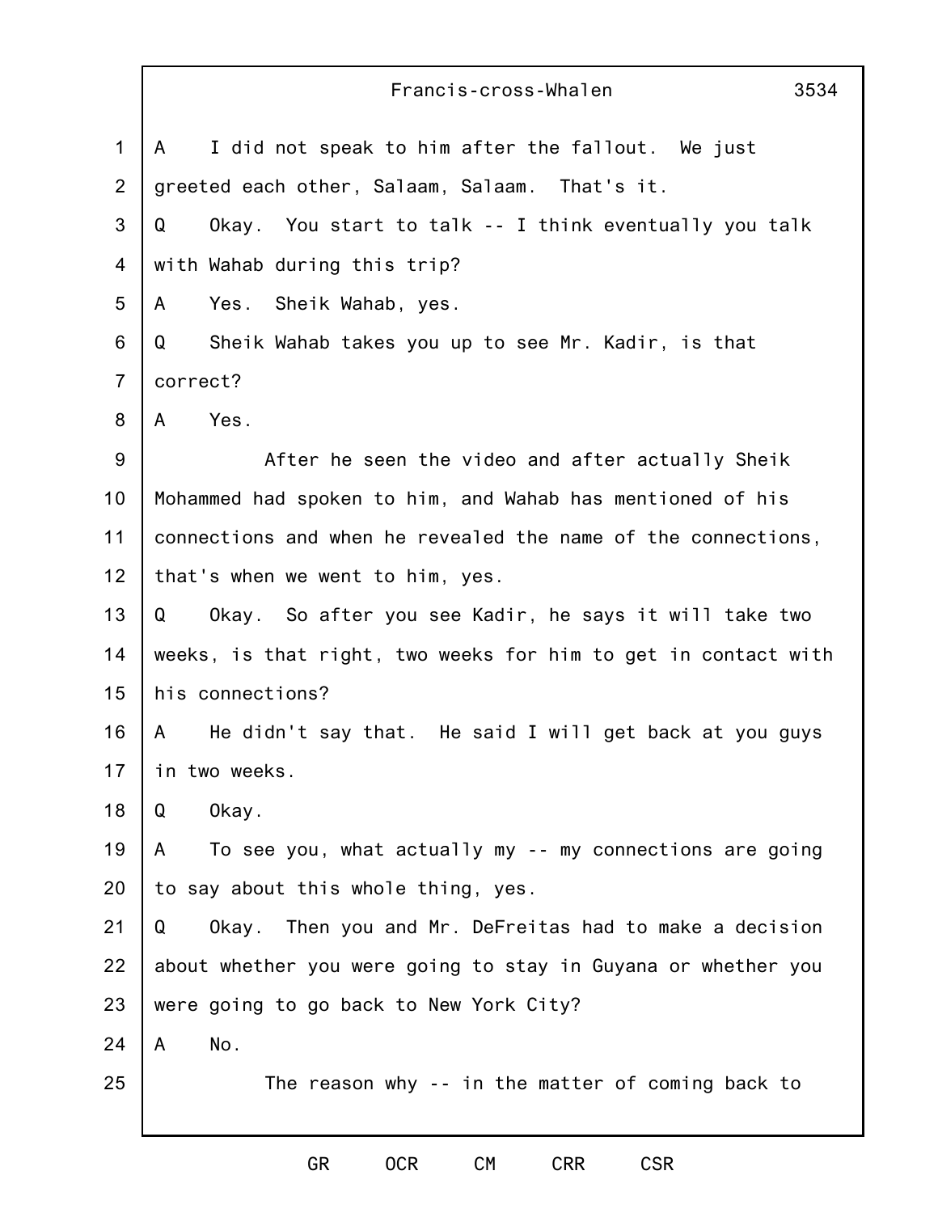A I did not speak to him after the fallout. We just greeted each other, Salaam, Salaam. That's it.

Q Okay. You start to talk -- I think eventually you talk with Wahab during this trip?

A Yes. Sheik Wahab, yes.

Q Sheik Wahab takes you up to see Mr. Kadir, is that correct?

A Yes.

After he seen the video and after actually Sheik Mohammed had spoken to him, and Wahab has mentioned of his connections and when he revealed the name of the connections, that's when we went to him, yes.

Q Okay. So after you see Kadir, he says it will take two weeks, is that right, two weeks for him to get in contact with his connections?

A He didn't say that. He said I will get back at you guys in two weeks.

Q Okay.

A To see you, what actually my -- my connections are going to say about this whole thing, yes.

Q Okay. Then you and Mr. DeFreitas had to make a decision about whether you were going to stay in Guyana or whether you were going to go back to New York City?

A No.

The reason why -- in the matter of coming back to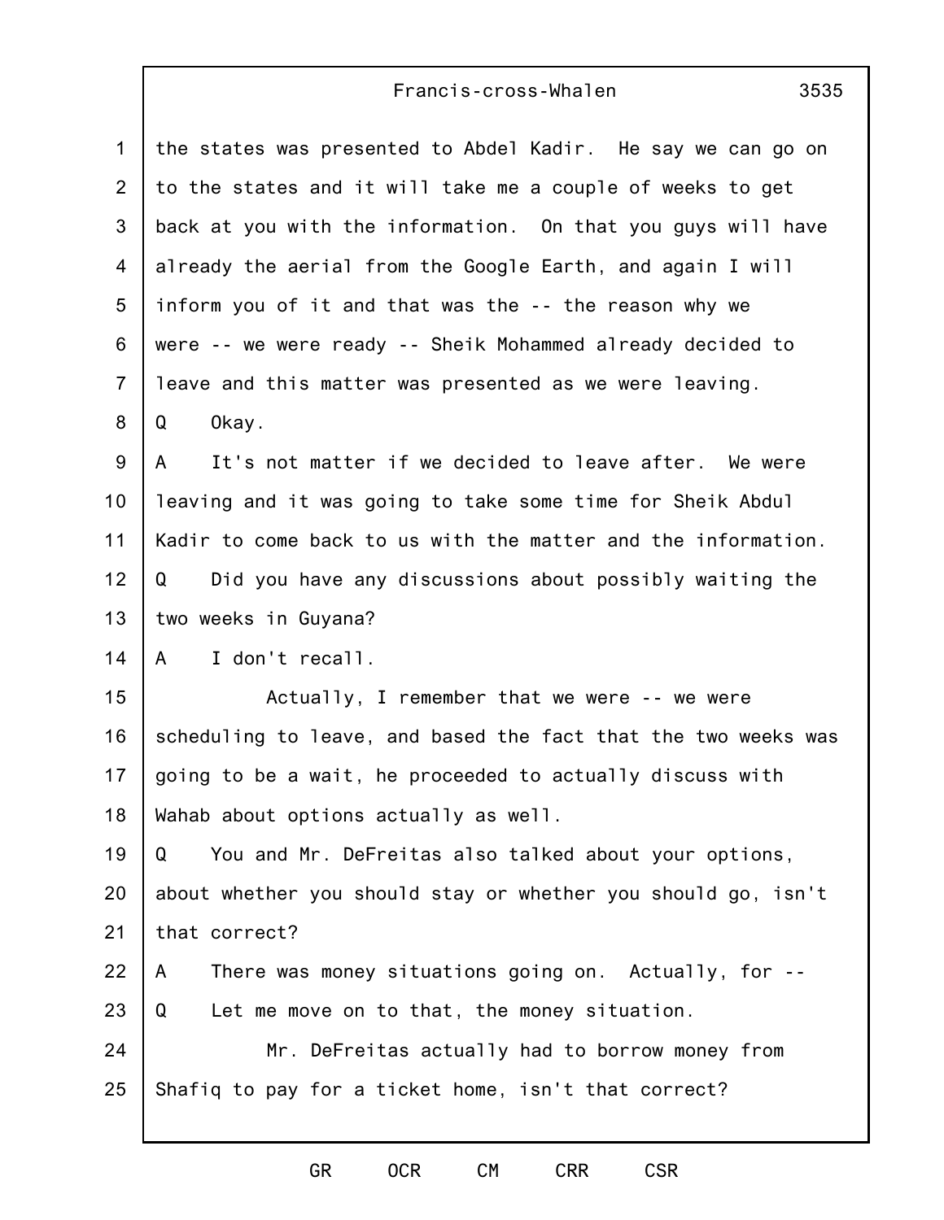the states was presented to Abdel Kadir. He say we can go on to the states and it will take me a couple of weeks to get back at you with the information. On that you guys will have already the aerial from the Google Earth, and again I will inform you of it and that was the -- the reason why we were -- we were ready -- Sheik Mohammed already decided to leave and this matter was presented as we were leaving.

Q Okay.

A It's not matter if we decided to leave after. We were leaving and it was going to take some time for Sheik Abdul Kadir to come back to us with the matter and the information.

Q Did you have any discussions about possibly waiting the two weeks in Guyana?

A I don't recall.

Actually, I remember that we were -- we were scheduling to leave, and based the fact that the two weeks was going to be a wait, he proceeded to actually discuss with Wahab about options actually as well.

Q You and Mr. DeFreitas also talked about your options, about whether you should stay or whether you should go, isn't that correct?

A There was money situations going on. Actually, for --

Q Let me move on to that, the money situation.

Mr. DeFreitas actually had to borrow money from Shafiq to pay for a ticket home, isn't that correct?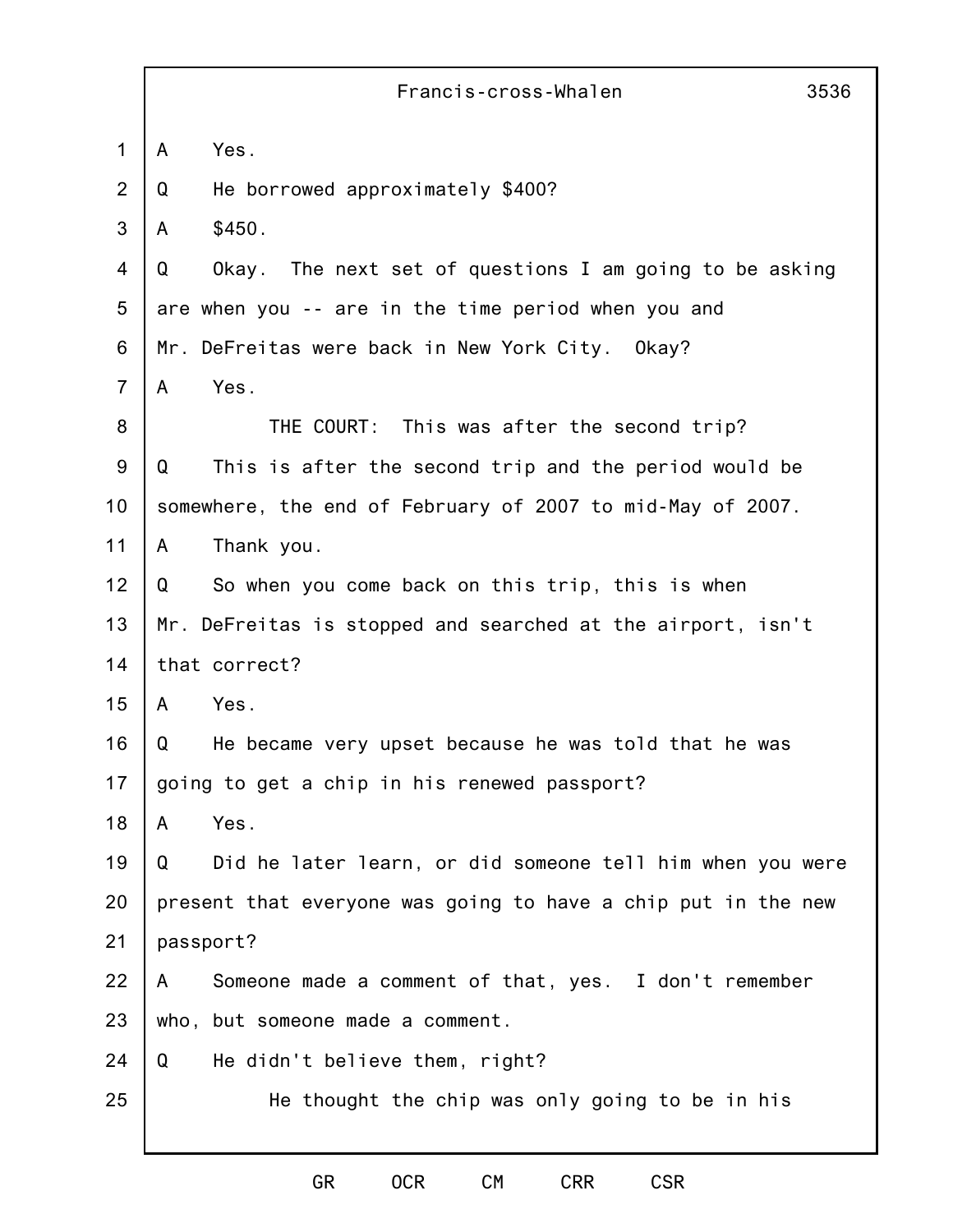A Yes.

Q He borrowed approximately $400?

A $450.

Q Okay. The next set of questions I am going to be asking are when you -- are in the time period when you and Mr. DeFreitas were back in New York City. Okay?

A Yes.

THE COURT: This was after the second trip?

Q This is after the second trip and the period would be somewhere, the end of February of 2007 to mid-May of 2007.

A Thank you.

Q So when you come back on this trip, this is when Mr. DeFreitas is stopped and searched at the airport, isn't that correct?

A Yes.

Q He became very upset because he was told that he was going to get a chip in his renewed passport?

A Yes.

Q Did he later learn, or did someone tell him when you were present that everyone was going to have a chip put in the new passport?

A Someone made a comment of that, yes. I don't remember who, but someone made a comment.

Q He didn't believe them, right?

He thought the chip was only going to be in his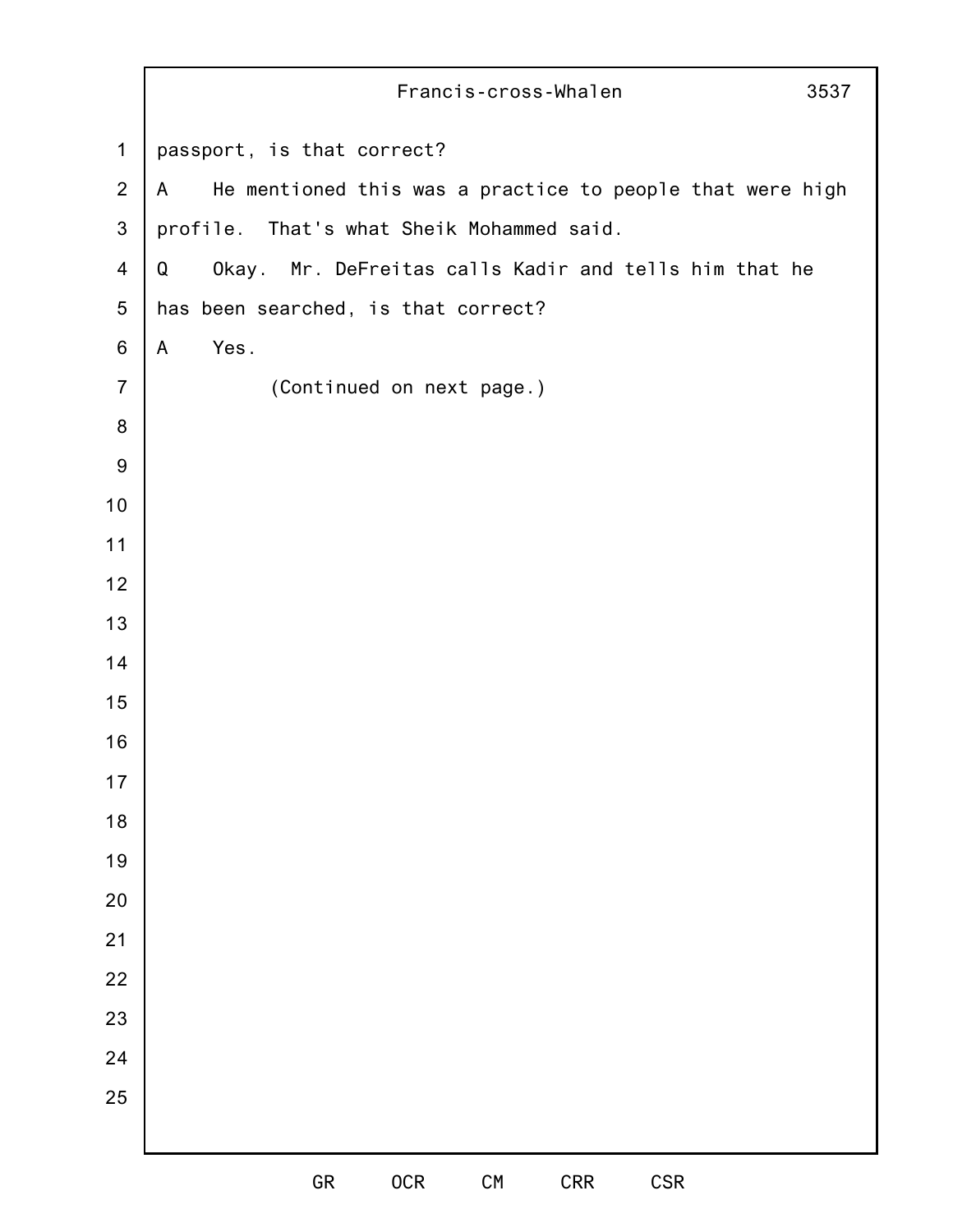passport, is that correct?

A He mentioned this was a practice to people that were high profile. That's what Sheik Mohammed said.

Q Okay. Mr. DeFreitas calls Kadir and tells him that he has been searched, is that correct?

A Yes.

(Continued on next page.)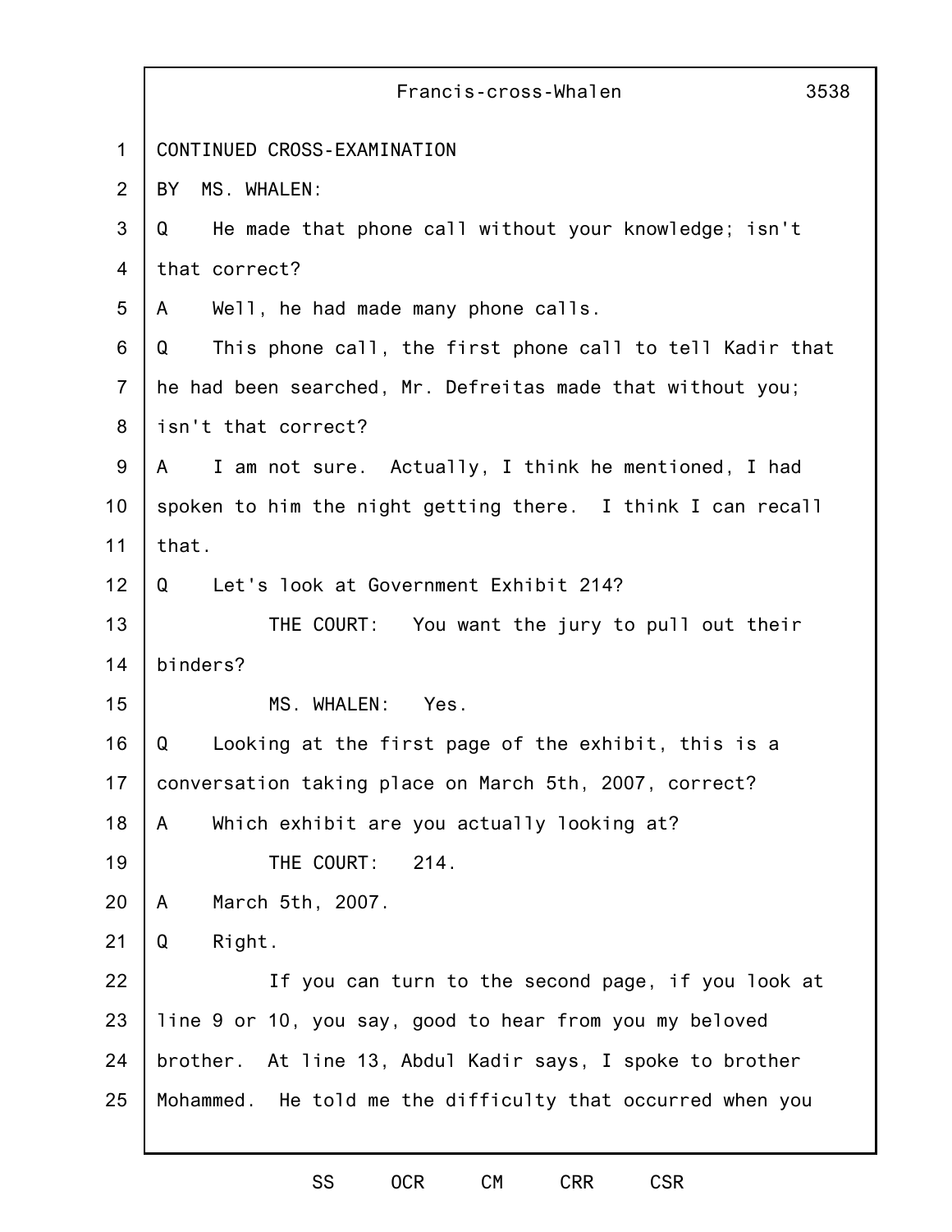CONTINUED CROSS-EXAMINATION

BY MS. WHALEN:

Q He made that phone call without your knowledge; isn't that correct?

A Well, he had made many phone calls.

Q This phone call, the first phone call to tell Kadir that he had been searched, Mr. Defreitas made that without you; isn't that correct?

A I am not sure. Actually, I think he mentioned, I had spoken to him the night getting there. I think I can recall that.

Q Let's look at Government Exhibit 214?

THE COURT: You want the jury to pull out their binders?

MS. WHALEN: Yes.

Q Looking at the first page of the exhibit, this is a conversation taking place on March 5th, 2007, correct?

A Which exhibit are you actually looking at?

THE COURT: 214.

A March 5th, 2007.

Q Right.

If you can turn to the second page, if you look at line 9 or 10, you say, good to hear from you my beloved brother. At line 13, Abdul Kadir says, I spoke to brother Mohammed. He told me the difficulty that occurred when you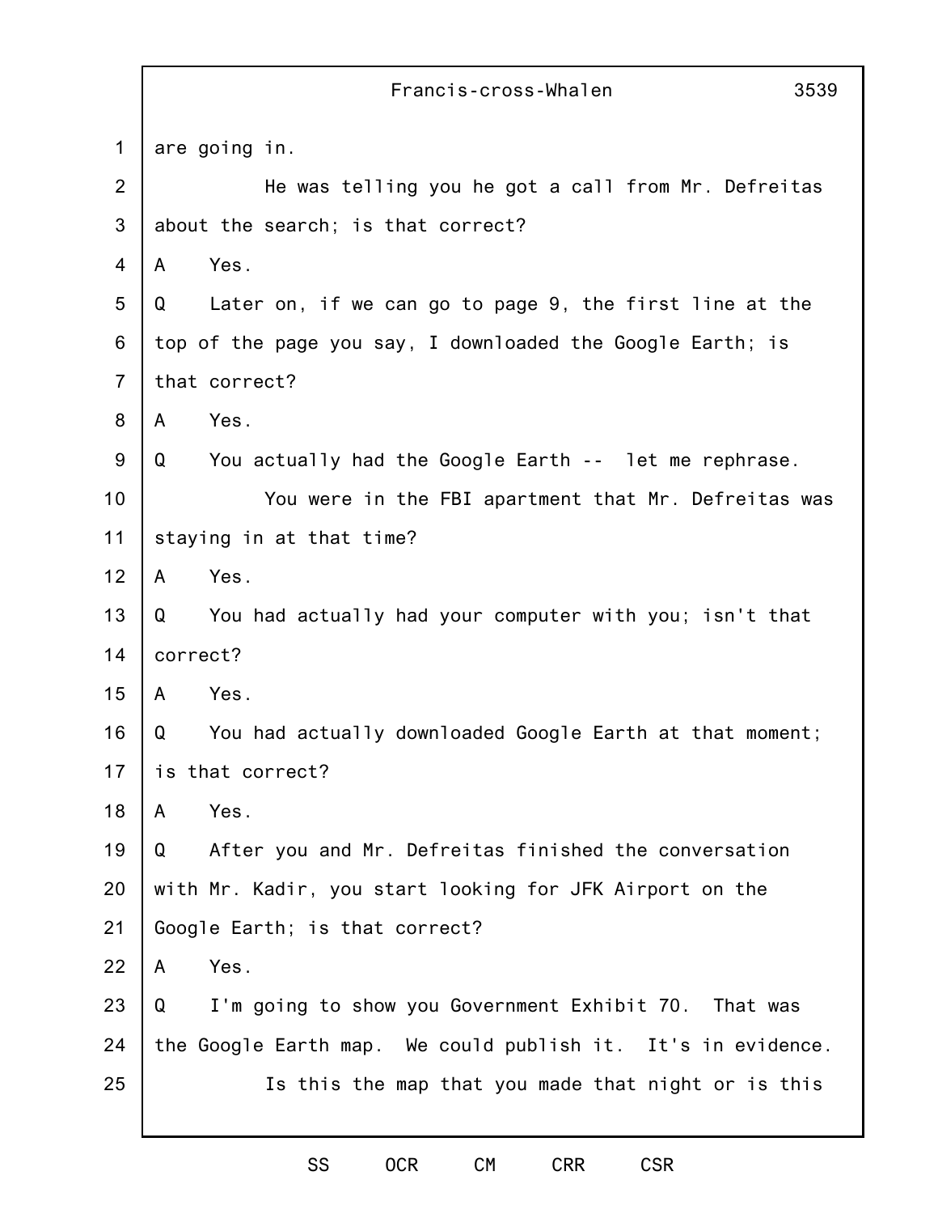are going in.

He was telling you he got a call from Mr. Defreitas about the search; is that correct?

A Yes.

Q Later on, if we can go to page 9, the first line at the top of the page you say, I downloaded the Google Earth; is that correct?

A Yes.

Q You actually had the Google Earth -- let me rephrase.

You were in the FBI apartment that Mr. Defreitas was staying in at that time?

A Yes.

Q You had actually had your computer with you; isn't that correct?

A Yes.

Q You had actually downloaded Google Earth at that moment; is that correct?

A Yes.

Q After you and Mr. Defreitas finished the conversation with Mr. Kadir, you start looking for JFK Airport on the Google Earth; is that correct?

A Yes.

Q I'm going to show you Government Exhibit 70. That was the Google Earth map. We could publish it. It's in evidence.

Is this the map that you made that night or is this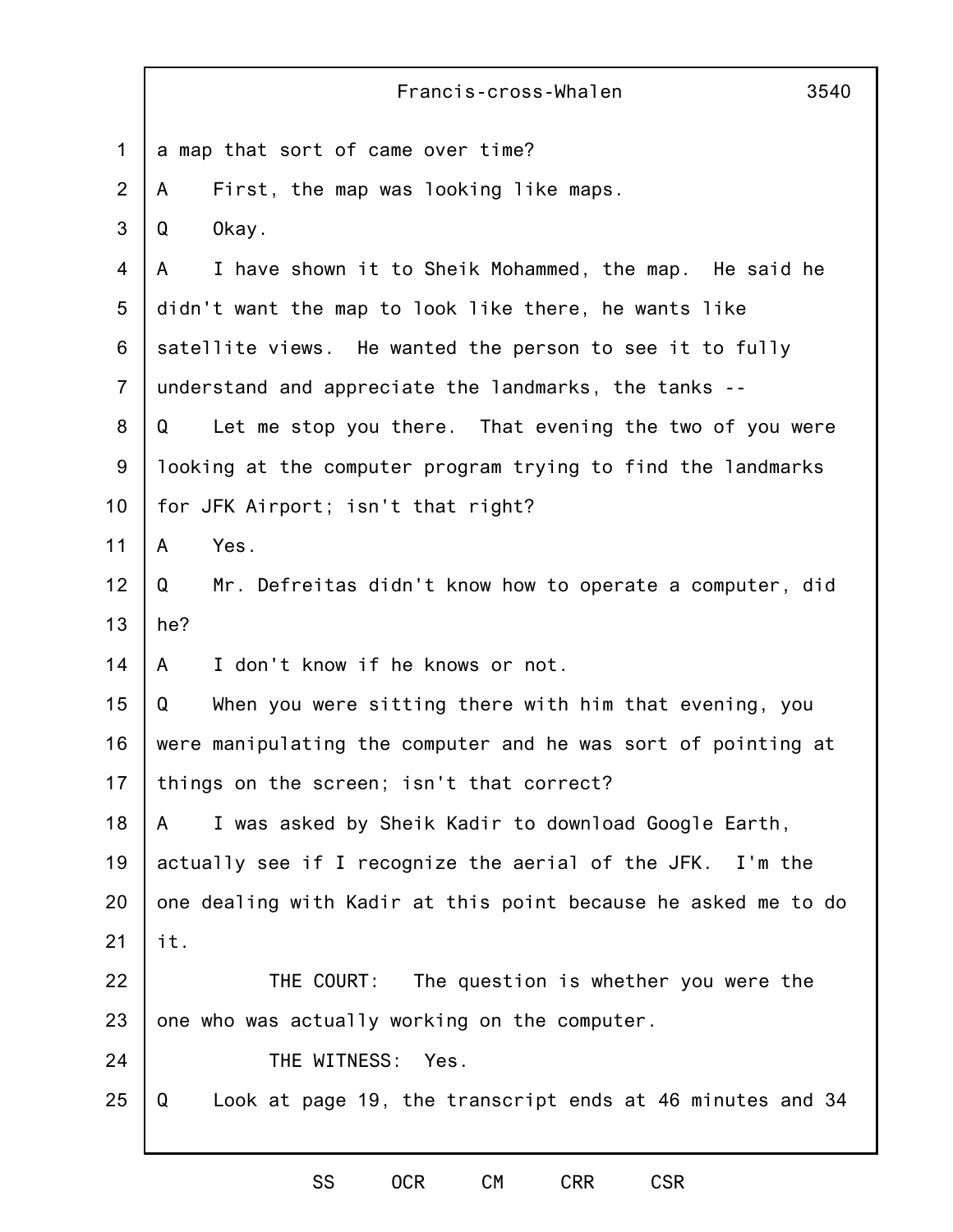a map that sort of came over time?

A First, the map was looking like maps.

Q Okay.

A I have shown it to Sheik Mohammed, the map. He said he didn't want the map to look like there, he wants like satellite views. He wanted the person to see it to fully understand and appreciate the landmarks, the tanks --

Q Let me stop you there. That evening the two of you were looking at the computer program trying to find the landmarks for JFK Airport; isn't that right?

A Yes.

Q Mr. Defreitas didn't know how to operate a computer, did he?

A I don't know if he knows or not.

Q When you were sitting there with him that evening, you were manipulating the computer and he was sort of pointing at things on the screen; isn't that correct?

A I was asked by Sheik Kadir to download Google Earth, actually see if I recognize the aerial of the JFK. I'm the one dealing with Kadir at this point because he asked me to do it.

THE COURT: The question is whether you were the one who was actually working on the computer.

THE WITNESS: Yes.

Q Look at page 19, the transcript ends at 46 minutes and 34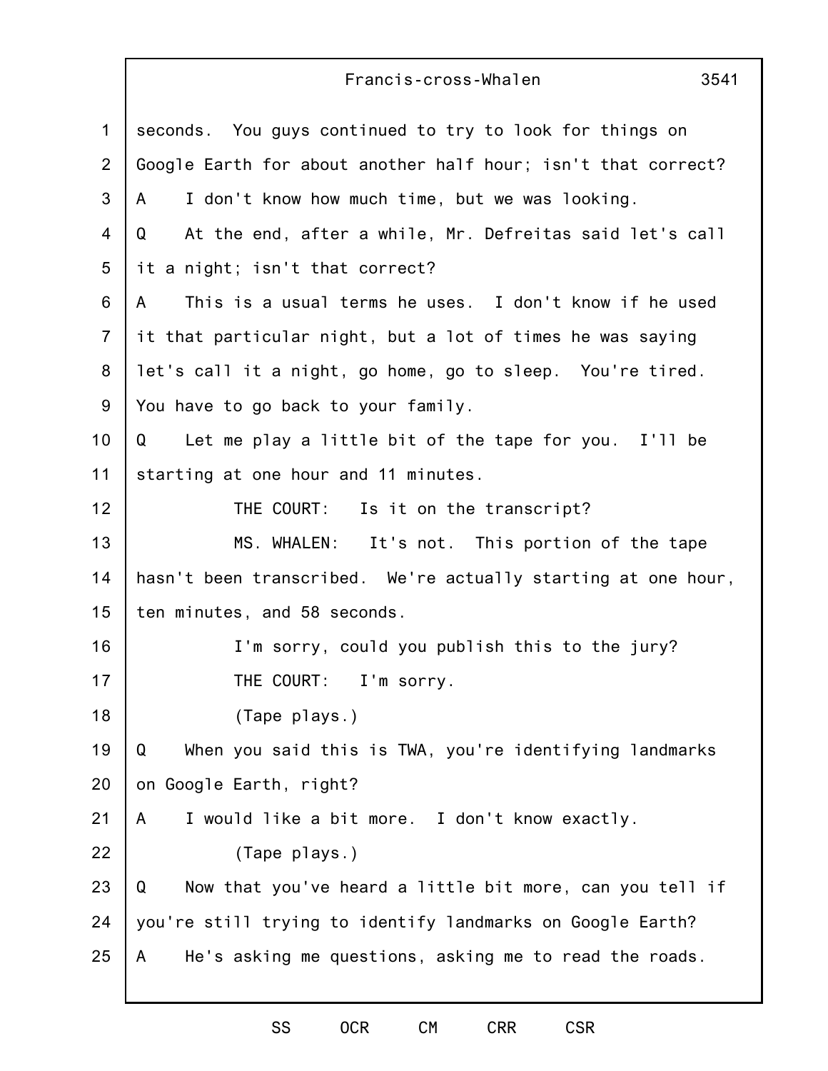seconds. You guys continued to try to look for things on Google Earth for about another half hour; isn't that correct?

A I don't know how much time, but we was looking.

Q At the end, after a while, Mr. Defreitas said let's call it a night; isn't that correct?

A This is a usual terms he uses. I don't know if he used it that particular night, but a lot of times he was saying let's call it a night, go home, go to sleep. You're tired. You have to go back to your family.

Q Let me play a little bit of the tape for you. I'll be starting at one hour and 11 minutes.

THE COURT: Is it on the transcript?

MS. WHALEN: It's not. This portion of the tape hasn't been transcribed. We're actually starting at one hour, ten minutes, and 58 seconds.

I'm sorry, could you publish this to the jury?

THE COURT: I'm sorry.

(Tape plays.)

Q When you said this is TWA, you're identifying landmarks on Google Earth, right?

A I would like a bit more. I don't know exactly.

(Tape plays.)

Q Now that you've heard a little bit more, can you tell if you're still trying to identify landmarks on Google Earth?

A He's asking me questions, asking me to read the roads.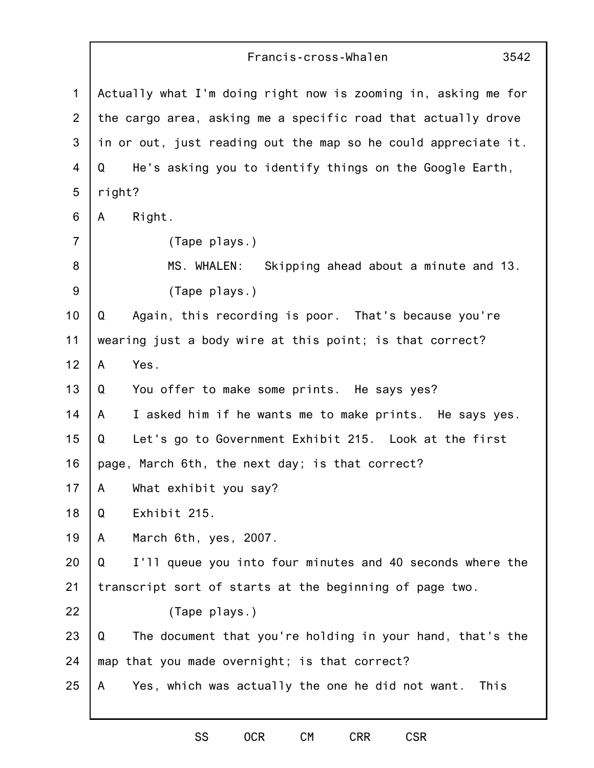Actually what I'm doing right now is zooming in, asking me for the cargo area, asking me a specific road that actually drove in or out, just reading out the map so he could appreciate it.

Q He's asking you to identify things on the Google Earth, right?

A Right.

(Tape plays.)

MS. WHALEN: Skipping ahead about a minute and 13.

(Tape plays.)

Q Again, this recording is poor. That's because you're wearing just a body wire at this point; is that correct?

A Yes.

Q You offer to make some prints. He says yes?

A I asked him if he wants me to make prints. He says yes.

Q Let's go to Government Exhibit 215. Look at the first page, March 6th, the next day; is that correct?

A What exhibit you say?

Q Exhibit 215.

A March 6th, yes, 2007.

Q I'll queue you into four minutes and 40 seconds where the transcript sort of starts at the beginning of page two.

(Tape plays.)

Q The document that you're holding in your hand, that's the map that you made overnight; is that correct?

A Yes, which was actually the one he did not want. This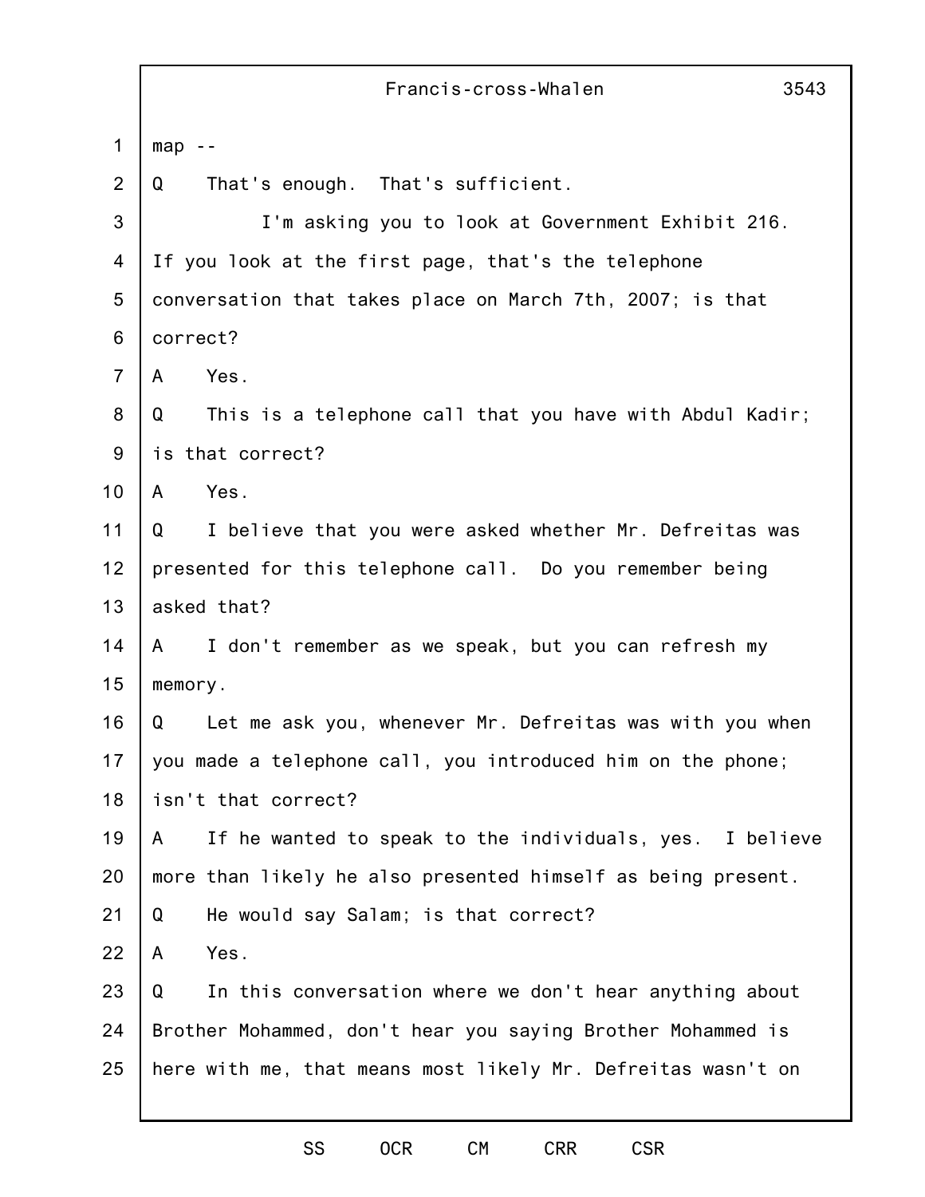map --

Q That's enough. That's sufficient.

I'm asking you to look at Government Exhibit 216. If you look at the first page, that's the telephone conversation that takes place on March 7th, 2007; is that correct?

A Yes.

Q This is a telephone call that you have with Abdul Kadir; is that correct?

A Yes.

Q I believe that you were asked whether Mr. Defreitas was presented for this telephone call. Do you remember being asked that?

A I don't remember as we speak, but you can refresh my memory.

Q Let me ask you, whenever Mr. Defreitas was with you when you made a telephone call, you introduced him on the phone; isn't that correct?

A If he wanted to speak to the individuals, yes. I believe more than likely he also presented himself as being present.

Q He would say Salam; is that correct?

A Yes.

Q In this conversation where we don't hear anything about Brother Mohammed, don't hear you saying Brother Mohammed is here with me, that means most likely Mr. Defreitas wasn't on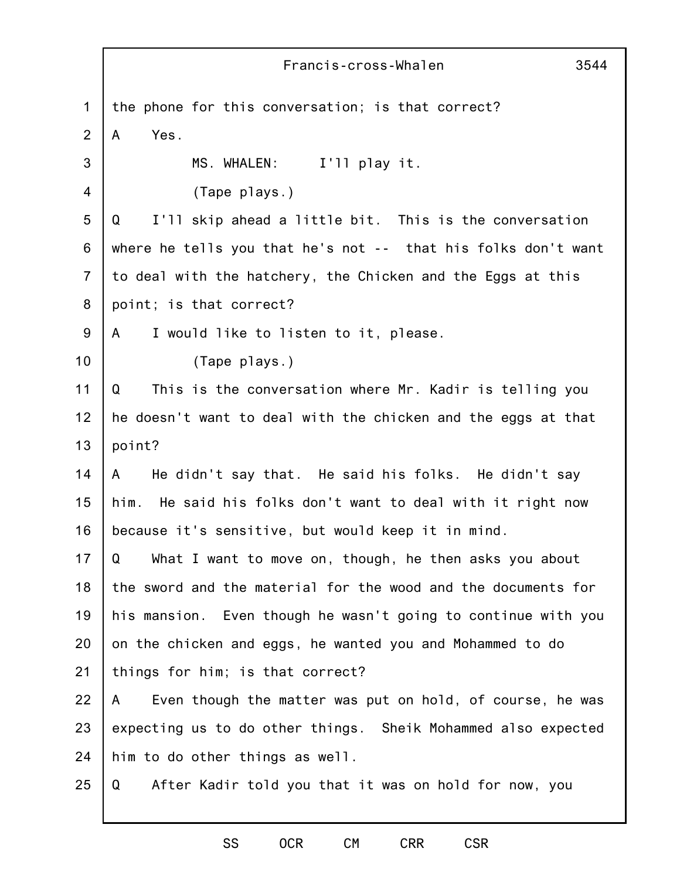the phone for this conversation; is that correct?

A Yes.

MS. WHALEN: I'll play it.

(Tape plays.)

Q I'll skip ahead a little bit. This is the conversation where he tells you that he's not -- that his folks don't want to deal with the hatchery, the Chicken and the Eggs at this point; is that correct?

A I would like to listen to it, please.

(Tape plays.)

Q This is the conversation where Mr. Kadir is telling you he doesn't want to deal with the chicken and the eggs at that point?

A He didn't say that. He said his folks. He didn't say him. He said his folks don't want to deal with it right now because it's sensitive, but would keep it in mind.

Q What I want to move on, though, he then asks you about the sword and the material for the wood and the documents for his mansion. Even though he wasn't going to continue with you on the chicken and eggs, he wanted you and Mohammed to do things for him; is that correct?

A Even though the matter was put on hold, of course, he was expecting us to do other things. Sheik Mohammed also expected him to do other things as well.

Q After Kadir told you that it was on hold for now, you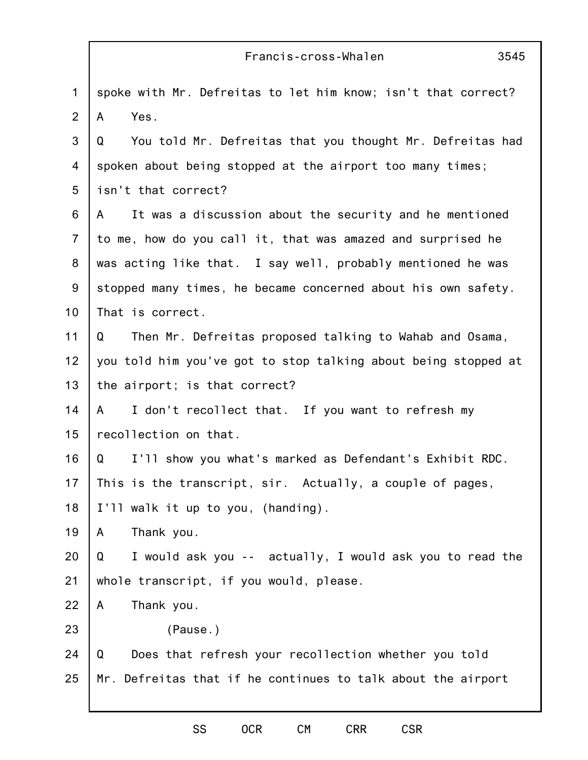spoke with Mr. Defreitas to let him know; isn't that correct?

A Yes.

Q You told Mr. Defreitas that you thought Mr. Defreitas had spoken about being stopped at the airport too many times; isn't that correct?

A It was a discussion about the security and he mentioned to me, how do you call it, that was amazed and surprised he was acting like that. I say well, probably mentioned he was stopped many times, he became concerned about his own safety. That is correct.

Q Then Mr. Defreitas proposed talking to Wahab and Osama, you told him you've got to stop talking about being stopped at the airport; is that correct?

A I don't recollect that. If you want to refresh my recollection on that.

Q I'll show you what's marked as Defendant's Exhibit RDC. This is the transcript, sir. Actually, a couple of pages, I'll walk it up to you, (handing).

A Thank you.

Q I would ask you -- actually, I would ask you to read the whole transcript, if you would, please.

A Thank you.

(Pause.)

Q Does that refresh your recollection whether you told Mr. Defreitas that if he continues to talk about the airport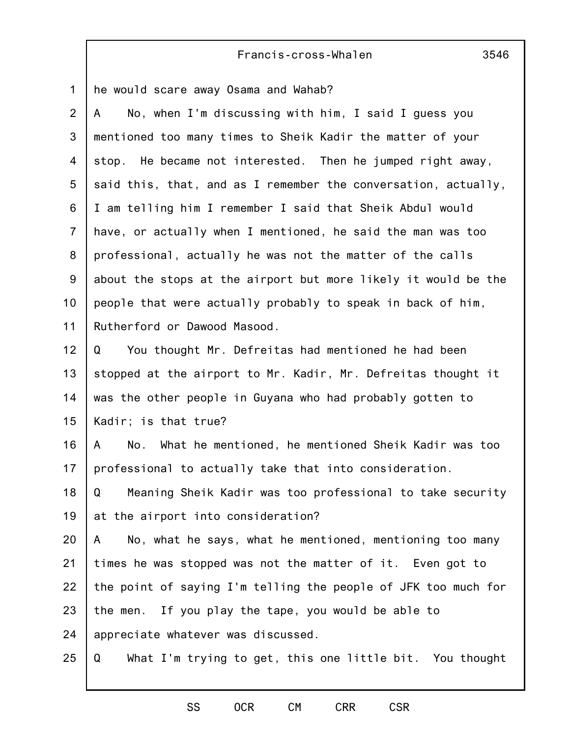he would scare away Osama and Wahab?

A No, when I'm discussing with him, I said I guess you mentioned too many times to Sheik Kadir the matter of your stop. He became not interested. Then he jumped right away, said this, that, and as I remember the conversation, actually, I am telling him I remember I said that Sheik Abdul would have, or actually when I mentioned, he said the man was too professional, actually he was not the matter of the calls about the stops at the airport but more likely it would be the people that were actually probably to speak in back of him, Rutherford or Dawood Masood.

Q You thought Mr. Defreitas had mentioned he had been stopped at the airport to Mr. Kadir, Mr. Defreitas thought it was the other people in Guyana who had probably gotten to Kadir; is that true?

A No. What he mentioned, he mentioned Sheik Kadir was too professional to actually take that into consideration.

Q Meaning Sheik Kadir was too professional to take security at the airport into consideration?

A No, what he says, what he mentioned, mentioning too many times he was stopped was not the matter of it. Even got to the point of saying I'm telling the people of JFK too much for the men. If you play the tape, you would be able to appreciate whatever was discussed.

Q What I'm trying to get, this one little bit. You thought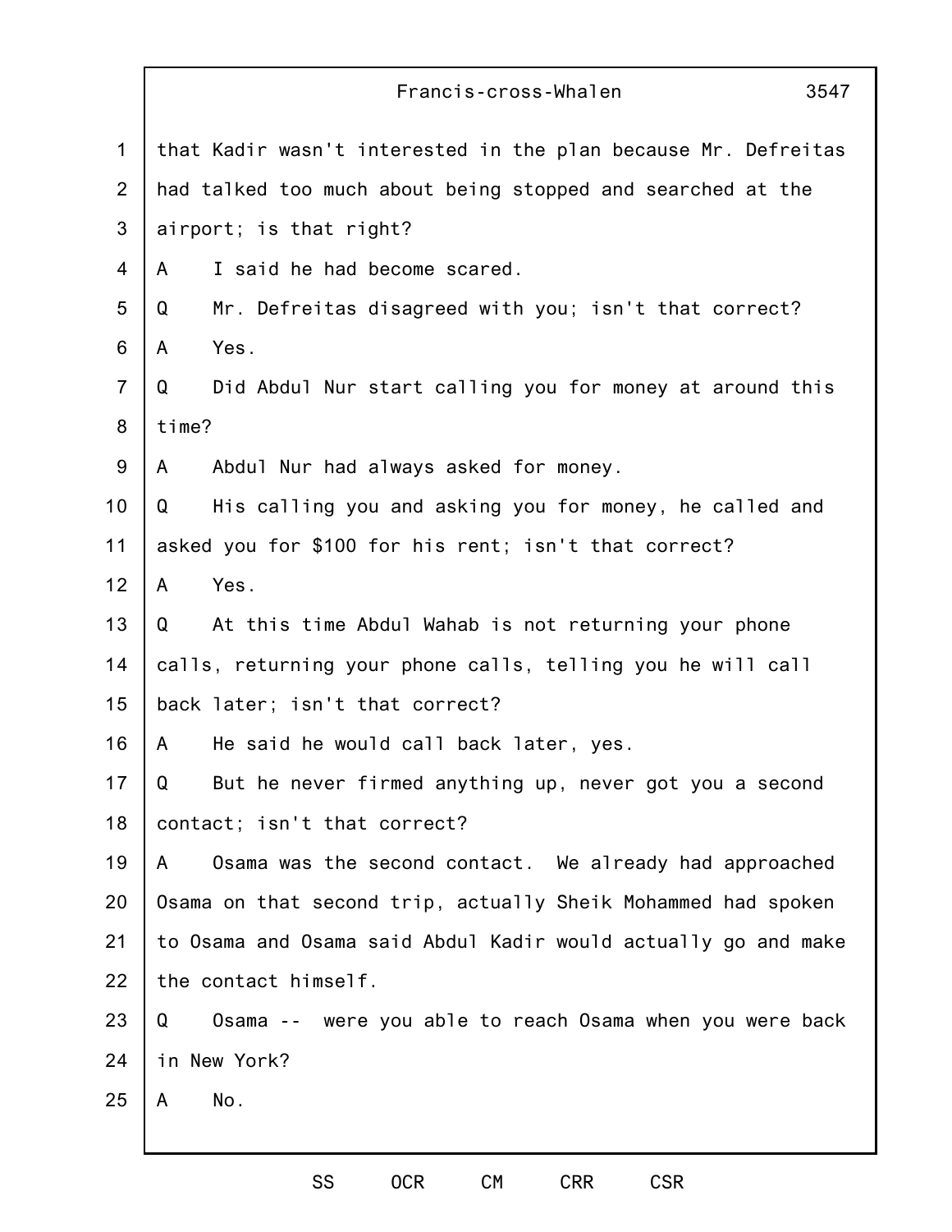that Kadir wasn't interested in the plan because Mr. Defreitas had talked too much about being stopped and searched at the airport; is that right?

A I said he had become scared.

Q Mr. Defreitas disagreed with you; isn't that correct?

A Yes.

Q Did Abdul Nur start calling you for money at around this time?

A Abdul Nur had always asked for money.

Q His calling you and asking you for money, he called and asked you for $100 for his rent; isn't that correct?

A Yes.

Q At this time Abdul Wahab is not returning your phone calls, returning your phone calls, telling you he will call back later; isn't that correct?

A He said he would call back later, yes.

Q But he never firmed anything up, never got you a second contact; isn't that correct?

A Osama was the second contact. We already had approached Osama on that second trip, actually Sheik Mohammed had spoken to Osama and Osama said Abdul Kadir would actually go and make the contact himself.

Q Osama -- were you able to reach Osama when you were back in New York?

A No.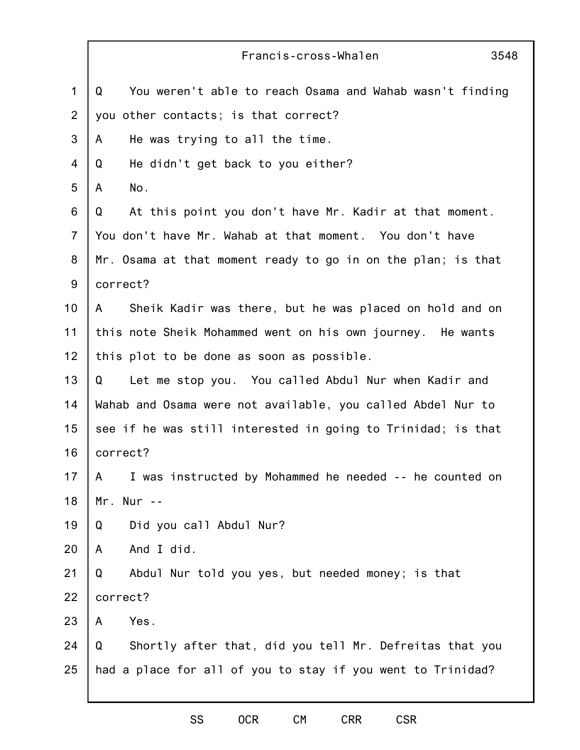Q You weren't able to reach Osama and Wahab wasn't finding you other contacts; is that correct?

A He was trying to all the time.

Q He didn't get back to you either?

A No.

Q At this point you don't have Mr. Kadir at that moment. You don't have Mr. Wahab at that moment. You don't have Mr. Osama at that moment ready to go in on the plan; is that correct?

A Sheik Kadir was there, but he was placed on hold and on this note Sheik Mohammed went on his own journey. He wants this plot to be done as soon as possible.

Q Let me stop you. You called Abdul Nur when Kadir and Wahab and Osama were not available, you called Abdel Nur to see if he was still interested in going to Trinidad; is that correct?

A I was instructed by Mohammed he needed -- he counted on Mr. Nur --

Q Did you call Abdul Nur?

A And I did.

Q Abdul Nur told you yes, but needed money; is that correct?

A Yes.

Q Shortly after that, did you tell Mr. Defreitas that you had a place for all of you to stay if you went to Trinidad?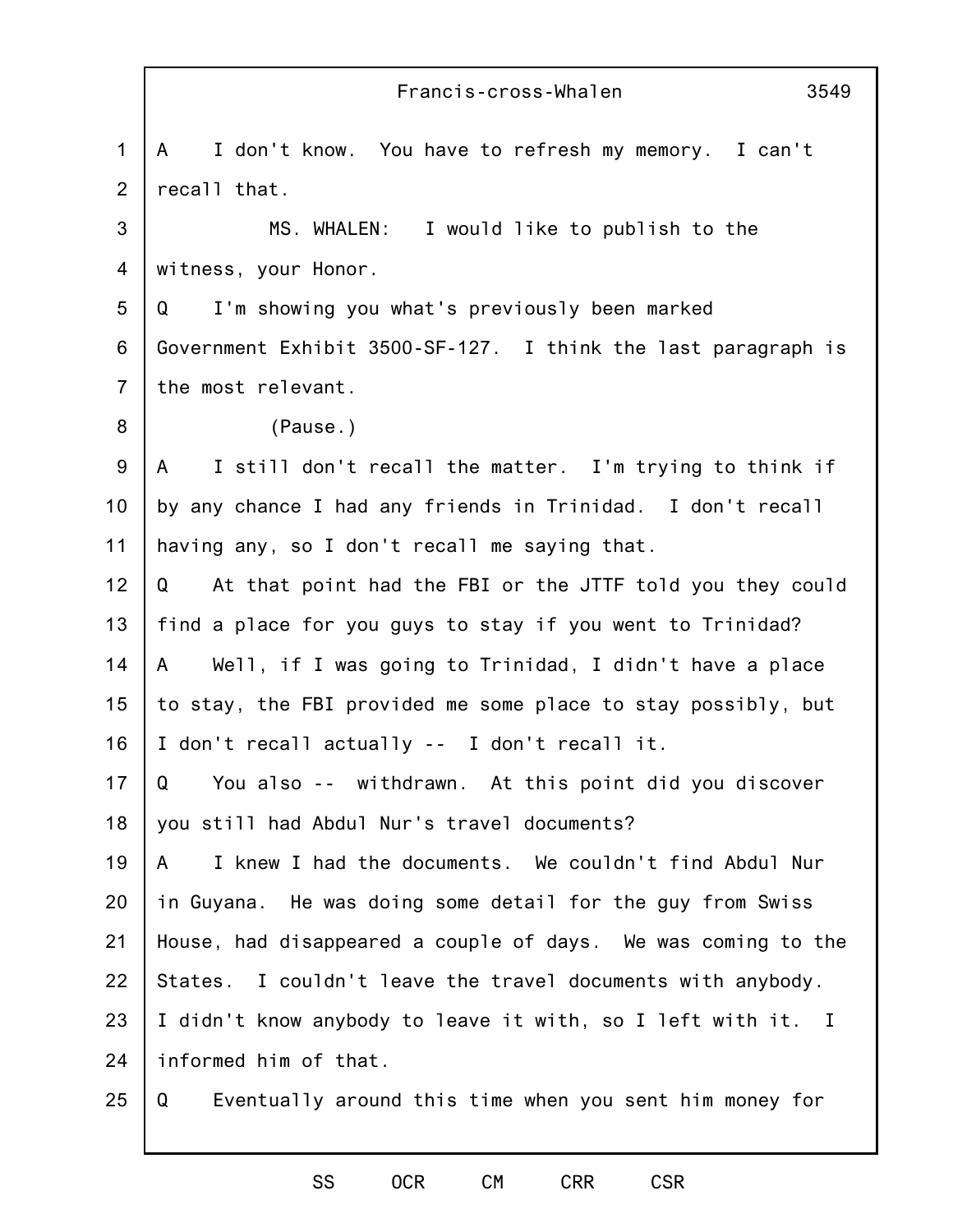A I don't know. You have to refresh my memory. I can't recall that.

MS. WHALEN: I would like to publish to the witness, your Honor.

Q I'm showing you what's previously been marked Government Exhibit 3500-SF-127. I think the last paragraph is the most relevant.

(Pause.)

A I still don't recall the matter. I'm trying to think if by any chance I had any friends in Trinidad. I don't recall having any, so I don't recall me saying that.

Q At that point had the FBI or the JTTF told you they could find a place for you guys to stay if you went to Trinidad?

A Well, if I was going to Trinidad, I didn't have a place to stay, the FBI provided me some place to stay possibly, but I don't recall actually -- I don't recall it.

Q You also -- withdrawn. At this point did you discover you still had Abdul Nur's travel documents?

A I knew I had the documents. We couldn't find Abdul Nur in Guyana. He was doing some detail for the guy from Swiss House, had disappeared a couple of days. We was coming to the States. I couldn't leave the travel documents with anybody. I didn't know anybody to leave it with, so I left with it. I informed him of that.

Q Eventually around this time when you sent him money for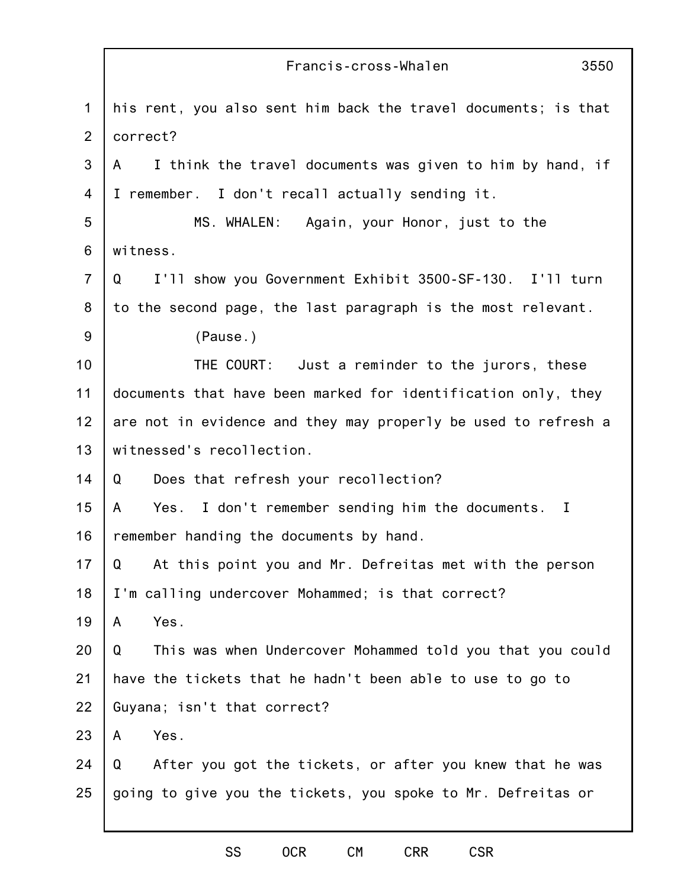his rent, you also sent him back the travel documents; is that correct?

A I think the travel documents was given to him by hand, if I remember. I don't recall actually sending it.

MS. WHALEN: Again, your Honor, just to the witness.

Q I'll show you Government Exhibit 3500-SF-130. I'll turn to the second page, the last paragraph is the most relevant.

(Pause.)

THE COURT: Just a reminder to the jurors, these documents that have been marked for identification only, they are not in evidence and they may properly be used to refresh a witnessed's recollection.

Q Does that refresh your recollection?

A Yes. I don't remember sending him the documents. I remember handing the documents by hand.

Q At this point you and Mr. Defreitas met with the person I'm calling undercover Mohammed; is that correct?

A Yes.

Q This was when Undercover Mohammed told you that you could have the tickets that he hadn't been able to use to go to Guyana; isn't that correct?

A Yes.

Q After you got the tickets, or after you knew that he was going to give you the tickets, you spoke to Mr. Defreitas or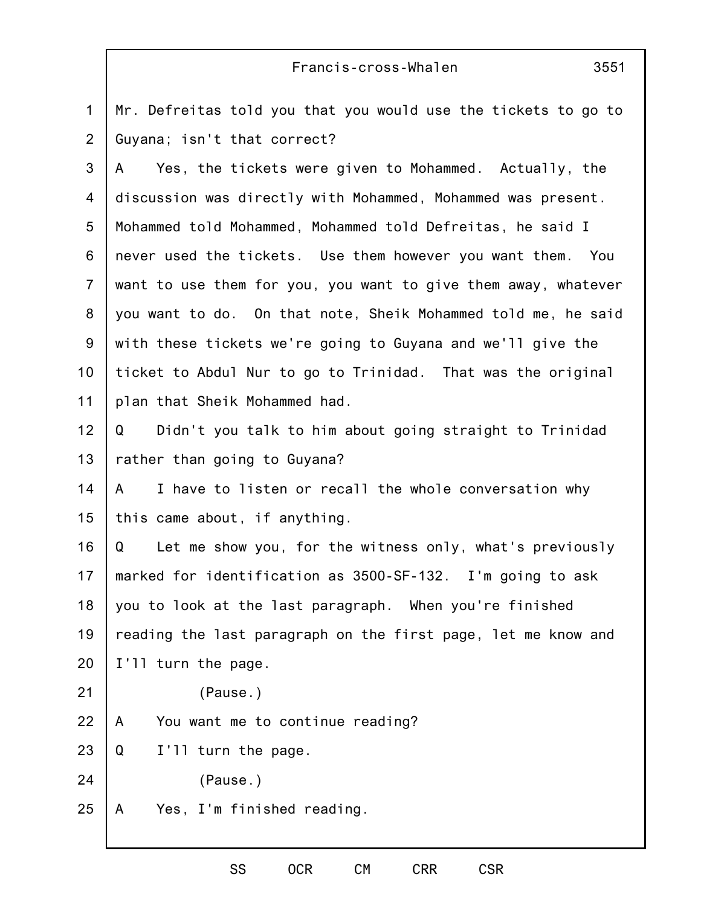Mr. Defreitas told you that you would use the tickets to go to Guyana; isn't that correct?

A Yes, the tickets were given to Mohammed. Actually, the discussion was directly with Mohammed, Mohammed was present. Mohammed told Mohammed, Mohammed told Defreitas, he said I never used the tickets. Use them however you want them. You want to use them for you, you want to give them away, whatever you want to do. On that note, Sheik Mohammed told me, he said with these tickets we're going to Guyana and we'll give the ticket to Abdul Nur to go to Trinidad. That was the original plan that Sheik Mohammed had.

Q Didn't you talk to him about going straight to Trinidad rather than going to Guyana?

A I have to listen or recall the whole conversation why this came about, if anything.

Q Let me show you, for the witness only, what's previously marked for identification as 3500-SF-132. I'm going to ask you to look at the last paragraph. When you're finished reading the last paragraph on the first page, let me know and I'll turn the page.

(Pause.)

A You want me to continue reading?

Q I'll turn the page.

(Pause.)

A Yes, I'm finished reading.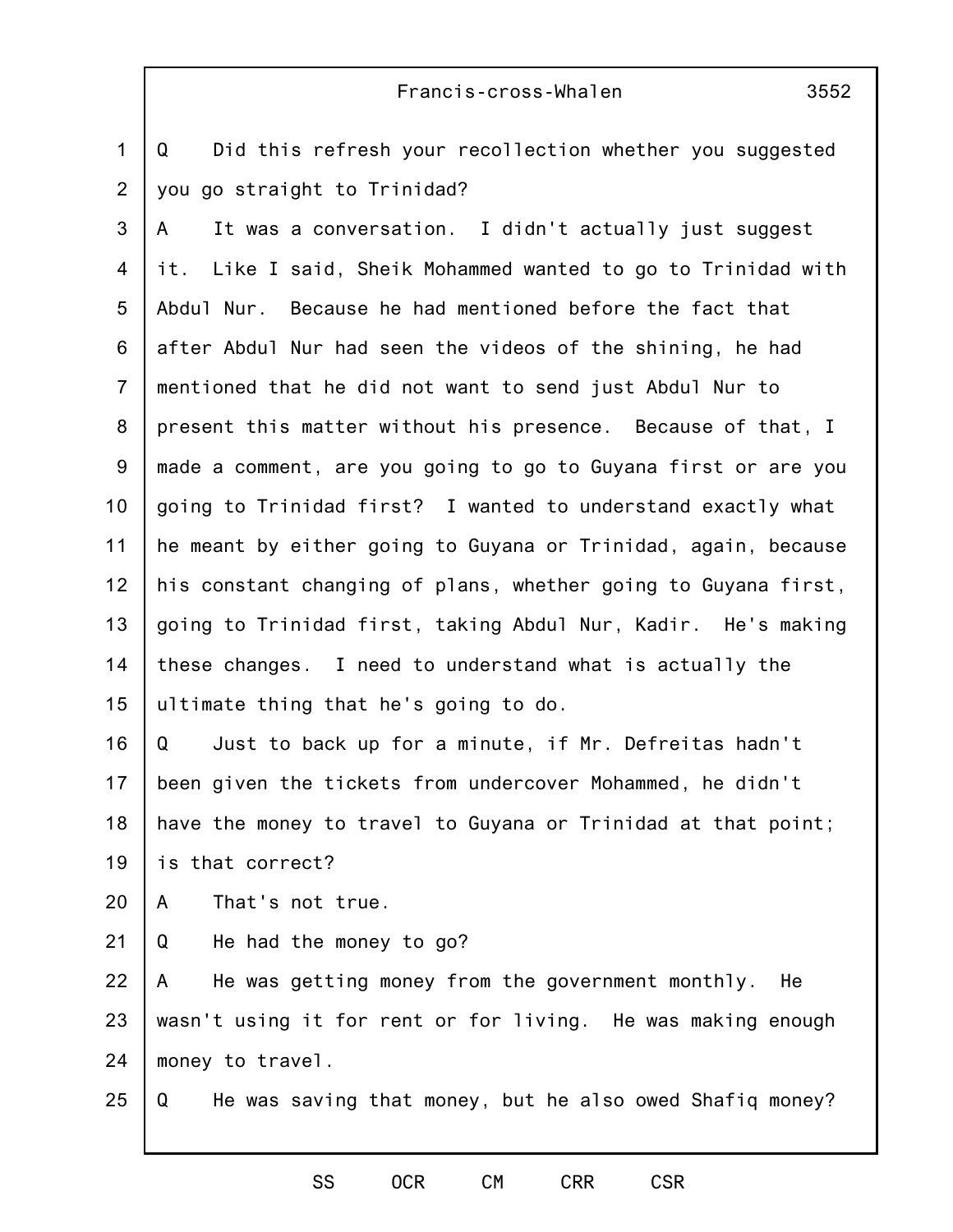Q Did this refresh your recollection whether you suggested you go straight to Trinidad?

A It was a conversation. I didn't actually just suggest it. Like I said, Sheik Mohammed wanted to go to Trinidad with Abdul Nur. Because he had mentioned before the fact that after Abdul Nur had seen the videos of the shining, he had mentioned that he did not want to send just Abdul Nur to present this matter without his presence. Because of that, I made a comment, are you going to go to Guyana first or are you going to Trinidad first? I wanted to understand exactly what he meant by either going to Guyana or Trinidad, again, because his constant changing of plans, whether going to Guyana first, going to Trinidad first, taking Abdul Nur, Kadir. He's making these changes. I need to understand what is actually the ultimate thing that he's going to do.

Q Just to back up for a minute, if Mr. Defreitas hadn't been given the tickets from undercover Mohammed, he didn't have the money to travel to Guyana or Trinidad at that point; is that correct?

A That's not true.

Q He had the money to go?

A He was getting money from the government monthly. He wasn't using it for rent or for living. He was making enough money to travel.

Q He was saving that money, but he also owed Shafiq money?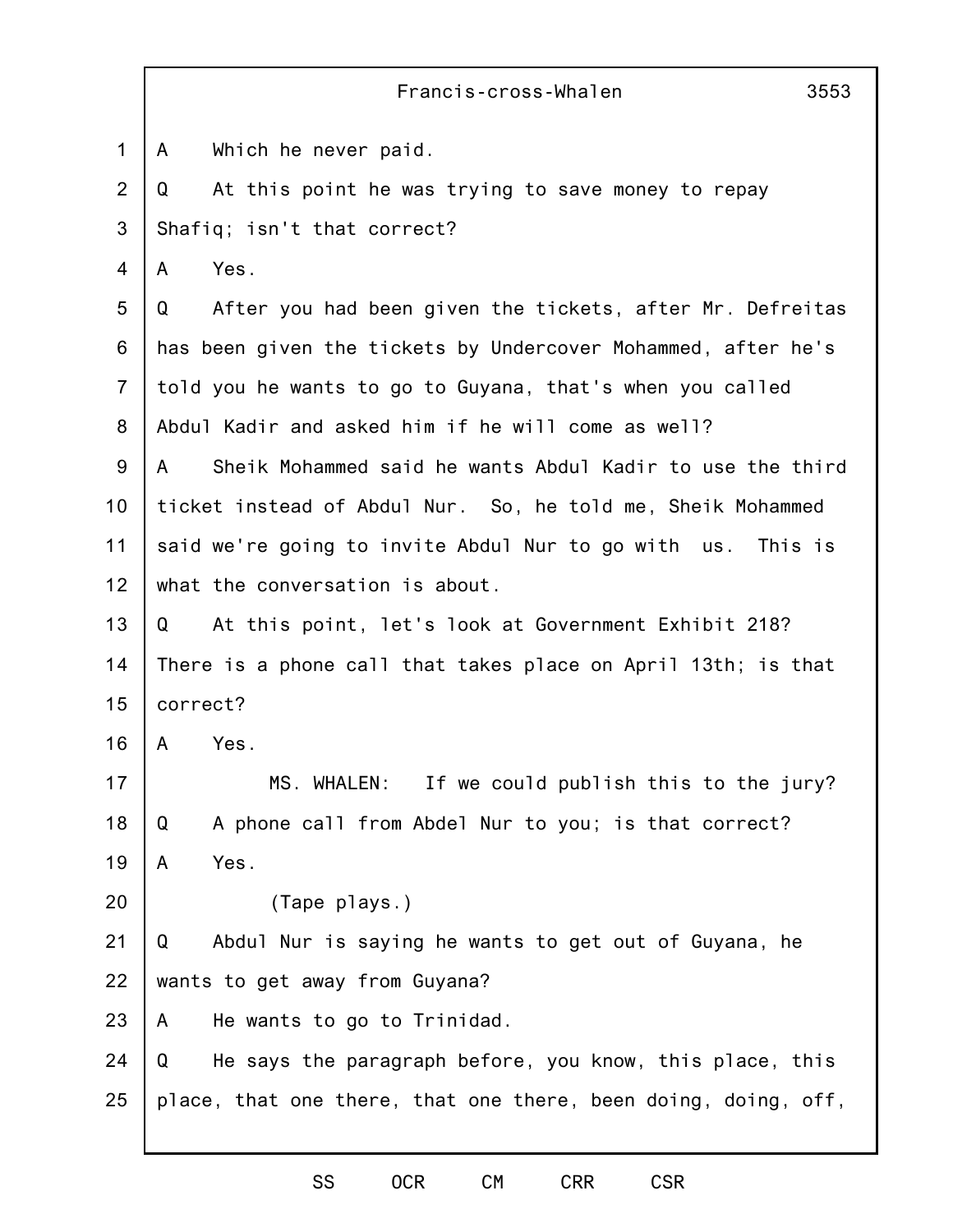A Which he never paid.

Q At this point he was trying to save money to repay Shafiq; isn't that correct?

A Yes.

Q After you had been given the tickets, after Mr. Defreitas has been given the tickets by Undercover Mohammed, after he's told you he wants to go to Guyana, that's when you called Abdul Kadir and asked him if he will come as well?

A Sheik Mohammed said he wants Abdul Kadir to use the third ticket instead of Abdul Nur. So, he told me, Sheik Mohammed said we're going to invite Abdul Nur to go with us. This is what the conversation is about.

Q At this point, let's look at Government Exhibit 218? There is a phone call that takes place on April 13th; is that correct?

A Yes.

MS. WHALEN: If we could publish this to the jury?

Q A phone call from Abdel Nur to you; is that correct?

A Yes.

(Tape plays.)

Q Abdul Nur is saying he wants to get out of Guyana, he wants to get away from Guyana?

A He wants to go to Trinidad.

Q He says the paragraph before, you know, this place, this place, that one there, that one there, been doing, doing, off,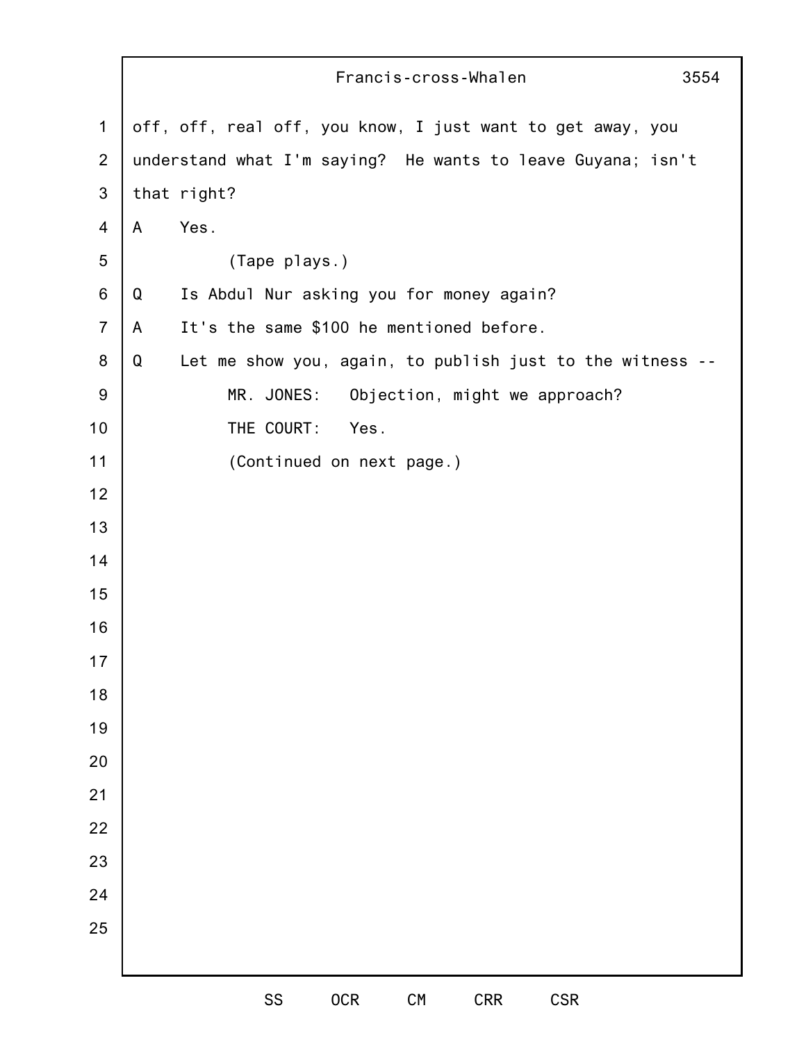off, off, real off, you know, I just want to get away, you understand what I'm saying? He wants to leave Guyana; isn't that right?

A Yes.

(Tape plays.)

Q Is Abdul Nur asking you for money again?

A It's the same $100 he mentioned before.

Q Let me show you, again, to publish just to the witness --

MR. JONES: Objection, might we approach?

THE COURT: Yes.

(Continued on next page.)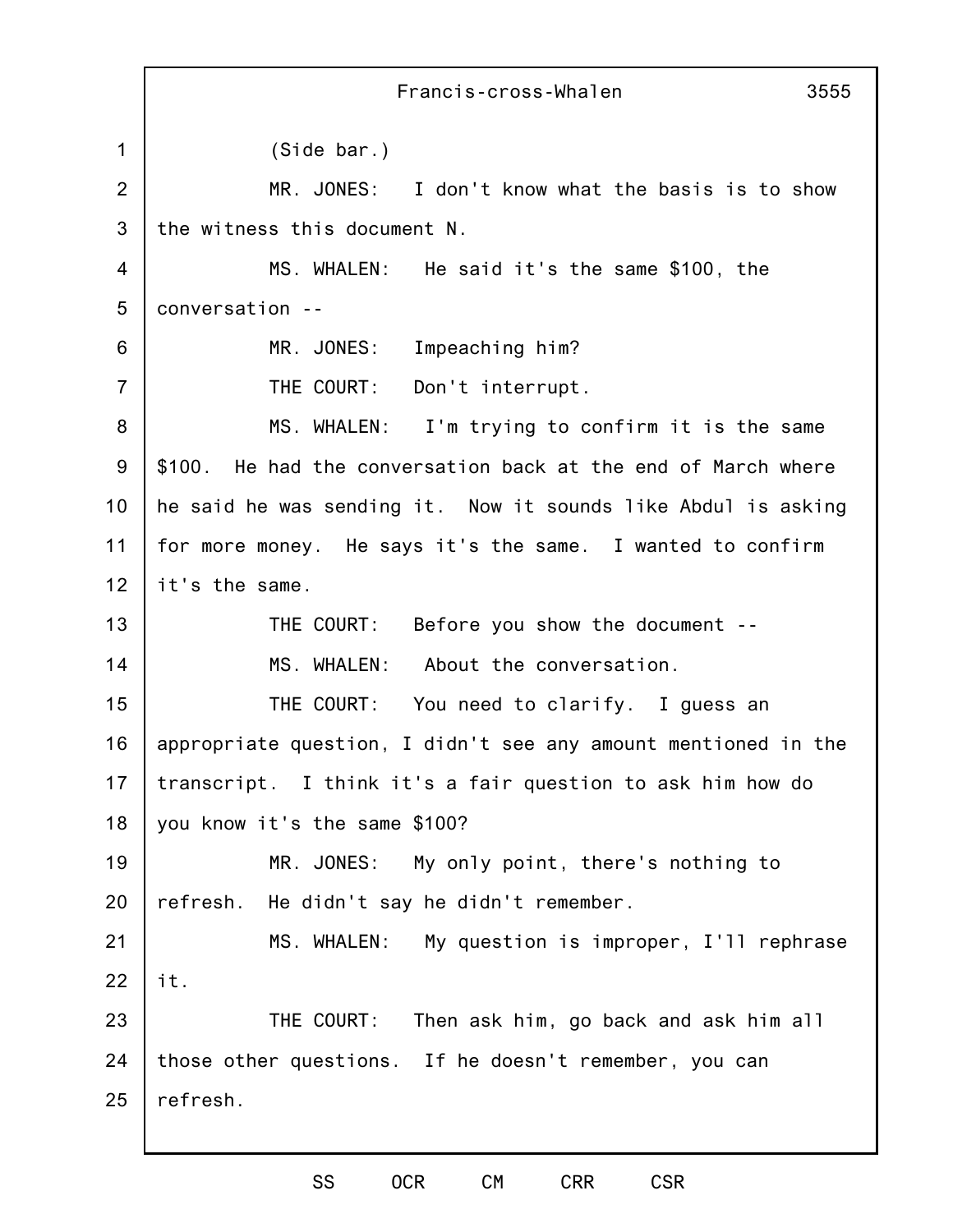(Side bar.)

MR. JONES: I don't know what the basis is to show the witness this document N.

MS. WHALEN: He said it's the same $100, the conversation --

MR. JONES: Impeaching him?

THE COURT: Don't interrupt.

MS. WHALEN: I'm trying to confirm it is the same $100. He had the conversation back at the end of March where he said he was sending it. Now it sounds like Abdul is asking for more money. He says it's the same. I wanted to confirm it's the same.

THE COURT: Before you show the document --

MS. WHALEN: About the conversation.

THE COURT: You need to clarify. I guess an appropriate question, I didn't see any amount mentioned in the transcript. I think it's a fair question to ask him how do you know it's the same $100?

MR. JONES: My only point, there's nothing to refresh. He didn't say he didn't remember.

MS. WHALEN: My question is improper, I'll rephrase it.

THE COURT: Then ask him, go back and ask him all those other questions. If he doesn't remember, you can refresh.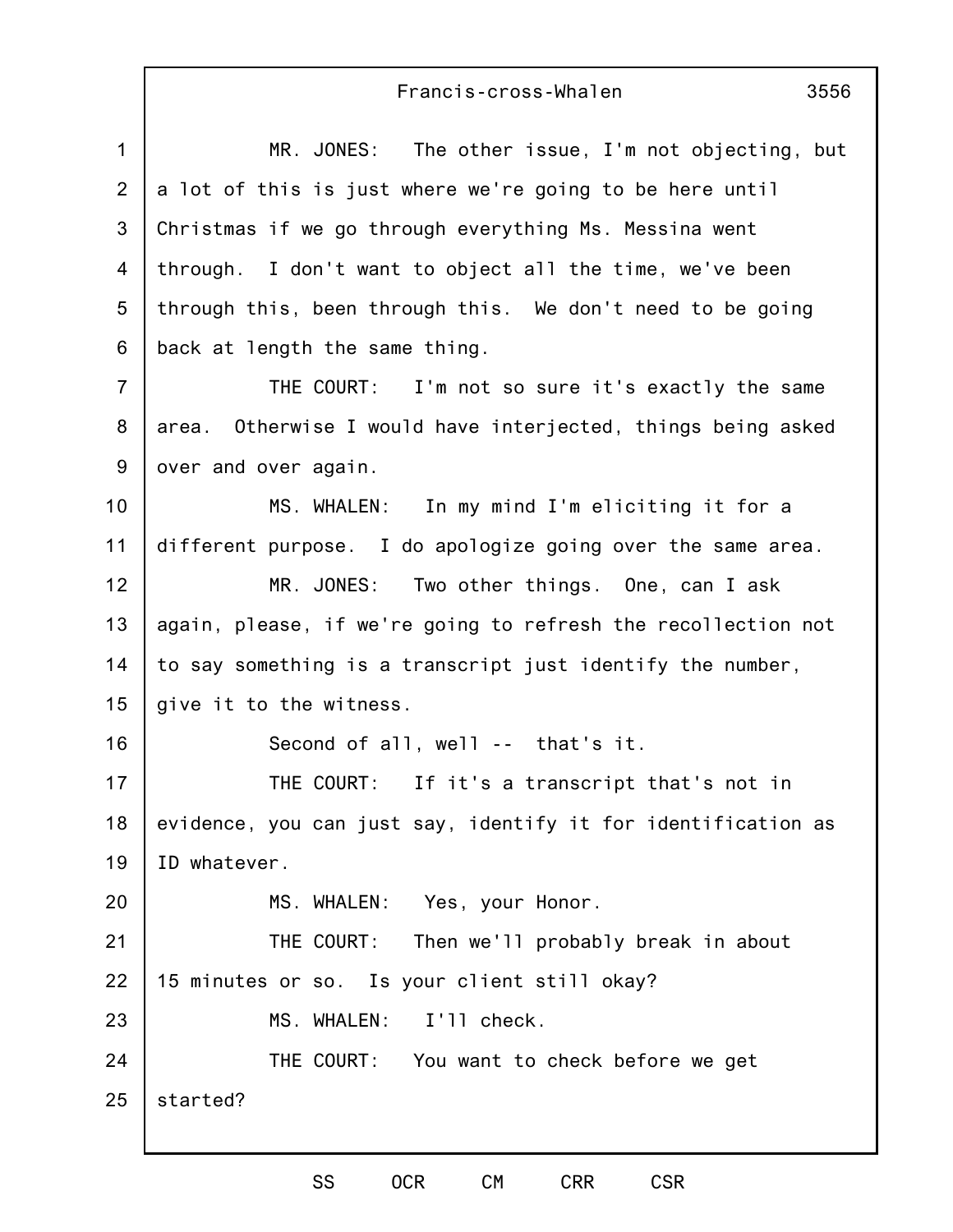MR. JONES: The other issue, I'm not objecting, but a lot of this is just where we're going to be here until Christmas if we go through everything Ms. Messina went through. I don't want to object all the time, we've been through this, been through this. We don't need to be going back at length the same thing.

THE COURT: I'm not so sure it's exactly the same area. Otherwise I would have interjected, things being asked over and over again.

MS. WHALEN: In my mind I'm eliciting it for a different purpose. I do apologize going over the same area.

MR. JONES: Two other things. One, can I ask again, please, if we're going to refresh the recollection not to say something is a transcript just identify the number, give it to the witness.

Second of all, well -- that's it.

THE COURT: If it's a transcript that's not in evidence, you can just say, identify it for identification as ID whatever.

MS. WHALEN: Yes, your Honor.

THE COURT: Then we'll probably break in about 15 minutes or so. Is your client still okay?

MS. WHALEN: I'll check.

THE COURT: You want to check before we get started?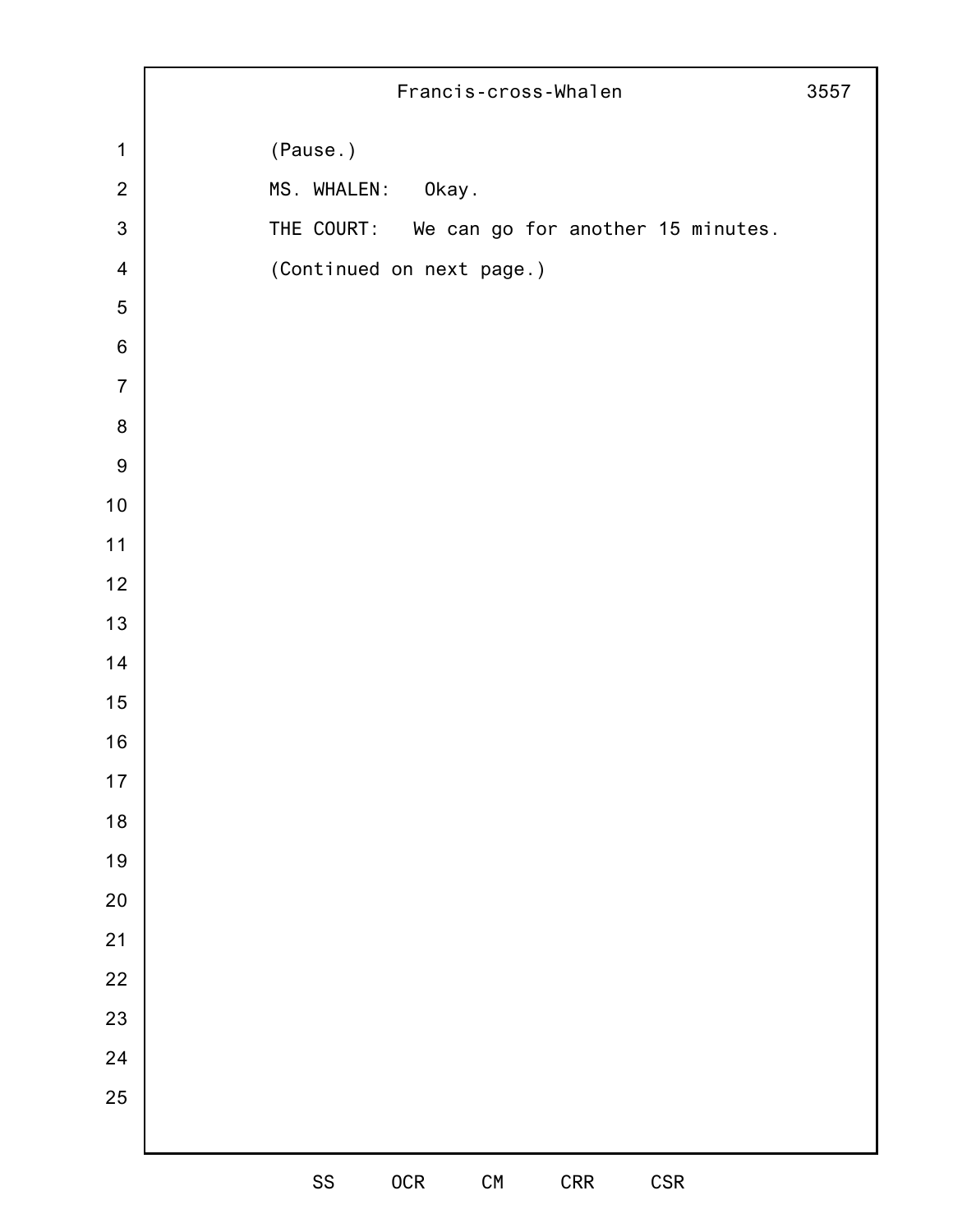(Pause.)

MS. WHALEN: Okay.

THE COURT: We can go for another 15 minutes.

(Continued on next page.)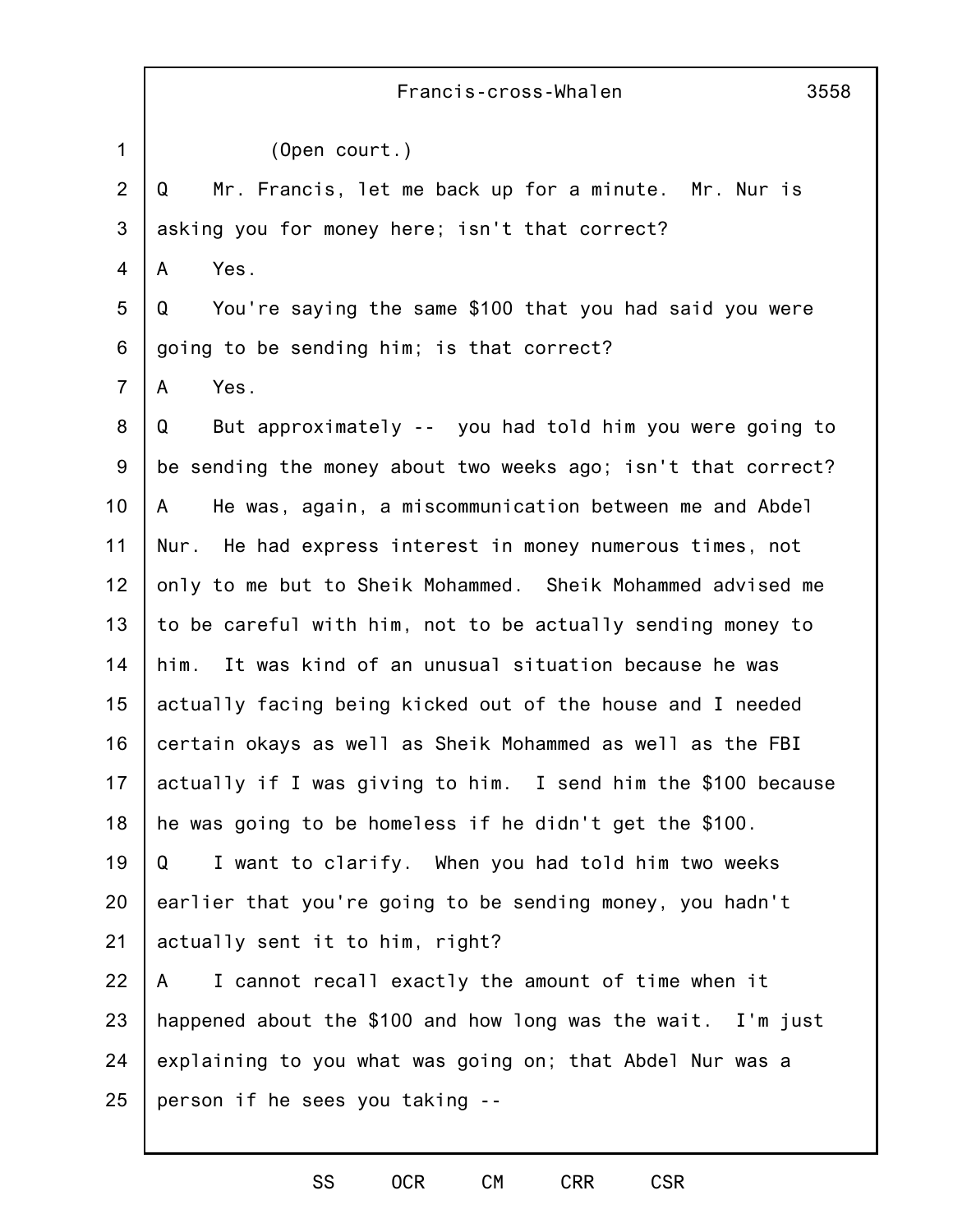(Open court.)

Q Mr. Francis, let me back up for a minute. Mr. Nur is asking you for money here; isn't that correct?

A Yes.

Q You're saying the same $100 that you had said you were going to be sending him; is that correct?

A Yes.

Q But approximately -- you had told him you were going to be sending the money about two weeks ago; isn't that correct?

A He was, again, a miscommunication between me and Abdel Nur. He had express interest in money numerous times, not only to me but to Sheik Mohammed. Sheik Mohammed advised me to be careful with him, not to be actually sending money to him. It was kind of an unusual situation because he was actually facing being kicked out of the house and I needed certain okays as well as Sheik Mohammed as well as the FBI actually if I was giving to him. I send him the $100 because he was going to be homeless if he didn't get the $100.

Q I want to clarify. When you had told him two weeks earlier that you're going to be sending money, you hadn't actually sent it to him, right?

A I cannot recall exactly the amount of time when it happened about the $100 and how long was the wait. I'm just explaining to you what was going on; that Abdel Nur was a person if he sees you taking --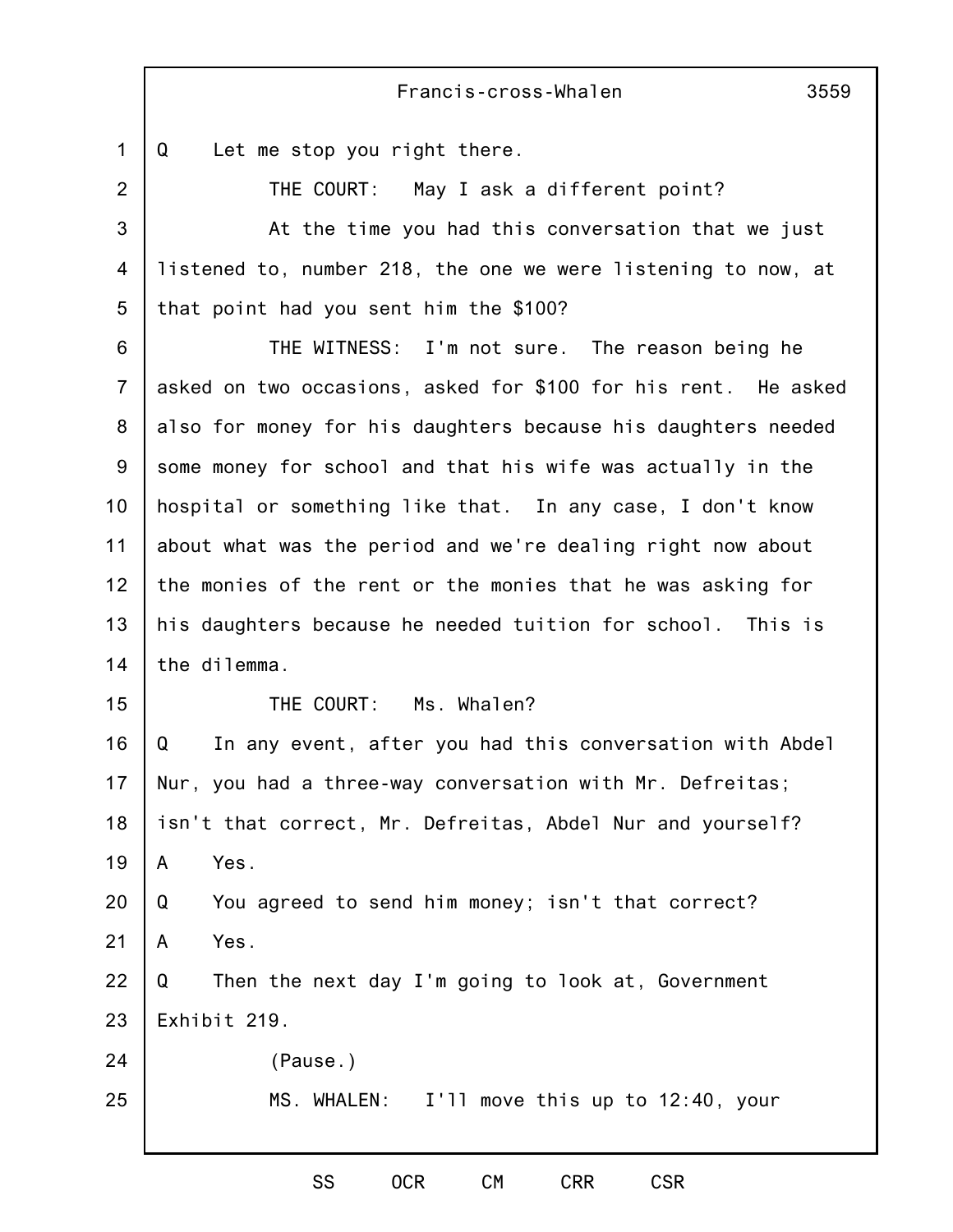Q Let me stop you right there.

THE COURT: May I ask a different point?

At the time you had this conversation that we just listened to, number 218, the one we were listening to now, at that point had you sent him the $100?

THE WITNESS: I'm not sure. The reason being he asked on two occasions, asked for $100 for his rent. He asked also for money for his daughters because his daughters needed some money for school and that his wife was actually in the hospital or something like that. In any case, I don't know about what was the period and we're dealing right now about the monies of the rent or the monies that he was asking for his daughters because he needed tuition for school. This is the dilemma.

THE COURT: Ms. Whalen?

Q In any event, after you had this conversation with Abdel Nur, you had a three-way conversation with Mr. Defreitas; isn't that correct, Mr. Defreitas, Abdel Nur and yourself?

A Yes.

Q You agreed to send him money; isn't that correct?

A Yes.

Q Then the next day I'm going to look at, Government Exhibit 219.

(Pause.)

MS. WHALEN: I'll move this up to 12:40, your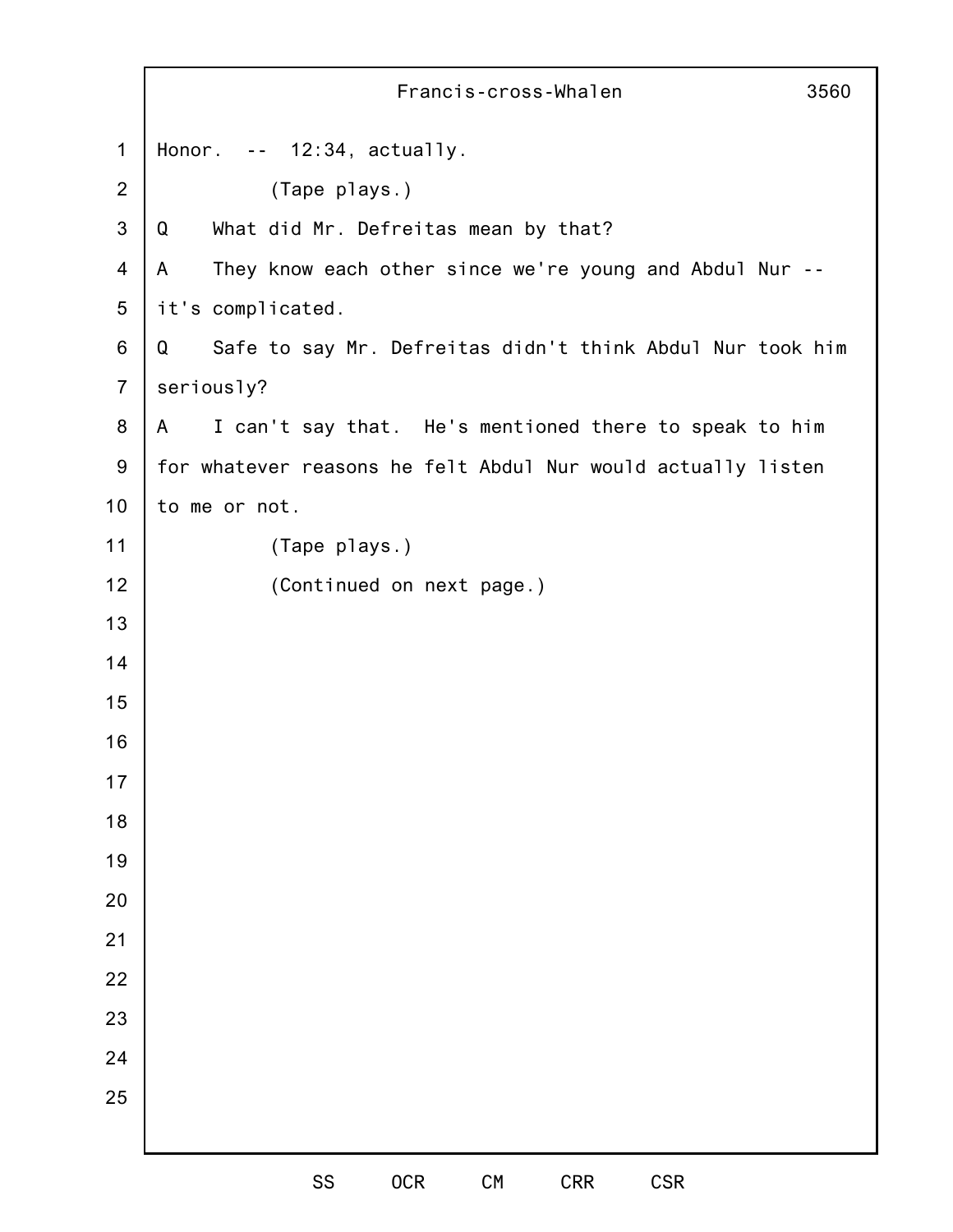Honor. -- 12:34, actually.

(Tape plays.)

Q What did Mr. Defreitas mean by that?

A They know each other since we're young and Abdul Nur -- it's complicated.

Q Safe to say Mr. Defreitas didn't think Abdul Nur took him seriously?

A I can't say that. He's mentioned there to speak to him for whatever reasons he felt Abdul Nur would actually listen to me or not.

(Tape plays.)

(Continued on next page.)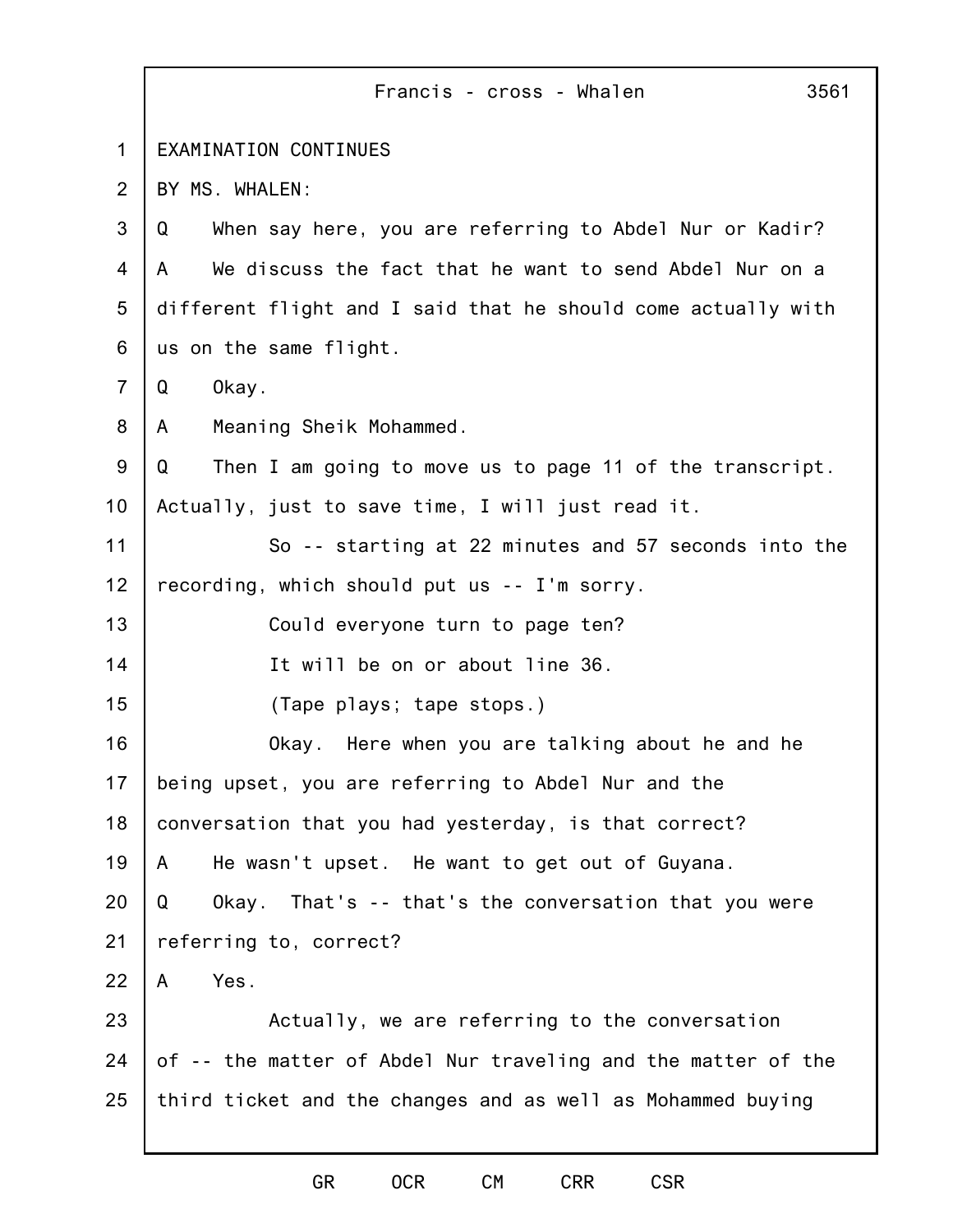EXAMINATION CONTINUES

BY MS. WHALEN:

Q When say here, you are referring to Abdel Nur or Kadir?

A We discuss the fact that he want to send Abdel Nur on a different flight and I said that he should come actually with us on the same flight.

Q Okay.

A Meaning Sheik Mohammed.

Q Then I am going to move us to page 11 of the transcript. Actually, just to save time, I will just read it.

So -- starting at 22 minutes and 57 seconds into the recording, which should put us -- I'm sorry.

Could everyone turn to page ten?

It will be on or about line 36.

(Tape plays; tape stops.)

Okay. Here when you are talking about he and he being upset, you are referring to Abdel Nur and the conversation that you had yesterday, is that correct?

A He wasn't upset. He want to get out of Guyana.

Q Okay. That's -- that's the conversation that you were referring to, correct?

A Yes.

Actually, we are referring to the conversation of -- the matter of Abdel Nur traveling and the matter of the third ticket and the changes and as well as Mohammed buying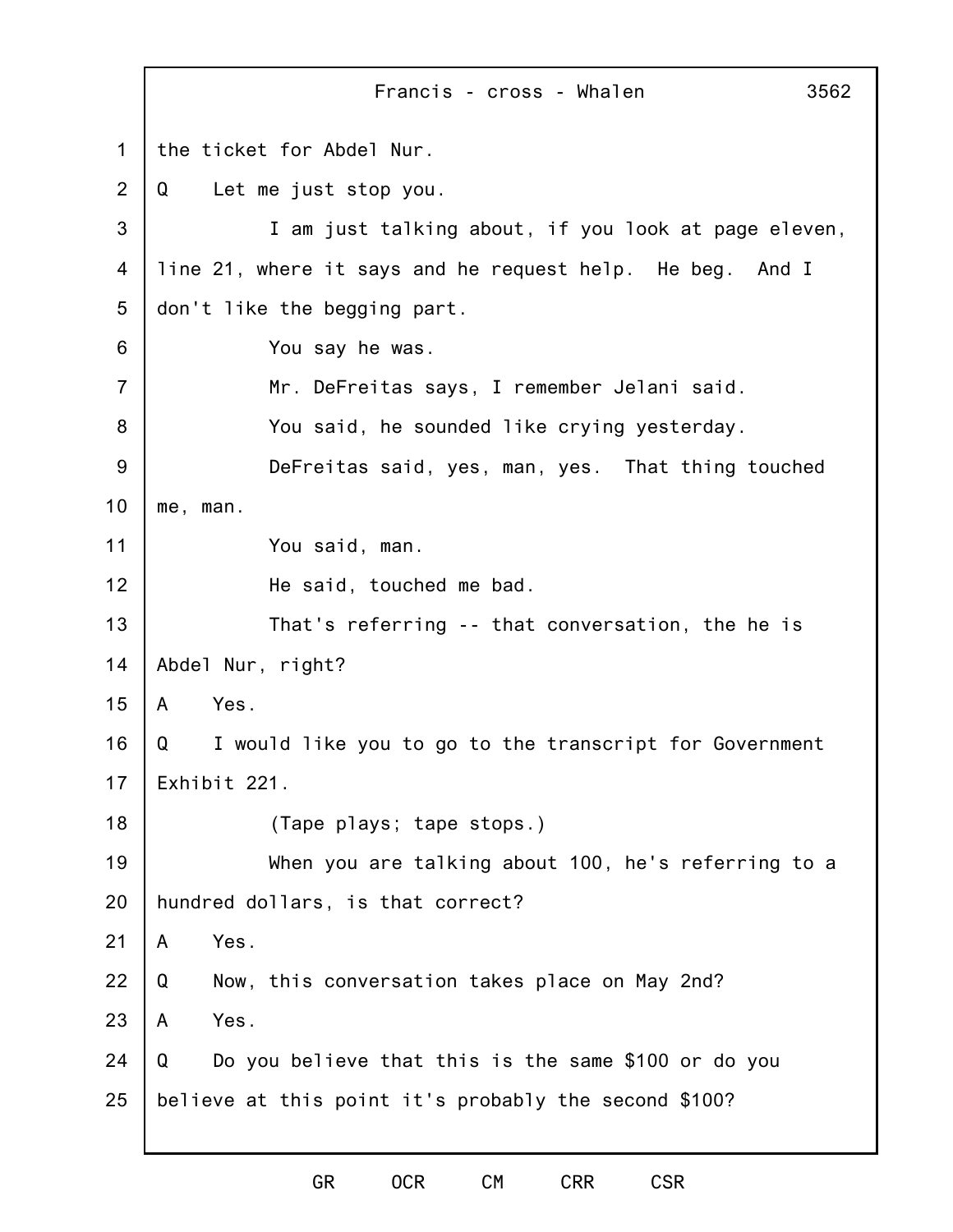the ticket for Abdel Nur.

Q Let me just stop you.

I am just talking about, if you look at page eleven, line 21, where it says and he request help. He beg. And I don't like the begging part.

You say he was.

Mr. DeFreitas says, I remember Jelani said.

You said, he sounded like crying yesterday.

DeFreitas said, yes, man, yes. That thing touched me, man.

You said, man.

He said, touched me bad.

That's referring -- that conversation, the he is Abdel Nur, right?

A Yes.

Q I would like you to go to the transcript for Government Exhibit 221.

(Tape plays; tape stops.)

When you are talking about 100, he's referring to a hundred dollars, is that correct?

A Yes.

Q Now, this conversation takes place on May 2nd?

A Yes.

Q Do you believe that this is the same $100 or do you believe at this point it's probably the second $100?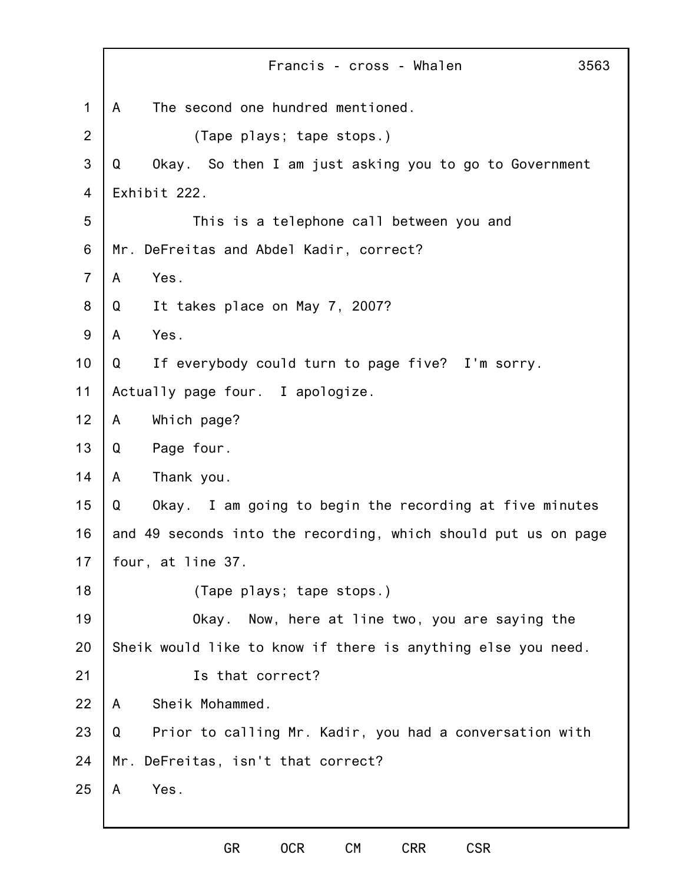A The second one hundred mentioned.

(Tape plays; tape stops.)

Q Okay. So then I am just asking you to go to Government Exhibit 222.

This is a telephone call between you and Mr. DeFreitas and Abdel Kadir, correct?

A Yes.

Q It takes place on May 7, 2007?

A Yes.

Q If everybody could turn to page five? I'm sorry. Actually page four. I apologize.

A Which page?

Q Page four.

A Thank you.

Q Okay. I am going to begin the recording at five minutes and 49 seconds into the recording, which should put us on page four, at line 37.

(Tape plays; tape stops.)

Okay. Now, here at line two, you are saying the Sheik would like to know if there is anything else you need.

Is that correct?

A Sheik Mohammed.

Q Prior to calling Mr. Kadir, you had a conversation with Mr. DeFreitas, isn't that correct?

A Yes.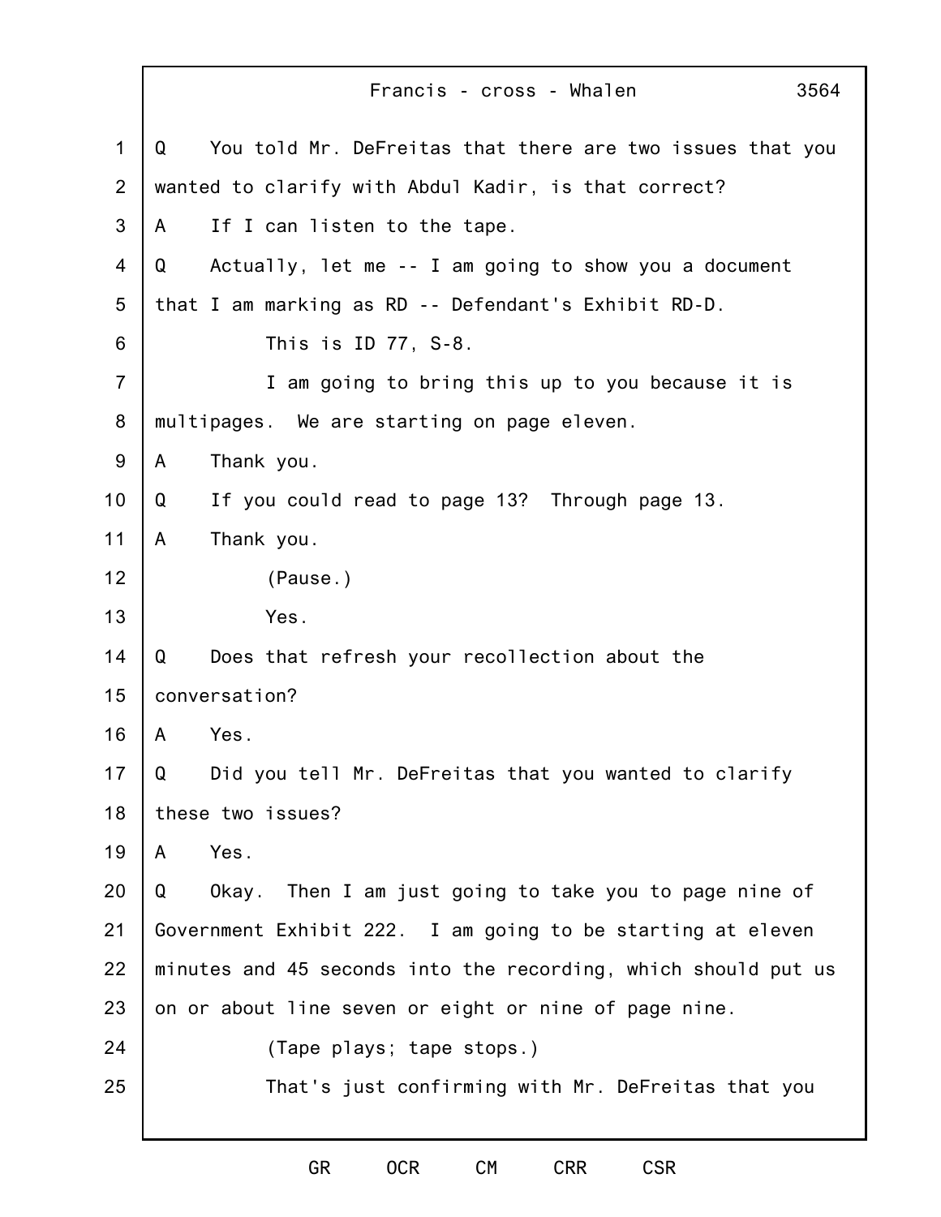Q You told Mr. DeFreitas that there are two issues that you wanted to clarify with Abdul Kadir, is that correct?

A If I can listen to the tape.

Q Actually, let me -- I am going to show you a document that I am marking as RD -- Defendant's Exhibit RD-D.

This is ID 77, S-8.

I am going to bring this up to you because it is multipages. We are starting on page eleven.

A Thank you.

Q If you could read to page 13? Through page 13.

A Thank you.

(Pause.)

Yes.

Q Does that refresh your recollection about the conversation?

A Yes.

Q Did you tell Mr. DeFreitas that you wanted to clarify these two issues?

A Yes.

Q Okay. Then I am just going to take you to page nine of Government Exhibit 222. I am going to be starting at eleven minutes and 45 seconds into the recording, which should put us on or about line seven or eight or nine of page nine.

(Tape plays; tape stops.)

That's just confirming with Mr. DeFreitas that you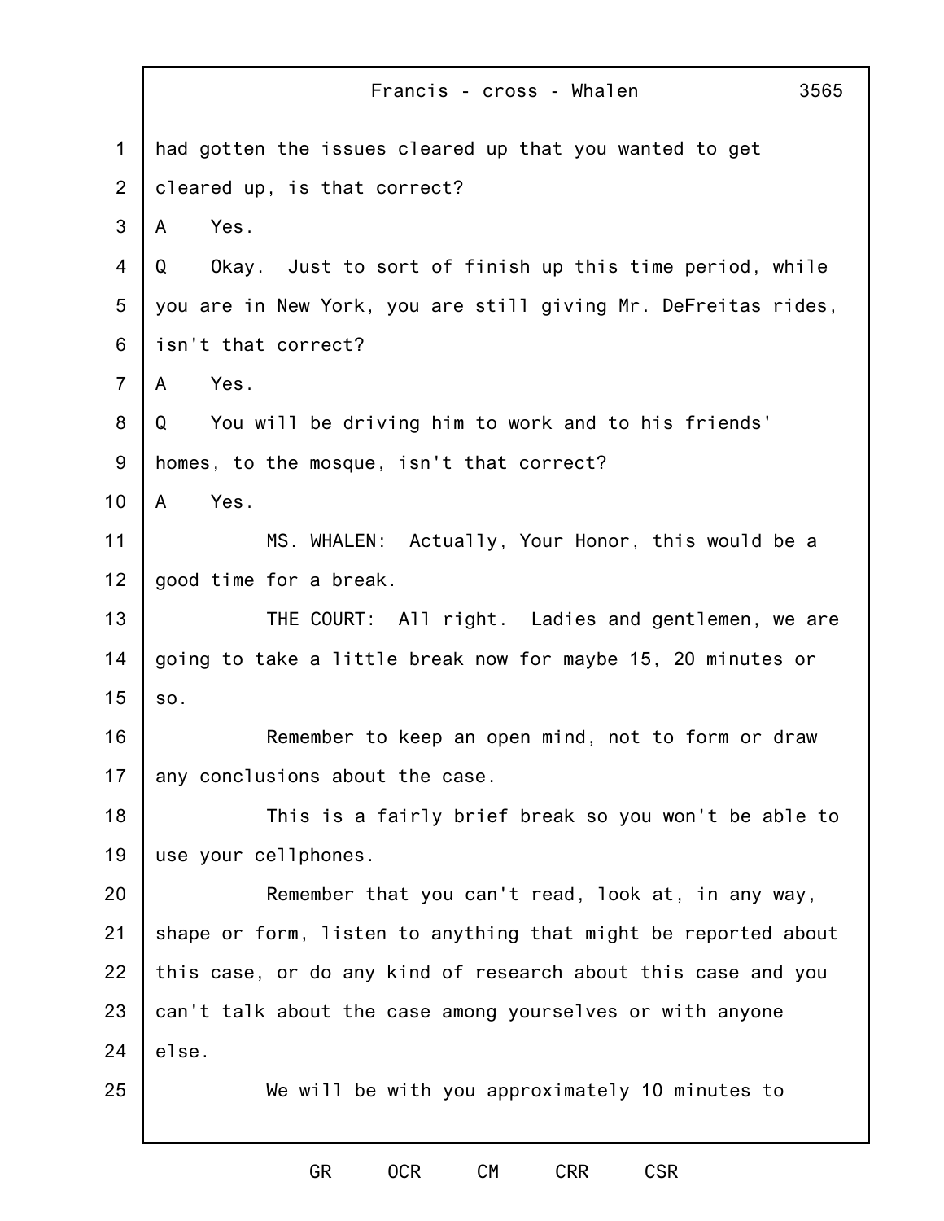had gotten the issues cleared up that you wanted to get cleared up, is that correct?

A Yes.

Q Okay. Just to sort of finish up this time period, while you are in New York, you are still giving Mr. DeFreitas rides, isn't that correct?

A Yes.

Q You will be driving him to work and to his friends' homes, to the mosque, isn't that correct?

A Yes.

MS. WHALEN: Actually, Your Honor, this would be a good time for a break.

THE COURT: All right. Ladies and gentlemen, we are going to take a little break now for maybe 15, 20 minutes or so.

Remember to keep an open mind, not to form or draw any conclusions about the case.

This is a fairly brief break so you won't be able to use your cellphones.

Remember that you can't read, look at, in any way, shape or form, listen to anything that might be reported about this case, or do any kind of research about this case and you can't talk about the case among yourselves or with anyone else.

We will be with you approximately 10 minutes to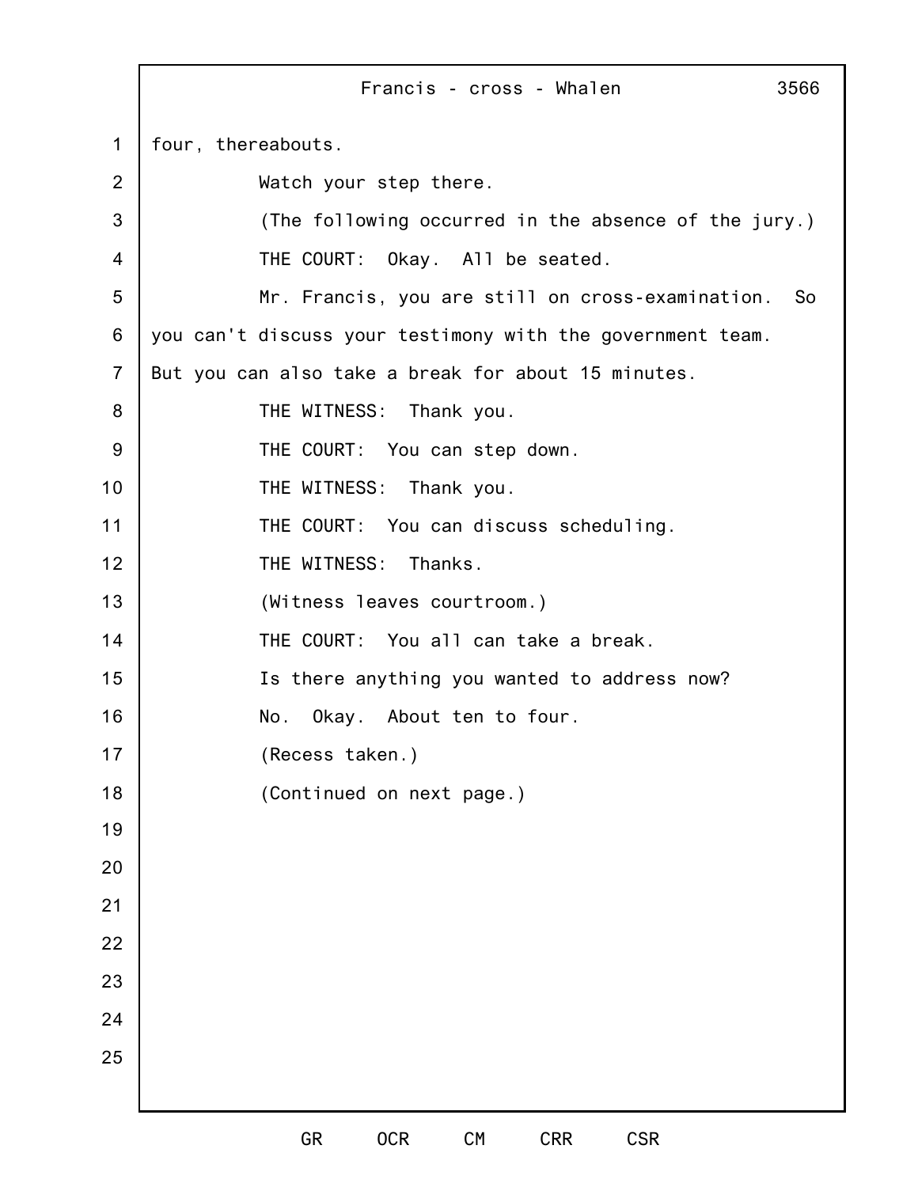four, thereabouts.

Watch your step there.

(The following occurred in the absence of the jury.)

THE COURT: Okay. All be seated.

Mr. Francis, you are still on cross-examination. So you can't discuss your testimony with the government team. But you can also take a break for about 15 minutes.

THE WITNESS: Thank you.

THE COURT: You can step down.

THE WITNESS: Thank you.

THE COURT: You can discuss scheduling.

THE WITNESS: Thanks.

(Witness leaves courtroom.)

THE COURT: You all can take a break.

Is there anything you wanted to address now?

No. Okay. About ten to four.

(Recess taken.)

(Continued on next page.)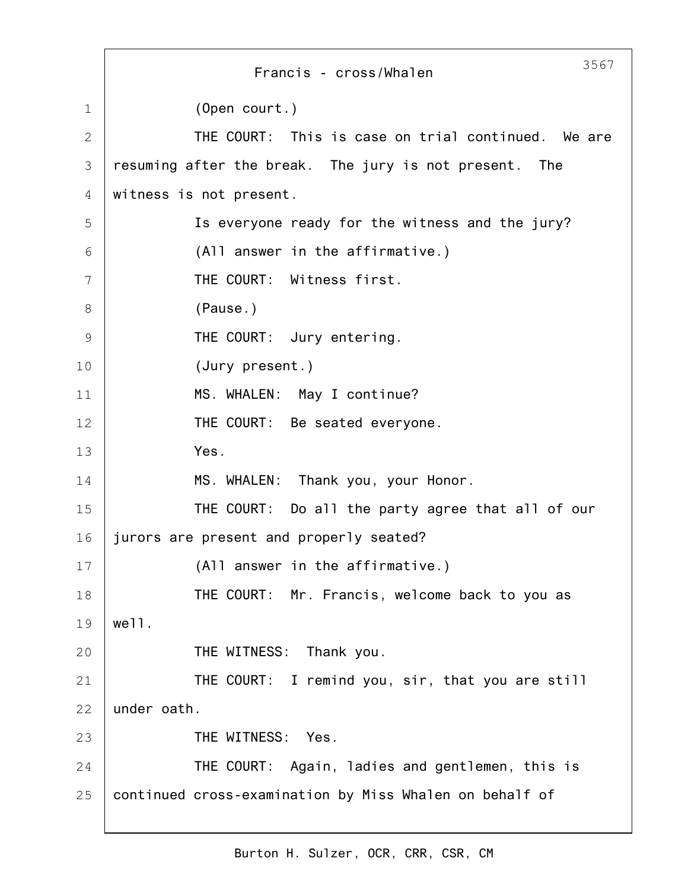(Open court.)

THE COURT: This is case on trial continued. We are resuming after the break. The jury is not present. The witness is not present.

Is everyone ready for the witness and the jury?

(All answer in the affirmative.)

THE COURT: Witness first.

(Pause.)

THE COURT: Jury entering.

(Jury present.)

MS. WHALEN: May I continue?

THE COURT: Be seated everyone.

Yes.

MS. WHALEN: Thank you, your Honor.

THE COURT: Do all the party agree that all of our jurors are present and properly seated?

(All answer in the affirmative.)

THE COURT: Mr. Francis, welcome back to you as well.

THE WITNESS: Thank you.

THE COURT: I remind you, sir, that you are still under oath.

THE WITNESS: Yes.

THE COURT: Again, ladies and gentlemen, this is continued cross-examination by Miss Whalen on behalf of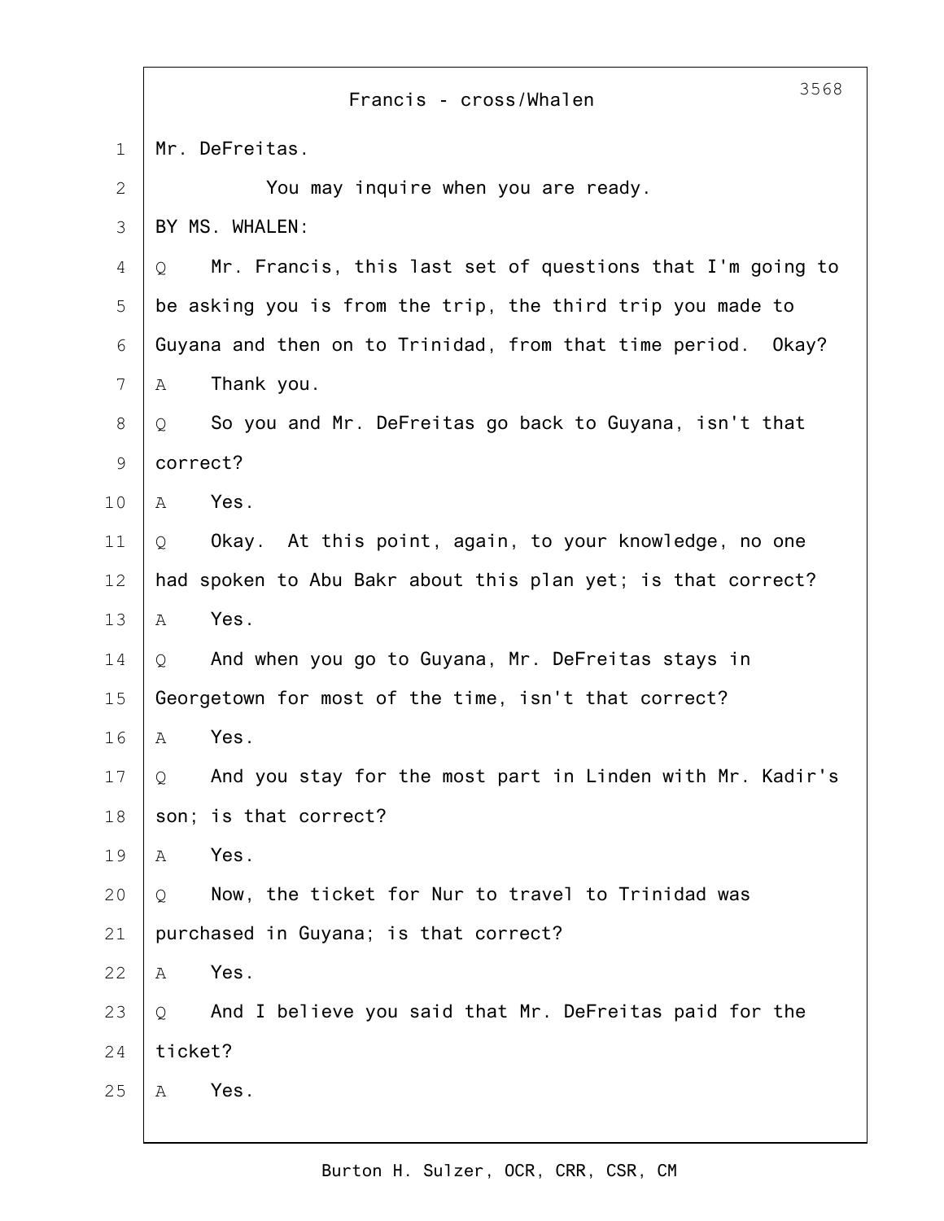Mr. DeFreitas.

You may inquire when you are ready.

BY MS. WHALEN:

Q Mr. Francis, this last set of questions that I'm going to be asking you is from the trip, the third trip you made to Guyana and then on to Trinidad, from that time period. Okay?

A Thank you.

Q So you and Mr. DeFreitas go back to Guyana, isn't that correct?

A Yes.

Q Okay. At this point, again, to your knowledge, no one had spoken to Abu Bakr about this plan yet; is that correct?

A Yes.

Q And when you go to Guyana, Mr. DeFreitas stays in Georgetown for most of the time, isn't that correct?

A Yes.

Q And you stay for the most part in Linden with Mr. Kadir's son; is that correct?

A Yes.

Q Now, the ticket for Nur to travel to Trinidad was purchased in Guyana; is that correct?

A Yes.

Q And I believe you said that Mr. DeFreitas paid for the ticket?

A Yes.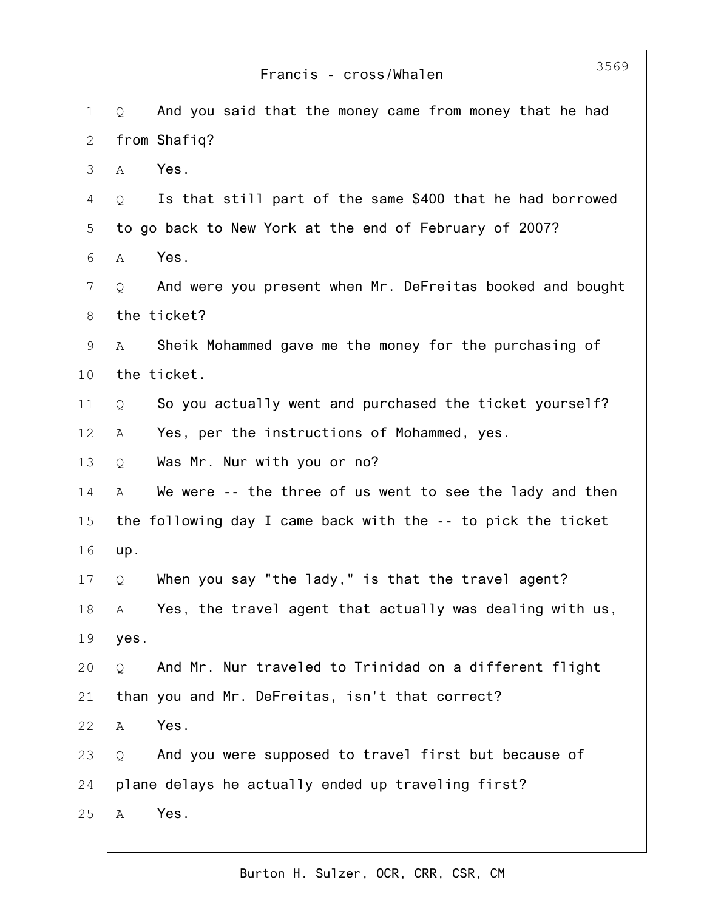Q And you said that the money came from money that he had from Shafiq?

A Yes.

Q Is that still part of the same $400 that he had borrowed to go back to New York at the end of February of 2007?

A Yes.

Q And were you present when Mr. DeFreitas booked and bought the ticket?

A Sheik Mohammed gave me the money for the purchasing of the ticket.

Q So you actually went and purchased the ticket yourself?

A Yes, per the instructions of Mohammed, yes.

Q Was Mr. Nur with you or no?

A We were -- the three of us went to see the lady and then the following day I came back with the -- to pick the ticket up.

Q When you say "the lady," is that the travel agent?

A Yes, the travel agent that actually was dealing with us, yes.

Q And Mr. Nur traveled to Trinidad on a different flight than you and Mr. DeFreitas, isn't that correct?

A Yes.

Q And you were supposed to travel first but because of plane delays he actually ended up traveling first?

A Yes.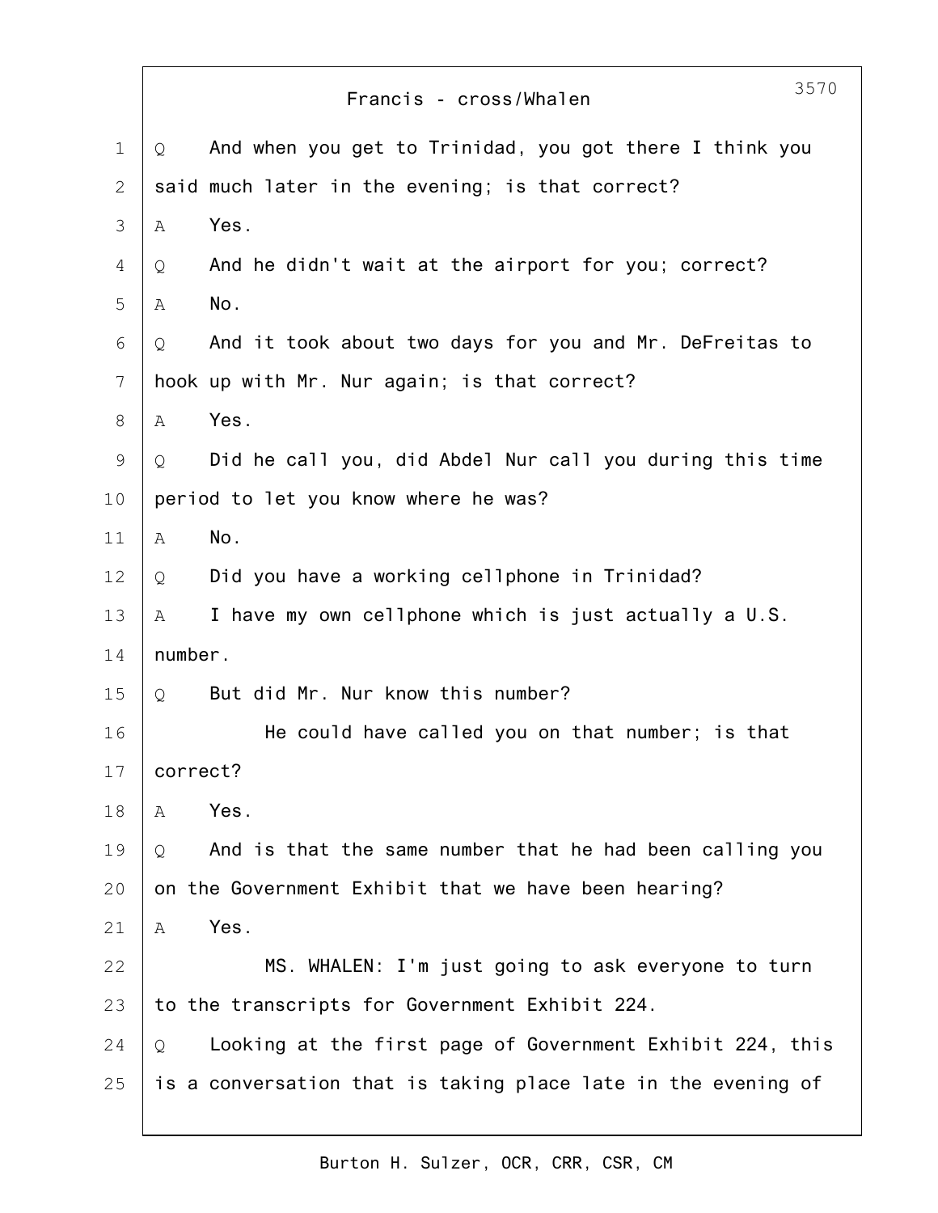Francis - cross/Whalen

Q And when you get to Trinidad, you got there I think you said much later in the evening; is that correct?

A Yes.

Q And he didn't wait at the airport for you; correct?

A No.

Q And it took about two days for you and Mr. DeFreitas to hook up with Mr. Nur again; is that correct?

A Yes.

Q Did he call you, did Abdel Nur call you during this time period to let you know where he was?

A No.

Q Did you have a working cellphone in Trinidad?

A I have my own cellphone which is just actually a U.S. number.

Q But did Mr. Nur know this number?

He could have called you on that number; is that correct?

A Yes.

Q And is that the same number that he had been calling you on the Government Exhibit that we have been hearing?

A Yes.

MS. WHALEN: I'm just going to ask everyone to turn to the transcripts for Government Exhibit 224.

Q Looking at the first page of Government Exhibit 224, this is a conversation that is taking place late in the evening of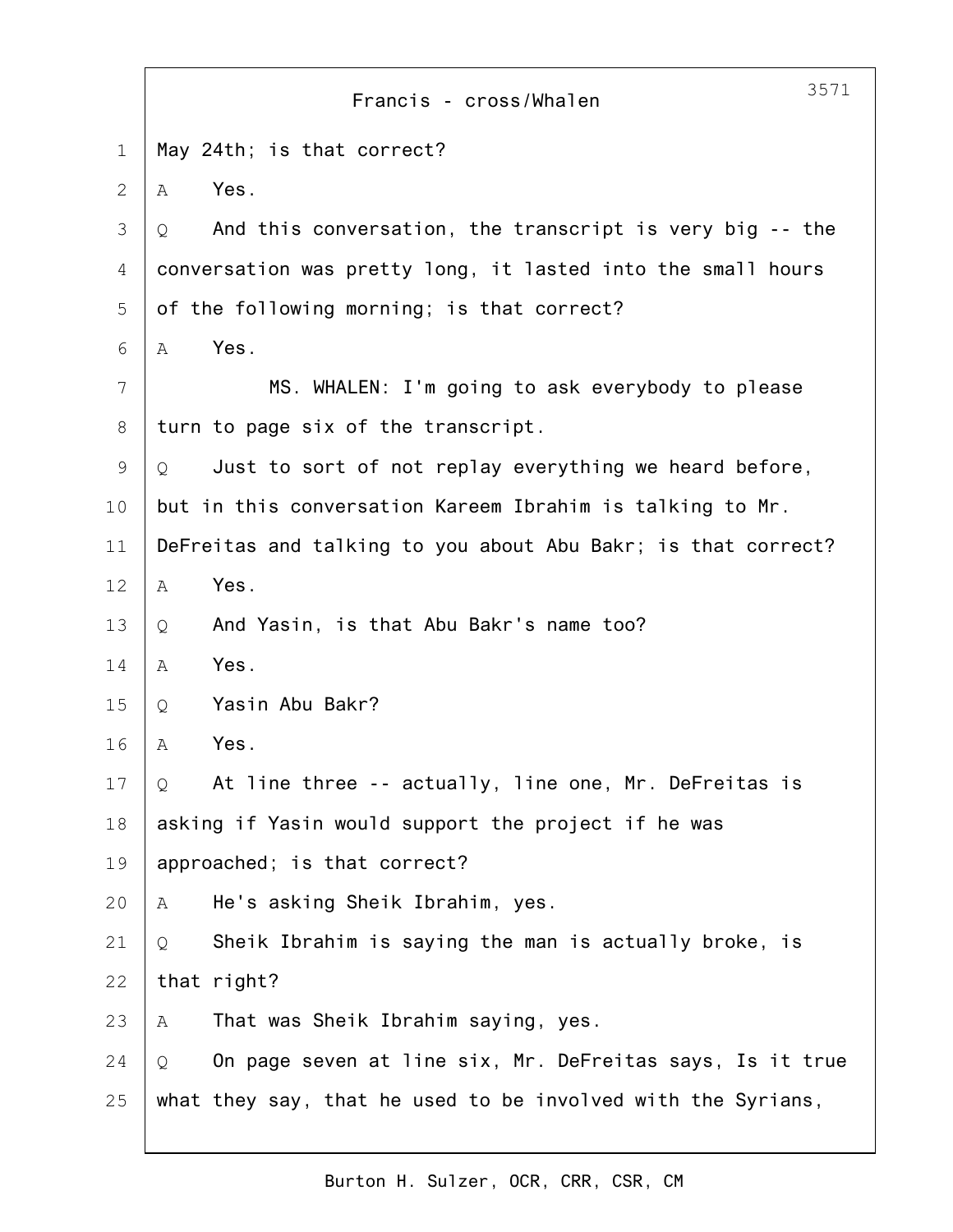May 24th; is that correct?

A Yes.

Q And this conversation, the transcript is very big -- the conversation was pretty long, it lasted into the small hours of the following morning; is that correct?

A Yes.

MS. WHALEN: I'm going to ask everybody to please turn to page six of the transcript.

Q Just to sort of not replay everything we heard before, but in this conversation Kareem Ibrahim is talking to Mr. DeFreitas and talking to you about Abu Bakr; is that correct?

A Yes.

Q And Yasin, is that Abu Bakr's name too?

A Yes.

Q Yasin Abu Bakr?

A Yes.

Q At line three -- actually, line one, Mr. DeFreitas is asking if Yasin would support the project if he was approached; is that correct?

A He's asking Sheik Ibrahim, yes.

Q Sheik Ibrahim is saying the man is actually broke, is that right?

A That was Sheik Ibrahim saying, yes.

Q On page seven at line six, Mr. DeFreitas says, Is it true what they say, that he used to be involved with the Syrians,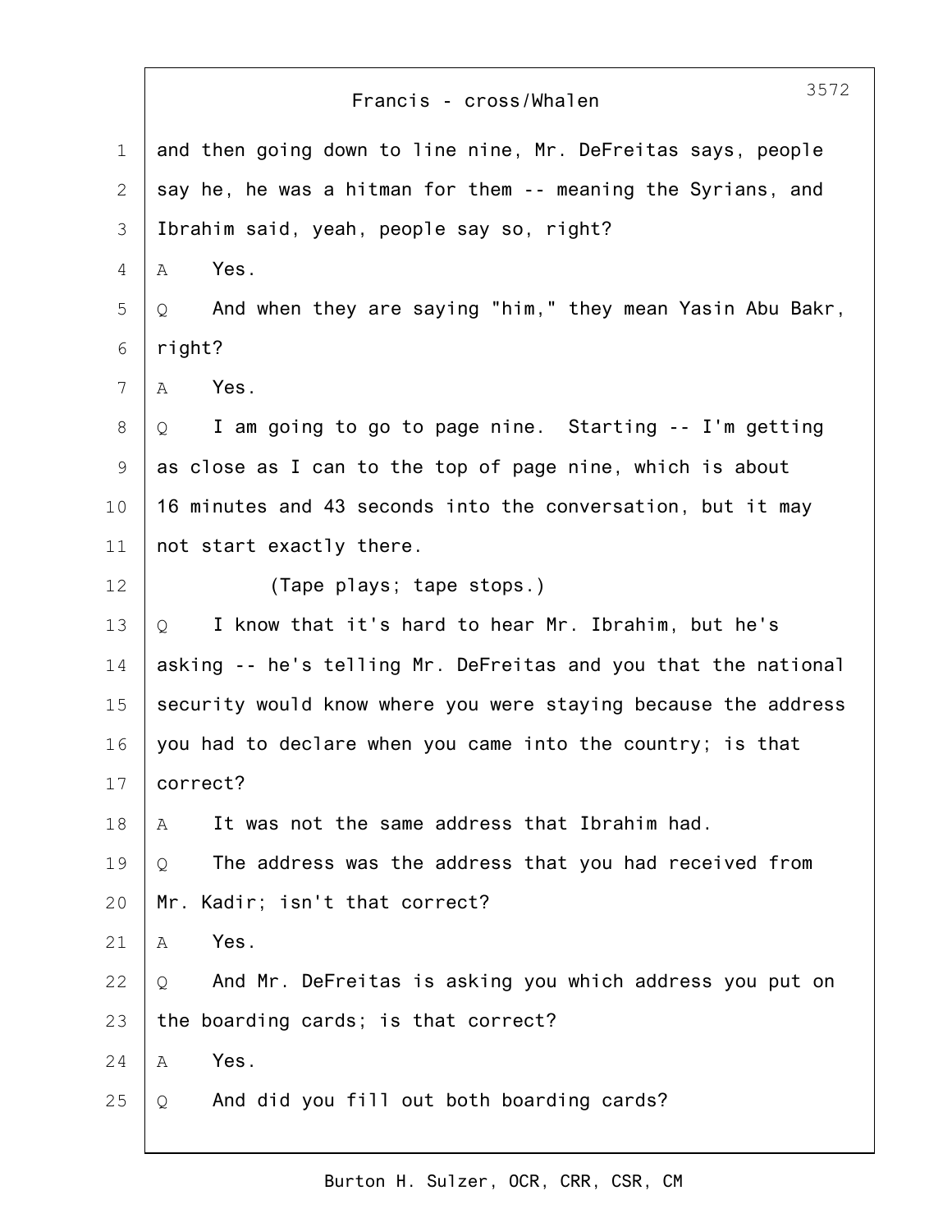and then going down to line nine, Mr. DeFreitas says, people say he, he was a hitman for them -- meaning the Syrians, and Ibrahim said, yeah, people say so, right?

A Yes.

Q And when they are saying "him," they mean Yasin Abu Bakr, right?

A Yes.

Q I am going to go to page nine. Starting -- I'm getting as close as I can to the top of page nine, which is about 16 minutes and 43 seconds into the conversation, but it may not start exactly there.

(Tape plays; tape stops.)

Q I know that it's hard to hear Mr. Ibrahim, but he's asking -- he's telling Mr. DeFreitas and you that the national security would know where you were staying because the address you had to declare when you came into the country; is that correct?

A It was not the same address that Ibrahim had.

Q The address was the address that you had received from Mr. Kadir; isn't that correct?

A Yes.

Q And Mr. DeFreitas is asking you which address you put on the boarding cards; is that correct?

A Yes.

Q And did you fill out both boarding cards?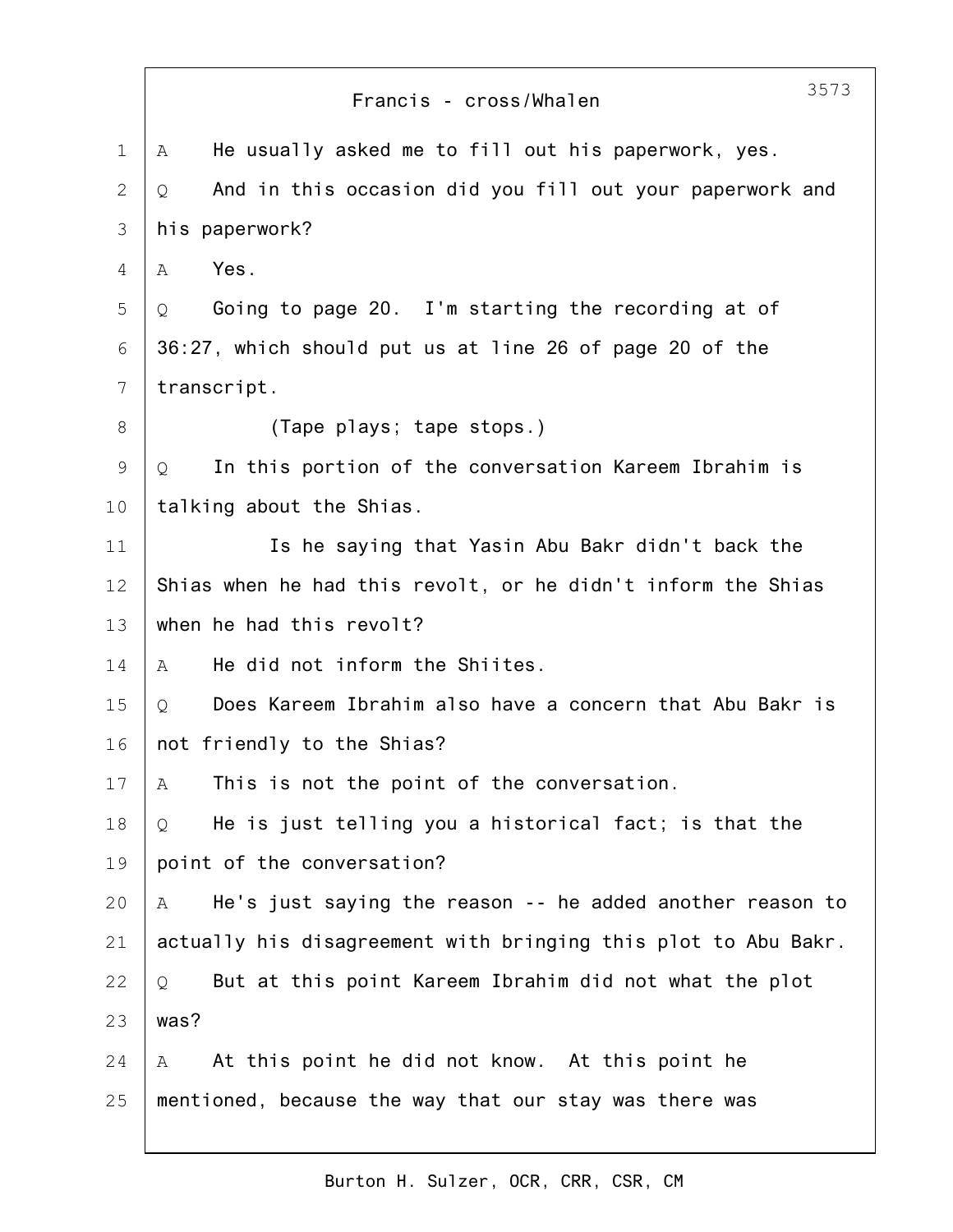Francis - cross/Whalen

A He usually asked me to fill out his paperwork, yes.

Q And in this occasion did you fill out your paperwork and his paperwork?

A Yes.

Q Going to page 20. I'm starting the recording at of 36:27, which should put us at line 26 of page 20 of the transcript.

(Tape plays; tape stops.)

Q In this portion of the conversation Kareem Ibrahim is talking about the Shias.

Is he saying that Yasin Abu Bakr didn't back the Shias when he had this revolt, or he didn't inform the Shias when he had this revolt?

A He did not inform the Shiites.

Q Does Kareem Ibrahim also have a concern that Abu Bakr is not friendly to the Shias?

A This is not the point of the conversation.

Q He is just telling you a historical fact; is that the point of the conversation?

A He's just saying the reason -- he added another reason to actually his disagreement with bringing this plot to Abu Bakr.

Q But at this point Kareem Ibrahim did not what the plot was?

A At this point he did not know. At this point he mentioned, because the way that our stay was there was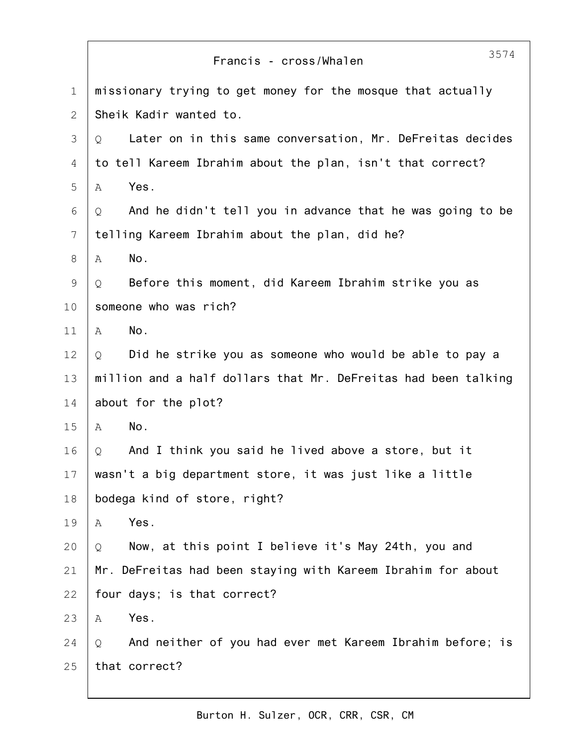Francis - cross/Whalen

missionary trying to get money for the mosque that actually Sheik Kadir wanted to.

Q Later on in this same conversation, Mr. DeFreitas decides to tell Kareem Ibrahim about the plan, isn't that correct?

A Yes.

Q And he didn't tell you in advance that he was going to be telling Kareem Ibrahim about the plan, did he?

A No.

Q Before this moment, did Kareem Ibrahim strike you as someone who was rich?

A No.

Q Did he strike you as someone who would be able to pay a million and a half dollars that Mr. DeFreitas had been talking about for the plot?

A No.

Q And I think you said he lived above a store, but it wasn't a big department store, it was just like a little bodega kind of store, right?

A Yes.

Q Now, at this point I believe it's May 24th, you and Mr. DeFreitas had been staying with Kareem Ibrahim for about four days; is that correct?

A Yes.

Q And neither of you had ever met Kareem Ibrahim before; is that correct?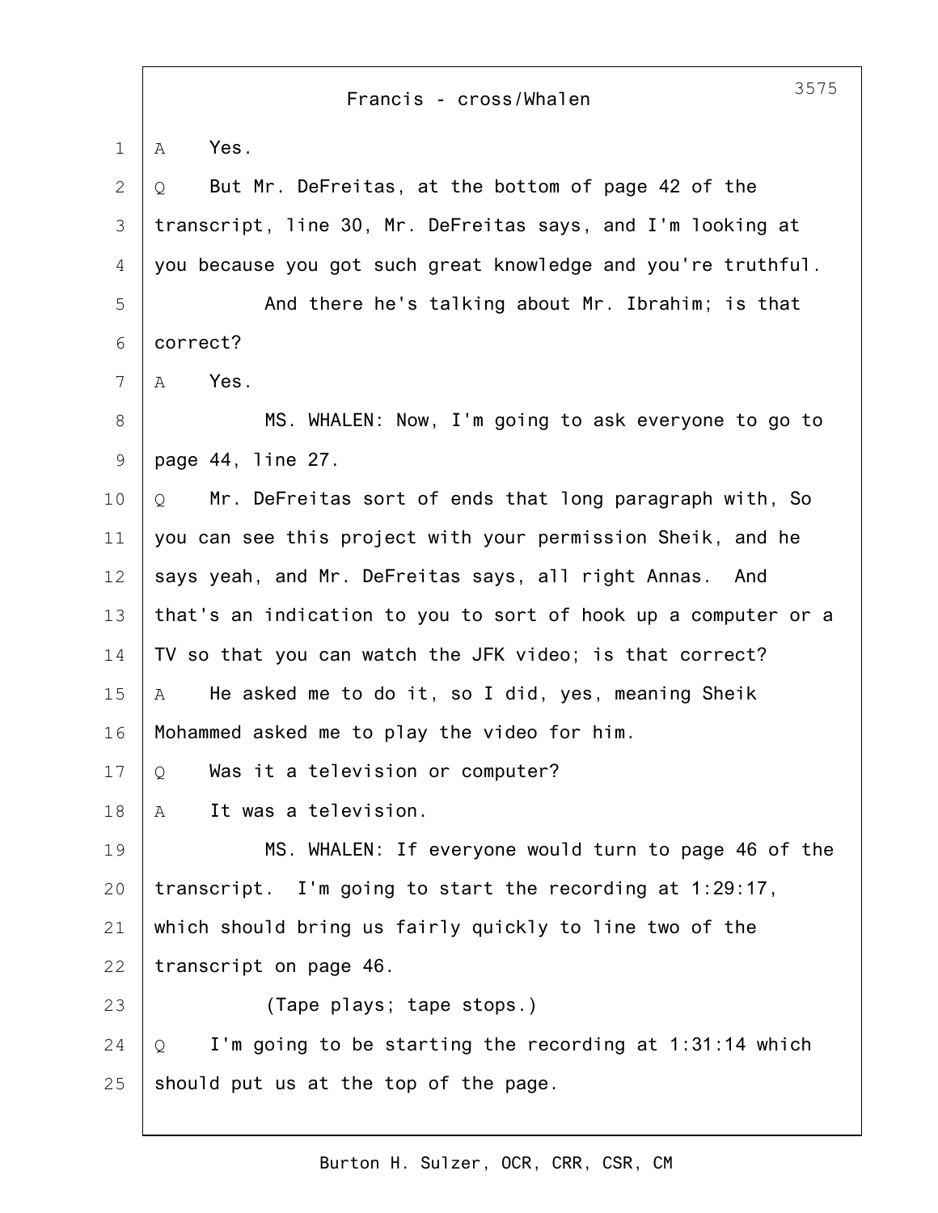A Yes.

Q But Mr. DeFreitas, at the bottom of page 42 of the transcript, line 30, Mr. DeFreitas says, and I'm looking at you because you got such great knowledge and you're truthful.

And there he's talking about Mr. Ibrahim; is that correct?

A Yes.

MS. WHALEN: Now, I'm going to ask everyone to go to page 44, line 27.

Q Mr. DeFreitas sort of ends that long paragraph with, So you can see this project with your permission Sheik, and he says yeah, and Mr. DeFreitas says, all right Annas. And that's an indication to you to sort of hook up a computer or a TV so that you can watch the JFK video; is that correct?

A He asked me to do it, so I did, yes, meaning Sheik Mohammed asked me to play the video for him.

Q Was it a television or computer?

A It was a television.

MS. WHALEN: If everyone would turn to page 46 of the transcript. I'm going to start the recording at 1:29:17, which should bring us fairly quickly to line two of the transcript on page 46.

(Tape plays; tape stops.)

Q I'm going to be starting the recording at 1:31:14 which should put us at the top of the page.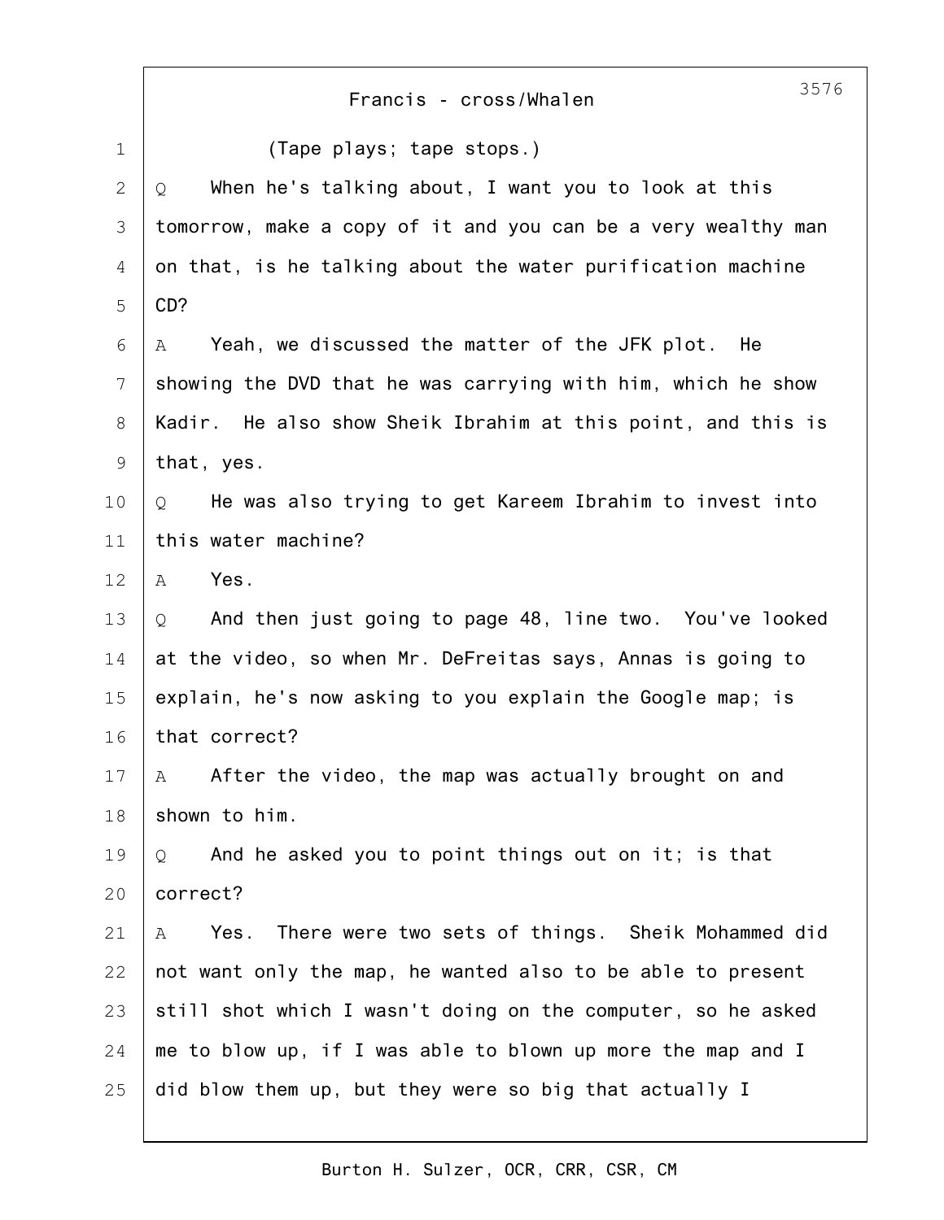(Tape plays; tape stops.)

Q When he's talking about, I want you to look at this tomorrow, make a copy of it and you can be a very wealthy man on that, is he talking about the water purification machine CD?

A Yeah, we discussed the matter of the JFK plot. He showing the DVD that he was carrying with him, which he show Kadir. He also show Sheik Ibrahim at this point, and this is that, yes.

Q He was also trying to get Kareem Ibrahim to invest into this water machine?

A Yes.

Q And then just going to page 48, line two. You've looked at the video, so when Mr. DeFreitas says, Annas is going to explain, he's now asking to you explain the Google map; is that correct?

A After the video, the map was actually brought on and shown to him.

Q And he asked you to point things out on it; is that correct?

A Yes. There were two sets of things. Sheik Mohammed did not want only the map, he wanted also to be able to present still shot which I wasn't doing on the computer, so he asked me to blow up, if I was able to blown up more the map and I did blow them up, but they were so big that actually I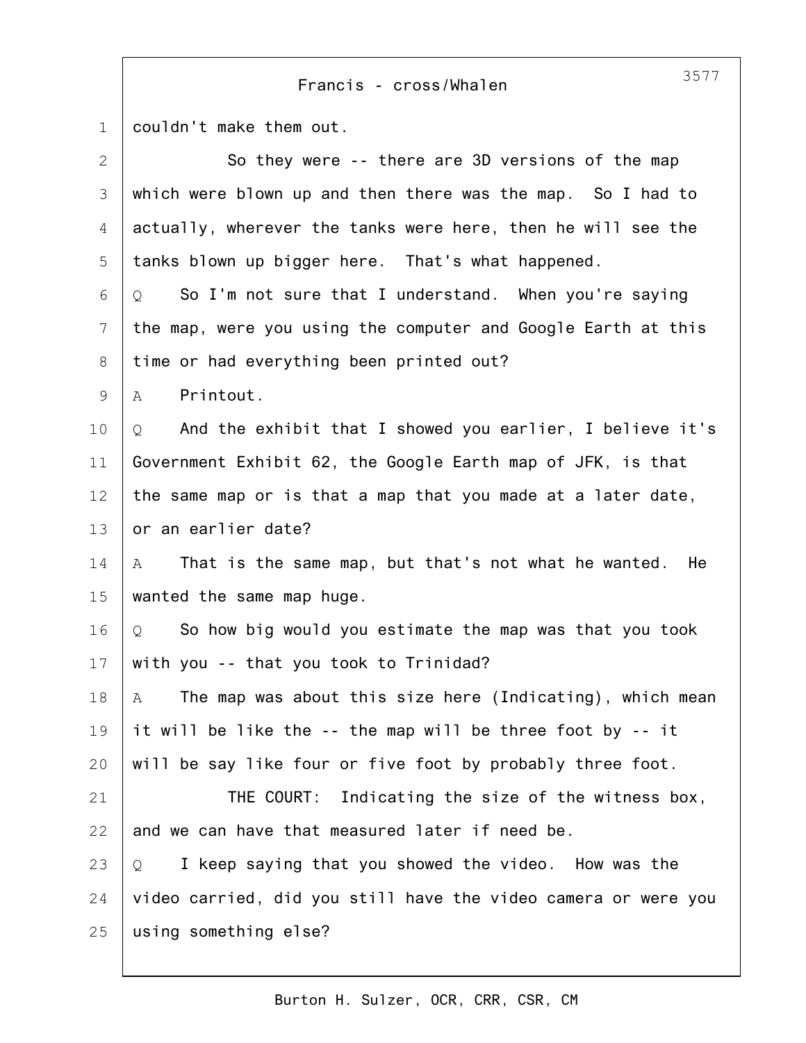couldn't make them out.

So they were -- there are 3D versions of the map which were blown up and then there was the map. So I had to actually, wherever the tanks were here, then he will see the tanks blown up bigger here. That's what happened.

Q So I'm not sure that I understand. When you're saying the map, were you using the computer and Google Earth at this time or had everything been printed out?

A Printout.

Q And the exhibit that I showed you earlier, I believe it's Government Exhibit 62, the Google Earth map of JFK, is that the same map or is that a map that you made at a later date, or an earlier date?

A That is the same map, but that's not what he wanted. He wanted the same map huge.

Q So how big would you estimate the map was that you took with you -- that you took to Trinidad?

A The map was about this size here (Indicating), which mean it will be like the -- the map will be three foot by -- it will be say like four or five foot by probably three foot.

THE COURT: Indicating the size of the witness box, and we can have that measured later if need be.

Q I keep saying that you showed the video. How was the video carried, did you still have the video camera or were you using something else?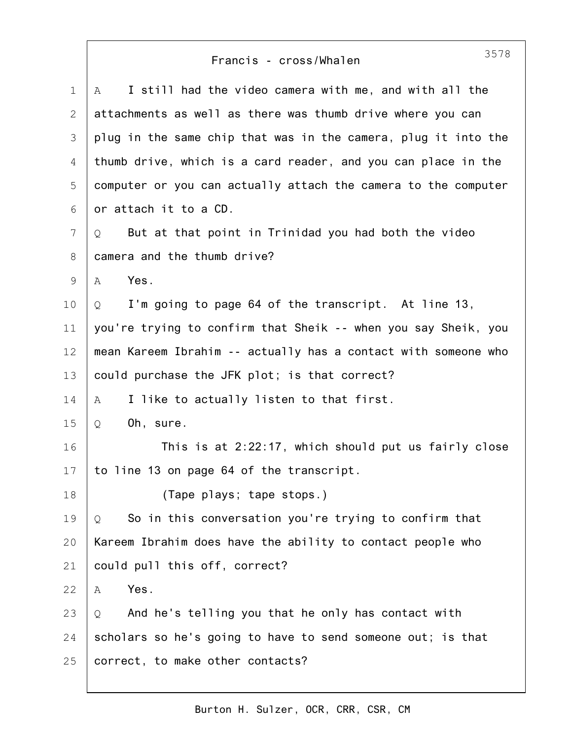Francis - cross/Whalen

A I still had the video camera with me, and with all the attachments as well as there was thumb drive where you can plug in the same chip that was in the camera, plug it into the thumb drive, which is a card reader, and you can place in the computer or you can actually attach the camera to the computer or attach it to a CD.

Q But at that point in Trinidad you had both the video camera and the thumb drive?

A Yes.

Q I'm going to page 64 of the transcript. At line 13, you're trying to confirm that Sheik -- when you say Sheik, you mean Kareem Ibrahim -- actually has a contact with someone who could purchase the JFK plot; is that correct?

A I like to actually listen to that first.

Q Oh, sure.

This is at 2:22:17, which should put us fairly close to line 13 on page 64 of the transcript.

(Tape plays; tape stops.)

Q So in this conversation you're trying to confirm that Kareem Ibrahim does have the ability to contact people who could pull this off, correct?

A Yes.

Q And he's telling you that he only has contact with scholars so he's going to have to send someone out; is that correct, to make other contacts?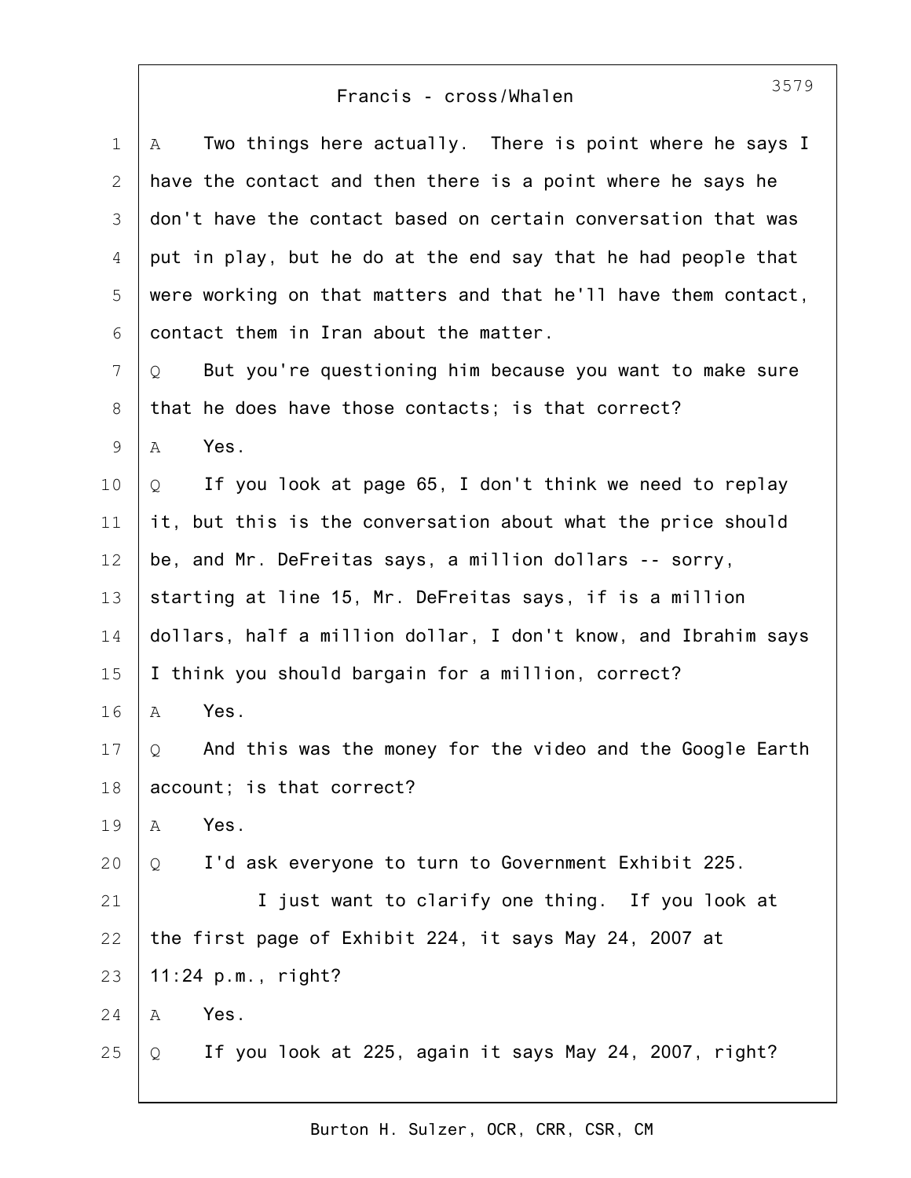A Two things here actually. There is point where he says I have the contact and then there is a point where he says he don't have the contact based on certain conversation that was put in play, but he do at the end say that he had people that were working on that matters and that he'll have them contact, contact them in Iran about the matter.

Q But you're questioning him because you want to make sure that he does have those contacts; is that correct?

A Yes.

Q If you look at page 65, I don't think we need to replay it, but this is the conversation about what the price should be, and Mr. DeFreitas says, a million dollars -- sorry, starting at line 15, Mr. DeFreitas says, if is a million dollars, half a million dollar, I don't know, and Ibrahim says I think you should bargain for a million, correct?

A Yes.

Q And this was the money for the video and the Google Earth account; is that correct?

A Yes.

Q I'd ask everyone to turn to Government Exhibit 225.

I just want to clarify one thing. If you look at the first page of Exhibit 224, it says May 24, 2007 at 11:24 p.m., right?

A Yes.

Q If you look at 225, again it says May 24, 2007, right?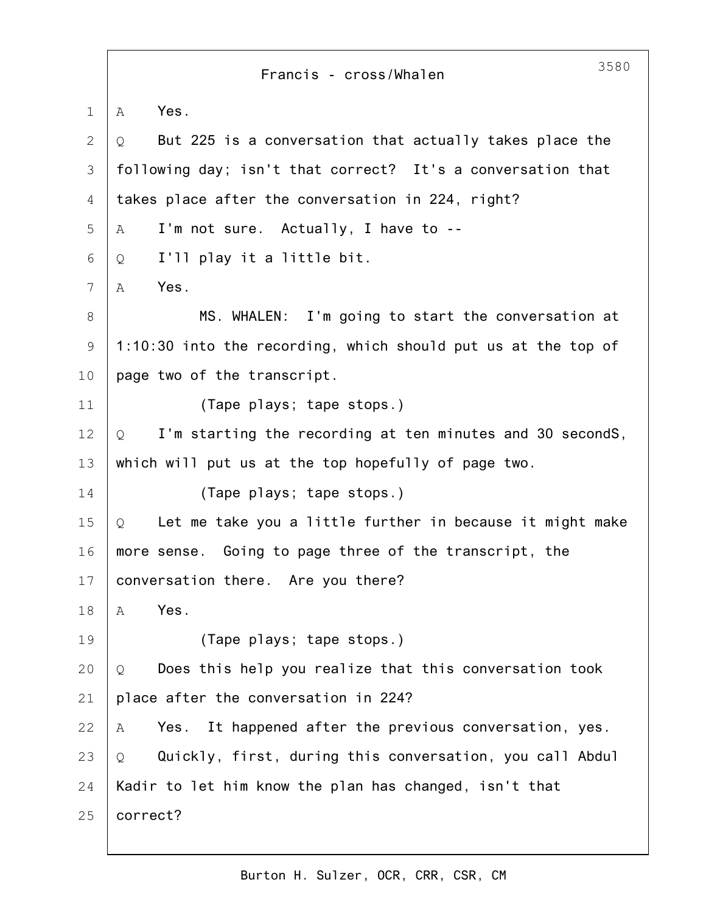Francis - cross/Whalen

A Yes.

Q But 225 is a conversation that actually takes place the following day; isn't that correct? It's a conversation that takes place after the conversation in 224, right?

A I'm not sure. Actually, I have to --

Q I'll play it a little bit.

A Yes.

MS. WHALEN: I'm going to start the conversation at 1:10:30 into the recording, which should put us at the top of page two of the transcript.

(Tape plays; tape stops.)

Q I'm starting the recording at ten minutes and 30 secondS, which will put us at the top hopefully of page two.

(Tape plays; tape stops.)

Q Let me take you a little further in because it might make more sense. Going to page three of the transcript, the conversation there. Are you there?

A Yes.

(Tape plays; tape stops.)

Q Does this help you realize that this conversation took place after the conversation in 224?

A Yes. It happened after the previous conversation, yes.

Q Quickly, first, during this conversation, you call Abdul Kadir to let him know the plan has changed, isn't that correct?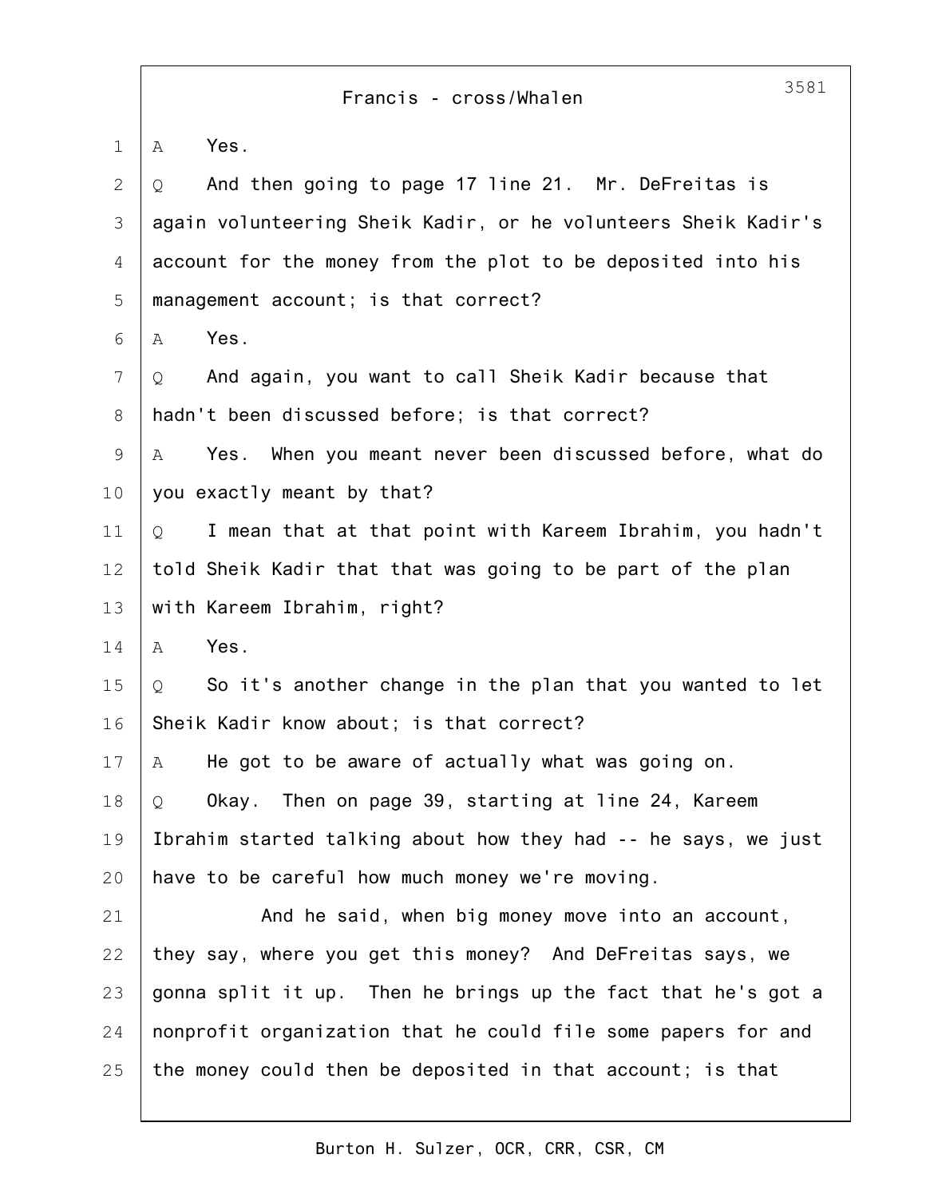A Yes.

Q And then going to page 17 line 21. Mr. DeFreitas is again volunteering Sheik Kadir, or he volunteers Sheik Kadir's account for the money from the plot to be deposited into his management account; is that correct?

A Yes.

Q And again, you want to call Sheik Kadir because that hadn't been discussed before; is that correct?

A Yes. When you meant never been discussed before, what do you exactly meant by that?

Q I mean that at that point with Kareem Ibrahim, you hadn't told Sheik Kadir that that was going to be part of the plan with Kareem Ibrahim, right?

A Yes.

Q So it's another change in the plan that you wanted to let Sheik Kadir know about; is that correct?

A He got to be aware of actually what was going on.

Q Okay. Then on page 39, starting at line 24, Kareem Ibrahim started talking about how they had -- he says, we just have to be careful how much money we're moving.

And he said, when big money move into an account, they say, where you get this money? And DeFreitas says, we gonna split it up. Then he brings up the fact that he's got a nonprofit organization that he could file some papers for and the money could then be deposited in that account; is that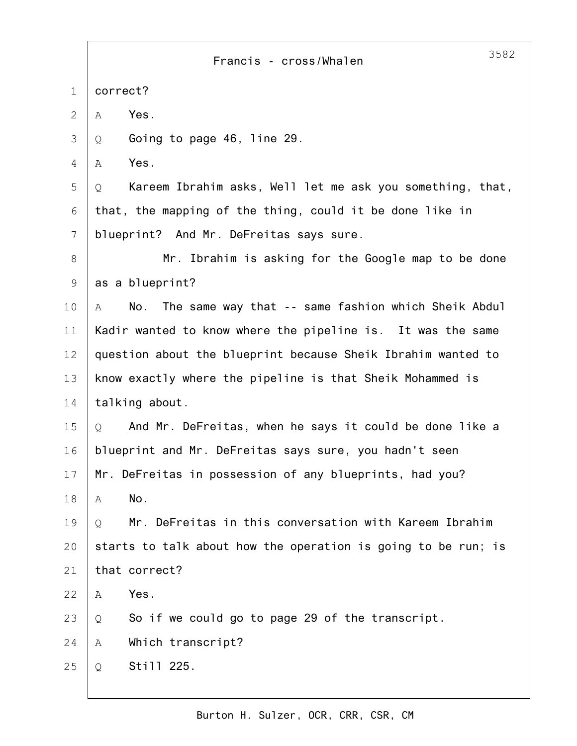correct?

A    Yes.

Q    Going to page 46, line 29.

A    Yes.

Q    Kareem Ibrahim asks, Well let me ask you something, that, that, the mapping of the thing, could it be done like in blueprint?  And Mr. DeFreitas says sure.

Mr. Ibrahim is asking for the Google map to be done as a blueprint?

A    No.  The same way that -- same fashion which Sheik Abdul Kadir wanted to know where the pipeline is.  It was the same question about the blueprint because Sheik Ibrahim wanted to know exactly where the pipeline is that Sheik Mohammed is talking about.

Q    And Mr. DeFreitas, when he says it could be done like a blueprint and Mr. DeFreitas says sure, you hadn't seen Mr. DeFreitas in possession of any blueprints, had you?

A    No.

Q    Mr. DeFreitas in this conversation with Kareem Ibrahim starts to talk about how the operation is going to be run; is that correct?

A    Yes.

Q    So if we could go to page 29 of the transcript.

A    Which transcript?

Q    Still 225.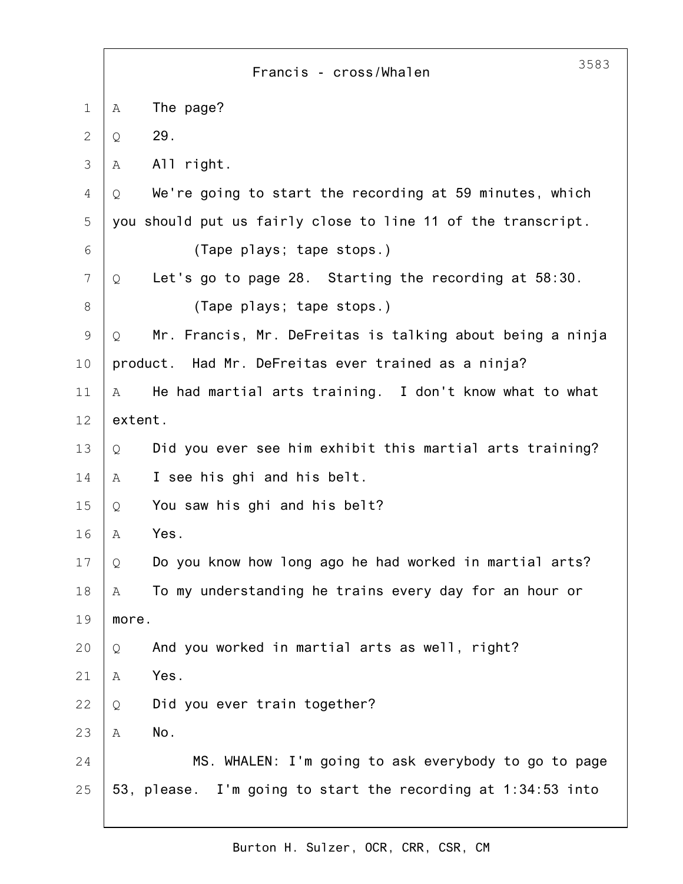A The page?

Q 29.

A All right.

Q We're going to start the recording at 59 minutes, which you should put us fairly close to line 11 of the transcript.

(Tape plays; tape stops.)

Q Let's go to page 28. Starting the recording at 58:30.

(Tape plays; tape stops.)

Q Mr. Francis, Mr. DeFreitas is talking about being a ninja product. Had Mr. DeFreitas ever trained as a ninja?

A He had martial arts training. I don't know what to what extent.

Q Did you ever see him exhibit this martial arts training?

A I see his ghi and his belt.

Q You saw his ghi and his belt?

A Yes.

Q Do you know how long ago he had worked in martial arts?

A To my understanding he trains every day for an hour or more.

Q And you worked in martial arts as well, right?

A Yes.

Q Did you ever train together?

A No.

MS. WHALEN: I'm going to ask everybody to go to page 53, please. I'm going to start the recording at 1:34:53 into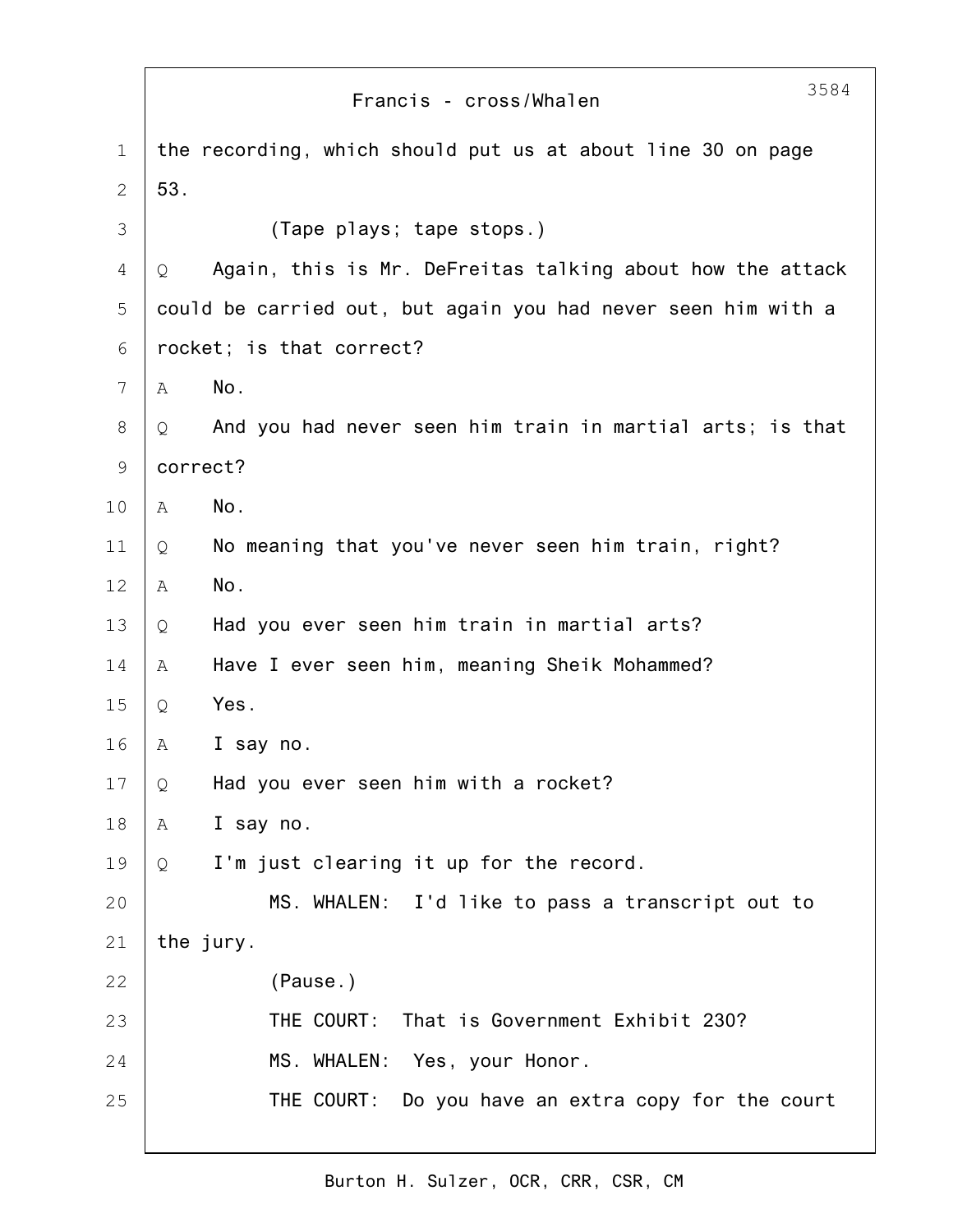Francis - cross/Whalen

the recording, which should put us at about line 30 on page 53.

(Tape plays; tape stops.)

Q Again, this is Mr. DeFreitas talking about how the attack could be carried out, but again you had never seen him with a rocket; is that correct?

A No.

Q And you had never seen him train in martial arts; is that correct?

A No.

Q No meaning that you've never seen him train, right?

A No.

Q Had you ever seen him train in martial arts?

A Have I ever seen him, meaning Sheik Mohammed?

Q Yes.

A I say no.

Q Had you ever seen him with a rocket?

A I say no.

Q I'm just clearing it up for the record.

MS. WHALEN: I'd like to pass a transcript out to the jury.

(Pause.)

THE COURT: That is Government Exhibit 230?

MS. WHALEN: Yes, your Honor.

THE COURT: Do you have an extra copy for the court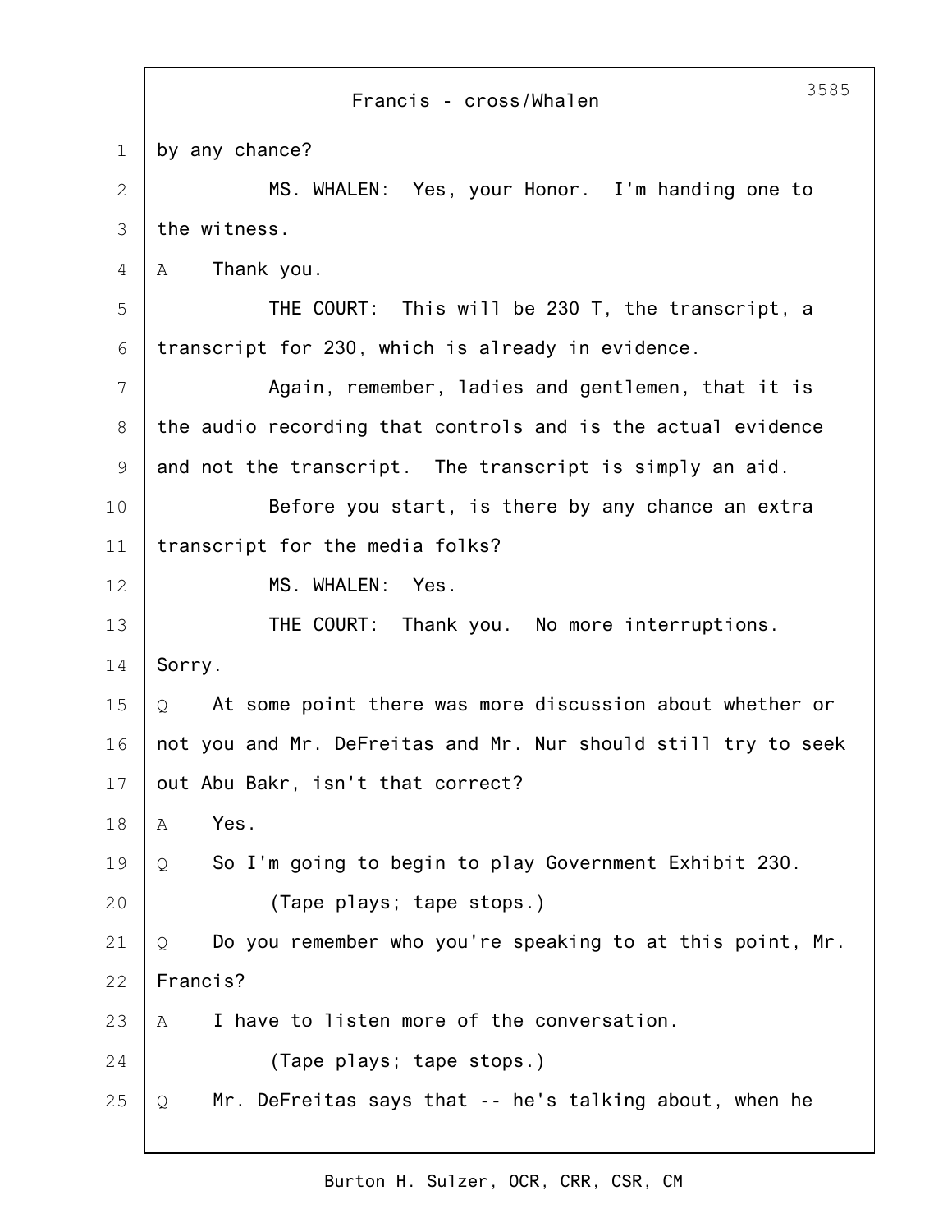by any chance?

MS. WHALEN: Yes, your Honor. I'm handing one to the witness.

A Thank you.

THE COURT: This will be 230 T, the transcript, a transcript for 230, which is already in evidence.

Again, remember, ladies and gentlemen, that it is the audio recording that controls and is the actual evidence and not the transcript. The transcript is simply an aid.

Before you start, is there by any chance an extra transcript for the media folks?

MS. WHALEN: Yes.

THE COURT: Thank you. No more interruptions. Sorry.

Q At some point there was more discussion about whether or not you and Mr. DeFreitas and Mr. Nur should still try to seek out Abu Bakr, isn't that correct?

A Yes.

Q So I'm going to begin to play Government Exhibit 230.

(Tape plays; tape stops.)

Q Do you remember who you're speaking to at this point, Mr. Francis?

A I have to listen more of the conversation.

(Tape plays; tape stops.)

Q Mr. DeFreitas says that -- he's talking about, when he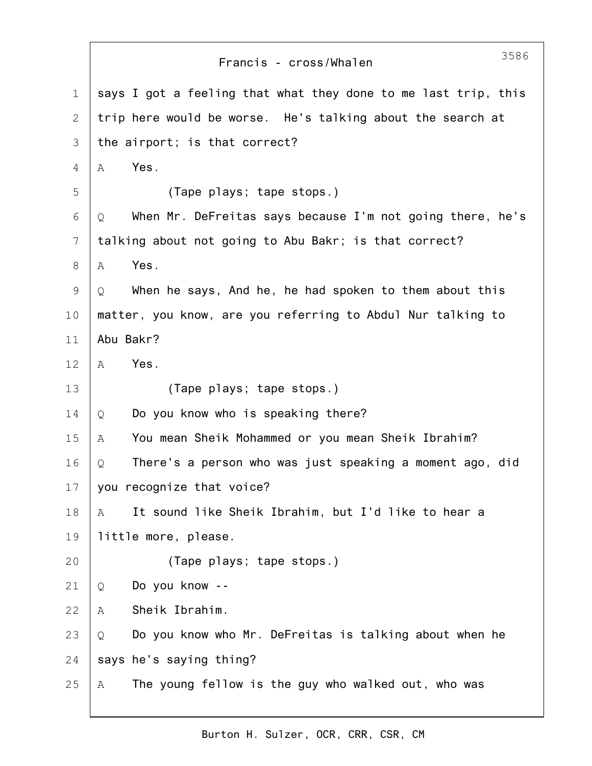says I got a feeling that what they done to me last trip, this trip here would be worse. He's talking about the search at the airport; is that correct?

A Yes.

(Tape plays; tape stops.)

Q When Mr. DeFreitas says because I'm not going there, he's talking about not going to Abu Bakr; is that correct?

A Yes.

Q When he says, And he, he had spoken to them about this matter, you know, are you referring to Abdul Nur talking to Abu Bakr?

A Yes.

(Tape plays; tape stops.)

Q Do you know who is speaking there?

A You mean Sheik Mohammed or you mean Sheik Ibrahim?

Q There's a person who was just speaking a moment ago, did you recognize that voice?

A It sound like Sheik Ibrahim, but I'd like to hear a little more, please.

(Tape plays; tape stops.)

Q Do you know --

A Sheik Ibrahim.

Q Do you know who Mr. DeFreitas is talking about when he says he's saying thing?

A The young fellow is the guy who walked out, who was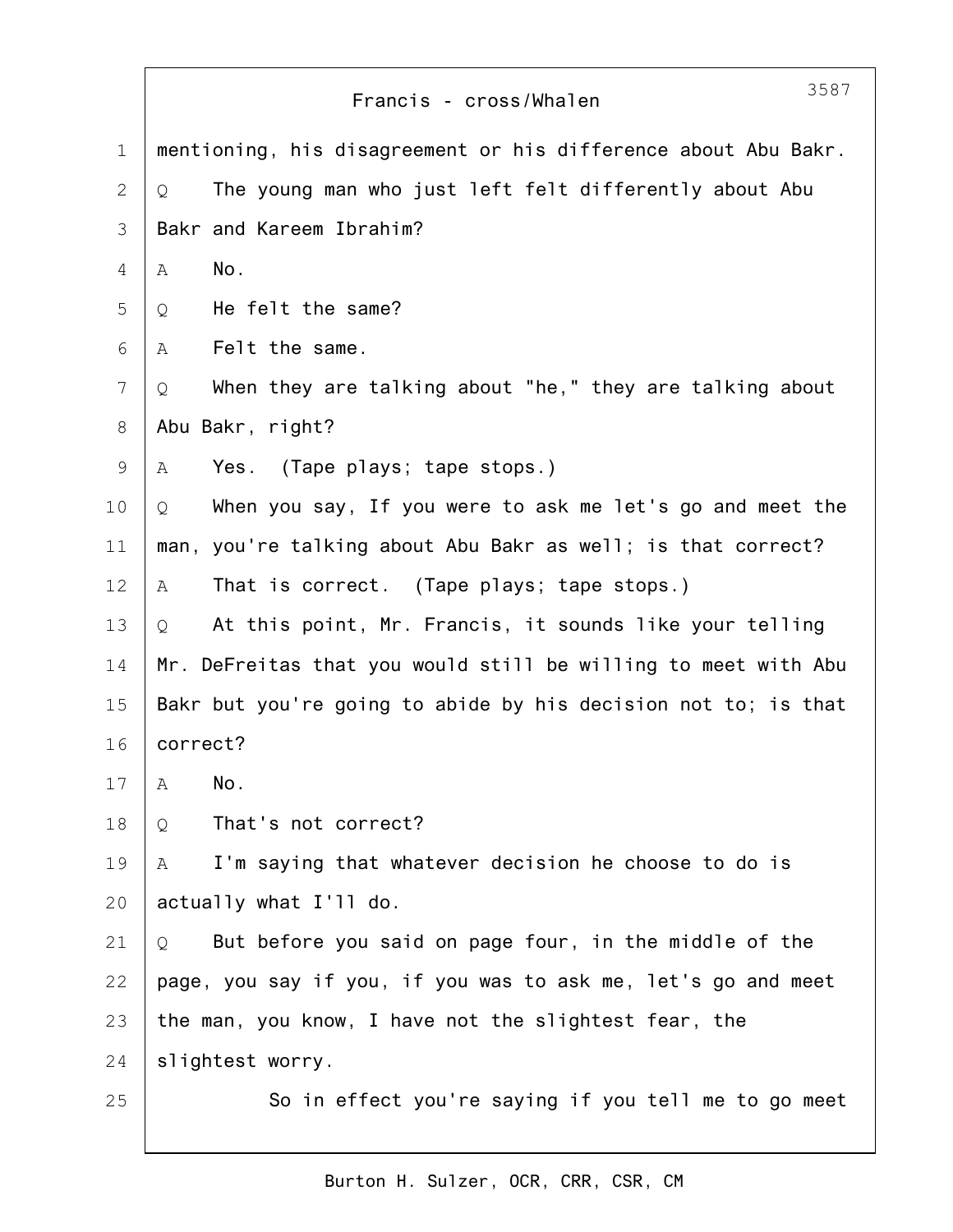mentioning, his disagreement or his difference about Abu Bakr.

Q The young man who just left felt differently about Abu Bakr and Kareem Ibrahim?

A No.

Q He felt the same?

A Felt the same.

Q When they are talking about "he," they are talking about Abu Bakr, right?

A Yes. (Tape plays; tape stops.)

Q When you say, If you were to ask me let's go and meet the man, you're talking about Abu Bakr as well; is that correct?

A That is correct. (Tape plays; tape stops.)

Q At this point, Mr. Francis, it sounds like your telling Mr. DeFreitas that you would still be willing to meet with Abu Bakr but you're going to abide by his decision not to; is that correct?

A No.

Q That's not correct?

A I'm saying that whatever decision he choose to do is actually what I'll do.

Q But before you said on page four, in the middle of the page, you say if you, if you was to ask me, let's go and meet the man, you know, I have not the slightest fear, the slightest worry.

So in effect you're saying if you tell me to go meet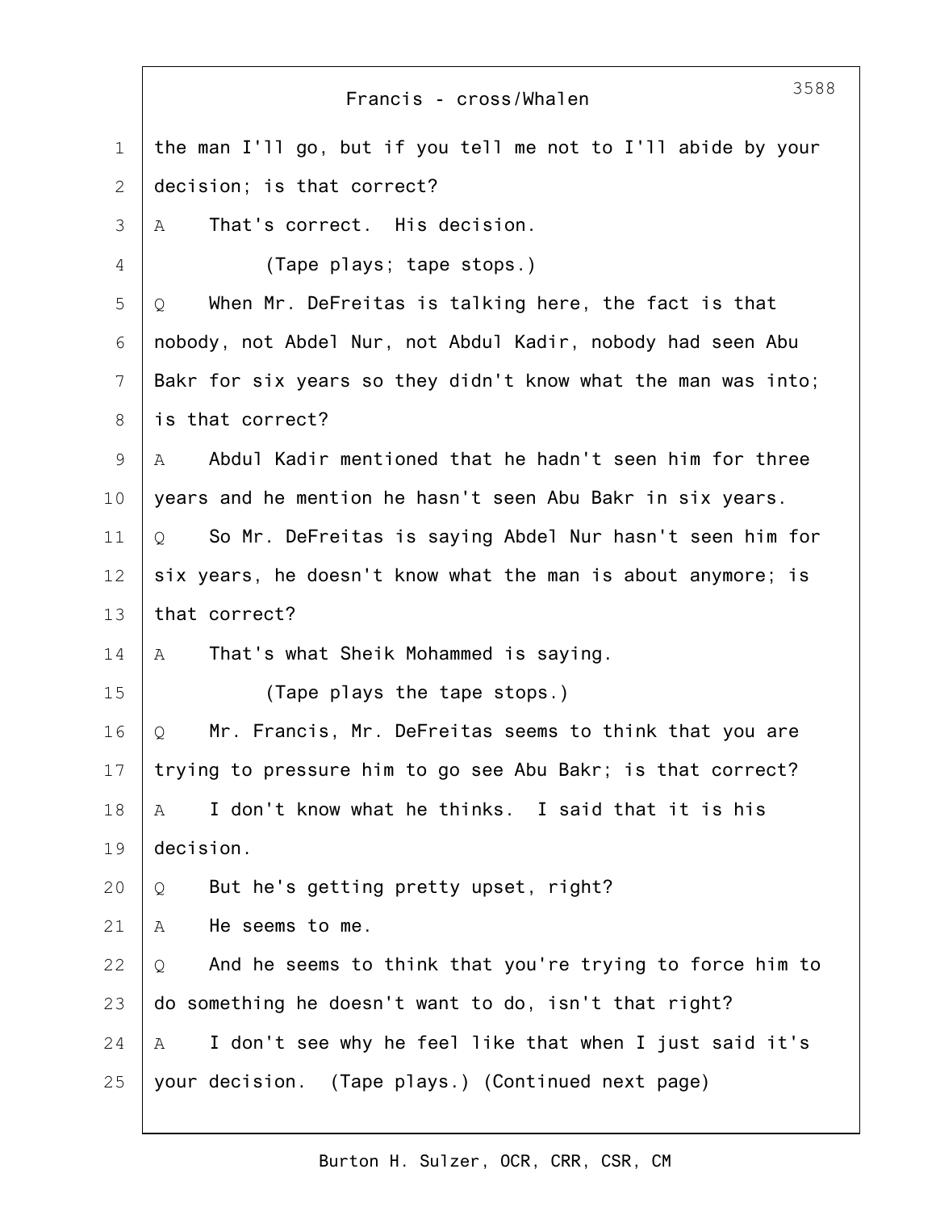the man I'll go, but if you tell me not to I'll abide by your decision; is that correct?

A That's correct. His decision.

(Tape plays; tape stops.)

Q When Mr. DeFreitas is talking here, the fact is that nobody, not Abdel Nur, not Abdul Kadir, nobody had seen Abu Bakr for six years so they didn't know what the man was into; is that correct?

A Abdul Kadir mentioned that he hadn't seen him for three years and he mention he hasn't seen Abu Bakr in six years.

Q So Mr. DeFreitas is saying Abdel Nur hasn't seen him for six years, he doesn't know what the man is about anymore; is that correct?

A That's what Sheik Mohammed is saying.

(Tape plays the tape stops.)

Q Mr. Francis, Mr. DeFreitas seems to think that you are trying to pressure him to go see Abu Bakr; is that correct?

A I don't know what he thinks. I said that it is his decision.

Q But he's getting pretty upset, right?

A He seems to me.

Q And he seems to think that you're trying to force him to do something he doesn't want to do, isn't that right?

A I don't see why he feel like that when I just said it's your decision. (Tape plays.) (Continued next page)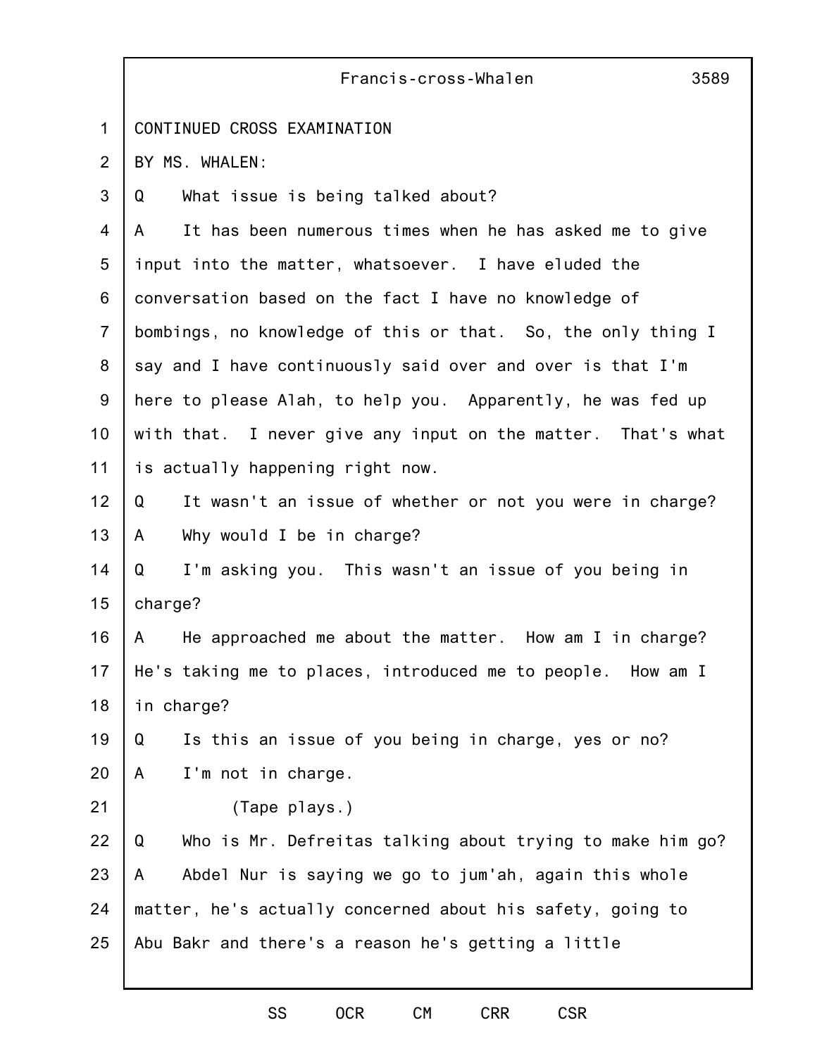CONTINUED CROSS EXAMINATION

BY MS. WHALEN:

Q What issue is being talked about?

A It has been numerous times when he has asked me to give input into the matter, whatsoever. I have eluded the conversation based on the fact I have no knowledge of bombings, no knowledge of this or that. So, the only thing I say and I have continuously said over and over is that I'm here to please Alah, to help you. Apparently, he was fed up with that. I never give any input on the matter. That's what is actually happening right now.

Q It wasn't an issue of whether or not you were in charge?

A Why would I be in charge?

Q I'm asking you. This wasn't an issue of you being in charge?

A He approached me about the matter. How am I in charge? He's taking me to places, introduced me to people. How am I in charge?

Q Is this an issue of you being in charge, yes or no?

A I'm not in charge.

(Tape plays.)

Q Who is Mr. Defreitas talking about trying to make him go?

A Abdel Nur is saying we go to jum'ah, again this whole matter, he's actually concerned about his safety, going to Abu Bakr and there's a reason he's getting a little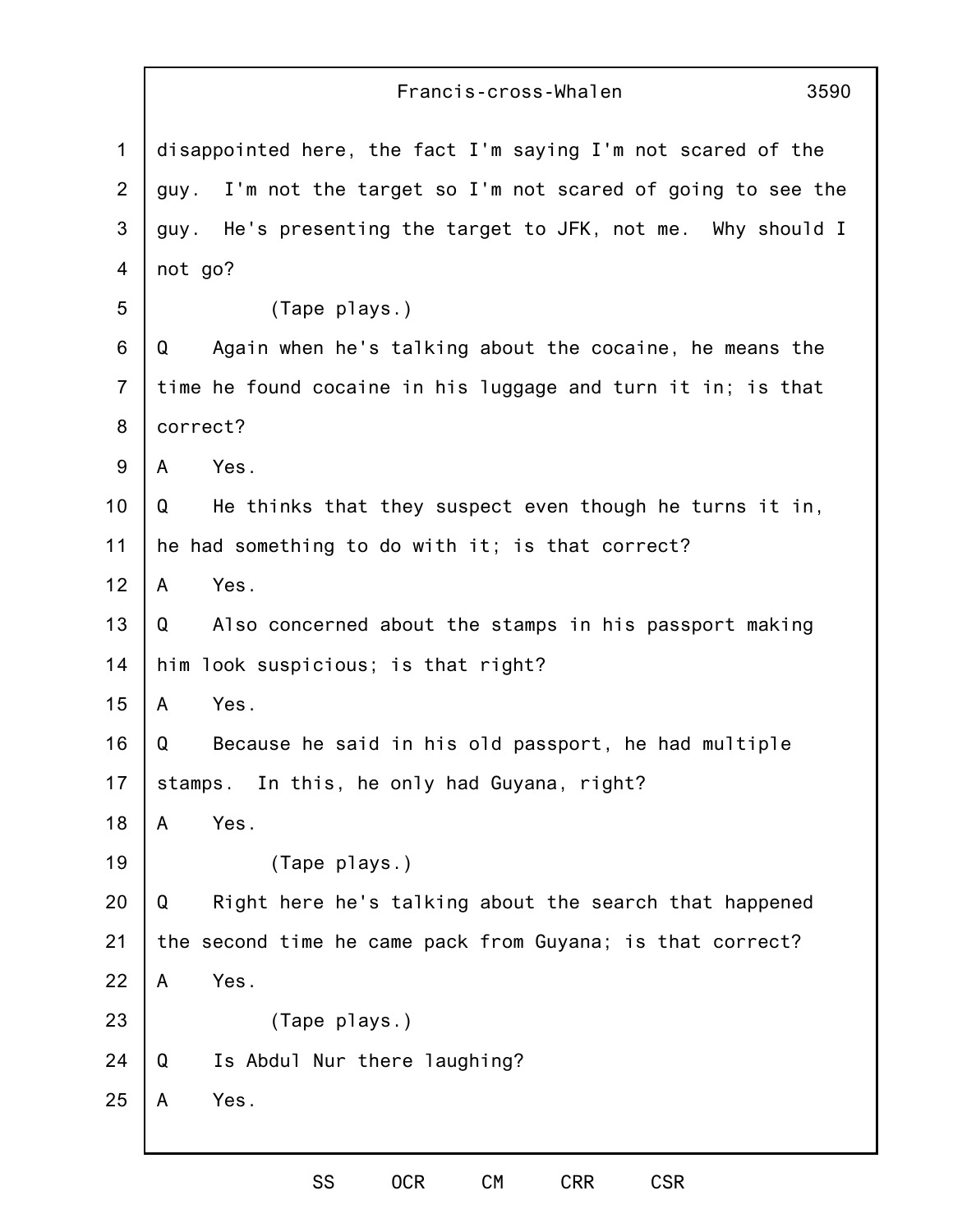disappointed here, the fact I'm saying I'm not scared of the guy. I'm not the target so I'm not scared of going to see the guy. He's presenting the target to JFK, not me. Why should I not go?

(Tape plays.)

Q Again when he's talking about the cocaine, he means the time he found cocaine in his luggage and turn it in; is that correct?

A Yes.

Q He thinks that they suspect even though he turns it in, he had something to do with it; is that correct?

A Yes.

Q Also concerned about the stamps in his passport making him look suspicious; is that right?

A Yes.

Q Because he said in his old passport, he had multiple stamps. In this, he only had Guyana, right?

A Yes.

(Tape plays.)

Q Right here he's talking about the search that happened the second time he came pack from Guyana; is that correct?

A Yes.

(Tape plays.)

Q Is Abdul Nur there laughing?

A Yes.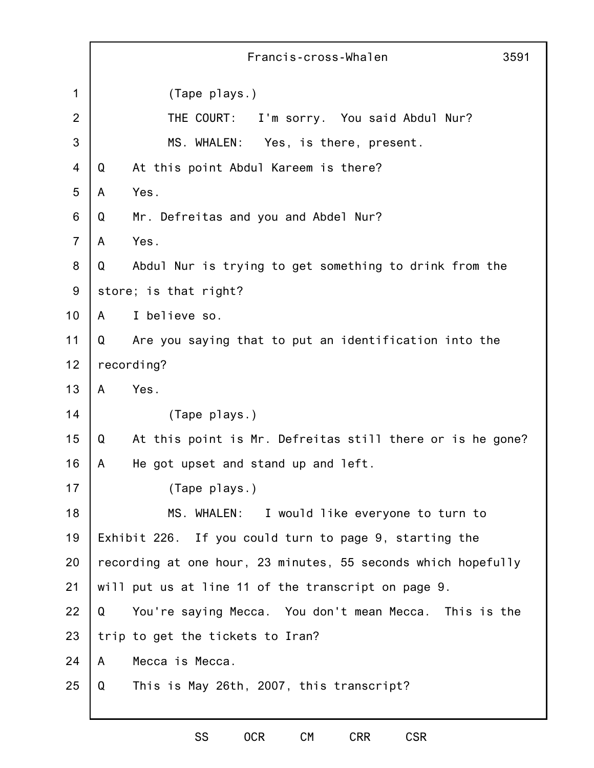(Tape plays.)

THE COURT: I'm sorry. You said Abdul Nur?

MS. WHALEN: Yes, is there, present.

Q At this point Abdul Kareem is there?

A Yes.

Q Mr. Defreitas and you and Abdel Nur?

A Yes.

Q Abdul Nur is trying to get something to drink from the store; is that right?

A I believe so.

Q Are you saying that to put an identification into the recording?

A Yes.

(Tape plays.)

Q At this point is Mr. Defreitas still there or is he gone?

A He got upset and stand up and left.

(Tape plays.)

MS. WHALEN: I would like everyone to turn to Exhibit 226. If you could turn to page 9, starting the recording at one hour, 23 minutes, 55 seconds which hopefully will put us at line 11 of the transcript on page 9.

Q You're saying Mecca. You don't mean Mecca. This is the trip to get the tickets to Iran?

A Mecca is Mecca.

Q This is May 26th, 2007, this transcript?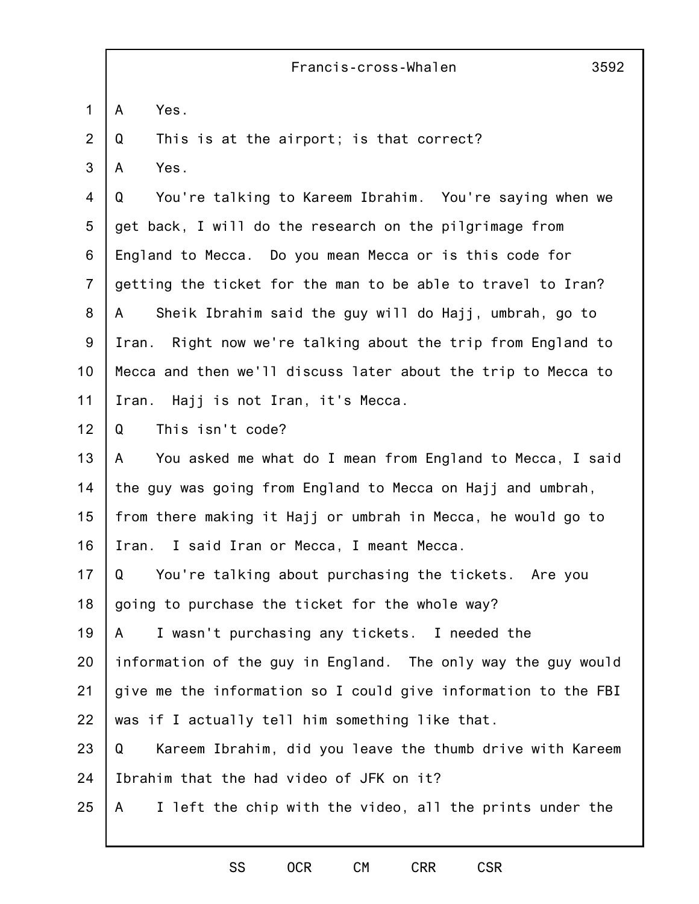A Yes.

Q This is at the airport; is that correct?

A Yes.

Q You're talking to Kareem Ibrahim. You're saying when we get back, I will do the research on the pilgrimage from England to Mecca. Do you mean Mecca or is this code for getting the ticket for the man to be able to travel to Iran?

A Sheik Ibrahim said the guy will do Hajj, umbrah, go to Iran. Right now we're talking about the trip from England to Mecca and then we'll discuss later about the trip to Mecca to Iran. Hajj is not Iran, it's Mecca.

Q This isn't code?

A You asked me what do I mean from England to Mecca, I said the guy was going from England to Mecca on Hajj and umbrah, from there making it Hajj or umbrah in Mecca, he would go to Iran. I said Iran or Mecca, I meant Mecca.

Q You're talking about purchasing the tickets. Are you going to purchase the ticket for the whole way?

A I wasn't purchasing any tickets. I needed the information of the guy in England. The only way the guy would give me the information so I could give information to the FBI was if I actually tell him something like that.

Q Kareem Ibrahim, did you leave the thumb drive with Kareem Ibrahim that the had video of JFK on it?

A I left the chip with the video, all the prints under the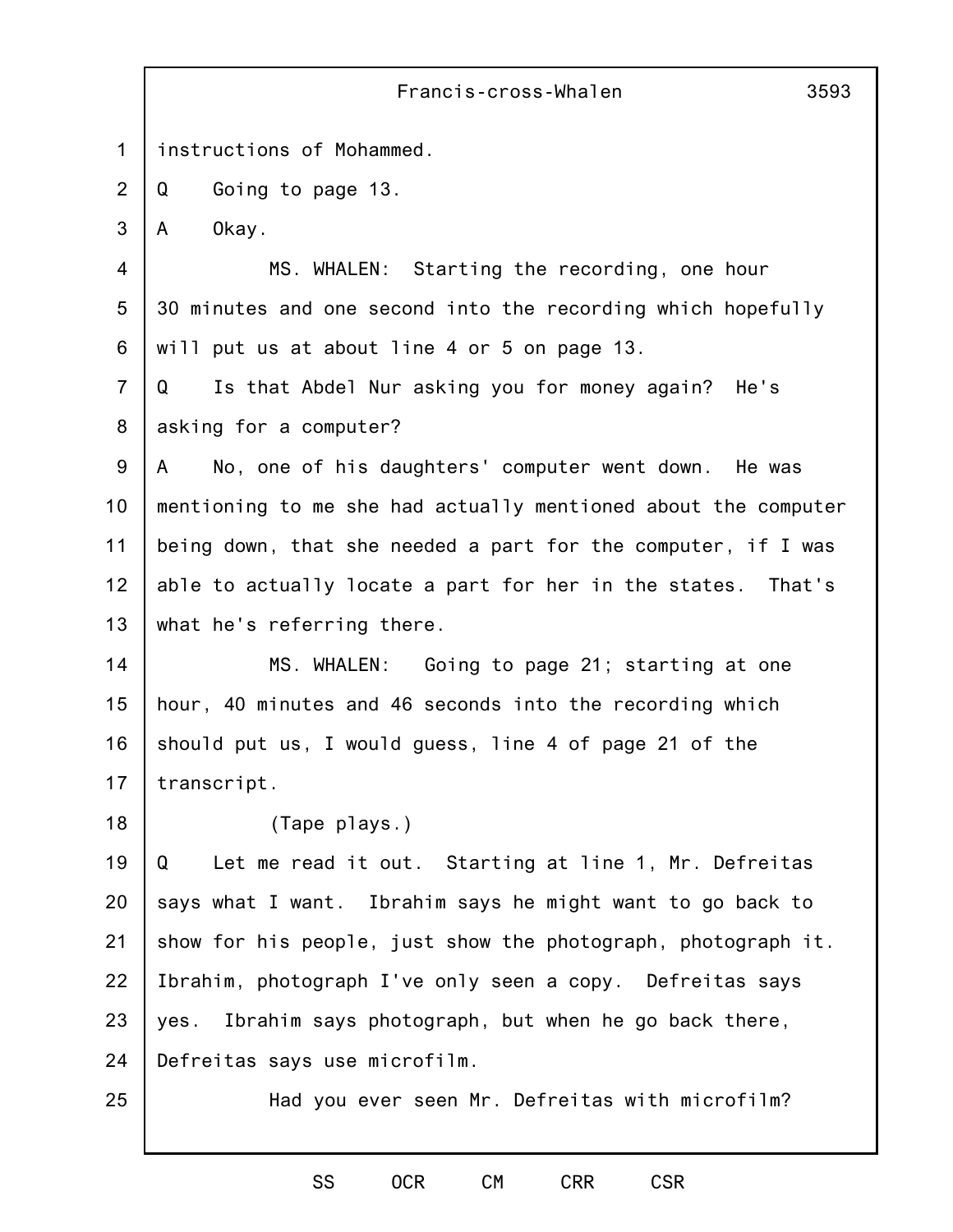instructions of Mohammed.

Q Going to page 13.

A Okay.

MS. WHALEN: Starting the recording, one hour 30 minutes and one second into the recording which hopefully will put us at about line 4 or 5 on page 13.

Q Is that Abdel Nur asking you for money again? He's asking for a computer?

A No, one of his daughters' computer went down. He was mentioning to me she had actually mentioned about the computer being down, that she needed a part for the computer, if I was able to actually locate a part for her in the states. That's what he's referring there.

MS. WHALEN: Going to page 21; starting at one hour, 40 minutes and 46 seconds into the recording which should put us, I would guess, line 4 of page 21 of the transcript.

(Tape plays.)

Q Let me read it out. Starting at line 1, Mr. Defreitas says what I want. Ibrahim says he might want to go back to show for his people, just show the photograph, photograph it. Ibrahim, photograph I've only seen a copy. Defreitas says yes. Ibrahim says photograph, but when he go back there, Defreitas says use microfilm.

Had you ever seen Mr. Defreitas with microfilm?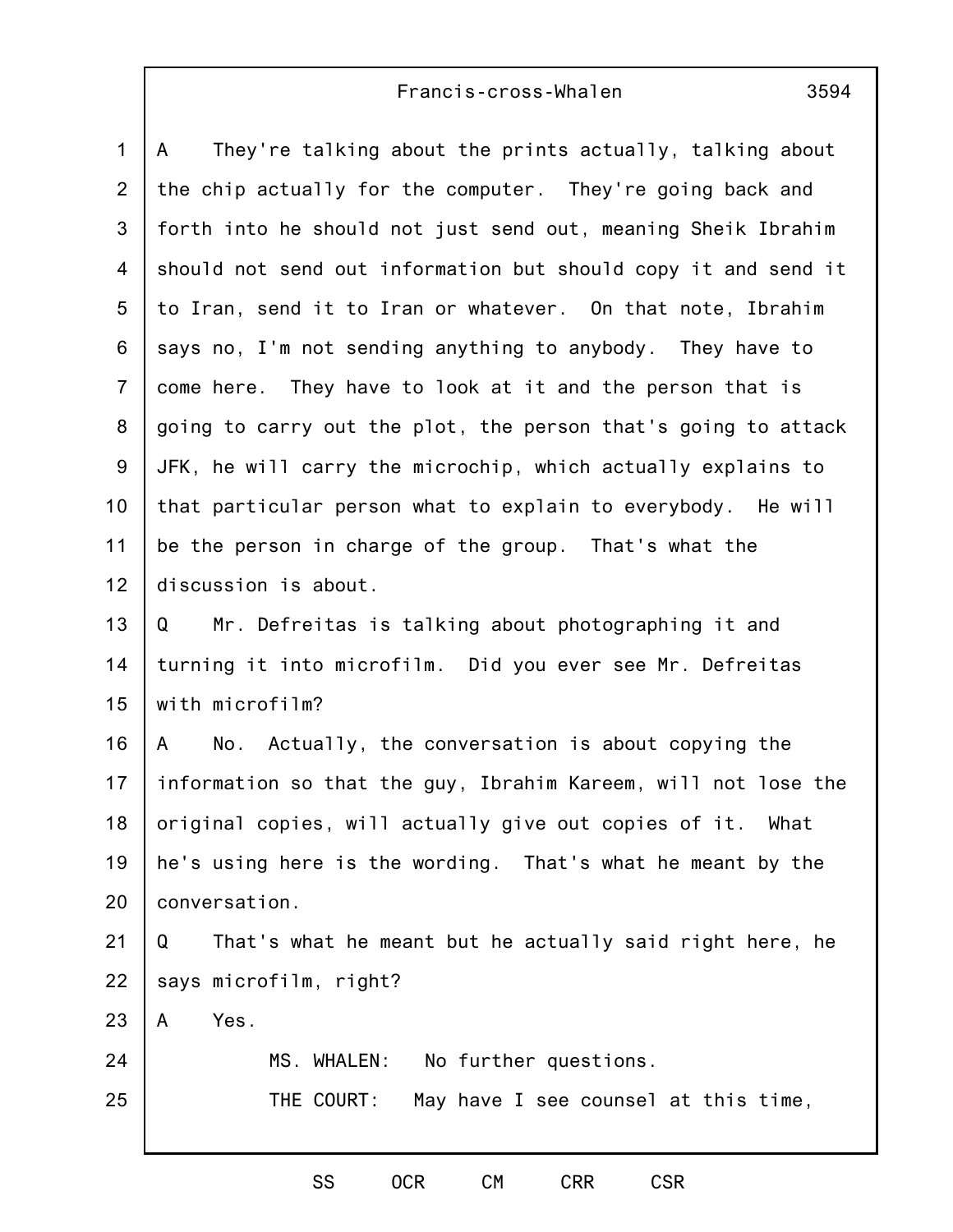A They're talking about the prints actually, talking about the chip actually for the computer. They're going back and forth into he should not just send out, meaning Sheik Ibrahim should not send out information but should copy it and send it to Iran, send it to Iran or whatever. On that note, Ibrahim says no, I'm not sending anything to anybody. They have to come here. They have to look at it and the person that is going to carry out the plot, the person that's going to attack JFK, he will carry the microchip, which actually explains to that particular person what to explain to everybody. He will be the person in charge of the group. That's what the discussion is about.

Q Mr. Defreitas is talking about photographing it and turning it into microfilm. Did you ever see Mr. Defreitas with microfilm?

A No. Actually, the conversation is about copying the information so that the guy, Ibrahim Kareem, will not lose the original copies, will actually give out copies of it. What he's using here is the wording. That's what he meant by the conversation.

Q That's what he meant but he actually said right here, he says microfilm, right?

A Yes.

MS. WHALEN: No further questions.

THE COURT: May have I see counsel at this time,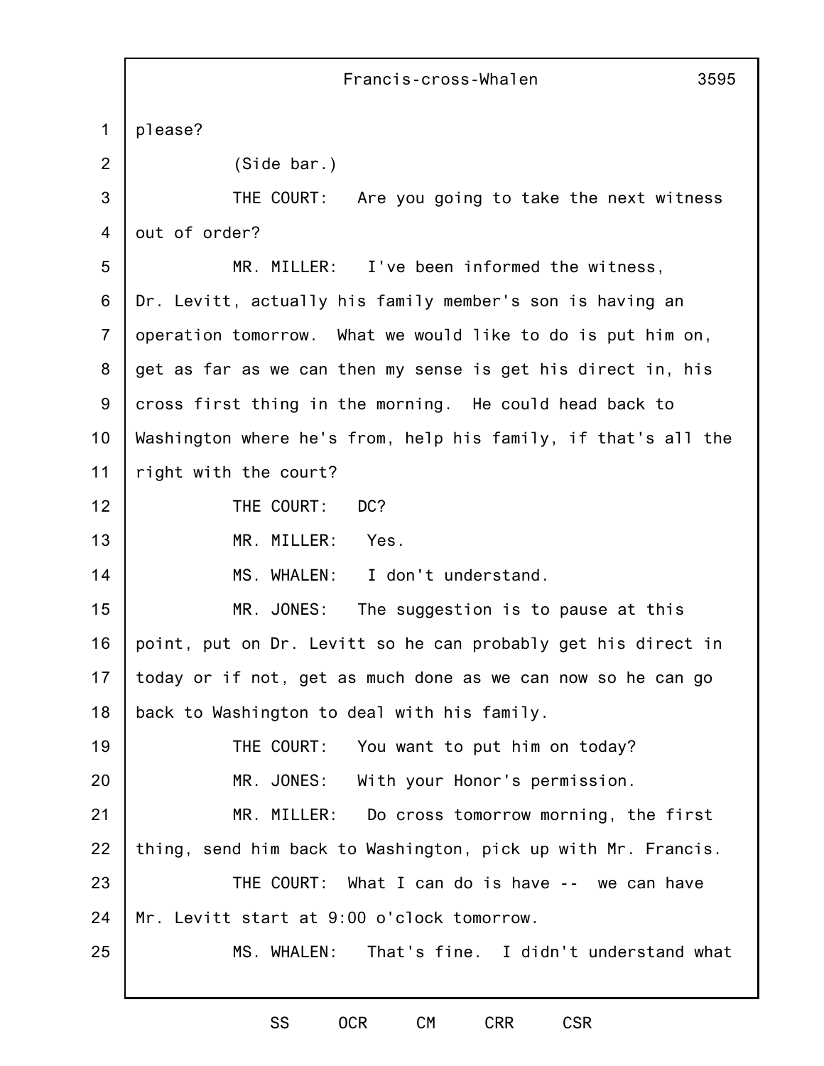please?

(Side bar.)

THE COURT: Are you going to take the next witness out of order?

MR. MILLER: I've been informed the witness, Dr. Levitt, actually his family member's son is having an operation tomorrow. What we would like to do is put him on, get as far as we can then my sense is get his direct in, his cross first thing in the morning. He could head back to Washington where he's from, help his family, if that's all the right with the court?

THE COURT: DC?

MR. MILLER: Yes.

MS. WHALEN: I don't understand.

MR. JONES: The suggestion is to pause at this point, put on Dr. Levitt so he can probably get his direct in today or if not, get as much done as we can now so he can go back to Washington to deal with his family.

THE COURT: You want to put him on today?

MR. JONES: With your Honor's permission.

MR. MILLER: Do cross tomorrow morning, the first thing, send him back to Washington, pick up with Mr. Francis.

THE COURT: What I can do is have -- we can have Mr. Levitt start at 9:00 o'clock tomorrow.

MS. WHALEN: That's fine. I didn't understand what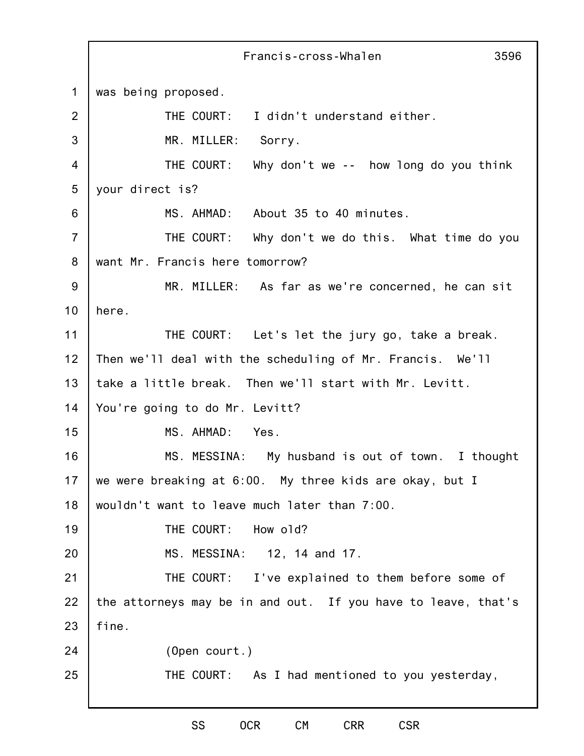was being proposed.

THE COURT: I didn't understand either.

MR. MILLER: Sorry.

THE COURT: Why don't we -- how long do you think your direct is?

MS. AHMAD: About 35 to 40 minutes.

THE COURT: Why don't we do this. What time do you want Mr. Francis here tomorrow?

MR. MILLER: As far as we're concerned, he can sit here.

THE COURT: Let's let the jury go, take a break. Then we'll deal with the scheduling of Mr. Francis. We'll take a little break. Then we'll start with Mr. Levitt. You're going to do Mr. Levitt?

MS. AHMAD: Yes.

MS. MESSINA: My husband is out of town. I thought we were breaking at 6:00. My three kids are okay, but I wouldn't want to leave much later than 7:00.

THE COURT: How old?

MS. MESSINA: 12, 14 and 17.

THE COURT: I've explained to them before some of the attorneys may be in and out. If you have to leave, that's fine.

(Open court.)

THE COURT: As I had mentioned to you yesterday,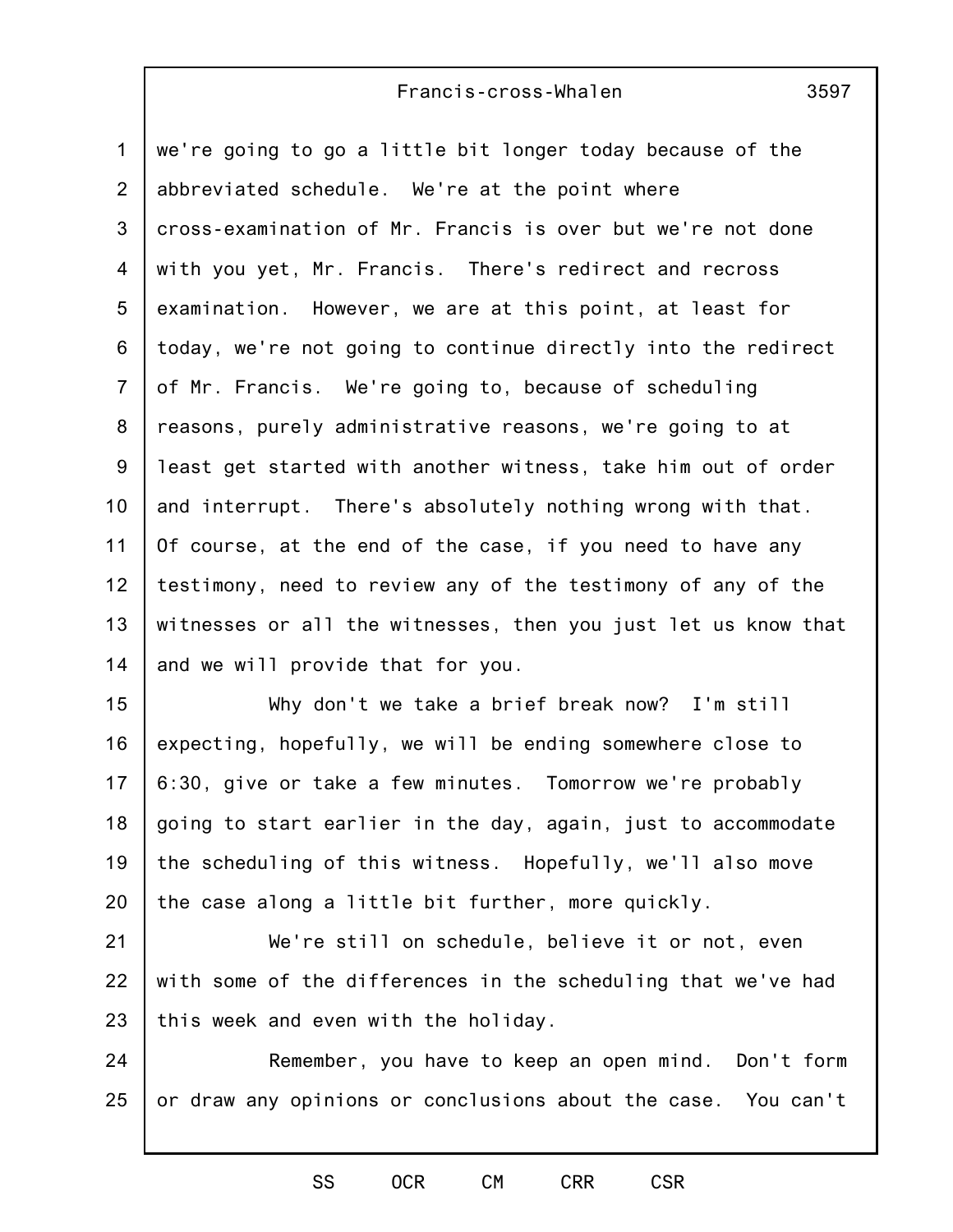we're going to go a little bit longer today because of the abbreviated schedule. We're at the point where cross-examination of Mr. Francis is over but we're not done with you yet, Mr. Francis. There's redirect and recross examination. However, we are at this point, at least for today, we're not going to continue directly into the redirect of Mr. Francis. We're going to, because of scheduling reasons, purely administrative reasons, we're going to at least get started with another witness, take him out of order and interrupt. There's absolutely nothing wrong with that. Of course, at the end of the case, if you need to have any testimony, need to review any of the testimony of any of the witnesses or all the witnesses, then you just let us know that and we will provide that for you.

Why don't we take a brief break now? I'm still expecting, hopefully, we will be ending somewhere close to 6:30, give or take a few minutes. Tomorrow we're probably going to start earlier in the day, again, just to accommodate the scheduling of this witness. Hopefully, we'll also move the case along a little bit further, more quickly.

We're still on schedule, believe it or not, even with some of the differences in the scheduling that we've had this week and even with the holiday.

Remember, you have to keep an open mind. Don't form or draw any opinions or conclusions about the case. You can't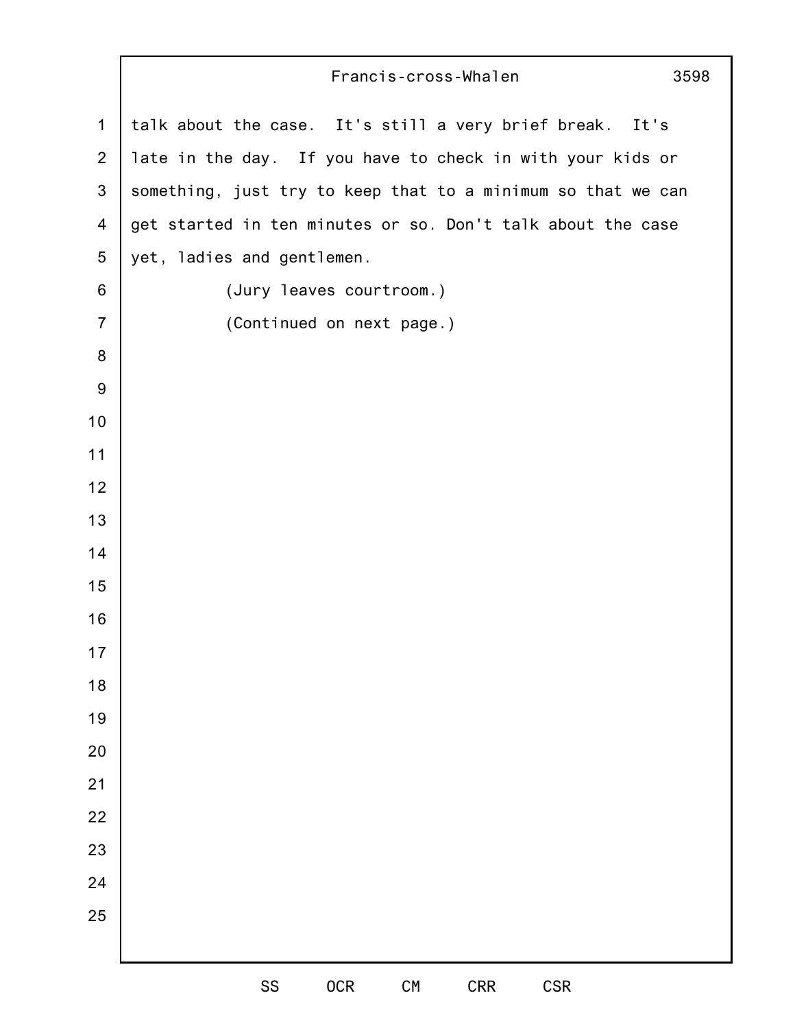talk about the case. It's still a very brief break. It's late in the day. If you have to check in with your kids or something, just try to keep that to a minimum so that we can get started in ten minutes or so. Don't talk about the case yet, ladies and gentlemen.

(Jury leaves courtroom.)

(Continued on next page.)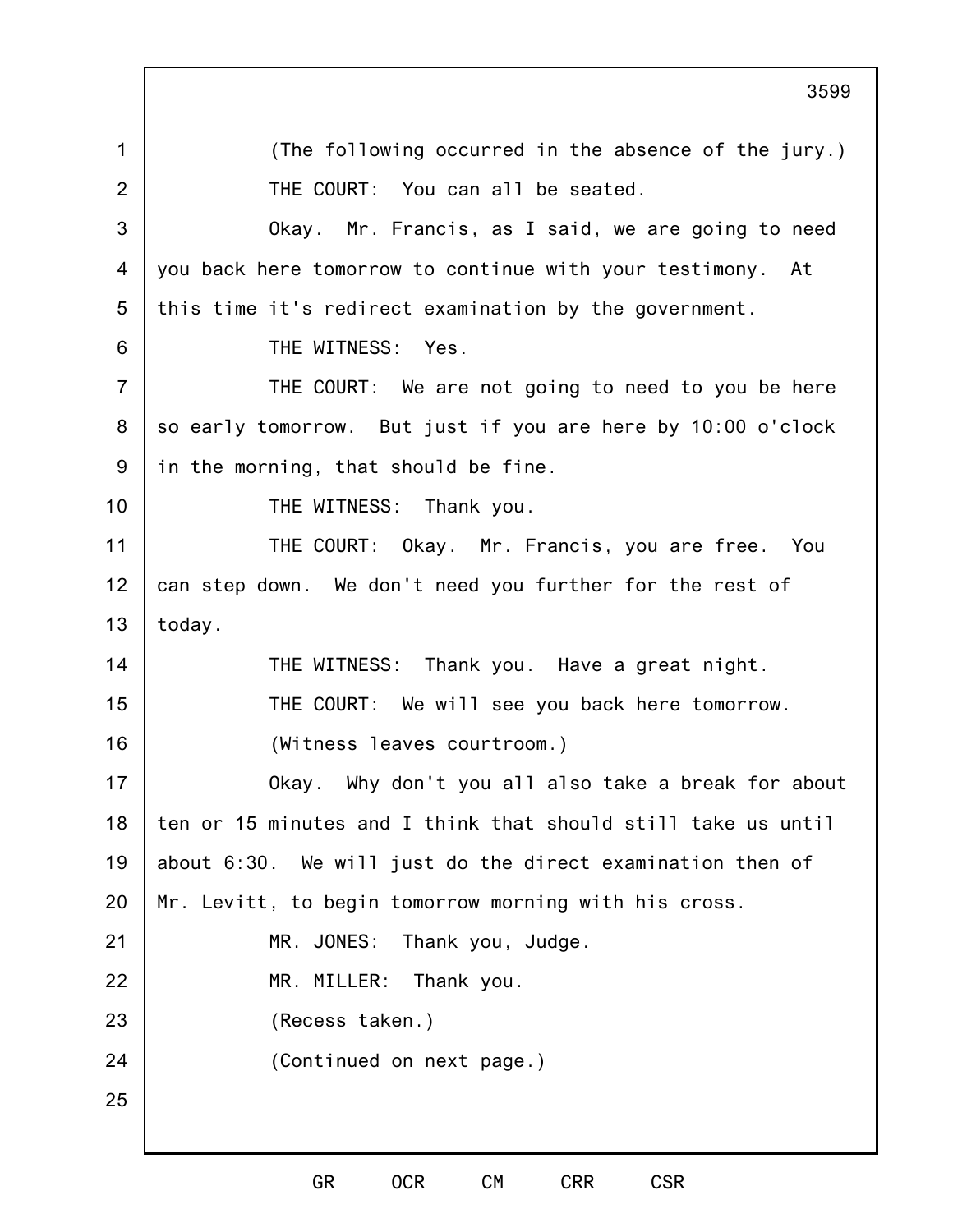(The following occurred in the absence of the jury.)

THE COURT: You can all be seated.

Okay. Mr. Francis, as I said, we are going to need you back here tomorrow to continue with your testimony. At this time it's redirect examination by the government.

THE WITNESS: Yes.

THE COURT: We are not going to need to you be here so early tomorrow. But just if you are here by 10:00 o'clock in the morning, that should be fine.

THE WITNESS: Thank you.

THE COURT: Okay. Mr. Francis, you are free. You can step down. We don't need you further for the rest of today.

THE WITNESS: Thank you. Have a great night.

THE COURT: We will see you back here tomorrow.

(Witness leaves courtroom.)

Okay. Why don't you all also take a break for about ten or 15 minutes and I think that should still take us until about 6:30. We will just do the direct examination then of Mr. Levitt, to begin tomorrow morning with his cross.

MR. JONES: Thank you, Judge.

MR. MILLER: Thank you.

(Recess taken.)

(Continued on next page.)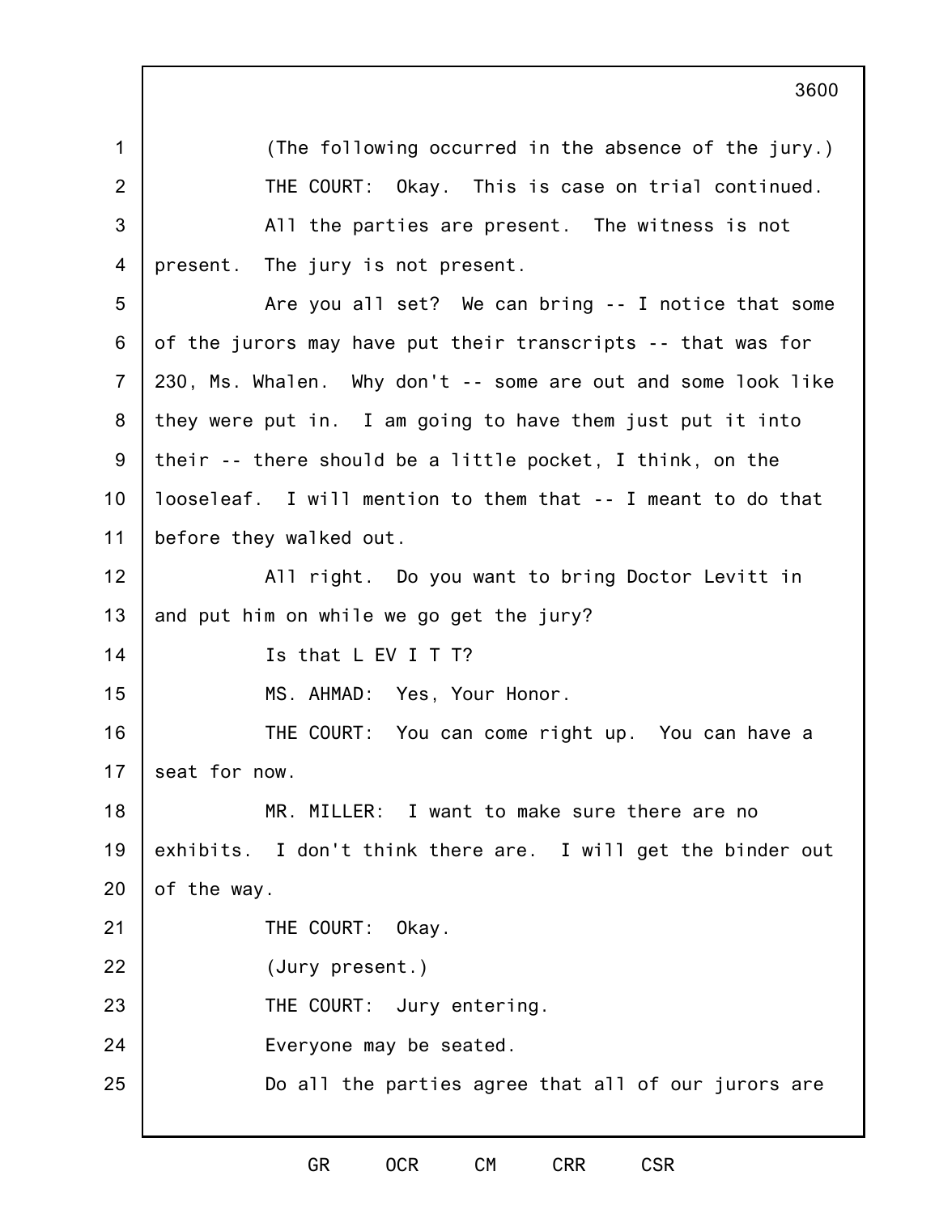(The following occurred in the absence of the jury.)

THE COURT: Okay. This is case on trial continued.

All the parties are present. The witness is not present. The jury is not present.

Are you all set? We can bring -- I notice that some of the jurors may have put their transcripts -- that was for 230, Ms. Whalen. Why don't -- some are out and some look like they were put in. I am going to have them just put it into their -- there should be a little pocket, I think, on the looseleaf. I will mention to them that -- I meant to do that before they walked out.

All right. Do you want to bring Doctor Levitt in and put him on while we go get the jury?

Is that L EV I T T?

MS. AHMAD: Yes, Your Honor.

THE COURT: You can come right up. You can have a seat for now.

MR. MILLER: I want to make sure there are no exhibits. I don't think there are. I will get the binder out of the way.

THE COURT: Okay.

(Jury present.)

THE COURT: Jury entering.

Everyone may be seated.

Do all the parties agree that all of our jurors are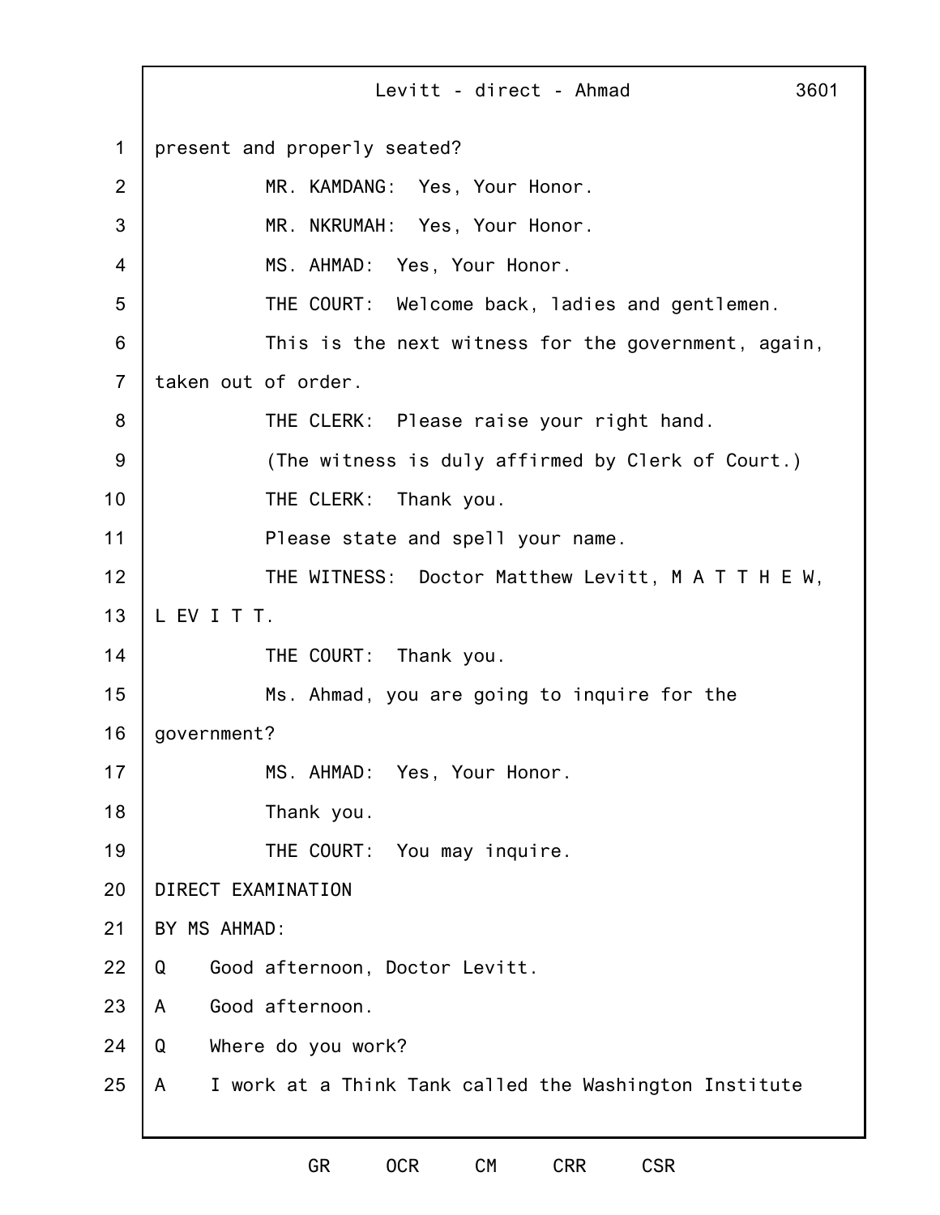present and properly seated?

MR. KAMDANG: Yes, Your Honor.

MR. NKRUMAH: Yes, Your Honor.

MS. AHMAD: Yes, Your Honor.

THE COURT: Welcome back, ladies and gentlemen.

This is the next witness for the government, again, taken out of order.

THE CLERK: Please raise your right hand.

(The witness is duly affirmed by Clerk of Court.)

THE CLERK: Thank you.

Please state and spell your name.

THE WITNESS: Doctor Matthew Levitt, M A T T H E W, L EV I T T.

THE COURT: Thank you.

Ms. Ahmad, you are going to inquire for the government?

MS. AHMAD: Yes, Your Honor.

Thank you.

THE COURT: You may inquire.

DIRECT EXAMINATION

BY MS AHMAD:

Q Good afternoon, Doctor Levitt.

A Good afternoon.

Q Where do you work?

A I work at a Think Tank called the Washington Institute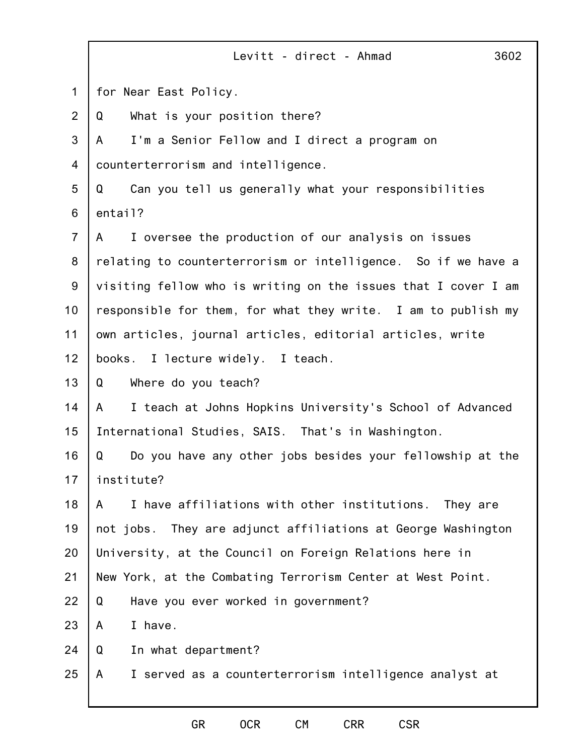for Near East Policy.

Q What is your position there?

A I'm a Senior Fellow and I direct a program on counterterrorism and intelligence.

Q Can you tell us generally what your responsibilities entail?

A I oversee the production of our analysis on issues relating to counterterrorism or intelligence. So if we have a visiting fellow who is writing on the issues that I cover I am responsible for them, for what they write. I am to publish my own articles, journal articles, editorial articles, write books. I lecture widely. I teach.

Q Where do you teach?

A I teach at Johns Hopkins University's School of Advanced International Studies, SAIS. That's in Washington.

Q Do you have any other jobs besides your fellowship at the institute?

A I have affiliations with other institutions. They are not jobs. They are adjunct affiliations at George Washington University, at the Council on Foreign Relations here in New York, at the Combating Terrorism Center at West Point.

Q Have you ever worked in government?

A I have.

Q In what department?

A I served as a counterterrorism intelligence analyst at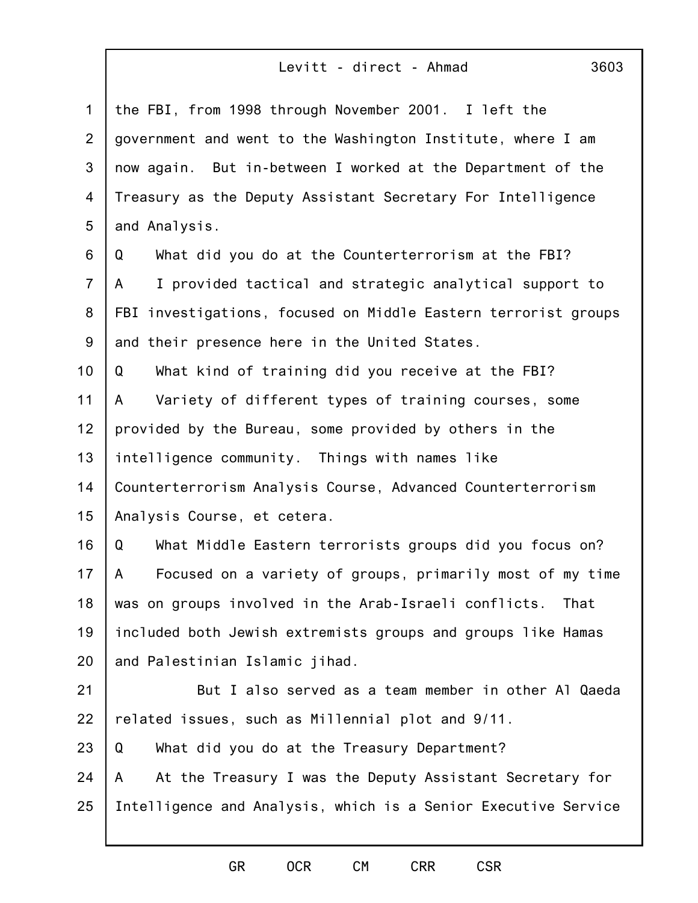the FBI, from 1998 through November 2001. I left the government and went to the Washington Institute, where I am now again. But in-between I worked at the Department of the Treasury as the Deputy Assistant Secretary For Intelligence and Analysis.

Q What did you do at the Counterterrorism at the FBI?

A I provided tactical and strategic analytical support to FBI investigations, focused on Middle Eastern terrorist groups and their presence here in the United States.

Q What kind of training did you receive at the FBI?

A Variety of different types of training courses, some provided by the Bureau, some provided by others in the intelligence community. Things with names like Counterterrorism Analysis Course, Advanced Counterterrorism Analysis Course, et cetera.

Q What Middle Eastern terrorists groups did you focus on?

A Focused on a variety of groups, primarily most of my time was on groups involved in the Arab-Israeli conflicts. That included both Jewish extremists groups and groups like Hamas and Palestinian Islamic jihad.

But I also served as a team member in other Al Qaeda related issues, such as Millennial plot and 9/11.

Q What did you do at the Treasury Department?

A At the Treasury I was the Deputy Assistant Secretary for Intelligence and Analysis, which is a Senior Executive Service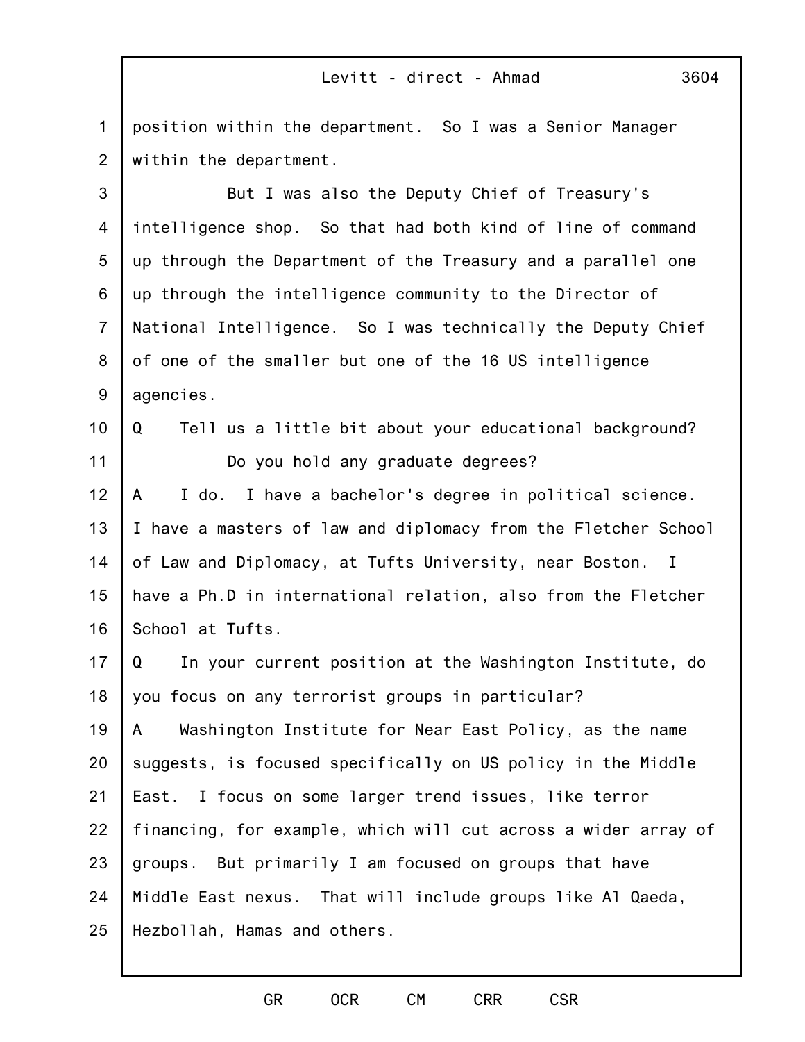position within the department. So I was a Senior Manager within the department.

But I was also the Deputy Chief of Treasury's intelligence shop. So that had both kind of line of command up through the Department of the Treasury and a parallel one up through the intelligence community to the Director of National Intelligence. So I was technically the Deputy Chief of one of the smaller but one of the 16 US intelligence agencies.

Q Tell us a little bit about your educational background?

Do you hold any graduate degrees?

A I do. I have a bachelor's degree in political science. I have a masters of law and diplomacy from the Fletcher School of Law and Diplomacy, at Tufts University, near Boston. I have a Ph.D in international relation, also from the Fletcher School at Tufts.

Q In your current position at the Washington Institute, do you focus on any terrorist groups in particular?

A Washington Institute for Near East Policy, as the name suggests, is focused specifically on US policy in the Middle East. I focus on some larger trend issues, like terror financing, for example, which will cut across a wider array of groups. But primarily I am focused on groups that have Middle East nexus. That will include groups like Al Qaeda, Hezbollah, Hamas and others.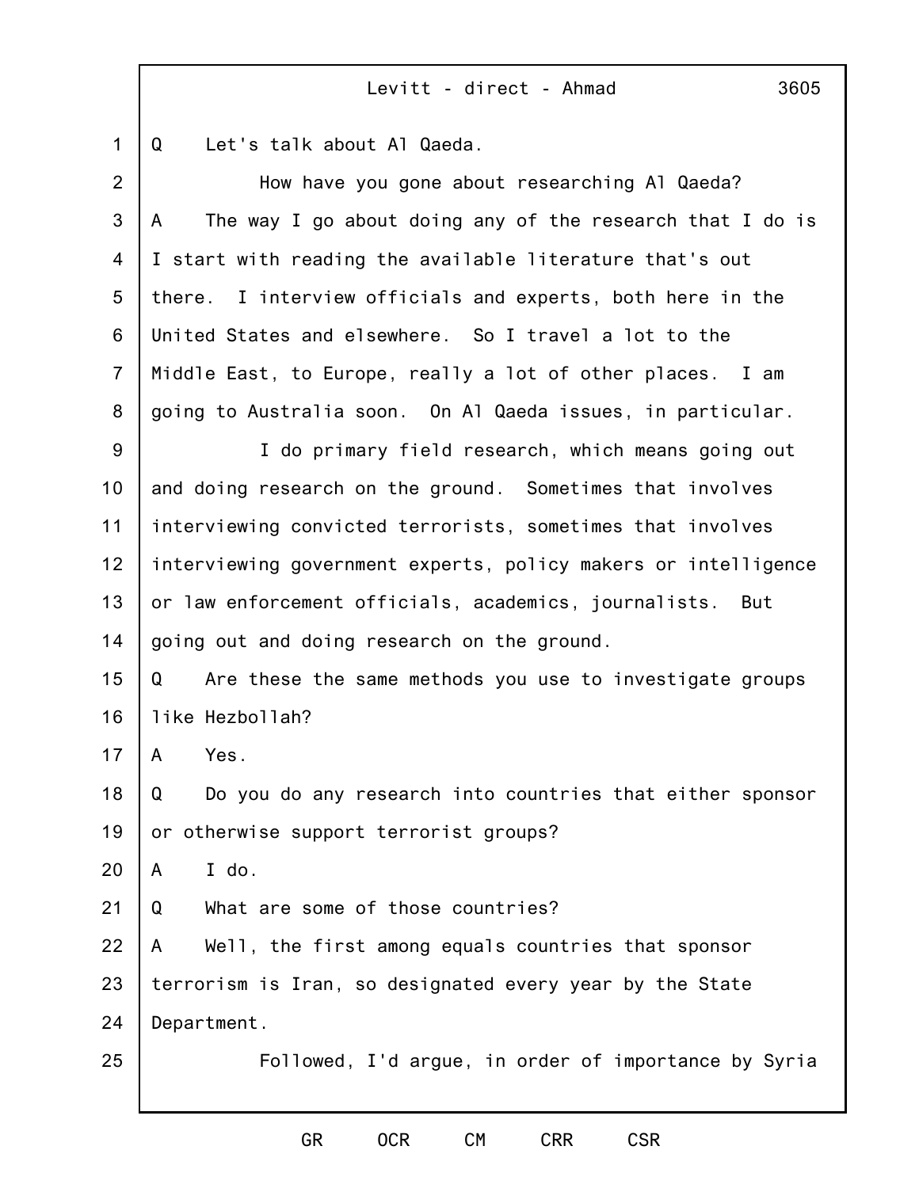Q Let's talk about Al Qaeda.

How have you gone about researching Al Qaeda?

A The way I go about doing any of the research that I do is I start with reading the available literature that's out there. I interview officials and experts, both here in the United States and elsewhere. So I travel a lot to the Middle East, to Europe, really a lot of other places. I am going to Australia soon. On Al Qaeda issues, in particular.

I do primary field research, which means going out and doing research on the ground. Sometimes that involves interviewing convicted terrorists, sometimes that involves interviewing government experts, policy makers or intelligence or law enforcement officials, academics, journalists. But going out and doing research on the ground.

Q Are these the same methods you use to investigate groups like Hezbollah?

A Yes.

Q Do you do any research into countries that either sponsor or otherwise support terrorist groups?

A I do.

Q What are some of those countries?

A Well, the first among equals countries that sponsor terrorism is Iran, so designated every year by the State Department.

Followed, I'd argue, in order of importance by Syria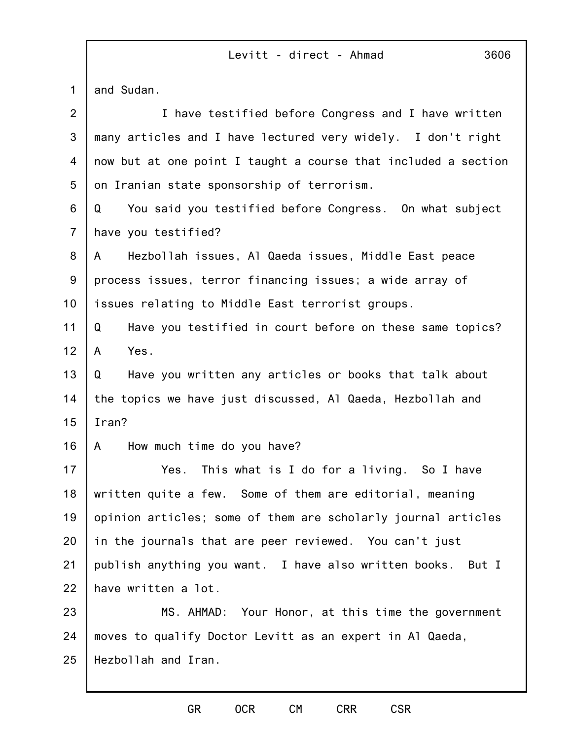and Sudan.

I have testified before Congress and I have written many articles and I have lectured very widely. I don't right now but at one point I taught a course that included a section on Iranian state sponsorship of terrorism.

Q You said you testified before Congress. On what subject have you testified?

A Hezbollah issues, Al Qaeda issues, Middle East peace process issues, terror financing issues; a wide array of issues relating to Middle East terrorist groups.

Q Have you testified in court before on these same topics?

A Yes.

Q Have you written any articles or books that talk about the topics we have just discussed, Al Qaeda, Hezbollah and Iran?

A How much time do you have?

Yes. This what is I do for a living. So I have written quite a few. Some of them are editorial, meaning opinion articles; some of them are scholarly journal articles in the journals that are peer reviewed. You can't just publish anything you want. I have also written books. But I have written a lot.

MS. AHMAD: Your Honor, at this time the government moves to qualify Doctor Levitt as an expert in Al Qaeda, Hezbollah and Iran.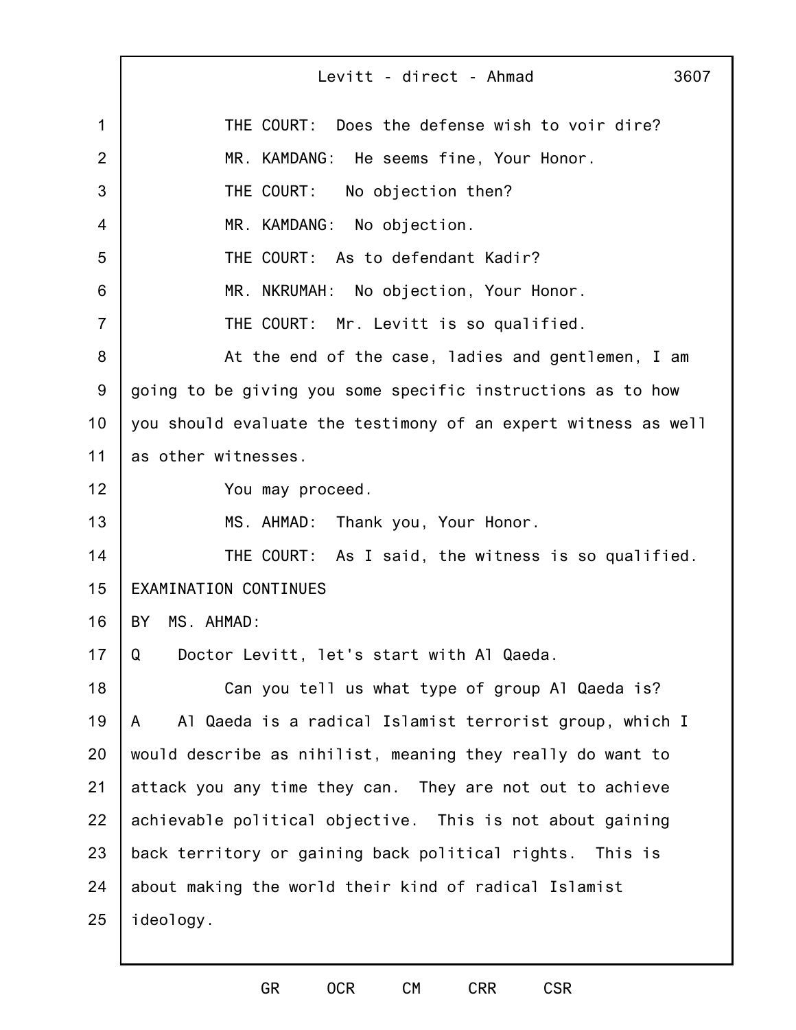THE COURT: Does the defense wish to voir dire?

MR. KAMDANG: He seems fine, Your Honor.

THE COURT: No objection then?

MR. KAMDANG: No objection.

THE COURT: As to defendant Kadir?

MR. NKRUMAH: No objection, Your Honor.

THE COURT: Mr. Levitt is so qualified.

At the end of the case, ladies and gentlemen, I am going to be giving you some specific instructions as to how you should evaluate the testimony of an expert witness as well as other witnesses.

You may proceed.

MS. AHMAD: Thank you, Your Honor.

THE COURT: As I said, the witness is so qualified.

EXAMINATION CONTINUES

BY MS. AHMAD:

Q Doctor Levitt, let's start with Al Qaeda.

Can you tell us what type of group Al Qaeda is?

A Al Qaeda is a radical Islamist terrorist group, which I would describe as nihilist, meaning they really do want to attack you any time they can. They are not out to achieve achievable political objective. This is not about gaining back territory or gaining back political rights. This is about making the world their kind of radical Islamist ideology.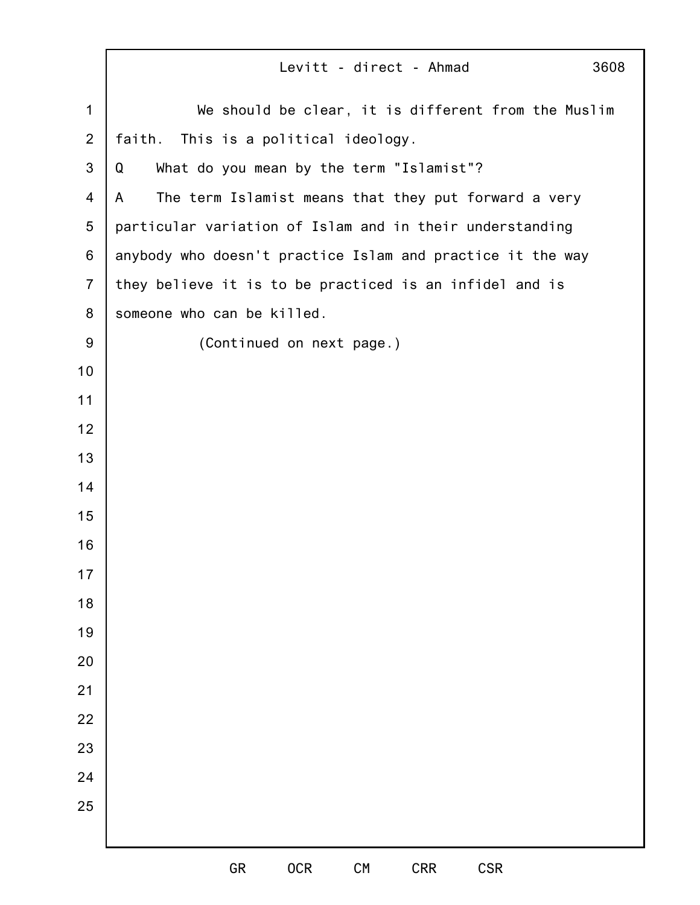We should be clear, it is different from the Muslim faith. This is a political ideology.

Q What do you mean by the term "Islamist"?

A The term Islamist means that they put forward a very particular variation of Islam and in their understanding anybody who doesn't practice Islam and practice it the way they believe it is to be practiced is an infidel and is someone who can be killed.

(Continued on next page.)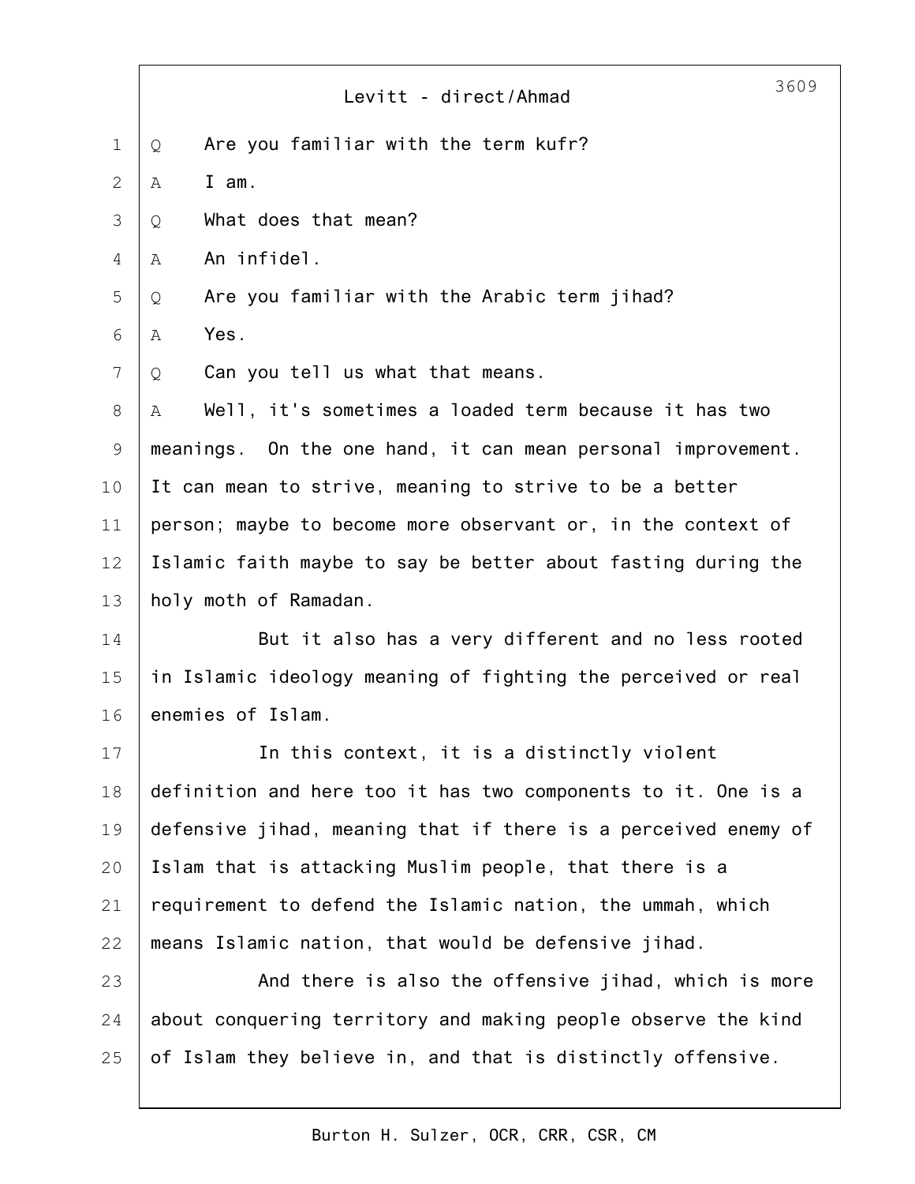Levitt - direct/Ahmad

Q Are you familiar with the term kufr?

A I am.

Q What does that mean?

A An infidel.

Q Are you familiar with the Arabic term jihad?

A Yes.

Q Can you tell us what that means.

A Well, it's sometimes a loaded term because it has two meanings. On the one hand, it can mean personal improvement. It can mean to strive, meaning to strive to be a better person; maybe to become more observant or, in the context of Islamic faith maybe to say be better about fasting during the holy moth of Ramadan.

But it also has a very different and no less rooted in Islamic ideology meaning of fighting the perceived or real enemies of Islam.

In this context, it is a distinctly violent definition and here too it has two components to it. One is a defensive jihad, meaning that if there is a perceived enemy of Islam that is attacking Muslim people, that there is a requirement to defend the Islamic nation, the ummah, which means Islamic nation, that would be defensive jihad.

And there is also the offensive jihad, which is more about conquering territory and making people observe the kind of Islam they believe in, and that is distinctly offensive.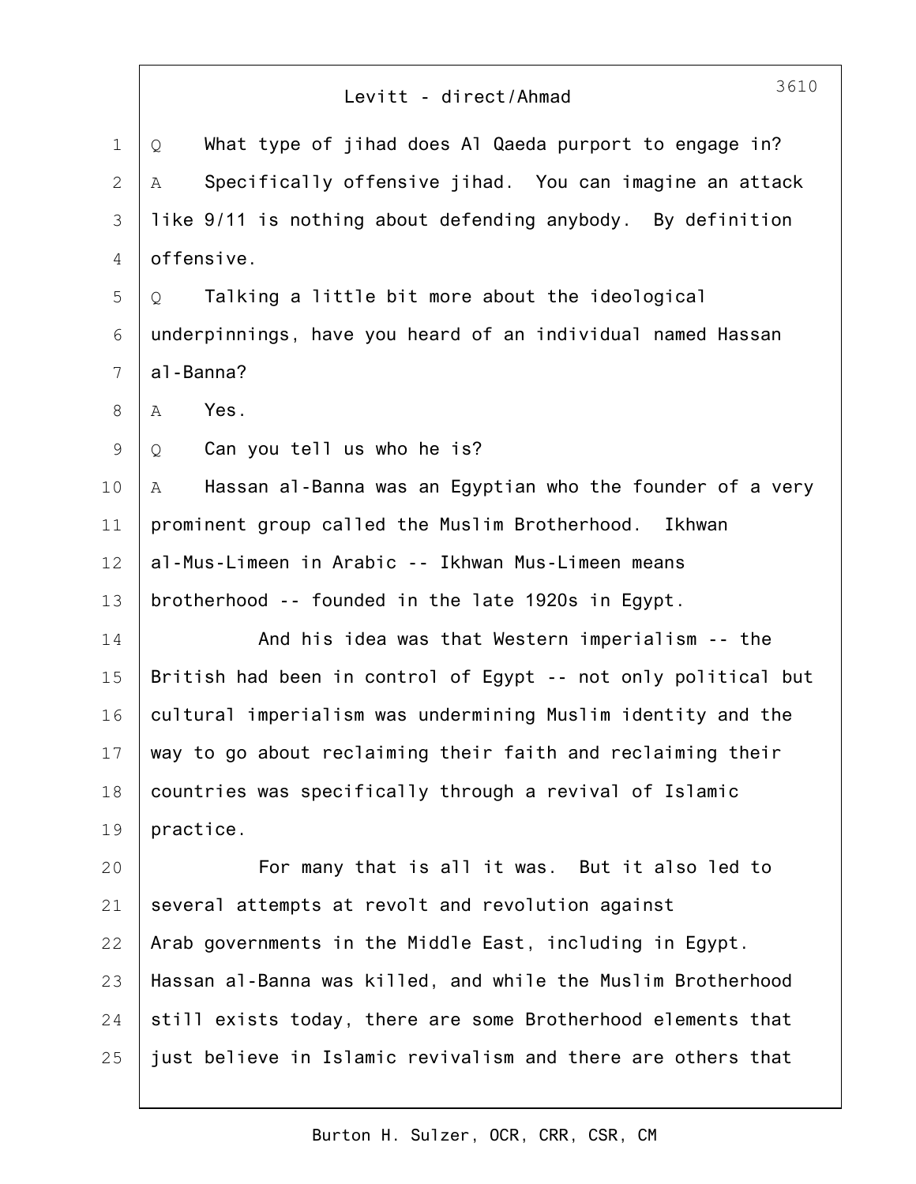Q What type of jihad does Al Qaeda purport to engage in?

A Specifically offensive jihad. You can imagine an attack like 9/11 is nothing about defending anybody. By definition offensive.

Q Talking a little bit more about the ideological underpinnings, have you heard of an individual named Hassan al-Banna?

A Yes.

Q Can you tell us who he is?

A Hassan al-Banna was an Egyptian who the founder of a very prominent group called the Muslim Brotherhood. Ikhwan al-Mus-Limeen in Arabic -- Ikhwan Mus-Limeen means brotherhood -- founded in the late 1920s in Egypt.

And his idea was that Western imperialism -- the British had been in control of Egypt -- not only political but cultural imperialism was undermining Muslim identity and the way to go about reclaiming their faith and reclaiming their countries was specifically through a revival of Islamic practice.

For many that is all it was. But it also led to several attempts at revolt and revolution against Arab governments in the Middle East, including in Egypt. Hassan al-Banna was killed, and while the Muslim Brotherhood still exists today, there are some Brotherhood elements that just believe in Islamic revivalism and there are others that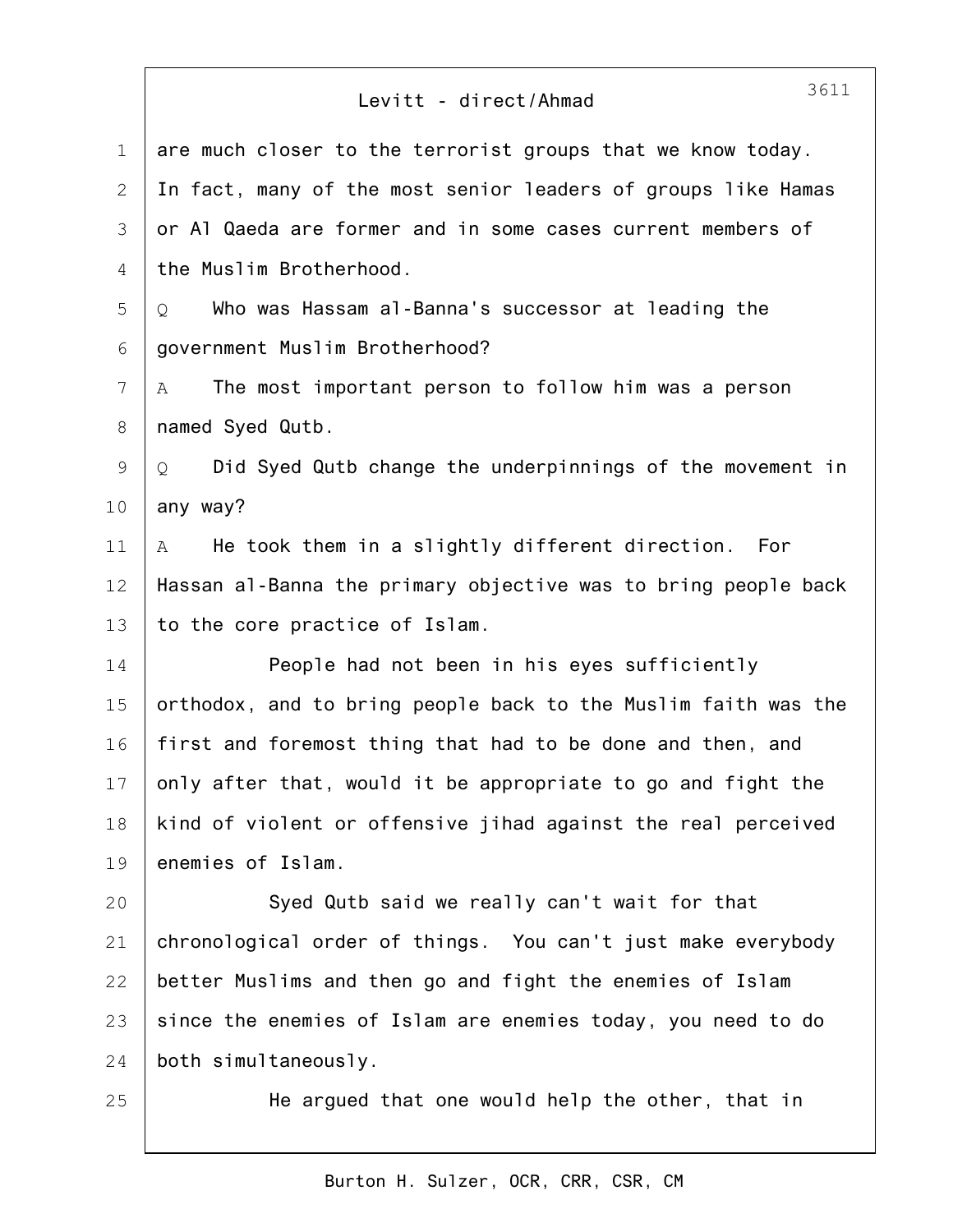are much closer to the terrorist groups that we know today. In fact, many of the most senior leaders of groups like Hamas or Al Qaeda are former and in some cases current members of the Muslim Brotherhood.

Q Who was Hassam al-Banna's successor at leading the government Muslim Brotherhood?

A The most important person to follow him was a person named Syed Qutb.

Q Did Syed Qutb change the underpinnings of the movement in any way?

A He took them in a slightly different direction. For Hassan al-Banna the primary objective was to bring people back to the core practice of Islam.

People had not been in his eyes sufficiently orthodox, and to bring people back to the Muslim faith was the first and foremost thing that had to be done and then, and only after that, would it be appropriate to go and fight the kind of violent or offensive jihad against the real perceived enemies of Islam.

Syed Qutb said we really can't wait for that chronological order of things. You can't just make everybody better Muslims and then go and fight the enemies of Islam since the enemies of Islam are enemies today, you need to do both simultaneously.

He argued that one would help the other, that in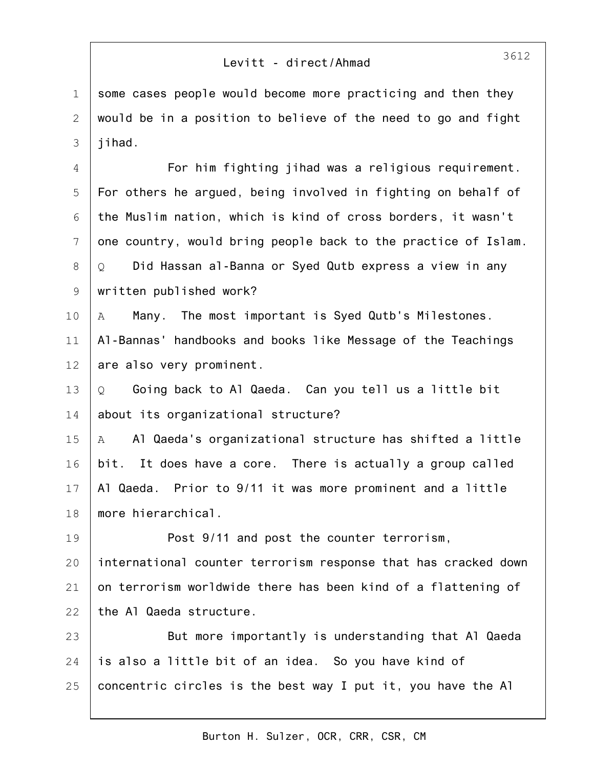some cases people would become more practicing and then they would be in a position to believe of the need to go and fight jihad.

For him fighting jihad was a religious requirement. For others he argued, being involved in fighting on behalf of the Muslim nation, which is kind of cross borders, it wasn't one country, would bring people back to the practice of Islam.

Q Did Hassan al-Banna or Syed Qutb express a view in any written published work?

A Many. The most important is Syed Qutb's Milestones. Al-Bannas' handbooks and books like Message of the Teachings are also very prominent.

Q Going back to Al Qaeda. Can you tell us a little bit about its organizational structure?

A Al Qaeda's organizational structure has shifted a little bit. It does have a core. There is actually a group called Al Qaeda. Prior to 9/11 it was more prominent and a little more hierarchical.

Post 9/11 and post the counter terrorism, international counter terrorism response that has cracked down on terrorism worldwide there has been kind of a flattening of the Al Qaeda structure.

But more importantly is understanding that Al Qaeda is also a little bit of an idea. So you have kind of concentric circles is the best way I put it, you have the Al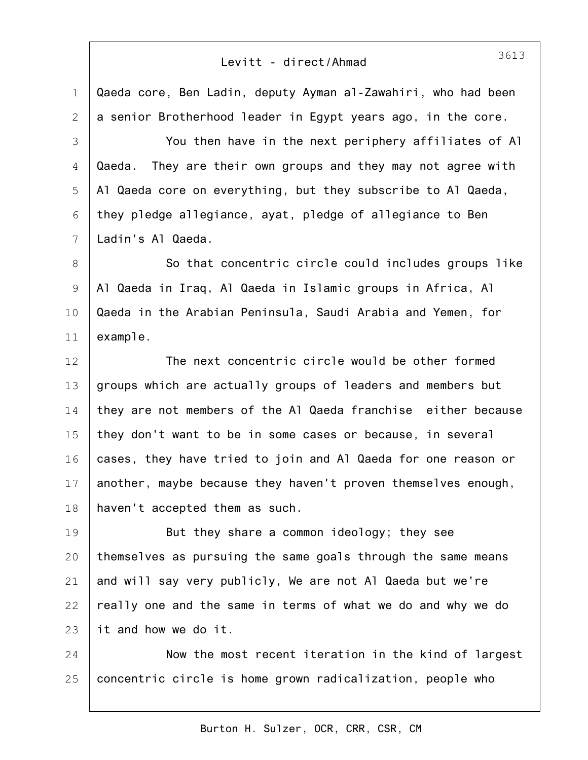Qaeda core, Ben Ladin, deputy Ayman al-Zawahiri, who had been a senior Brotherhood leader in Egypt years ago, in the core.

You then have in the next periphery affiliates of Al Qaeda. They are their own groups and they may not agree with Al Qaeda core on everything, but they subscribe to Al Qaeda, they pledge allegiance, ayat, pledge of allegiance to Ben Ladin's Al Qaeda.

So that concentric circle could includes groups like Al Qaeda in Iraq, Al Qaeda in Islamic groups in Africa, Al Qaeda in the Arabian Peninsula, Saudi Arabia and Yemen, for example.

The next concentric circle would be other formed groups which are actually groups of leaders and members but they are not members of the Al Qaeda franchise either because they don't want to be in some cases or because, in several cases, they have tried to join and Al Qaeda for one reason or another, maybe because they haven't proven themselves enough, haven't accepted them as such.

But they share a common ideology; they see themselves as pursuing the same goals through the same means and will say very publicly, We are not Al Qaeda but we're really one and the same in terms of what we do and why we do it and how we do it.

Now the most recent iteration in the kind of largest concentric circle is home grown radicalization, people who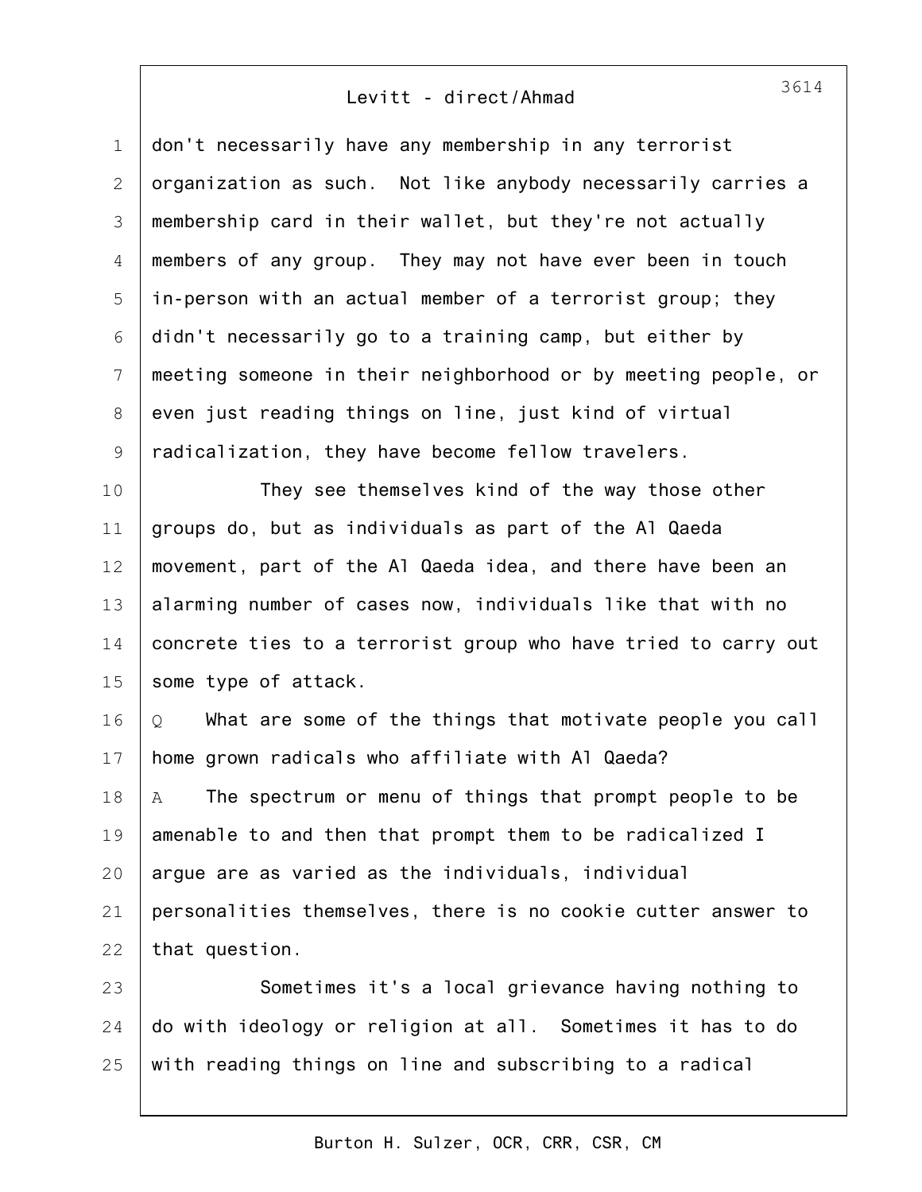don't necessarily have any membership in any terrorist organization as such. Not like anybody necessarily carries a membership card in their wallet, but they're not actually members of any group. They may not have ever been in touch in-person with an actual member of a terrorist group; they didn't necessarily go to a training camp, but either by meeting someone in their neighborhood or by meeting people, or even just reading things on line, just kind of virtual radicalization, they have become fellow travelers.

They see themselves kind of the way those other groups do, but as individuals as part of the Al Qaeda movement, part of the Al Qaeda idea, and there have been an alarming number of cases now, individuals like that with no concrete ties to a terrorist group who have tried to carry out some type of attack.

Q What are some of the things that motivate people you call home grown radicals who affiliate with Al Qaeda?

A The spectrum or menu of things that prompt people to be amenable to and then that prompt them to be radicalized I argue are as varied as the individuals, individual personalities themselves, there is no cookie cutter answer to that question.

Sometimes it's a local grievance having nothing to do with ideology or religion at all. Sometimes it has to do with reading things on line and subscribing to a radical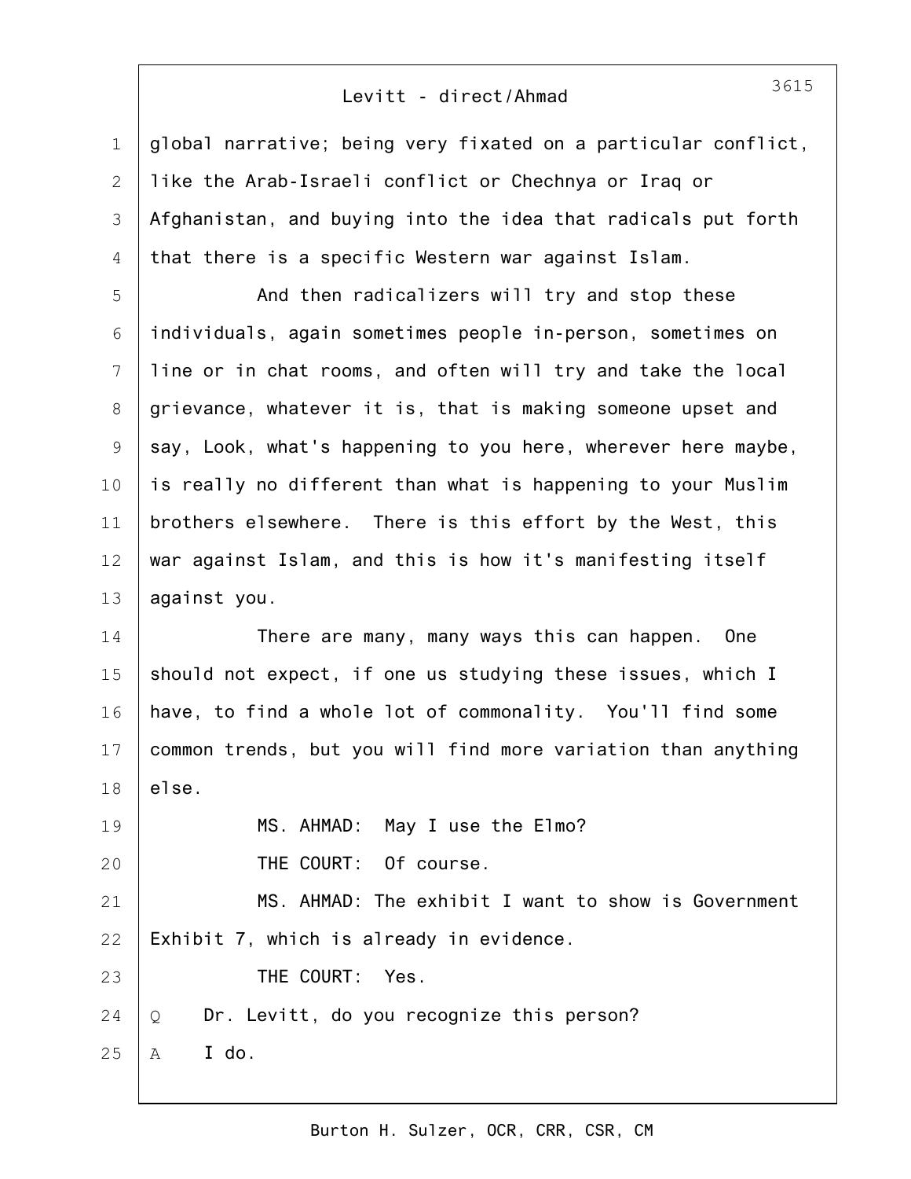global narrative; being very fixated on a particular conflict, like the Arab-Israeli conflict or Chechnya or Iraq or Afghanistan, and buying into the idea that radicals put forth that there is a specific Western war against Islam.

And then radicalizers will try and stop these individuals, again sometimes people in-person, sometimes on line or in chat rooms, and often will try and take the local grievance, whatever it is, that is making someone upset and say, Look, what's happening to you here, wherever here maybe, is really no different than what is happening to your Muslim brothers elsewhere. There is this effort by the West, this war against Islam, and this is how it's manifesting itself against you.

There are many, many ways this can happen. One should not expect, if one us studying these issues, which I have, to find a whole lot of commonality. You'll find some common trends, but you will find more variation than anything else.

MS. AHMAD: May I use the Elmo?

THE COURT: Of course.

MS. AHMAD: The exhibit I want to show is Government Exhibit 7, which is already in evidence.

THE COURT: Yes.

Q Dr. Levitt, do you recognize this person?

A I do.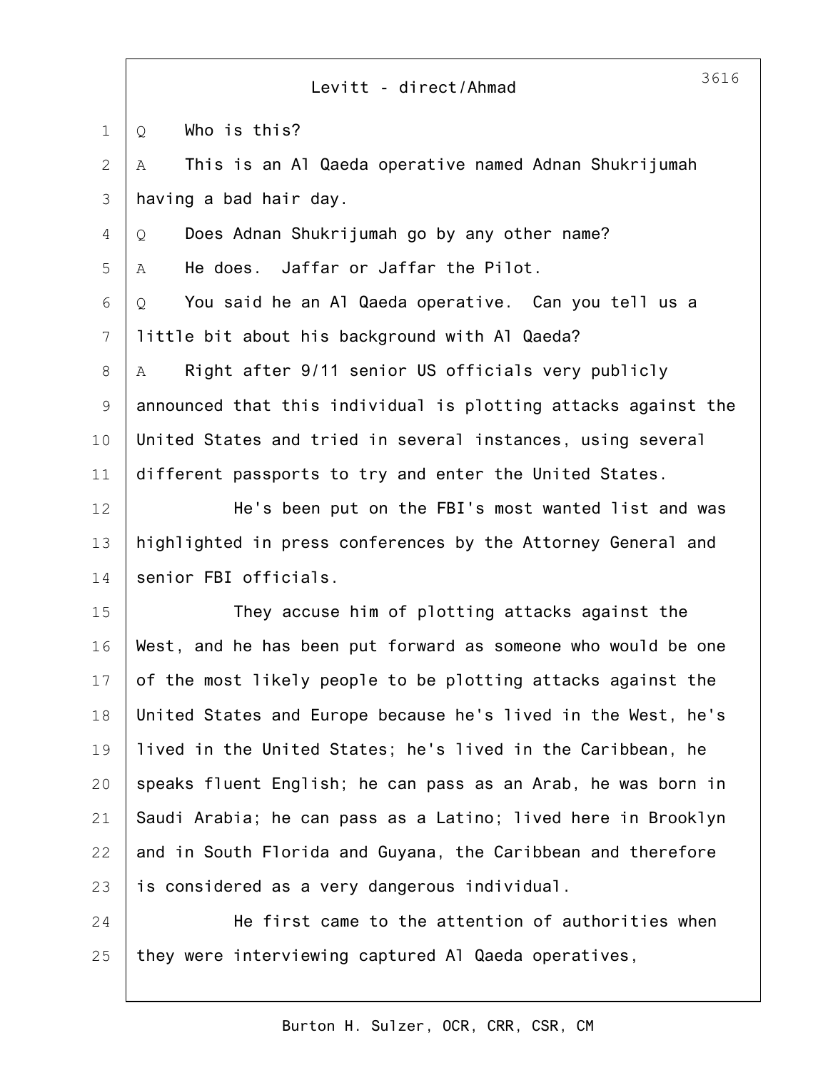Q Who is this?

A This is an Al Qaeda operative named Adnan Shukrijumah having a bad hair day.

Q Does Adnan Shukrijumah go by any other name?

A He does. Jaffar or Jaffar the Pilot.

Q You said he an Al Qaeda operative. Can you tell us a little bit about his background with Al Qaeda?

A Right after 9/11 senior US officials very publicly announced that this individual is plotting attacks against the United States and tried in several instances, using several different passports to try and enter the United States.

He's been put on the FBI's most wanted list and was highlighted in press conferences by the Attorney General and senior FBI officials.

They accuse him of plotting attacks against the West, and he has been put forward as someone who would be one of the most likely people to be plotting attacks against the United States and Europe because he's lived in the West, he's lived in the United States; he's lived in the Caribbean, he speaks fluent English; he can pass as an Arab, he was born in Saudi Arabia; he can pass as a Latino; lived here in Brooklyn and in South Florida and Guyana, the Caribbean and therefore is considered as a very dangerous individual.

He first came to the attention of authorities when they were interviewing captured Al Qaeda operatives,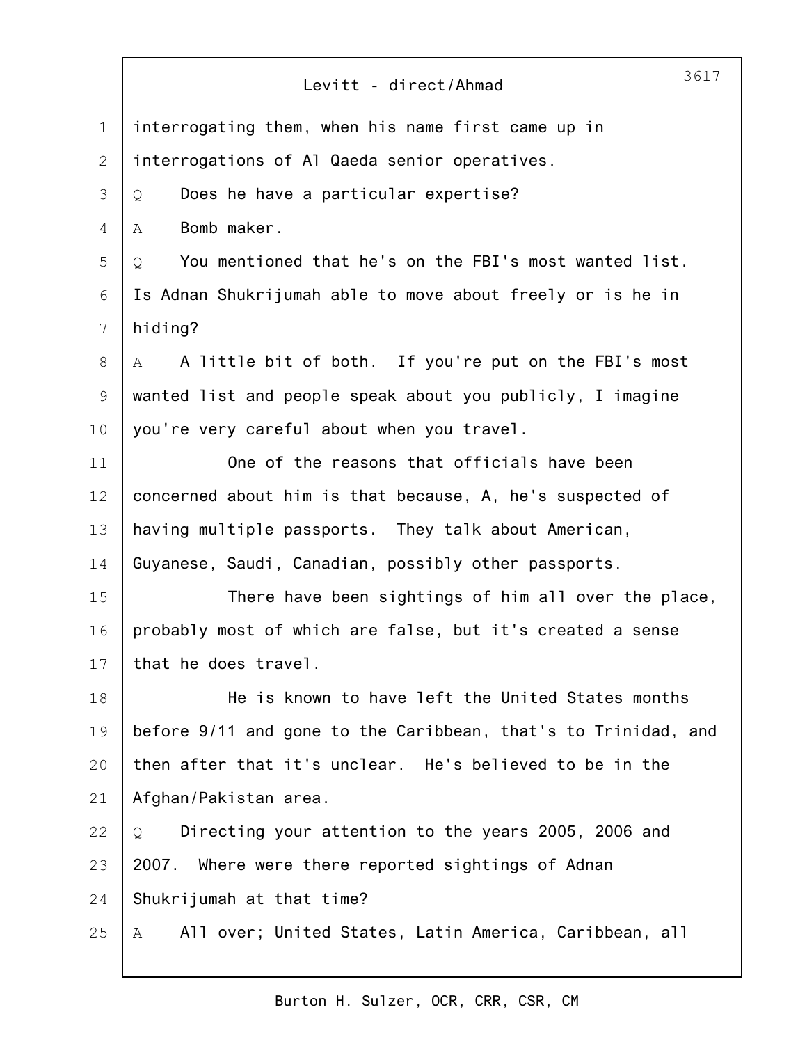interrogating them, when his name first came up in interrogations of Al Qaeda senior operatives.

Q Does he have a particular expertise?

A Bomb maker.

Q You mentioned that he's on the FBI's most wanted list. Is Adnan Shukrijumah able to move about freely or is he in hiding?

A A little bit of both. If you're put on the FBI's most wanted list and people speak about you publicly, I imagine you're very careful about when you travel.

One of the reasons that officials have been concerned about him is that because, A, he's suspected of having multiple passports. They talk about American, Guyanese, Saudi, Canadian, possibly other passports.

There have been sightings of him all over the place, probably most of which are false, but it's created a sense that he does travel.

He is known to have left the United States months before 9/11 and gone to the Caribbean, that's to Trinidad, and then after that it's unclear. He's believed to be in the Afghan/Pakistan area.

Q Directing your attention to the years 2005, 2006 and 2007. Where were there reported sightings of Adnan Shukrijumah at that time?

A All over; United States, Latin America, Caribbean, all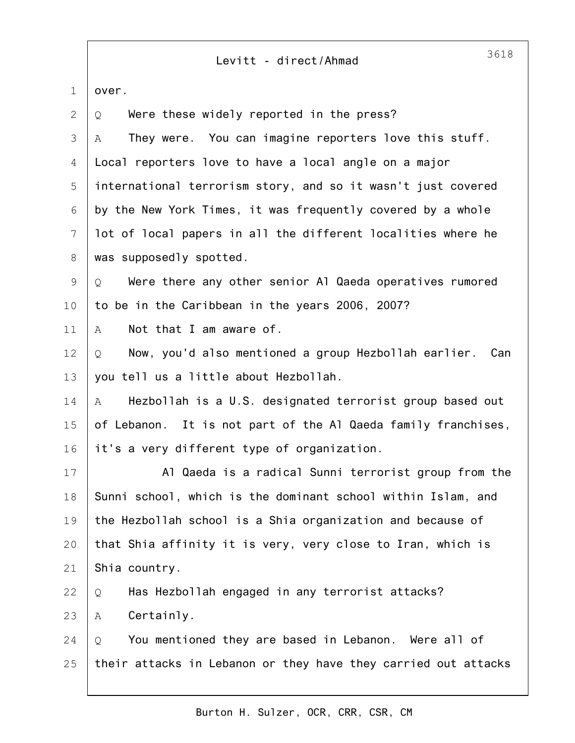over.

Q Were these widely reported in the press?

A They were. You can imagine reporters love this stuff. Local reporters love to have a local angle on a major international terrorism story, and so it wasn't just covered by the New York Times, it was frequently covered by a whole lot of local papers in all the different localities where he was supposedly spotted.

Q Were there any other senior Al Qaeda operatives rumored to be in the Caribbean in the years 2006, 2007?

A Not that I am aware of.

Q Now, you'd also mentioned a group Hezbollah earlier. Can you tell us a little about Hezbollah.

A Hezbollah is a U.S. designated terrorist group based out of Lebanon. It is not part of the Al Qaeda family franchises, it's a very different type of organization.

Al Qaeda is a radical Sunni terrorist group from the Sunni school, which is the dominant school within Islam, and the Hezbollah school is a Shia organization and because of that Shia affinity it is very, very close to Iran, which is Shia country.

Q Has Hezbollah engaged in any terrorist attacks?

A Certainly.

Q You mentioned they are based in Lebanon. Were all of their attacks in Lebanon or they have they carried out attacks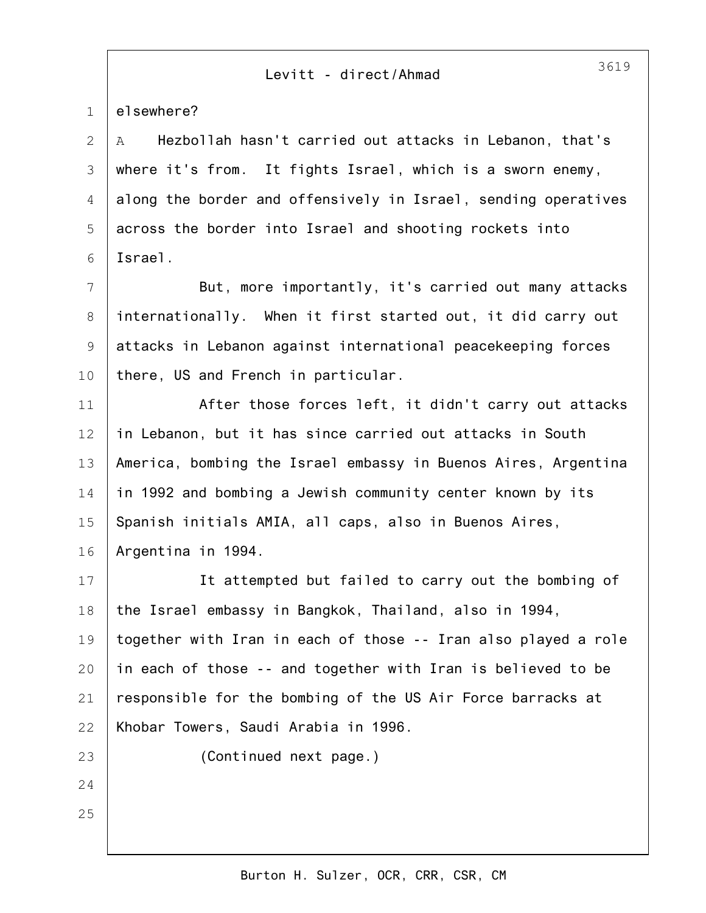elsewhere?

A Hezbollah hasn't carried out attacks in Lebanon, that's where it's from. It fights Israel, which is a sworn enemy, along the border and offensively in Israel, sending operatives across the border into Israel and shooting rockets into Israel.

But, more importantly, it's carried out many attacks internationally. When it first started out, it did carry out attacks in Lebanon against international peacekeeping forces there, US and French in particular.

After those forces left, it didn't carry out attacks in Lebanon, but it has since carried out attacks in South America, bombing the Israel embassy in Buenos Aires, Argentina in 1992 and bombing a Jewish community center known by its Spanish initials AMIA, all caps, also in Buenos Aires, Argentina in 1994.

It attempted but failed to carry out the bombing of the Israel embassy in Bangkok, Thailand, also in 1994, together with Iran in each of those -- Iran also played a role in each of those -- and together with Iran is believed to be responsible for the bombing of the US Air Force barracks at Khobar Towers, Saudi Arabia in 1996.

(Continued next page.)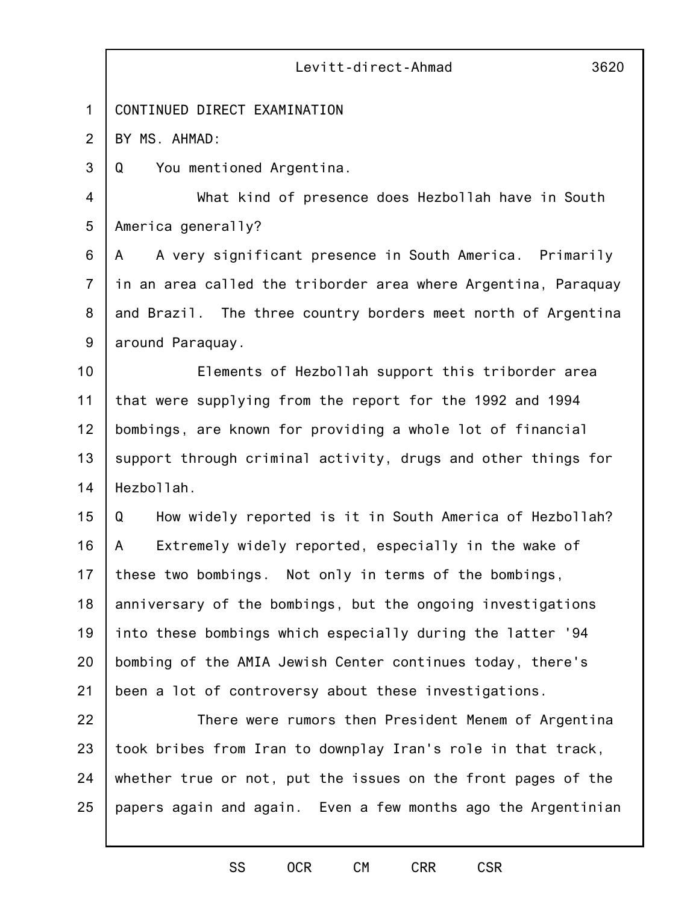CONTINUED DIRECT EXAMINATION

BY MS. AHMAD:

Q You mentioned Argentina.

What kind of presence does Hezbollah have in South America generally?

A A very significant presence in South America. Primarily in an area called the triborder area where Argentina, Paraquay and Brazil. The three country borders meet north of Argentina around Paraquay.

Elements of Hezbollah support this triborder area that were supplying from the report for the 1992 and 1994 bombings, are known for providing a whole lot of financial support through criminal activity, drugs and other things for Hezbollah.

Q How widely reported is it in South America of Hezbollah?

A Extremely widely reported, especially in the wake of these two bombings. Not only in terms of the bombings, anniversary of the bombings, but the ongoing investigations into these bombings which especially during the latter '94 bombing of the AMIA Jewish Center continues today, there's been a lot of controversy about these investigations.

There were rumors then President Menem of Argentina took bribes from Iran to downplay Iran's role in that track, whether true or not, put the issues on the front pages of the papers again and again. Even a few months ago the Argentinian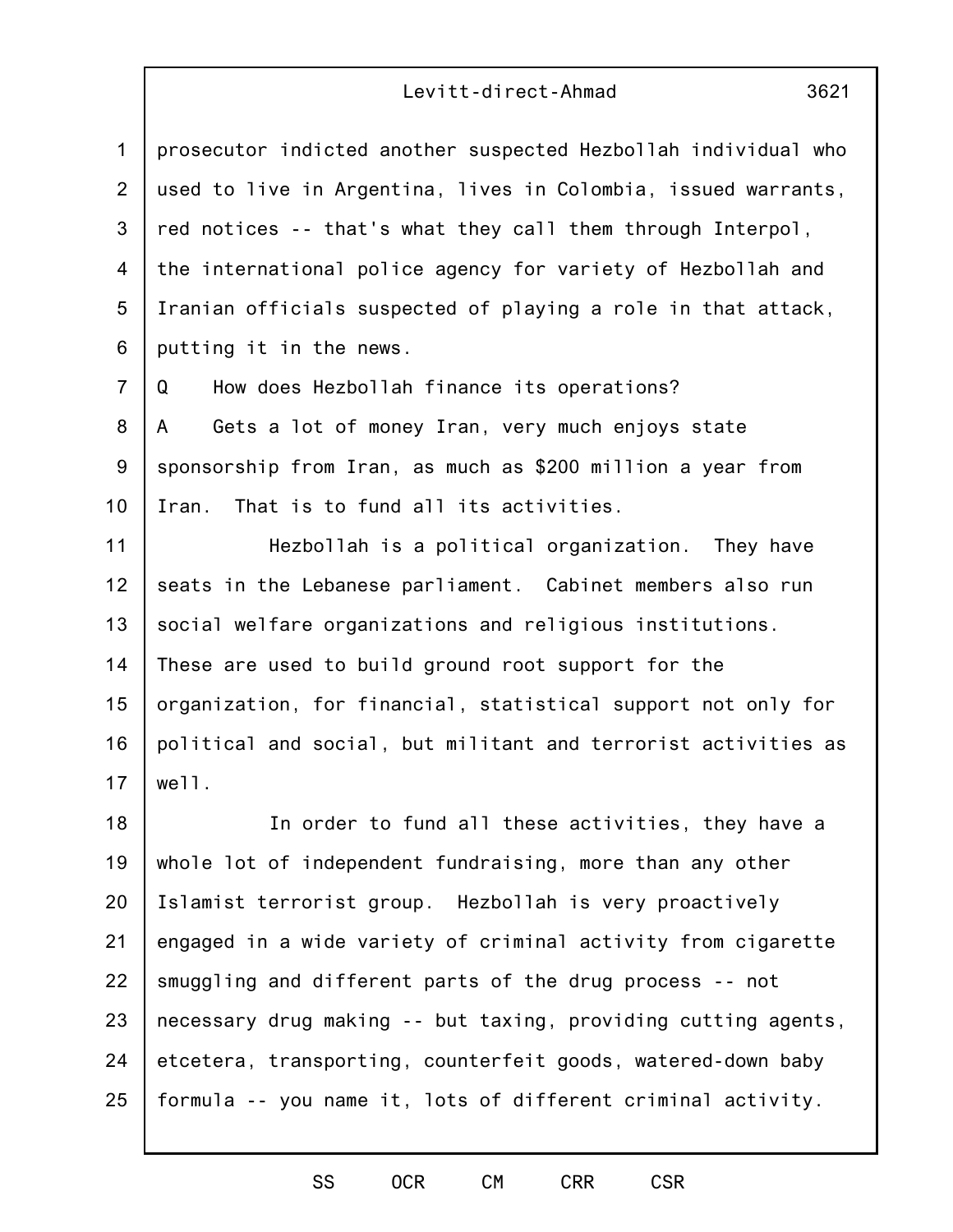prosecutor indicted another suspected Hezbollah individual who used to live in Argentina, lives in Colombia, issued warrants, red notices -- that's what they call them through Interpol, the international police agency for variety of Hezbollah and Iranian officials suspected of playing a role in that attack, putting it in the news.

Q How does Hezbollah finance its operations?

A Gets a lot of money Iran, very much enjoys state sponsorship from Iran, as much as $200 million a year from Iran. That is to fund all its activities.

Hezbollah is a political organization. They have seats in the Lebanese parliament. Cabinet members also run social welfare organizations and religious institutions. These are used to build ground root support for the organization, for financial, statistical support not only for political and social, but militant and terrorist activities as well.

In order to fund all these activities, they have a whole lot of independent fundraising, more than any other Islamist terrorist group. Hezbollah is very proactively engaged in a wide variety of criminal activity from cigarette smuggling and different parts of the drug process -- not necessary drug making -- but taxing, providing cutting agents, etcetera, transporting, counterfeit goods, watered-down baby formula -- you name it, lots of different criminal activity.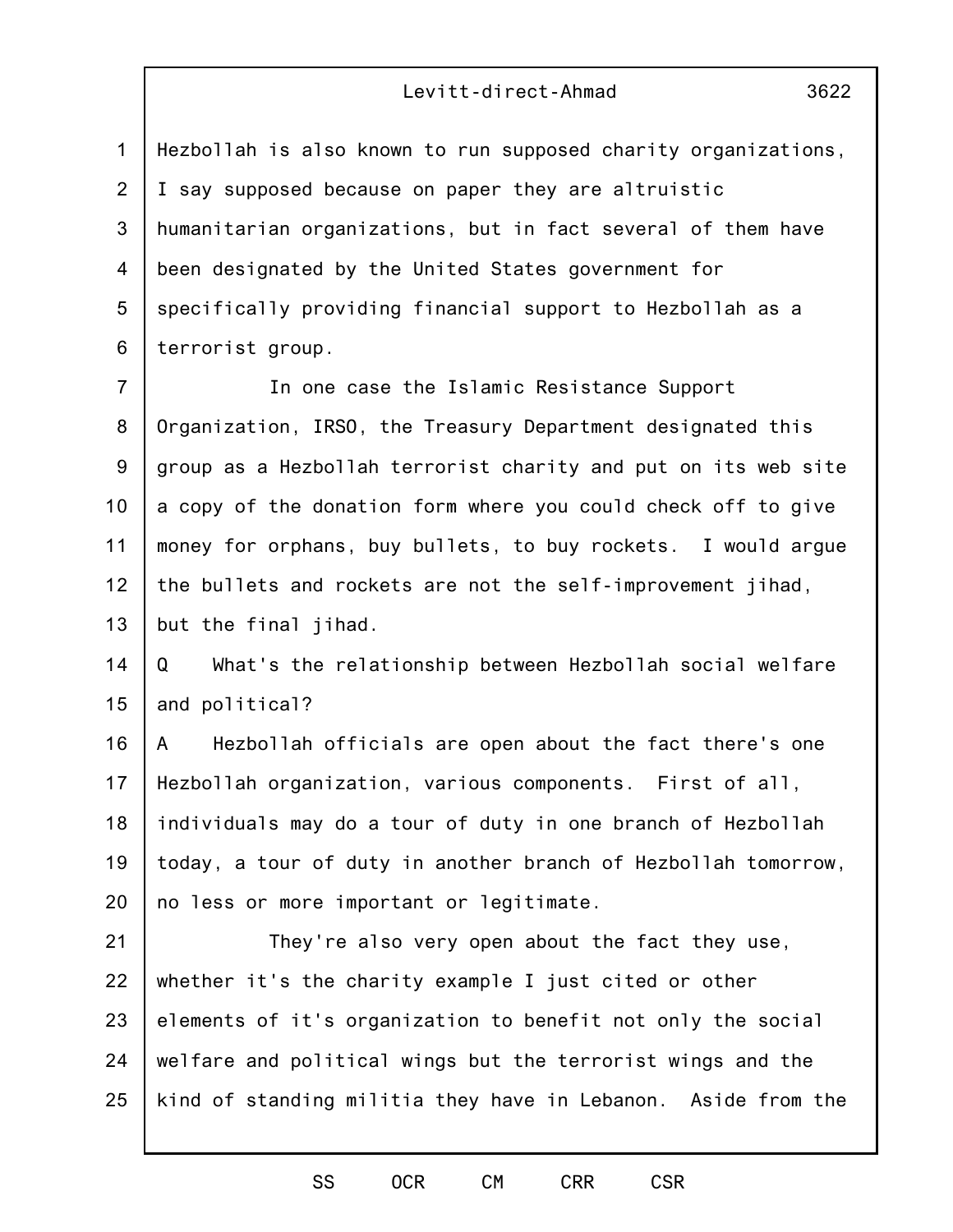Hezbollah is also known to run supposed charity organizations, I say supposed because on paper they are altruistic humanitarian organizations, but in fact several of them have been designated by the United States government for specifically providing financial support to Hezbollah as a terrorist group.

In one case the Islamic Resistance Support Organization, IRSO, the Treasury Department designated this group as a Hezbollah terrorist charity and put on its web site a copy of the donation form where you could check off to give money for orphans, buy bullets, to buy rockets. I would argue the bullets and rockets are not the self-improvement jihad, but the final jihad.

Q What's the relationship between Hezbollah social welfare and political?

A Hezbollah officials are open about the fact there's one Hezbollah organization, various components. First of all, individuals may do a tour of duty in one branch of Hezbollah today, a tour of duty in another branch of Hezbollah tomorrow, no less or more important or legitimate.

They're also very open about the fact they use, whether it's the charity example I just cited or other elements of it's organization to benefit not only the social welfare and political wings but the terrorist wings and the kind of standing militia they have in Lebanon. Aside from the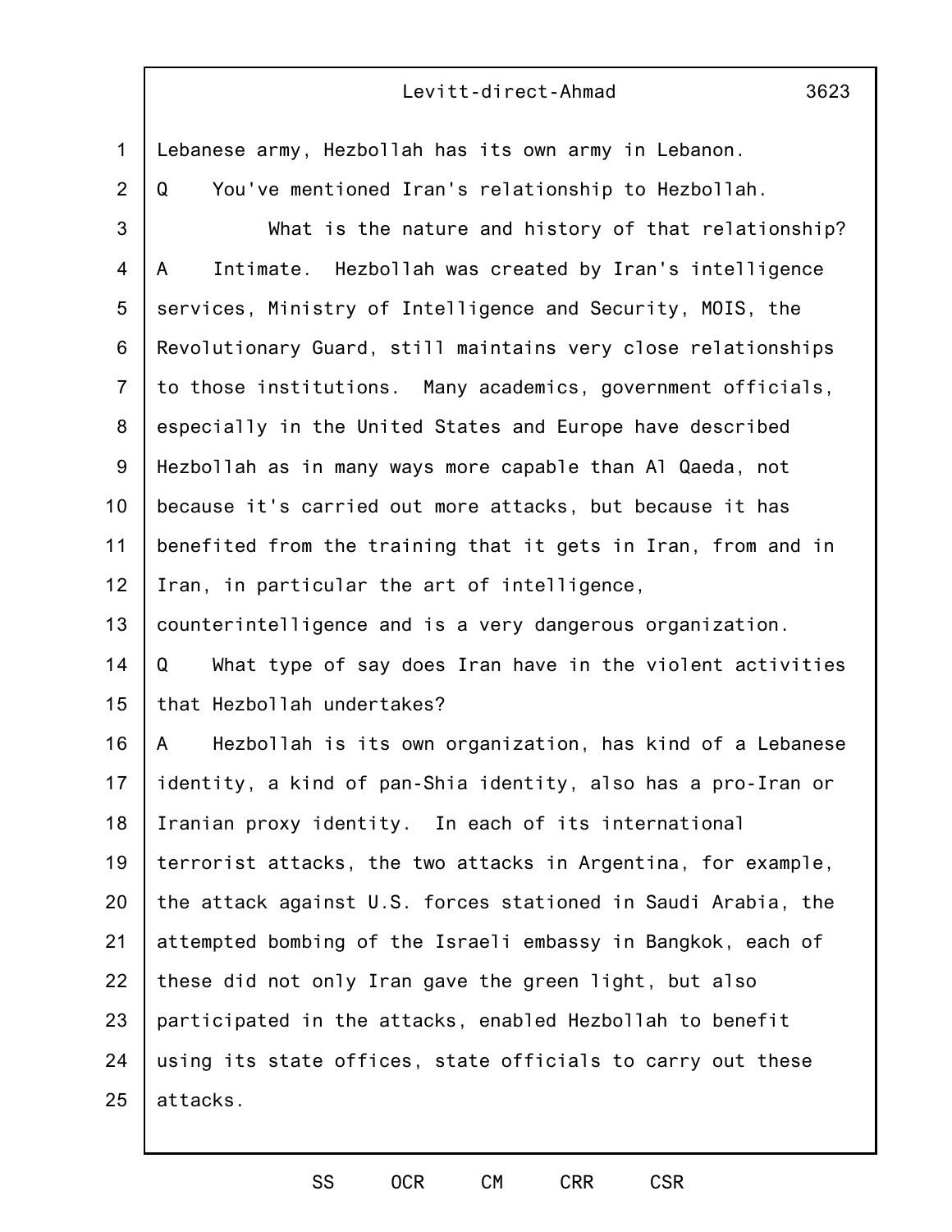Lebanese army, Hezbollah has its own army in Lebanon.

Q You've mentioned Iran's relationship to Hezbollah.

What is the nature and history of that relationship?

A Intimate. Hezbollah was created by Iran's intelligence services, Ministry of Intelligence and Security, MOIS, the Revolutionary Guard, still maintains very close relationships to those institutions. Many academics, government officials, especially in the United States and Europe have described Hezbollah as in many ways more capable than Al Qaeda, not because it's carried out more attacks, but because it has benefited from the training that it gets in Iran, from and in Iran, in particular the art of intelligence, counterintelligence and is a very dangerous organization.

Q What type of say does Iran have in the violent activities that Hezbollah undertakes?

A Hezbollah is its own organization, has kind of a Lebanese identity, a kind of pan-Shia identity, also has a pro-Iran or Iranian proxy identity. In each of its international terrorist attacks, the two attacks in Argentina, for example, the attack against U.S. forces stationed in Saudi Arabia, the attempted bombing of the Israeli embassy in Bangkok, each of these did not only Iran gave the green light, but also participated in the attacks, enabled Hezbollah to benefit using its state offices, state officials to carry out these attacks.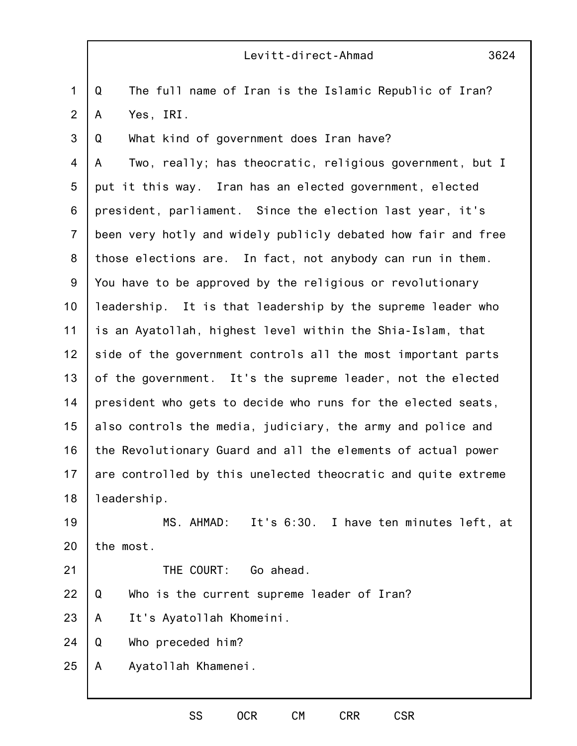Q The full name of Iran is the Islamic Republic of Iran?

A Yes, IRI.

Q What kind of government does Iran have?

A Two, really; has theocratic, religious government, but I put it this way. Iran has an elected government, elected president, parliament. Since the election last year, it's been very hotly and widely publicly debated how fair and free those elections are. In fact, not anybody can run in them. You have to be approved by the religious or revolutionary leadership. It is that leadership by the supreme leader who is an Ayatollah, highest level within the Shia-Islam, that side of the government controls all the most important parts of the government. It's the supreme leader, not the elected president who gets to decide who runs for the elected seats, also controls the media, judiciary, the army and police and the Revolutionary Guard and all the elements of actual power are controlled by this unelected theocratic and quite extreme leadership.

MS. AHMAD: It's 6:30. I have ten minutes left, at the most.

THE COURT: Go ahead.

Q Who is the current supreme leader of Iran?

A It's Ayatollah Khomeini.

Q Who preceded him?

A Ayatollah Khamenei.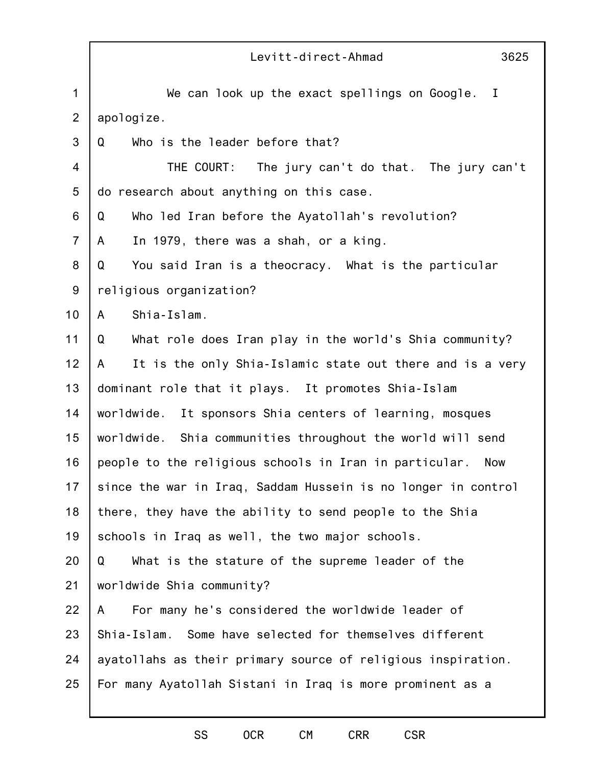We can look up the exact spellings on Google. I apologize.

Q Who is the leader before that?

THE COURT: The jury can't do that. The jury can't do research about anything on this case.

Q Who led Iran before the Ayatollah's revolution?

A In 1979, there was a shah, or a king.

Q You said Iran is a theocracy. What is the particular religious organization?

A Shia-Islam.

Q What role does Iran play in the world's Shia community?

A It is the only Shia-Islamic state out there and is a very dominant role that it plays. It promotes Shia-Islam worldwide. It sponsors Shia centers of learning, mosques worldwide. Shia communities throughout the world will send people to the religious schools in Iran in particular. Now since the war in Iraq, Saddam Hussein is no longer in control there, they have the ability to send people to the Shia schools in Iraq as well, the two major schools.

Q What is the stature of the supreme leader of the worldwide Shia community?

A For many he's considered the worldwide leader of Shia-Islam. Some have selected for themselves different ayatollahs as their primary source of religious inspiration. For many Ayatollah Sistani in Iraq is more prominent as a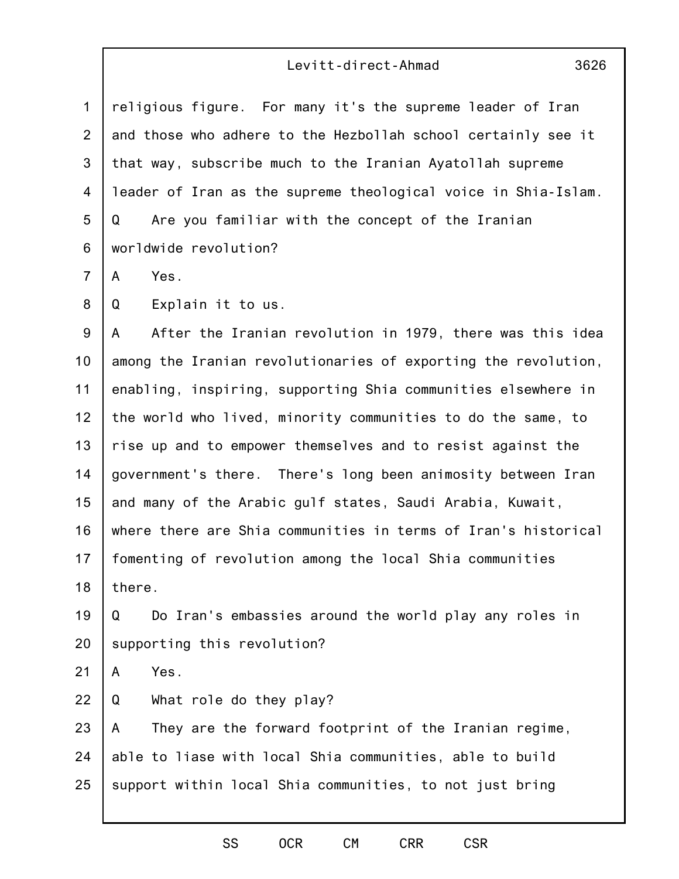religious figure. For many it's the supreme leader of Iran and those who adhere to the Hezbollah school certainly see it that way, subscribe much to the Iranian Ayatollah supreme leader of Iran as the supreme theological voice in Shia-Islam.

Q Are you familiar with the concept of the Iranian worldwide revolution?

A Yes.

Q Explain it to us.

A After the Iranian revolution in 1979, there was this idea among the Iranian revolutionaries of exporting the revolution, enabling, inspiring, supporting Shia communities elsewhere in the world who lived, minority communities to do the same, to rise up and to empower themselves and to resist against the government's there. There's long been animosity between Iran and many of the Arabic gulf states, Saudi Arabia, Kuwait, where there are Shia communities in terms of Iran's historical fomenting of revolution among the local Shia communities there.

Q Do Iran's embassies around the world play any roles in supporting this revolution?

A Yes.

Q What role do they play?

A They are the forward footprint of the Iranian regime, able to liase with local Shia communities, able to build support within local Shia communities, to not just bring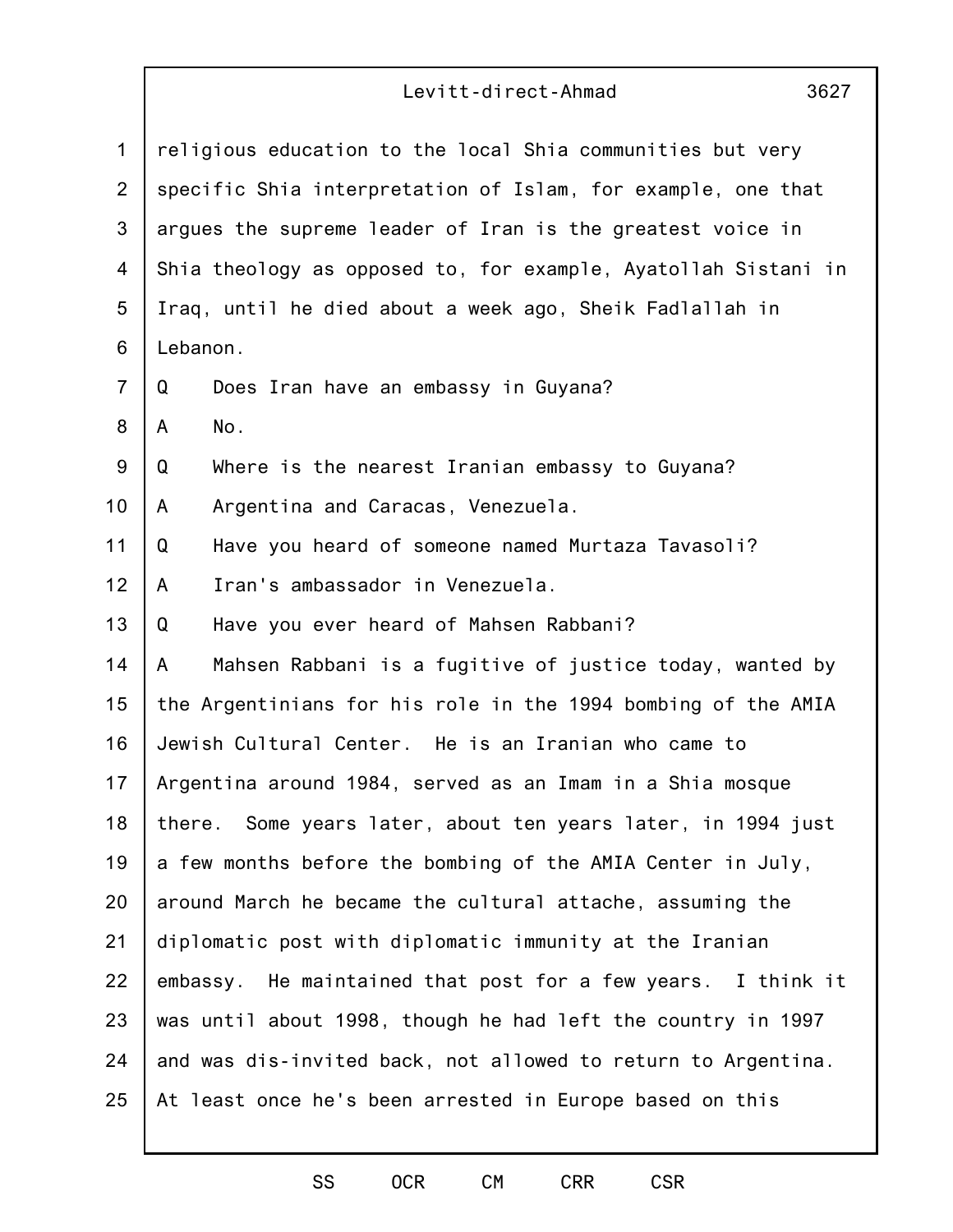religious education to the local Shia communities but very specific Shia interpretation of Islam, for example, one that argues the supreme leader of Iran is the greatest voice in Shia theology as opposed to, for example, Ayatollah Sistani in Iraq, until he died about a week ago, Sheik Fadlallah in Lebanon.

Q Does Iran have an embassy in Guyana?

A No.

Q Where is the nearest Iranian embassy to Guyana?

A Argentina and Caracas, Venezuela.

Q Have you heard of someone named Murtaza Tavasoli?

A Iran's ambassador in Venezuela.

Q Have you ever heard of Mahsen Rabbani?

A Mahsen Rabbani is a fugitive of justice today, wanted by the Argentinians for his role in the 1994 bombing of the AMIA Jewish Cultural Center. He is an Iranian who came to Argentina around 1984, served as an Imam in a Shia mosque there. Some years later, about ten years later, in 1994 just a few months before the bombing of the AMIA Center in July, around March he became the cultural attache, assuming the diplomatic post with diplomatic immunity at the Iranian embassy. He maintained that post for a few years. I think it was until about 1998, though he had left the country in 1997 and was dis-invited back, not allowed to return to Argentina. At least once he's been arrested in Europe based on this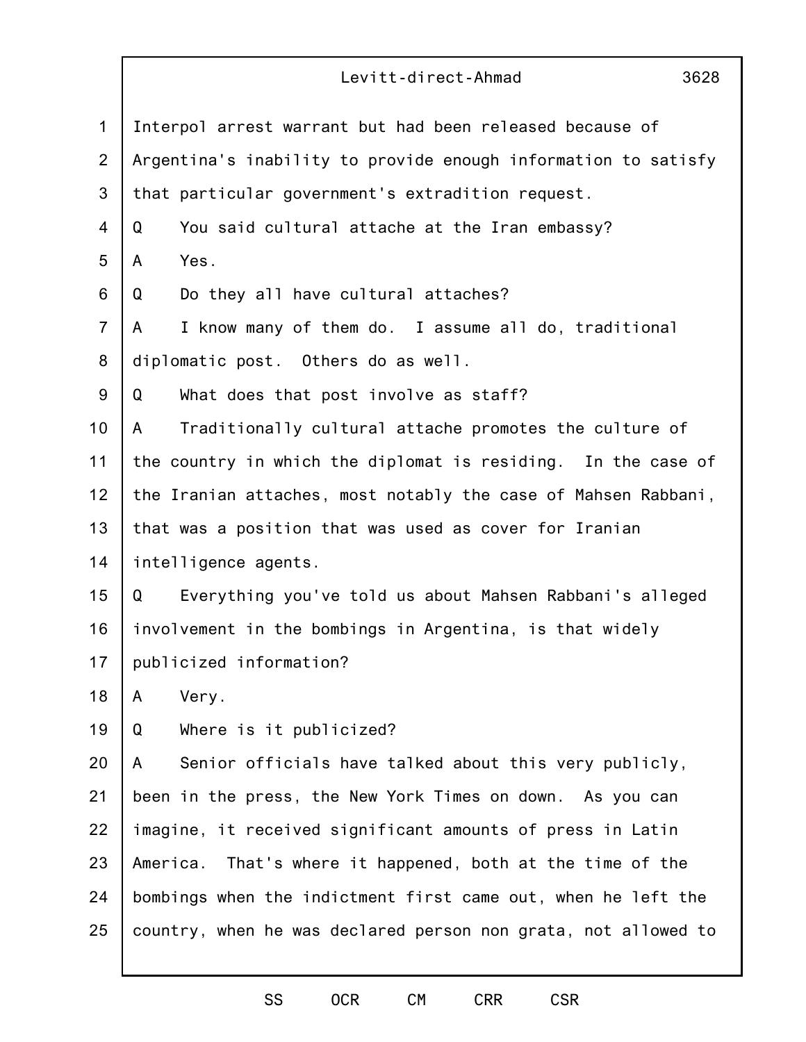Interpol arrest warrant but had been released because of Argentina's inability to provide enough information to satisfy that particular government's extradition request.

Q You said cultural attache at the Iran embassy?

A Yes.

Q Do they all have cultural attaches?

A I know many of them do. I assume all do, traditional diplomatic post. Others do as well.

Q What does that post involve as staff?

A Traditionally cultural attache promotes the culture of the country in which the diplomat is residing. In the case of the Iranian attaches, most notably the case of Mahsen Rabbani, that was a position that was used as cover for Iranian intelligence agents.

Q Everything you've told us about Mahsen Rabbani's alleged involvement in the bombings in Argentina, is that widely publicized information?

A Very.

Q Where is it publicized?

A Senior officials have talked about this very publicly, been in the press, the New York Times on down. As you can imagine, it received significant amounts of press in Latin America. That's where it happened, both at the time of the bombings when the indictment first came out, when he left the country, when he was declared person non grata, not allowed to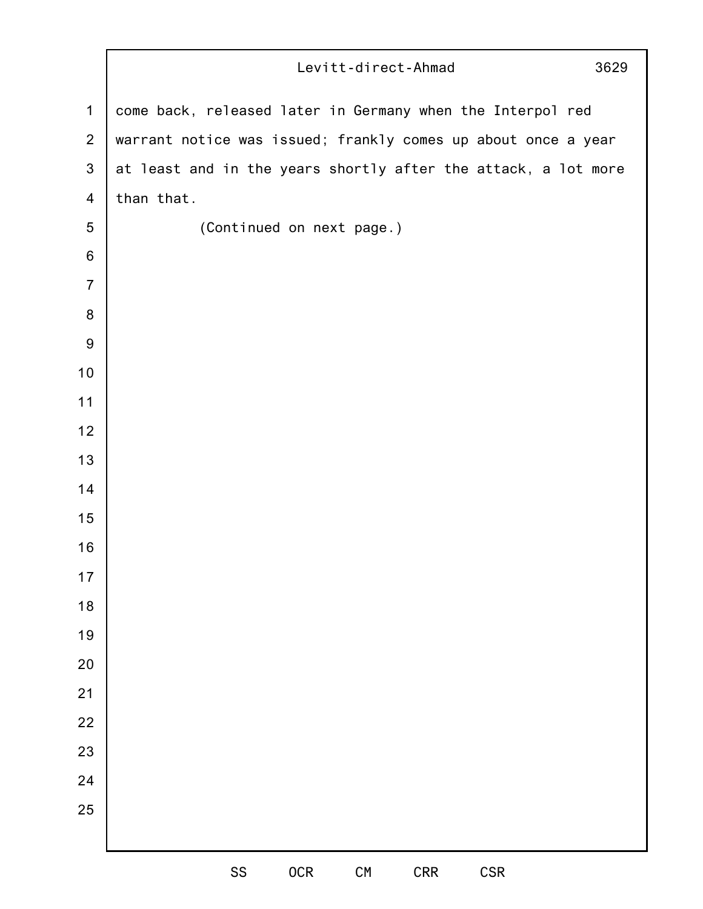come back, released later in Germany when the Interpol red warrant notice was issued; frankly comes up about once a year at least and in the years shortly after the attack, a lot more than that.

(Continued on next page.)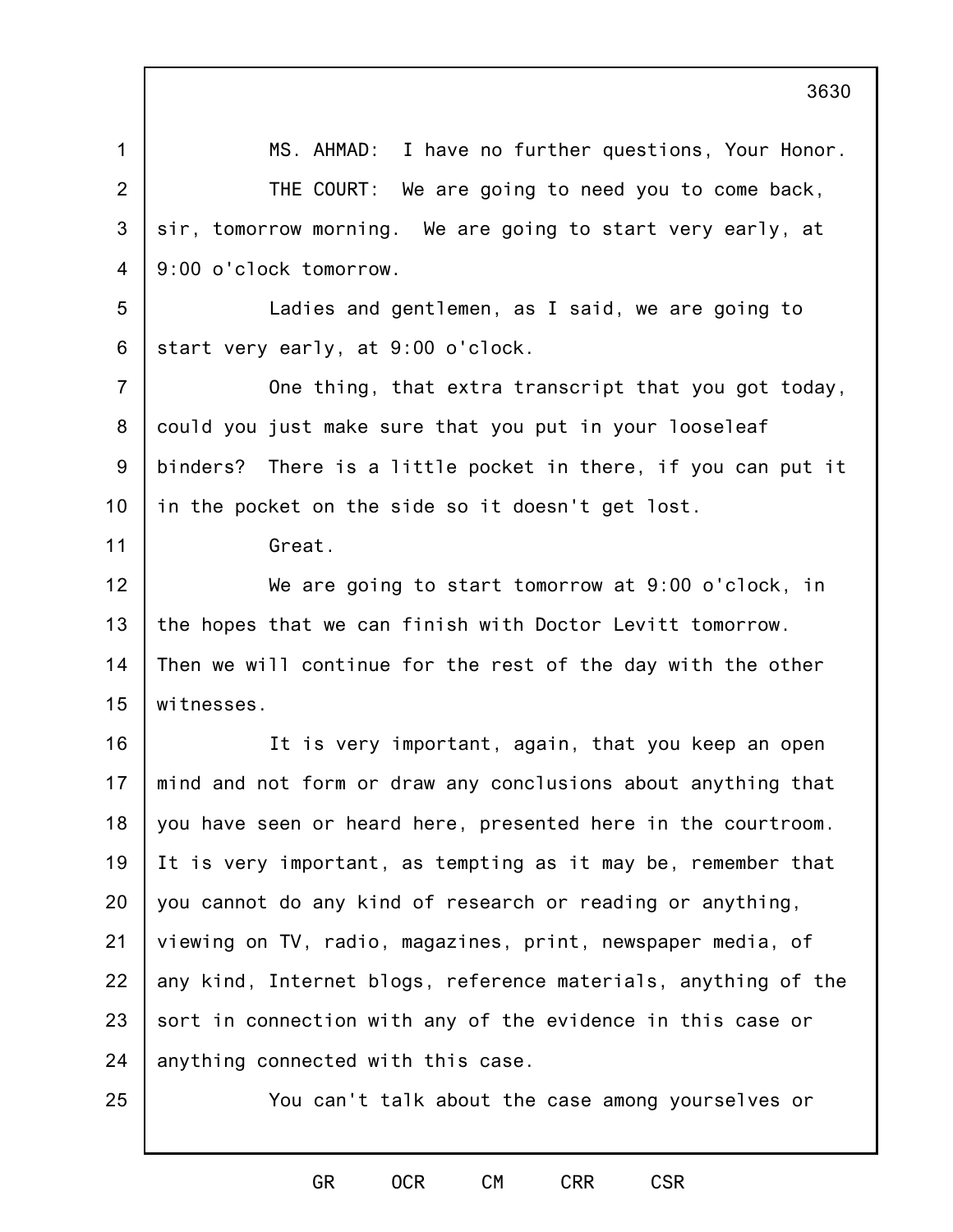MS. AHMAD: I have no further questions, Your Honor.

THE COURT: We are going to need you to come back, sir, tomorrow morning. We are going to start very early, at 9:00 o'clock tomorrow.

Ladies and gentlemen, as I said, we are going to start very early, at 9:00 o'clock.

One thing, that extra transcript that you got today, could you just make sure that you put in your looseleaf binders? There is a little pocket in there, if you can put it in the pocket on the side so it doesn't get lost.

Great.

We are going to start tomorrow at 9:00 o'clock, in the hopes that we can finish with Doctor Levitt tomorrow. Then we will continue for the rest of the day with the other witnesses.

It is very important, again, that you keep an open mind and not form or draw any conclusions about anything that you have seen or heard here, presented here in the courtroom. It is very important, as tempting as it may be, remember that you cannot do any kind of research or reading or anything, viewing on TV, radio, magazines, print, newspaper media, of any kind, Internet blogs, reference materials, anything of the sort in connection with any of the evidence in this case or anything connected with this case.

You can't talk about the case among yourselves or

GR OCR CM CRR CSR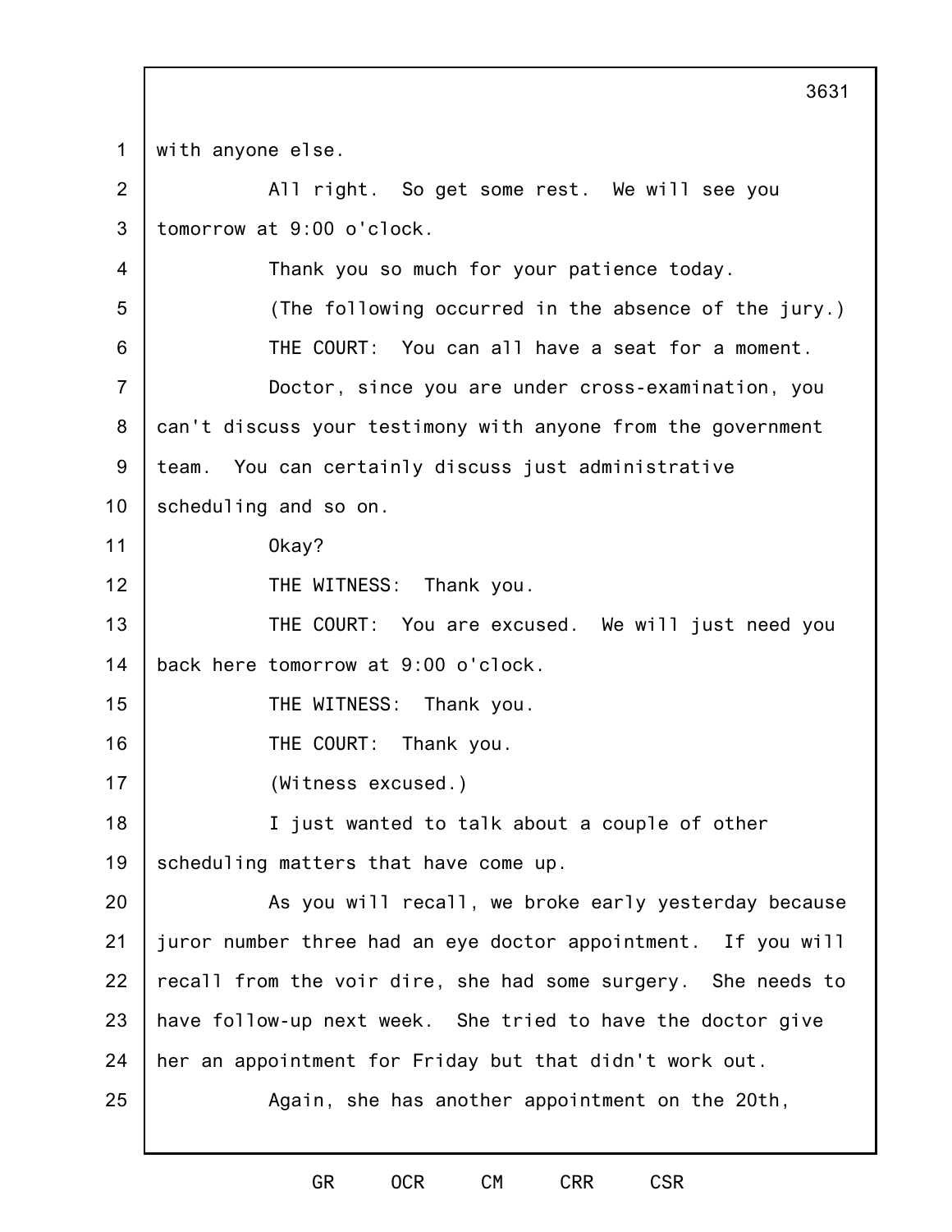with anyone else.

All right. So get some rest. We will see you tomorrow at 9:00 o'clock.

Thank you so much for your patience today.

(The following occurred in the absence of the jury.)

THE COURT: You can all have a seat for a moment.

Doctor, since you are under cross-examination, you can't discuss your testimony with anyone from the government team. You can certainly discuss just administrative scheduling and so on.

Okay?

THE WITNESS: Thank you.

THE COURT: You are excused. We will just need you back here tomorrow at 9:00 o'clock.

THE WITNESS: Thank you.

THE COURT: Thank you.

(Witness excused.)

I just wanted to talk about a couple of other scheduling matters that have come up.

As you will recall, we broke early yesterday because juror number three had an eye doctor appointment. If you will recall from the voir dire, she had some surgery. She needs to have follow-up next week. She tried to have the doctor give her an appointment for Friday but that didn't work out.

Again, she has another appointment on the 20th,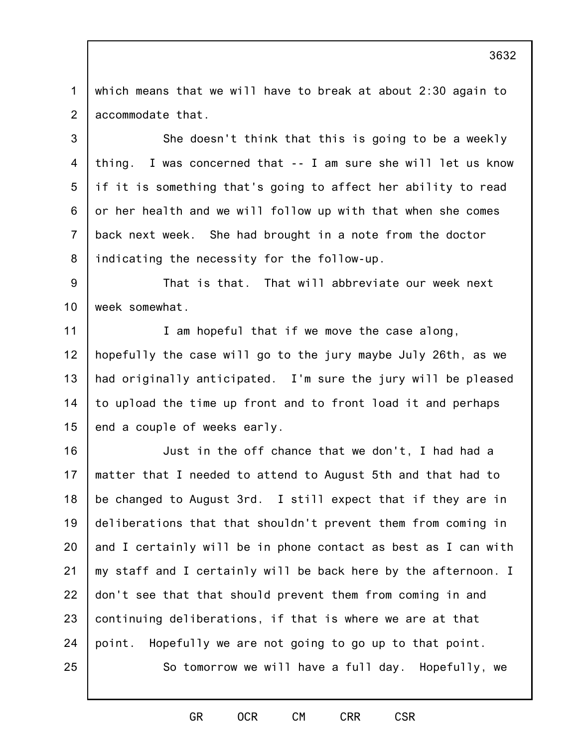which means that we will have to break at about 2:30 again to accommodate that.

She doesn't think that this is going to be a weekly thing. I was concerned that -- I am sure she will let us know if it is something that's going to affect her ability to read or her health and we will follow up with that when she comes back next week. She had brought in a note from the doctor indicating the necessity for the follow-up.

That is that. That will abbreviate our week next week somewhat.

I am hopeful that if we move the case along, hopefully the case will go to the jury maybe July 26th, as we had originally anticipated. I'm sure the jury will be pleased to upload the time up front and to front load it and perhaps end a couple of weeks early.

Just in the off chance that we don't, I had had a matter that I needed to attend to August 5th and that had to be changed to August 3rd. I still expect that if they are in deliberations that that shouldn't prevent them from coming in and I certainly will be in phone contact as best as I can with my staff and I certainly will be back here by the afternoon. I don't see that that should prevent them from coming in and continuing deliberations, if that is where we are at that point. Hopefully we are not going to go up to that point.

So tomorrow we will have a full day. Hopefully, we

GR OCR CM CRR CSR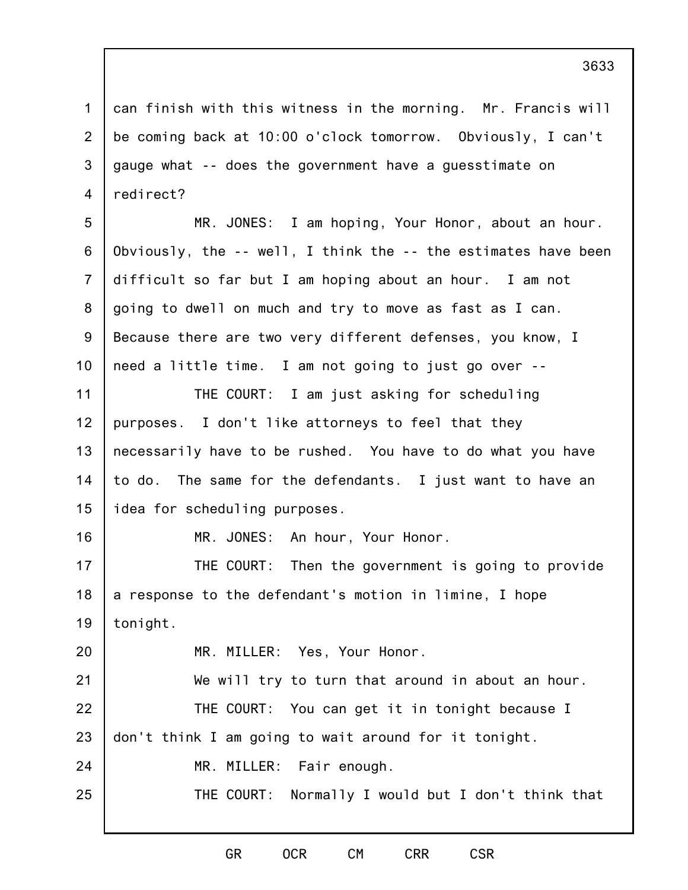can finish with this witness in the morning. Mr. Francis will be coming back at 10:00 o'clock tomorrow. Obviously, I can't gauge what -- does the government have a guesstimate on redirect?

MR. JONES: I am hoping, Your Honor, about an hour. Obviously, the -- well, I think the -- the estimates have been difficult so far but I am hoping about an hour. I am not going to dwell on much and try to move as fast as I can. Because there are two very different defenses, you know, I need a little time. I am not going to just go over --

THE COURT: I am just asking for scheduling purposes. I don't like attorneys to feel that they necessarily have to be rushed. You have to do what you have to do. The same for the defendants. I just want to have an idea for scheduling purposes.

MR. JONES: An hour, Your Honor.

THE COURT: Then the government is going to provide a response to the defendant's motion in limine, I hope tonight.

MR. MILLER: Yes, Your Honor.

We will try to turn that around in about an hour.

THE COURT: You can get it in tonight because I don't think I am going to wait around for it tonight.

MR. MILLER: Fair enough.

THE COURT: Normally I would but I don't think that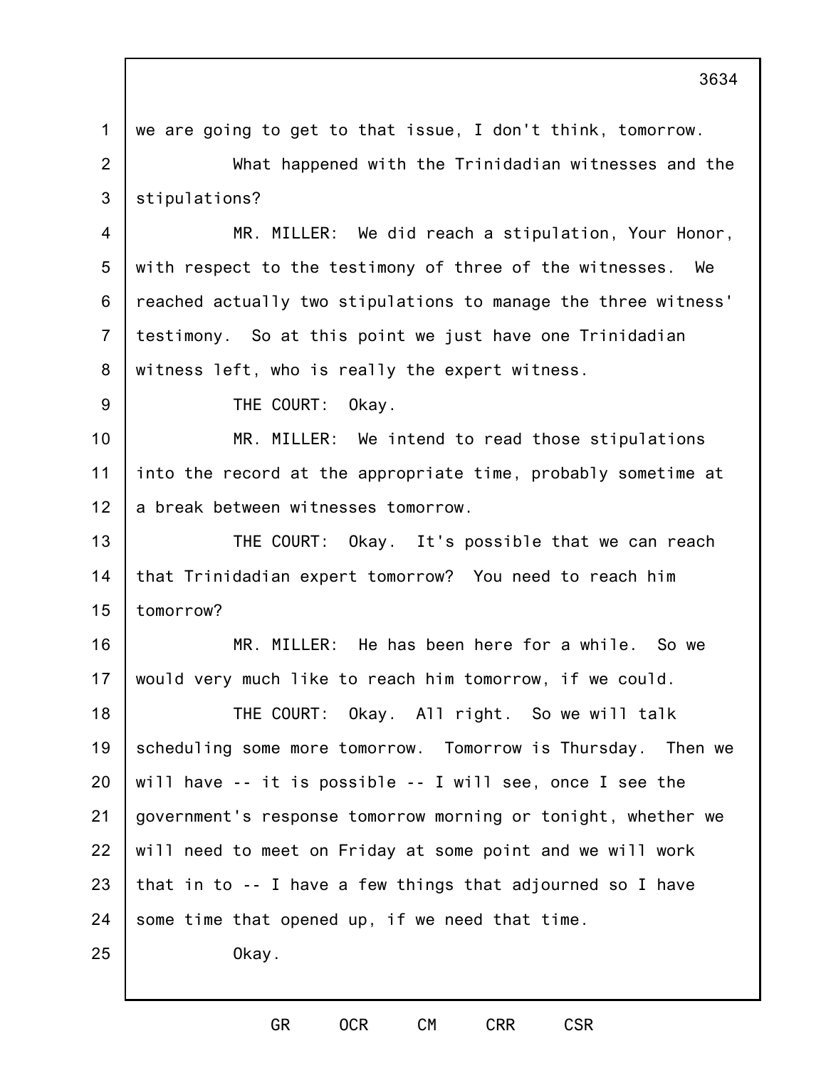we are going to get to that issue, I don't think, tomorrow.

What happened with the Trinidadian witnesses and the stipulations?

MR. MILLER: We did reach a stipulation, Your Honor, with respect to the testimony of three of the witnesses. We reached actually two stipulations to manage the three witness' testimony. So at this point we just have one Trinidadian witness left, who is really the expert witness.

THE COURT: Okay.

MR. MILLER: We intend to read those stipulations into the record at the appropriate time, probably sometime at a break between witnesses tomorrow.

THE COURT: Okay. It's possible that we can reach that Trinidadian expert tomorrow? You need to reach him tomorrow?

MR. MILLER: He has been here for a while. So we would very much like to reach him tomorrow, if we could.

THE COURT: Okay. All right. So we will talk scheduling some more tomorrow. Tomorrow is Thursday. Then we will have -- it is possible -- I will see, once I see the government's response tomorrow morning or tonight, whether we will need to meet on Friday at some point and we will work that in to -- I have a few things that adjourned so I have some time that opened up, if we need that time.

Okay.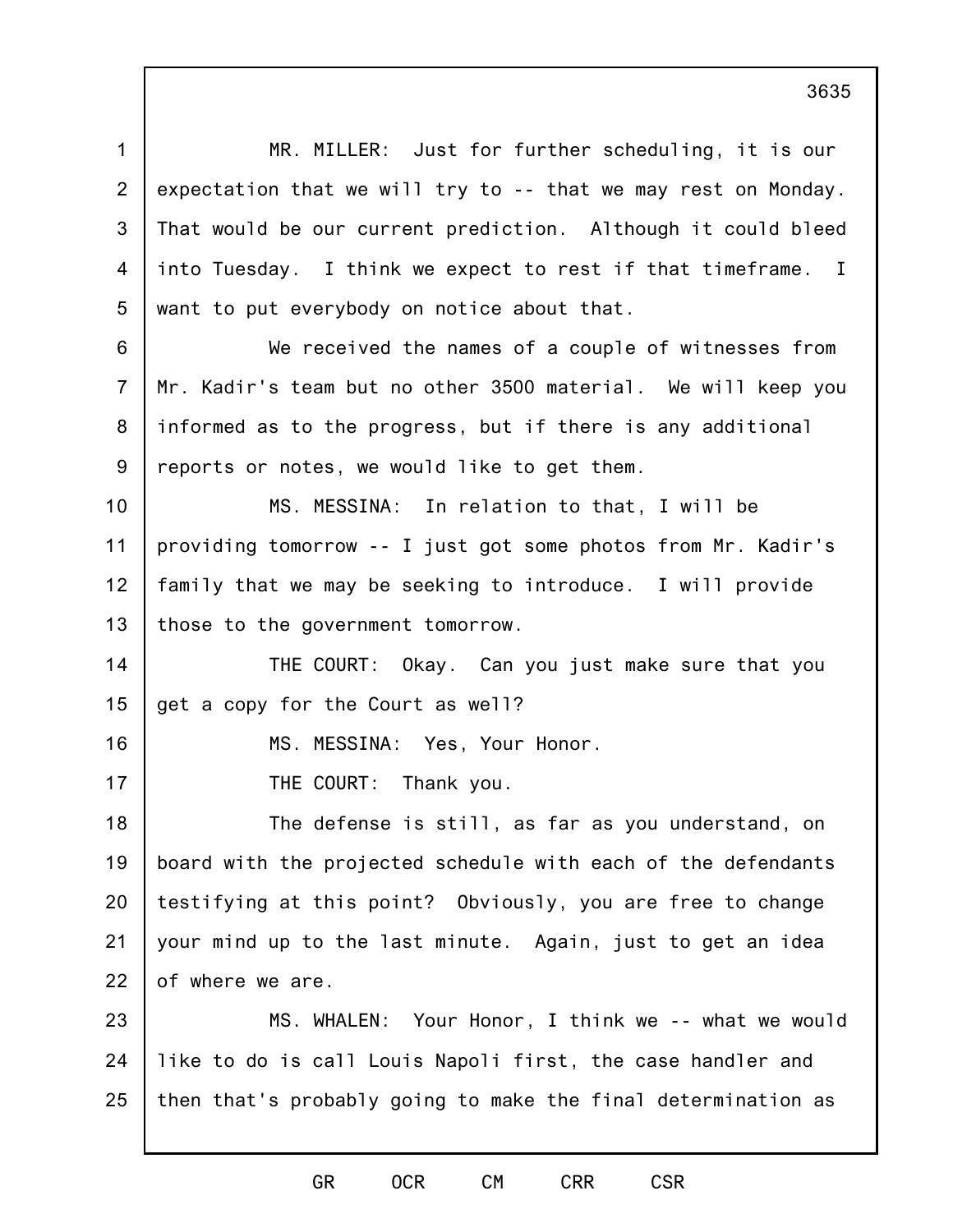MR. MILLER: Just for further scheduling, it is our expectation that we will try to -- that we may rest on Monday. That would be our current prediction. Although it could bleed into Tuesday. I think we expect to rest if that timeframe. I want to put everybody on notice about that.

We received the names of a couple of witnesses from Mr. Kadir's team but no other 3500 material. We will keep you informed as to the progress, but if there is any additional reports or notes, we would like to get them.

MS. MESSINA: In relation to that, I will be providing tomorrow -- I just got some photos from Mr. Kadir's family that we may be seeking to introduce. I will provide those to the government tomorrow.

THE COURT: Okay. Can you just make sure that you get a copy for the Court as well?

MS. MESSINA: Yes, Your Honor.

THE COURT: Thank you.

The defense is still, as far as you understand, on board with the projected schedule with each of the defendants testifying at this point? Obviously, you are free to change your mind up to the last minute. Again, just to get an idea of where we are.

MS. WHALEN: Your Honor, I think we -- what we would like to do is call Louis Napoli first, the case handler and then that's probably going to make the final determination as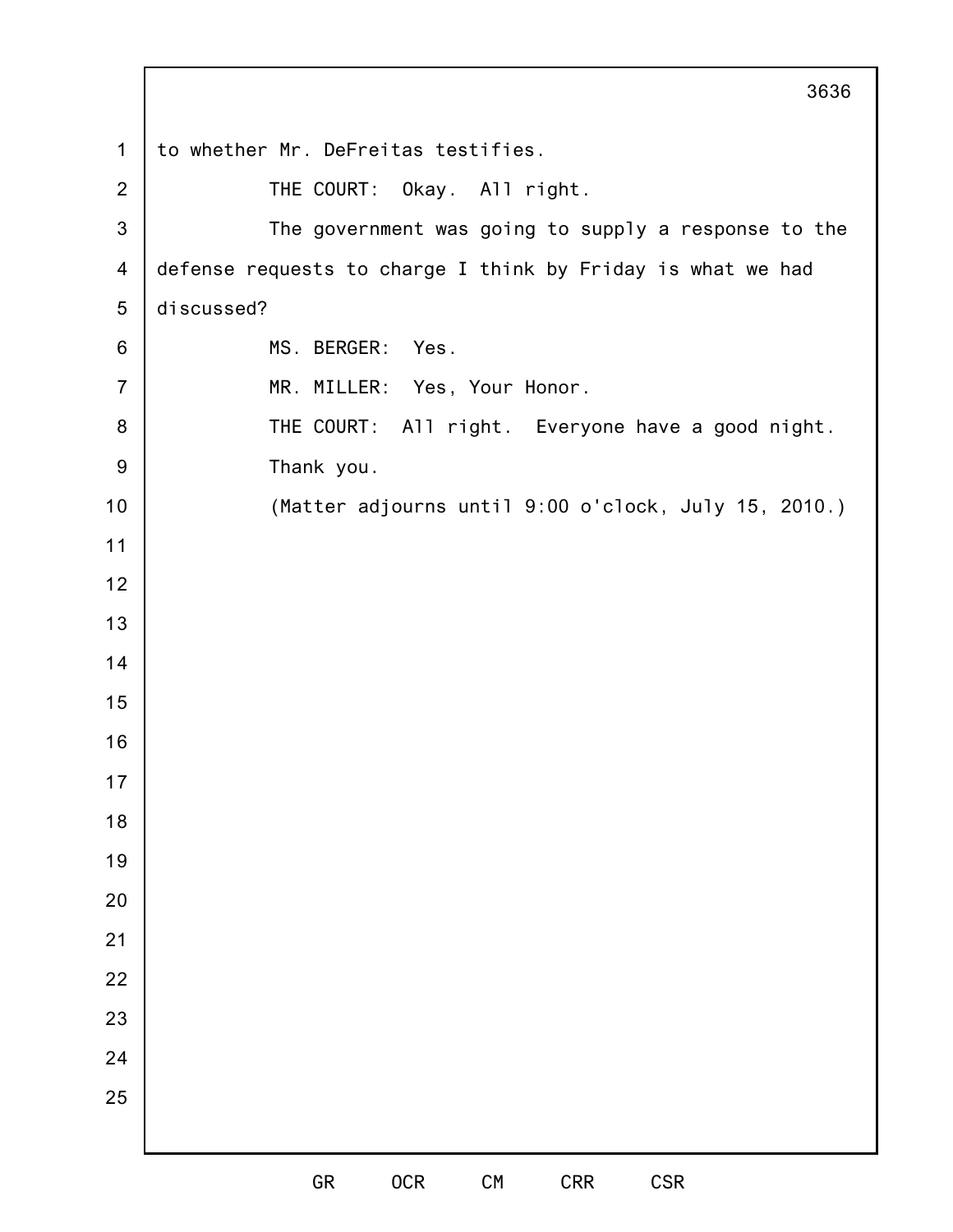to whether Mr. DeFreitas testifies.

THE COURT: Okay. All right.

The government was going to supply a response to the defense requests to charge I think by Friday is what we had discussed?

MS. BERGER: Yes.

MR. MILLER: Yes, Your Honor.

THE COURT: All right. Everyone have a good night. Thank you.

(Matter adjourns until 9:00 o'clock, July 15, 2010.)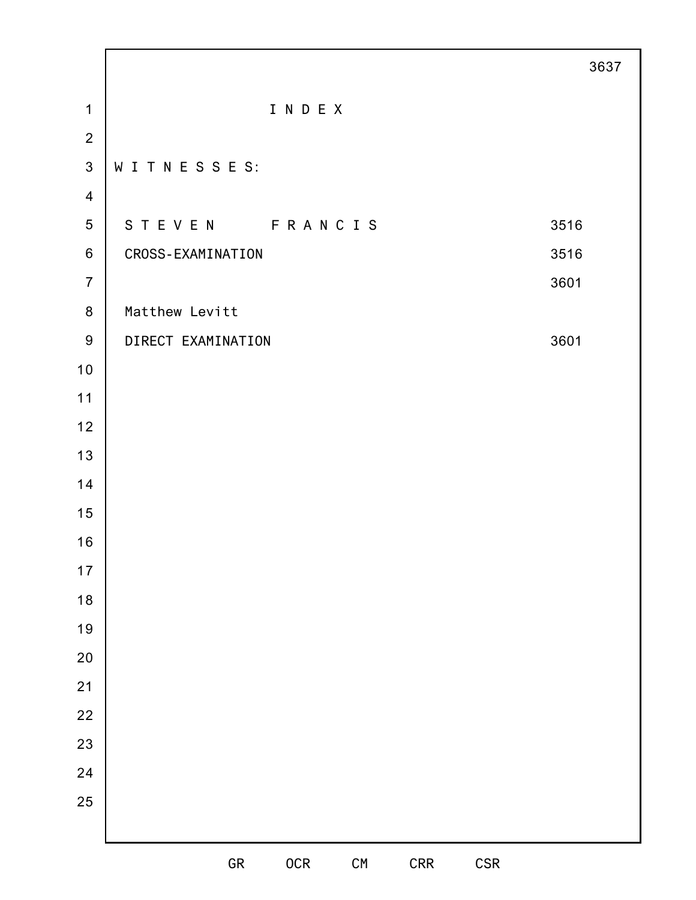# I N D E X

W I T N E S S E S:

| | |
|---|---|
| S T E V E N F R A N C I S | 3516 |
| CROSS-EXAMINATION | 3516 |
| | 3601 |
| Matthew Levitt | |
| DIRECT EXAMINATION | 3601 |

GR OCR CM CRR CSR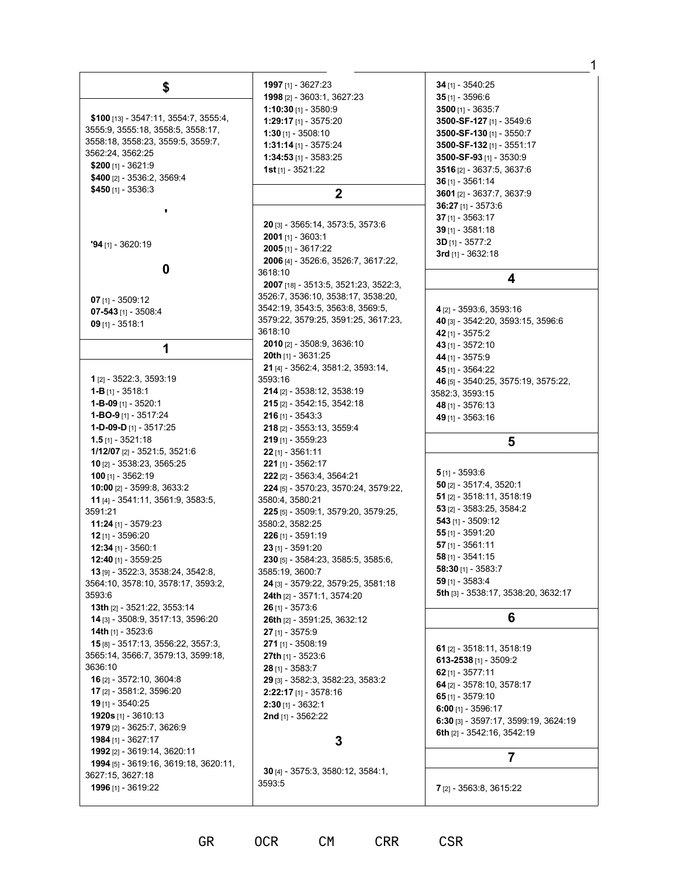## $

**$100** [13] - 3547:11, 3554:7, 3555:4, 3555:9, 3555:18, 3558:5, 3558:17, 3558:18, 3558:23, 3559:5, 3559:7, 3562:24, 3562:25
**$200** [1] - 3621:9
**$400** [2] - 3536:2, 3569:4
**$450** [1] - 3536:3

## '

**'94** [1] - 3620:19

## 0

**07** [1] - 3509:12
**07-543** [1] - 3508:4
**09** [1] - 3518:1

## 1

**1** [2] - 3522:3, 3593:19
**1-B** [1] - 3518:1
**1-B-09** [1] - 3520:1
**1-BO-9** [1] - 3517:24
**1-D-09-D** [1] - 3517:25
**1.5** [1] - 3521:18
**1/12/07** [2] - 3521:5, 3521:6
**10** [2] - 3538:23, 3565:25
**100** [1] - 3562:19
**10:00** [2] - 3599:8, 3633:2
**11** [4] - 3541:11, 3561:9, 3583:5, 3591:21
**11:24** [1] - 3579:23
**12** [1] - 3596:20
**12:34** [1] - 3560:1
**12:40** [1] - 3559:25
**13** [9] - 3522:3, 3538:24, 3542:8, 3564:10, 3578:10, 3578:17, 3593:2, 3593:6
**13th** [2] - 3521:22, 3553:14
**14** [3] - 3508:9, 3517:13, 3596:20
**14th** [1] - 3523:6
**15** [8] - 3517:13, 3556:22, 3557:3, 3565:14, 3566:7, 3579:13, 3599:18, 3636:10
**16** [2] - 3572:10, 3604:8
**17** [2] - 3581:2, 3596:20
**19** [1] - 3540:25
**1920s** [1] - 3610:13
**1979** [2] - 3625:7, 3626:9
**1984** [1] - 3627:17
**1992** [2] - 3619:14, 3620:11
**1994** [5] - 3619:16, 3619:18, 3620:11, 3627:15, 3627:18
**1996** [1] - 3619:22
**1997** [1] - 3627:23
**1998** [2] - 3603:1, 3627:23
**1:10:30** [1] - 3580:9
**1:29:17** [1] - 3575:20
**1:30** [1] - 3508:10
**1:31:14** [1] - 3575:24
**1:34:53** [1] - 3583:25
**1st** [1] - 3521:22

## 2

**20** [3] - 3565:14, 3573:5, 3573:6
**2001** [1] - 3603:1
**2005** [1] - 3617:22
**2006** [4] - 3526:6, 3526:7, 3617:22, 3618:10
**2007** [18] - 3513:5, 3521:23, 3522:3, 3526:7, 3536:10, 3538:17, 3538:20, 3542:19, 3543:5, 3563:8, 3569:5, 3579:22, 3579:25, 3591:25, 3617:23, 3618:10
**2010** [2] - 3508:9, 3636:10
**20th** [1] - 3631:25
**21** [4] - 3562:4, 3581:2, 3593:14, 3593:16
**214** [2] - 3538:12, 3538:19
**215** [2] - 3542:15, 3542:18
**216** [1] - 3543:3
**218** [2] - 3553:13, 3559:4
**219** [1] - 3559:23
**22** [1] - 3561:11
**221** [1] - 3562:17
**222** [2] - 3563:4, 3564:21
**224** [5] - 3570:23, 3570:24, 3579:22, 3580:4, 3580:21
**225** [5] - 3509:1, 3579:20, 3579:25, 3580:2, 3582:25
**226** [1] - 3591:19
**23** [1] - 3591:20
**230** [5] - 3584:23, 3585:5, 3585:6, 3585:19, 3600:7
**24** [3] - 3579:22, 3579:25, 3581:18
**24th** [2] - 3571:1, 3574:20
**26** [1] - 3573:6
**26th** [2] - 3591:25, 3632:12
**27** [1] - 3575:9
**271** [1] - 3508:19
**27th** [1] - 3523:6
**28** [1] - 3583:7
**29** [3] - 3582:3, 3582:23, 3583:2
**2:22:17** [1] - 3578:16
**2:30** [1] - 3632:1
**2nd** [1] - 3562:22

## 3

**30** [4] - 3575:3, 3580:12, 3584:1, 3593:5
**34** [1] - 3540:25
**35** [1] - 3596:6
**3500** [1] - 3635:7
**3500-SF-127** [1] - 3549:6
**3500-SF-130** [1] - 3550:7
**3500-SF-132** [1] - 3551:17
**3500-SF-93** [1] - 3530:9
**3516** [2] - 3637:5, 3637:6
**36** [1] - 3561:14
**3601** [2] - 3637:7, 3637:9
**36:27** [1] - 3573:6
**37** [1] - 3563:17
**39** [1] - 3581:18
**3D** [1] - 3577:2
**3rd** [1] - 3632:18

## 4

**4** [2] - 3593:6, 3593:16
**40** [3] - 3542:20, 3593:15, 3596:6
**42** [1] - 3575:2
**43** [1] - 3572:10
**44** [1] - 3575:9
**45** [1] - 3564:22
**46** [5] - 3540:25, 3575:19, 3575:22, 3582:3, 3593:15
**48** [1] - 3576:13
**49** [1] - 3563:16

## 5

**5** [1] - 3593:6
**50** [2] - 3517:4, 3520:1
**51** [2] - 3518:11, 3518:19
**53** [2] - 3583:25, 3584:2
**543** [1] - 3509:12
**55** [1] - 3591:20
**57** [1] - 3561:11
**58** [1] - 3541:15
**58:30** [1] - 3583:7
**59** [1] - 3583:4
**5th** [3] - 3538:17, 3538:20, 3632:17

## 6

**61** [2] - 3518:11, 3518:19
**613-2538** [1] - 3509:2
**62** [1] - 3577:11
**64** [2] - 3578:10, 3578:17
**65** [1] - 3579:10
**6:00** [1] - 3596:17
**6:30** [3] - 3597:17, 3599:19, 3624:19
**6th** [2] - 3542:16, 3542:19

## 7

**7** [2] - 3563:8, 3615:22

GR OCR CM CRR CSR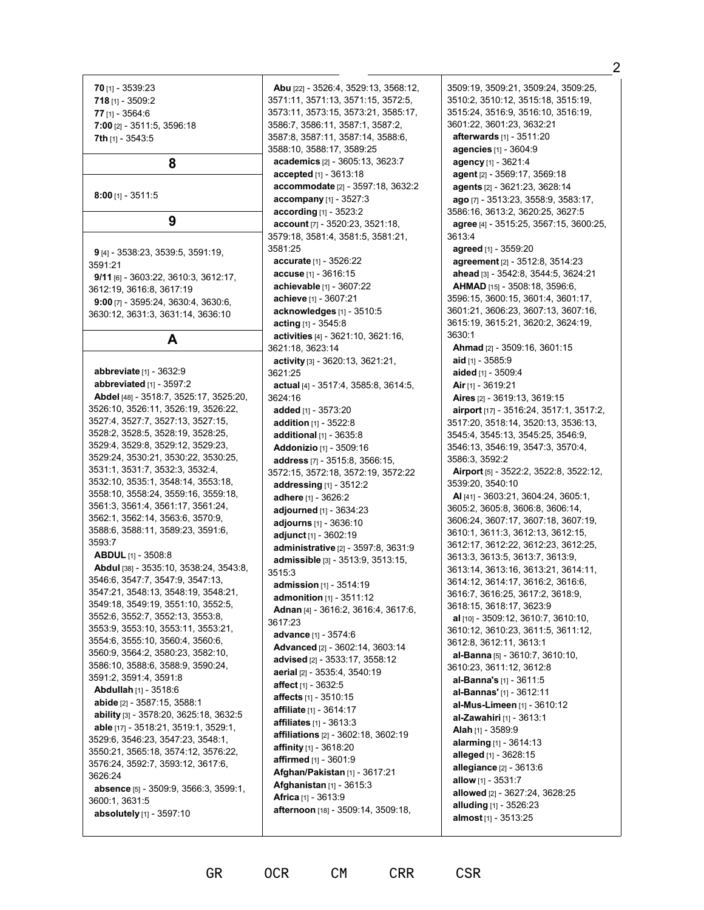**70** [1] - 3539:23
**718** [1] - 3509:2
**77** [1] - 3564:6
**7:00** [2] - 3511:5, 3596:18
**7th** [1] - 3543:5

## 8

**8:00** [1] - 3511:5

## 9

**9** [4] - 3538:23, 3539:5, 3591:19, 3591:21
**9/11** [6] - 3603:22, 3610:3, 3612:17, 3612:19, 3616:8, 3617:19
**9:00** [7] - 3595:24, 3630:4, 3630:6, 3630:12, 3631:3, 3631:14, 3636:10

## A

**abbreviate** [1] - 3632:9
**abbreviated** [1] - 3597:2
**Abdel** [48] - 3518:7, 3525:17, 3525:20, 3526:10, 3526:11, 3526:19, 3526:22, 3527:4, 3527:7, 3527:13, 3527:15, 3528:2, 3528:5, 3528:19, 3528:25, 3529:4, 3529:8, 3529:12, 3529:23, 3529:24, 3530:21, 3530:22, 3530:25, 3531:1, 3531:7, 3532:3, 3532:4, 3532:10, 3535:1, 3548:14, 3553:18, 3558:10, 3558:24, 3559:16, 3559:18, 3561:3, 3561:4, 3561:17, 3561:24, 3562:1, 3562:14, 3563:6, 3570:9, 3588:6, 3588:11, 3589:23, 3591:6, 3593:7
**ABDUL** [1] - 3508:8
**Abdul** [38] - 3535:10, 3538:24, 3543:8, 3546:6, 3547:7, 3547:9, 3547:13, 3547:21, 3548:13, 3548:19, 3548:21, 3549:18, 3549:19, 3551:10, 3552:5, 3552:6, 3552:7, 3552:13, 3553:8, 3553:9, 3553:10, 3553:11, 3553:21, 3554:6, 3555:10, 3560:4, 3560:6, 3560:9, 3564:2, 3580:23, 3582:10, 3586:10, 3588:6, 3588:9, 3590:24, 3591:2, 3591:4, 3591:8
**Abdullah** [1] - 3518:6
**abide** [2] - 3587:15, 3588:1
**ability** [3] - 3578:20, 3625:18, 3632:5
**able** [17] - 3518:21, 3519:1, 3529:1, 3529:6, 3546:23, 3547:23, 3548:1, 3550:21, 3565:18, 3574:12, 3576:22, 3576:24, 3592:7, 3593:12, 3617:6, 3626:24
**absence** [5] - 3509:9, 3566:3, 3599:1, 3600:1, 3631:5
**absolutely** [1] - 3597:10
**Abu** [22] - 3526:4, 3529:13, 3568:12, 3571:11, 3571:13, 3571:15, 3572:5, 3573:11, 3573:15, 3573:21, 3585:17, 3586:7, 3586:11, 3587:1, 3587:2, 3587:8, 3587:11, 3587:14, 3588:6, 3588:10, 3588:17, 3589:25
**academics** [2] - 3605:13, 3623:7
**accepted** [1] - 3613:18
**accommodate** [2] - 3597:18, 3632:2
**accompany** [1] - 3527:3
**according** [1] - 3523:2
**account** [7] - 3520:23, 3521:18, 3579:18, 3581:4, 3581:5, 3581:21, 3581:25
**accurate** [1] - 3526:22
**accuse** [1] - 3616:15
**achievable** [1] - 3607:22
**achieve** [1] - 3607:21
**acknowledges** [1] - 3510:5
**acting** [1] - 3545:8
**activities** [4] - 3621:10, 3621:16, 3621:18, 3623:14
**activity** [3] - 3620:13, 3621:21, 3621:25
**actual** [4] - 3517:4, 3585:8, 3614:5, 3624:16
**added** [1] - 3573:20
**addition** [1] - 3522:8
**additional** [1] - 3635:8
**Addonizio** [1] - 3509:16
**address** [7] - 3515:8, 3566:15, 3572:15, 3572:18, 3572:19, 3572:22
**addressing** [1] - 3512:2
**adhere** [1] - 3626:2
**adjourned** [1] - 3634:23
**adjourns** [1] - 3636:10
**adjunct** [1] - 3602:19
**administrative** [2] - 3597:8, 3631:9
**admissible** [3] - 3513:9, 3513:15, 3515:3
**admission** [1] - 3514:19
**admonition** [1] - 3511:12
**Adnan** [4] - 3616:2, 3616:4, 3617:6, 3617:23
**advance** [1] - 3574:6
**Advanced** [2] - 3602:14, 3603:14
**advised** [2] - 3533:17, 3558:12
**aerial** [2] - 3535:4, 3540:19
**affect** [1] - 3632:5
**affects** [1] - 3510:15
**affiliate** [1] - 3614:17
**affiliates** [1] - 3613:3
**affiliations** [2] - 3602:18, 3602:19
**affinity** [1] - 3618:20
**affirmed** [1] - 3601:9
**Afghan/Pakistan** [1] - 3617:21
**Afghanistan** [1] - 3615:3
**Africa** [1] - 3613:9
**afternoon** [18] - 3509:14, 3509:18, 3509:19, 3509:21, 3509:24, 3509:25, 3510:2, 3510:12, 3515:18, 3515:19, 3515:24, 3516:9, 3516:10, 3516:19, 3601:22, 3601:23, 3632:21
**afterwards** [1] - 3511:20
**agencies** [1] - 3604:9
**agency** [1] - 3621:4
**agent** [2] - 3569:17, 3569:18
**agents** [2] - 3621:23, 3628:14
**ago** [7] - 3513:23, 3558:9, 3583:17, 3586:16, 3613:2, 3620:25, 3627:5
**agree** [4] - 3515:25, 3567:15, 3600:25, 3613:4
**agreed** [1] - 3559:20
**agreement** [2] - 3512:8, 3514:23
**ahead** [3] - 3542:8, 3544:5, 3624:21
**AHMAD** [15] - 3508:18, 3596:6, 3596:15, 3600:15, 3601:4, 3601:17, 3601:21, 3606:23, 3607:13, 3607:16, 3615:19, 3615:21, 3620:2, 3624:19, 3630:1
**Ahmad** [2] - 3509:16, 3601:15
**aid** [1] - 3585:9
**aided** [1] - 3509:4
**Air** [1] - 3619:21
**Aires** [2] - 3619:13, 3619:15
**airport** [17] - 3516:24, 3517:1, 3517:2, 3517:20, 3518:14, 3520:13, 3536:13, 3545:4, 3545:13, 3545:25, 3546:9, 3546:13, 3546:19, 3547:3, 3570:4, 3586:3, 3592:2
**Airport** [5] - 3522:2, 3522:8, 3522:12, 3539:20, 3540:10
**Al** [41] - 3603:21, 3604:24, 3605:1, 3605:2, 3605:8, 3606:8, 3606:14, 3606:24, 3607:17, 3607:18, 3607:19, 3610:1, 3611:3, 3612:13, 3612:15, 3612:17, 3612:22, 3612:23, 3612:25, 3613:3, 3613:5, 3613:7, 3613:9, 3613:14, 3613:16, 3613:21, 3614:11, 3614:12, 3614:17, 3616:2, 3616:6, 3616:7, 3616:25, 3617:2, 3618:9, 3618:15, 3618:17, 3623:9
**al** [10] - 3509:12, 3610:7, 3610:10, 3610:12, 3610:23, 3611:5, 3611:12, 3612:8, 3612:11, 3613:1
**al-Banna** [5] - 3610:7, 3610:10, 3610:23, 3611:12, 3612:8
**al-Banna's** [1] - 3611:5
**al-Bannas'** [1] - 3612:11
**al-Mus-Limeen** [1] - 3610:12
**al-Zawahiri** [1] - 3613:1
**Alah** [1] - 3589:9
**alarming** [1] - 3614:13
**alleged** [1] - 3628:15
**allegiance** [2] - 3613:6
**allow** [1] - 3531:7
**allowed** [2] - 3627:24, 3628:25
**alluding** [1] - 3526:23
**almost** [1] - 3513:25

GR OCR CM CRR CSR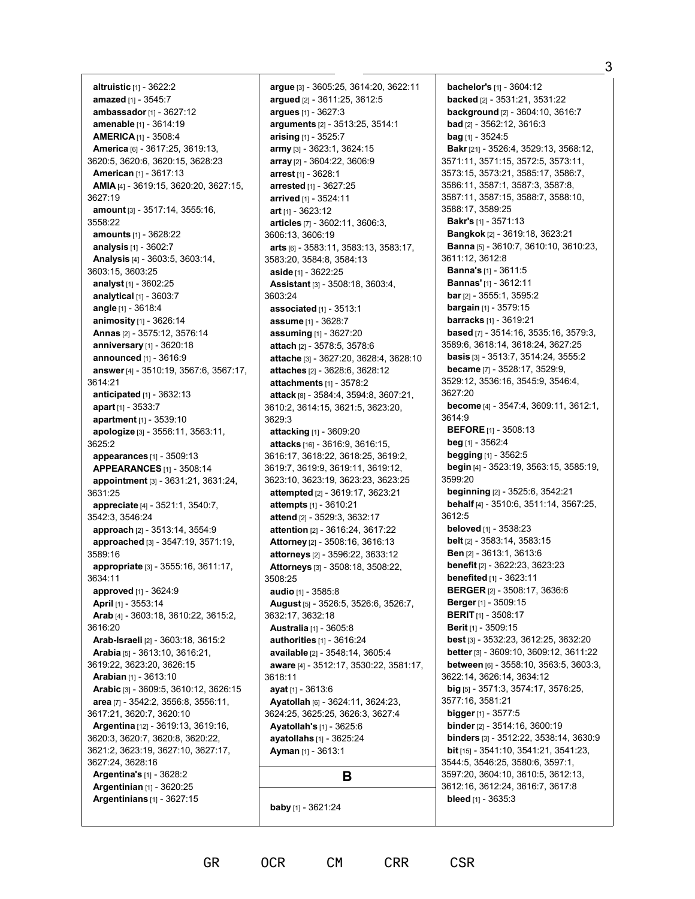**altruistic** [1] - 3622:2
**amazed** [1] - 3545:7
**ambassador** [1] - 3627:12
**amenable** [1] - 3614:19
**AMERICA** [1] - 3508:4
**America** [6] - 3617:25, 3619:13, 3620:5, 3620:6, 3620:15, 3628:23
**American** [1] - 3617:13
**AMIA** [4] - 3619:15, 3620:20, 3627:15, 3627:19
**amount** [3] - 3517:14, 3555:16, 3558:22
**amounts** [1] - 3628:22
**analysis** [1] - 3602:7
**Analysis** [4] - 3603:5, 3603:14, 3603:15, 3603:25
**analyst** [1] - 3602:25
**analytical** [1] - 3603:7
**angle** [1] - 3618:4
**animosity** [1] - 3626:14
**Annas** [2] - 3575:12, 3576:14
**anniversary** [1] - 3620:18
**announced** [1] - 3616:9
**answer** [4] - 3510:19, 3567:6, 3567:17, 3614:21
**anticipated** [1] - 3632:13
**apart** [1] - 3533:7
**apartment** [1] - 3539:10
**apologize** [3] - 3556:11, 3563:11, 3625:2
**appearances** [1] - 3509:13
**APPEARANCES** [1] - 3508:14
**appointment** [3] - 3631:21, 3631:24, 3631:25
**appreciate** [4] - 3521:1, 3540:7, 3542:3, 3546:24
**approach** [2] - 3513:14, 3554:9
**approached** [3] - 3547:19, 3571:19, 3589:16
**appropriate** [3] - 3555:16, 3611:17, 3634:11
**approved** [1] - 3624:9
**April** [1] - 3553:14
**Arab** [4] - 3603:18, 3610:22, 3615:2, 3616:20
**Arab-Israeli** [2] - 3603:18, 3615:2
**Arabia** [5] - 3613:10, 3616:21, 3619:22, 3623:20, 3626:15
**Arabian** [1] - 3613:10
**Arabic** [3] - 3609:5, 3610:12, 3626:15
**area** [7] - 3542:2, 3556:8, 3556:11, 3617:21, 3620:7, 3620:10
**Argentina** [12] - 3619:13, 3619:16, 3620:3, 3620:7, 3620:8, 3620:22, 3621:2, 3623:19, 3627:10, 3627:17, 3627:24, 3628:16
**Argentina's** [1] - 3628:2
**Argentinian** [1] - 3620:25
**Argentinians** [1] - 3627:15
**argue** [3] - 3605:25, 3614:20, 3622:11
**argued** [2] - 3611:25, 3612:5
**argues** [1] - 3627:3
**arguments** [2] - 3513:25, 3514:1
**arising** [1] - 3525:7
**army** [3] - 3623:1, 3624:15
**array** [2] - 3604:22, 3606:9
**arrest** [1] - 3628:1
**arrested** [1] - 3627:25
**arrived** [1] - 3524:11
**art** [1] - 3623:12
**articles** [7] - 3602:11, 3606:3, 3606:13, 3606:19
**arts** [6] - 3583:11, 3583:13, 3583:17, 3583:20, 3584:8, 3584:13
**aside** [1] - 3622:25
**Assistant** [3] - 3508:18, 3603:4, 3603:24
**associated** [1] - 3513:1
**assume** [1] - 3628:7
**assuming** [1] - 3627:20
**attach** [2] - 3578:5, 3578:6
**attache** [3] - 3627:20, 3628:4, 3628:10
**attaches** [2] - 3628:6, 3628:12
**attachments** [1] - 3578:2
**attack** [8] - 3584:4, 3594:8, 3607:21, 3610:2, 3614:15, 3621:5, 3623:20, 3629:3
**attacking** [1] - 3609:20
**attacks** [16] - 3616:9, 3616:15, 3616:17, 3618:22, 3618:25, 3619:2, 3619:7, 3619:9, 3619:11, 3619:12, 3623:10, 3623:19, 3623:23, 3623:25
**attempted** [2] - 3619:17, 3623:21
**attempts** [1] - 3610:21
**attend** [2] - 3529:3, 3632:17
**attention** [2] - 3616:24, 3617:22
**Attorney** [2] - 3508:16, 3616:13
**attorneys** [2] - 3596:22, 3633:12
**Attorneys** [3] - 3508:18, 3508:22, 3508:25
**audio** [1] - 3585:8
**August** [5] - 3526:5, 3526:6, 3526:7, 3632:17, 3632:18
**Australia** [1] - 3605:8
**authorities** [1] - 3616:24
**available** [2] - 3548:14, 3605:4
**aware** [4] - 3512:17, 3530:22, 3581:17, 3618:11
**ayat** [1] - 3613:6
**Ayatollah** [6] - 3624:11, 3624:23, 3624:25, 3625:25, 3626:3, 3627:4
**Ayatollah's** [1] - 3625:6
**ayatollahs** [1] - 3625:24
**Ayman** [1] - 3613:1

## B

**baby** [1] - 3621:24
**bachelor's** [1] - 3604:12
**backed** [2] - 3531:21, 3531:22
**background** [2] - 3604:10, 3616:7
**bad** [2] - 3562:12, 3616:3
**bag** [1] - 3524:5
**Bakr** [21] - 3526:4, 3529:13, 3568:12, 3571:11, 3571:15, 3572:5, 3573:11, 3573:15, 3573:21, 3585:17, 3586:7, 3586:11, 3587:1, 3587:3, 3587:8, 3587:11, 3587:15, 3588:7, 3588:10, 3588:17, 3589:25
**Bakr's** [1] - 3571:13
**Bangkok** [2] - 3619:18, 3623:21
**Banna** [5] - 3610:7, 3610:10, 3610:23, 3611:12, 3612:8
**Banna's** [1] - 3611:5
**Bannas'** [1] - 3612:11
**bar** [2] - 3555:1, 3595:2
**bargain** [1] - 3579:15
**barracks** [1] - 3619:21
**based** [7] - 3514:16, 3535:16, 3579:3, 3589:6, 3618:14, 3618:24, 3627:25
**basis** [3] - 3513:7, 3514:24, 3555:2
**became** [7] - 3528:17, 3529:9, 3529:12, 3536:16, 3545:9, 3546:4, 3627:20
**become** [4] - 3547:4, 3609:11, 3612:1, 3614:9
**BEFORE** [1] - 3508:13
**beg** [1] - 3562:4
**begging** [1] - 3562:5
**begin** [4] - 3523:19, 3563:15, 3585:19, 3599:20
**beginning** [2] - 3525:6, 3542:21
**behalf** [4] - 3510:6, 3511:14, 3567:25, 3612:5
**beloved** [1] - 3538:23
**belt** [2] - 3583:14, 3583:15
**Ben** [2] - 3613:1, 3613:6
**benefit** [2] - 3622:23, 3623:23
**benefited** [1] - 3623:11
**BERGER** [2] - 3508:17, 3636:6
**Berger** [1] - 3509:15
**BERIT** [1] - 3508:17
**Berit** [1] - 3509:15
**best** [3] - 3532:23, 3612:25, 3632:20
**better** [3] - 3609:10, 3609:12, 3611:22
**between** [6] - 3558:10, 3563:5, 3603:3, 3622:14, 3626:14, 3634:12
**big** [5] - 3571:3, 3574:17, 3576:25, 3577:16, 3581:21
**bigger** [1] - 3577:5
**binder** [2] - 3514:16, 3600:19
**binders** [3] - 3512:22, 3538:14, 3630:9
**bit** [15] - 3541:10, 3541:21, 3541:23, 3544:5, 3546:25, 3580:6, 3597:1, 3597:20, 3604:10, 3610:5, 3612:13, 3612:16, 3612:24, 3616:7, 3617:8
**bleed** [1] - 3635:3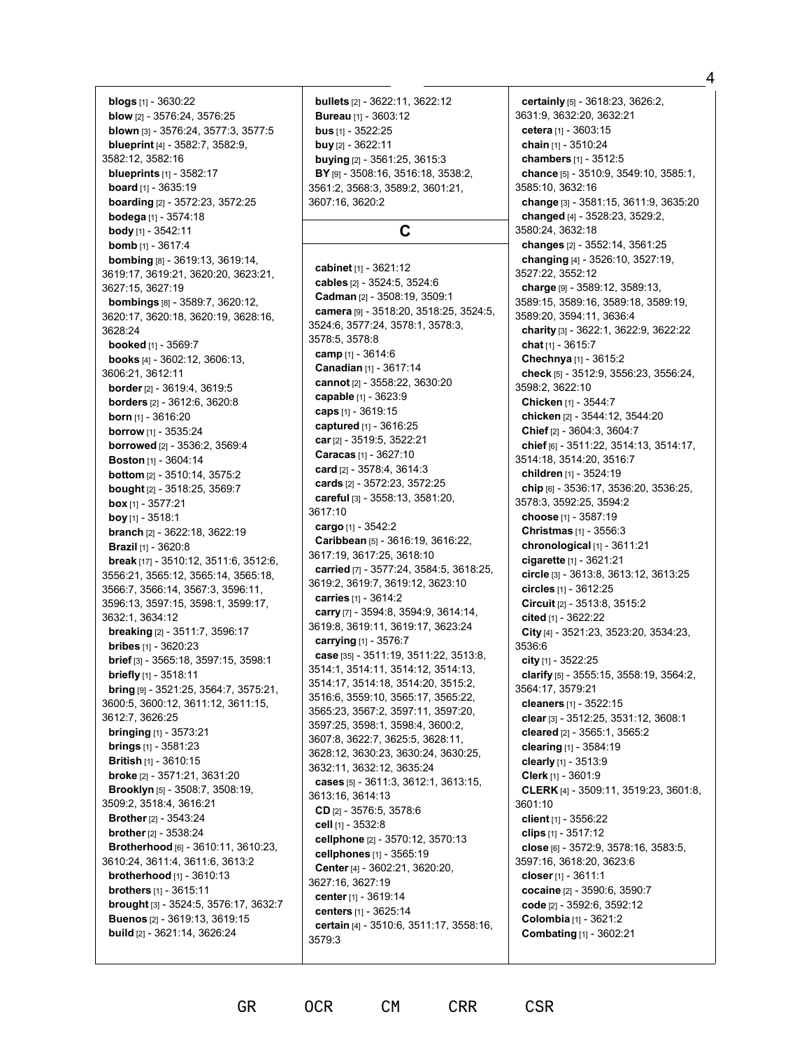**blogs** [1] - 3630:22
**blow** [2] - 3576:24, 3576:25
**blown** [3] - 3576:24, 3577:3, 3577:5
**blueprint** [4] - 3582:7, 3582:9, 3582:12, 3582:16
**blueprints** [1] - 3582:17
**board** [1] - 3635:19
**boarding** [2] - 3572:23, 3572:25
**bodega** [1] - 3574:18
**body** [1] - 3542:11
**bomb** [1] - 3617:4
**bombing** [8] - 3619:13, 3619:14, 3619:17, 3619:21, 3620:20, 3623:21, 3627:15, 3627:19
**bombings** [8] - 3589:7, 3620:12, 3620:17, 3620:18, 3620:19, 3628:16, 3628:24
**booked** [1] - 3569:7
**books** [4] - 3602:12, 3606:13, 3606:21, 3612:11
**border** [2] - 3619:4, 3619:5
**borders** [2] - 3612:6, 3620:8
**born** [1] - 3616:20
**borrow** [1] - 3535:24
**borrowed** [2] - 3536:2, 3569:4
**Boston** [1] - 3604:14
**bottom** [2] - 3510:14, 3575:2
**bought** [2] - 3518:25, 3569:7
**box** [1] - 3577:21
**boy** [1] - 3518:1
**branch** [2] - 3622:18, 3622:19
**Brazil** [1] - 3620:8
**break** [17] - 3510:12, 3511:6, 3512:6, 3556:21, 3565:12, 3565:14, 3565:18, 3566:7, 3566:14, 3567:3, 3596:11, 3596:13, 3597:15, 3598:1, 3599:17, 3632:1, 3634:12
**breaking** [2] - 3511:7, 3596:17
**bribes** [1] - 3620:23
**brief** [3] - 3565:18, 3597:15, 3598:1
**briefly** [1] - 3518:11
**bring** [9] - 3521:25, 3564:7, 3575:21, 3600:5, 3600:12, 3611:12, 3611:15, 3612:7, 3626:25
**bringing** [1] - 3573:21
**brings** [1] - 3581:23
**British** [1] - 3610:15
**broke** [2] - 3571:21, 3631:20
**Brooklyn** [5] - 3508:7, 3508:19, 3509:2, 3518:4, 3616:21
**Brother** [2] - 3543:24
**brother** [2] - 3538:24
**Brotherhood** [6] - 3610:11, 3610:23, 3610:24, 3611:4, 3611:6, 3613:2
**brotherhood** [1] - 3610:13
**brothers** [1] - 3615:11
**brought** [3] - 3524:5, 3576:17, 3632:7
**Buenos** [2] - 3619:13, 3619:15
**build** [2] - 3621:14, 3626:24
**bullets** [2] - 3622:11, 3622:12
**Bureau** [1] - 3603:12
**bus** [1] - 3522:25
**buy** [2] - 3622:11
**buying** [2] - 3561:25, 3615:3
**BY** [9] - 3508:16, 3516:18, 3538:2, 3561:2, 3568:3, 3589:2, 3601:21, 3607:16, 3620:2

## C

**cabinet** [1] - 3621:12
**cables** [2] - 3524:5, 3524:6
**Cadman** [2] - 3508:19, 3509:1
**camera** [9] - 3518:20, 3518:25, 3524:5, 3524:6, 3577:24, 3578:1, 3578:3, 3578:5, 3578:8
**camp** [1] - 3614:6
**Canadian** [1] - 3617:14
**cannot** [2] - 3558:22, 3630:20
**capable** [1] - 3623:9
**caps** [1] - 3619:15
**captured** [1] - 3616:25
**car** [2] - 3519:5, 3522:21
**Caracas** [1] - 3627:10
**card** [2] - 3578:4, 3614:3
**cards** [2] - 3572:23, 3572:25
**careful** [3] - 3558:13, 3581:20, 3617:10
**cargo** [1] - 3542:2
**Caribbean** [5] - 3616:19, 3616:22, 3617:19, 3617:25, 3618:10
**carried** [7] - 3577:24, 3584:5, 3618:25, 3619:2, 3619:7, 3619:12, 3623:10
**carries** [1] - 3614:2
**carry** [7] - 3594:8, 3594:9, 3614:14, 3619:8, 3619:11, 3619:17, 3623:24
**carrying** [1] - 3576:7
**case** [35] - 3511:19, 3511:22, 3513:8, 3514:1, 3514:11, 3514:12, 3514:13, 3514:17, 3514:18, 3514:20, 3515:2, 3516:6, 3559:10, 3565:17, 3565:22, 3565:23, 3567:2, 3597:11, 3597:20, 3597:25, 3598:1, 3598:4, 3600:2, 3607:8, 3622:7, 3625:5, 3628:11, 3628:12, 3630:23, 3630:24, 3630:25, 3632:11, 3632:12, 3635:24
**cases** [5] - 3611:3, 3612:1, 3613:15, 3613:16, 3614:13
**CD** [2] - 3576:5, 3578:6
**cell** [1] - 3532:8
**cellphone** [2] - 3570:12, 3570:13
**cellphones** [1] - 3565:19
**Center** [4] - 3602:21, 3620:20, 3627:16, 3627:19
**center** [1] - 3619:14
**centers** [1] - 3625:14
**certain** [4] - 3510:6, 3511:17, 3558:16, 3579:3
**certainly** [5] - 3618:23, 3626:2, 3631:9, 3632:20, 3632:21
**cetera** [1] - 3603:15
**chain** [1] - 3510:24
**chambers** [1] - 3512:5
**chance** [5] - 3510:9, 3549:10, 3585:1, 3585:10, 3632:16
**change** [3] - 3581:15, 3611:9, 3635:20
**changed** [4] - 3528:23, 3529:2, 3580:24, 3632:18
**changes** [2] - 3552:14, 3561:25
**changing** [4] - 3526:10, 3527:19, 3527:22, 3552:12
**charge** [9] - 3589:12, 3589:13, 3589:15, 3589:16, 3589:18, 3589:19, 3589:20, 3594:11, 3636:4
**charity** [3] - 3622:1, 3622:9, 3622:22
**chat** [1] - 3615:7
**Chechnya** [1] - 3615:2
**check** [5] - 3512:9, 3556:23, 3556:24, 3598:2, 3622:10
**Chicken** [1] - 3544:7
**chicken** [2] - 3544:12, 3544:20
**Chief** [2] - 3604:3, 3604:7
**chief** [6] - 3511:22, 3514:13, 3514:17, 3514:18, 3514:20, 3516:7
**children** [1] - 3524:19
**chip** [6] - 3536:17, 3536:20, 3536:25, 3578:3, 3592:25, 3594:2
**choose** [1] - 3587:19
**Christmas** [1] - 3556:3
**chronological** [1] - 3611:21
**cigarette** [1] - 3621:21
**circle** [3] - 3613:8, 3613:12, 3613:25
**circles** [1] - 3612:25
**Circuit** [2] - 3513:8, 3515:2
**cited** [1] - 3622:22
**City** [4] - 3521:23, 3523:20, 3534:23, 3536:6
**city** [1] - 3522:25
**clarify** [5] - 3555:15, 3558:19, 3564:2, 3564:17, 3579:21
**cleaners** [1] - 3522:15
**clear** [3] - 3512:25, 3531:12, 3608:1
**cleared** [2] - 3565:1, 3565:2
**clearing** [1] - 3584:19
**clearly** [1] - 3513:9
**Clerk** [1] - 3601:9
**CLERK** [4] - 3509:11, 3519:23, 3601:8, 3601:10
**client** [1] - 3556:22
**clips** [1] - 3517:12
**close** [6] - 3572:9, 3578:16, 3583:5, 3597:16, 3618:20, 3623:6
**closer** [1] - 3611:1
**cocaine** [2] - 3590:6, 3590:7
**code** [2] - 3592:6, 3592:12
**Colombia** [1] - 3621:2
**Combating** [1] - 3602:21

GR OCR CM CRR CSR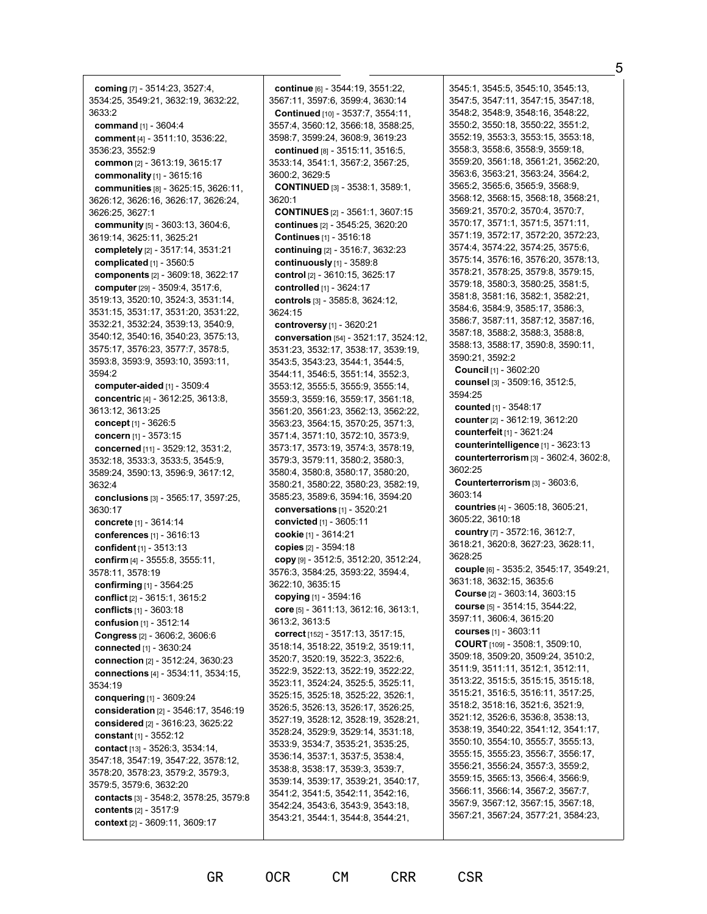**coming** [7] - 3514:23, 3527:4, 3534:25, 3549:21, 3632:19, 3632:22, 3633:2
**command** [1] - 3604:4
**comment** [4] - 3511:10, 3536:22, 3536:23, 3552:9
**common** [2] - 3613:19, 3615:17
**commonality** [1] - 3615:16
**communities** [8] - 3625:15, 3626:11, 3626:12, 3626:16, 3626:17, 3626:24, 3626:25, 3627:1
**community** [5] - 3603:13, 3604:6, 3619:14, 3625:11, 3625:21
**completely** [2] - 3517:14, 3531:21
**complicated** [1] - 3560:5
**components** [2] - 3609:18, 3622:17
**computer** [29] - 3509:4, 3517:6, 3519:13, 3520:10, 3524:3, 3531:14, 3531:15, 3531:17, 3531:20, 3531:22, 3532:21, 3532:24, 3539:13, 3540:9, 3540:12, 3540:16, 3540:23, 3575:13, 3575:17, 3576:23, 3577:7, 3578:5, 3593:8, 3593:9, 3593:10, 3593:11, 3594:2
**computer-aided** [1] - 3509:4
**concentric** [4] - 3612:25, 3613:8, 3613:12, 3613:25
**concept** [1] - 3626:5
**concern** [1] - 3573:15
**concerned** [11] - 3529:12, 3531:2, 3532:18, 3533:3, 3533:5, 3545:9, 3589:24, 3590:13, 3596:9, 3617:12, 3632:4
**conclusions** [3] - 3565:17, 3597:25, 3630:17
**concrete** [1] - 3614:14
**conferences** [1] - 3616:13
**confident** [1] - 3513:13
**confirm** [4] - 3555:8, 3555:11, 3578:11, 3578:19
**confirming** [1] - 3564:25
**conflict** [2] - 3615:1, 3615:2
**conflicts** [1] - 3603:18
**confusion** [1] - 3512:14
**Congress** [2] - 3606:2, 3606:6
**connected** [1] - 3630:24
**connection** [2] - 3512:24, 3630:23
**connections** [4] - 3534:11, 3534:15, 3534:19
**conquering** [1] - 3609:24
**consideration** [2] - 3546:17, 3546:19
**considered** [2] - 3616:23, 3625:22
**constant** [1] - 3552:12
**contact** [13] - 3526:3, 3534:14, 3547:18, 3547:19, 3547:22, 3578:12, 3578:20, 3578:23, 3579:2, 3579:3, 3579:5, 3579:6, 3632:20
**contacts** [3] - 3548:2, 3578:25, 3579:8
**contents** [2] - 3517:9
**context** [2] - 3609:11, 3609:17
**continue** [6] - 3544:19, 3551:22, 3567:11, 3597:6, 3599:4, 3630:14
**Continued** [10] - 3537:7, 3554:11, 3557:4, 3560:12, 3566:18, 3588:25, 3598:7, 3599:24, 3608:9, 3619:23
**continued** [8] - 3515:11, 3516:5, 3533:14, 3541:1, 3567:2, 3567:25, 3600:2, 3629:5
**CONTINUED** [3] - 3538:1, 3589:1, 3620:1
**CONTINUES** [2] - 3561:1, 3607:15
**continues** [2] - 3545:25, 3620:20
**Continues** [1] - 3516:18
**continuing** [2] - 3516:7, 3632:23
**continuously** [1] - 3589:8
**control** [2] - 3610:15, 3625:17
**controlled** [1] - 3624:17
**controls** [3] - 3585:8, 3624:12, 3624:15
**controversy** [1] - 3620:21
**conversation** [54] - 3521:17, 3524:12, 3531:23, 3532:17, 3538:17, 3539:19, 3543:5, 3543:23, 3544:1, 3544:5, 3544:11, 3546:5, 3551:14, 3552:3, 3553:12, 3555:5, 3555:9, 3555:14, 3559:3, 3559:16, 3559:17, 3561:18, 3561:20, 3561:23, 3562:13, 3562:22, 3563:23, 3564:15, 3570:25, 3571:3, 3571:4, 3571:10, 3572:10, 3573:9, 3573:17, 3573:19, 3574:3, 3578:19, 3579:3, 3579:11, 3580:2, 3580:3, 3580:4, 3580:8, 3580:17, 3580:20, 3580:21, 3580:22, 3580:23, 3582:19, 3585:23, 3589:6, 3594:16, 3594:20
**conversations** [1] - 3520:21
**convicted** [1] - 3605:11
**cookie** [1] - 3614:21
**copies** [2] - 3594:18
**copy** [9] - 3512:5, 3512:20, 3512:24, 3576:3, 3584:25, 3593:22, 3594:4, 3622:10, 3635:15
**copying** [1] - 3594:16
**core** [5] - 3611:13, 3612:16, 3613:1, 3613:2, 3613:5
**correct** [152] - 3517:13, 3517:15, 3518:14, 3518:22, 3519:2, 3519:11, 3520:7, 3520:19, 3522:3, 3522:6, 3522:9, 3522:13, 3522:19, 3522:22, 3523:11, 3524:24, 3525:5, 3525:11, 3525:15, 3525:18, 3525:22, 3526:1, 3526:5, 3526:13, 3526:17, 3526:25, 3527:19, 3528:12, 3528:19, 3528:21, 3528:24, 3529:9, 3529:14, 3531:18, 3533:9, 3534:7, 3535:21, 3535:25, 3536:14, 3537:1, 3537:5, 3538:4, 3538:8, 3538:17, 3539:3, 3539:7, 3539:14, 3539:17, 3539:21, 3540:17, 3541:2, 3541:5, 3542:11, 3542:16, 3542:24, 3543:6, 3543:9, 3543:18, 3543:21, 3544:1, 3544:8, 3544:21, 3545:1, 3545:5, 3545:10, 3545:13, 3547:5, 3547:11, 3547:15, 3547:18, 3548:2, 3548:9, 3548:16, 3548:22, 3550:2, 3550:18, 3550:22, 3551:2, 3552:19, 3553:3, 3553:15, 3553:18, 3558:3, 3558:6, 3558:9, 3559:18, 3559:20, 3561:18, 3561:21, 3562:20, 3563:6, 3563:21, 3563:24, 3564:2, 3565:2, 3565:6, 3565:9, 3568:9, 3568:12, 3568:15, 3568:18, 3568:21, 3569:21, 3570:2, 3570:4, 3570:7, 3570:17, 3571:1, 3571:5, 3571:11, 3571:19, 3572:17, 3572:20, 3572:23, 3574:4, 3574:22, 3574:25, 3575:6, 3575:14, 3576:16, 3576:20, 3578:13, 3578:21, 3578:25, 3579:8, 3579:15, 3579:18, 3580:3, 3580:25, 3581:5, 3581:8, 3581:16, 3582:1, 3582:21, 3584:6, 3584:9, 3585:17, 3586:3, 3586:7, 3587:11, 3587:12, 3587:16, 3587:18, 3588:2, 3588:3, 3588:8, 3588:13, 3588:17, 3590:8, 3590:11, 3590:21, 3592:2
**Council** [1] - 3602:20
**counsel** [3] - 3509:16, 3512:5, 3594:25
**counted** [1] - 3548:17
**counter** [2] - 3612:19, 3612:20
**counterfeit** [1] - 3621:24
**counterintelligence** [1] - 3623:13
**counterterrorism** [3] - 3602:4, 3602:8, 3602:25
**Counterterrorism** [3] - 3603:6, 3603:14
**countries** [4] - 3605:18, 3605:21, 3605:22, 3610:18
**country** [7] - 3572:16, 3612:7, 3618:21, 3620:8, 3627:23, 3628:11, 3628:25
**couple** [6] - 3535:2, 3545:17, 3549:21, 3631:18, 3632:15, 3635:6
**Course** [2] - 3603:14, 3603:15
**course** [5] - 3514:15, 3544:22, 3597:11, 3606:4, 3615:20
**courses** [1] - 3603:11
**COURT** [109] - 3508:1, 3509:10, 3509:18, 3509:20, 3509:24, 3510:2, 3511:9, 3511:11, 3512:1, 3512:11, 3513:22, 3515:5, 3515:15, 3515:18, 3515:21, 3516:5, 3516:11, 3517:25, 3518:2, 3518:16, 3521:6, 3521:9, 3521:12, 3526:6, 3536:8, 3538:13, 3538:19, 3540:22, 3541:12, 3541:17, 3550:10, 3554:10, 3555:7, 3555:13, 3555:15, 3555:23, 3556:7, 3556:17, 3556:21, 3556:24, 3557:3, 3559:2, 3559:15, 3565:13, 3566:4, 3566:9, 3566:11, 3566:14, 3567:2, 3567:7, 3567:9, 3567:12, 3567:15, 3567:18, 3567:21, 3567:24, 3577:21, 3584:23,

GR OCR CM CRR CSR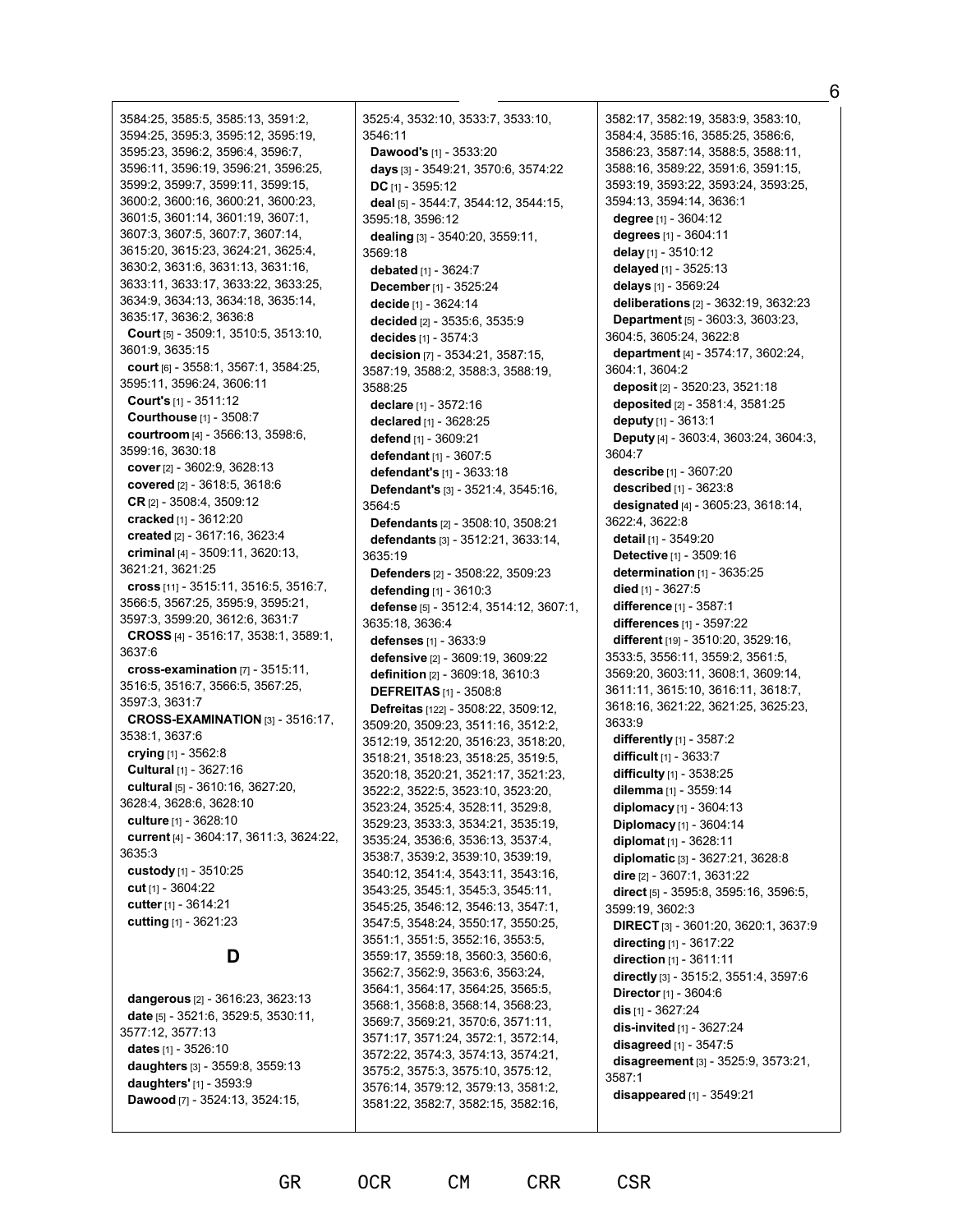3584:25, 3585:5, 3585:13, 3591:2, 3594:25, 3595:3, 3595:12, 3595:19, 3595:23, 3596:2, 3596:4, 3596:7, 3596:11, 3596:19, 3596:21, 3596:25, 3599:2, 3599:7, 3599:11, 3599:15, 3600:2, 3600:16, 3600:21, 3600:23, 3601:5, 3601:14, 3601:19, 3607:1, 3607:3, 3607:5, 3607:7, 3607:14, 3615:20, 3615:23, 3624:21, 3625:4, 3630:2, 3631:6, 3631:13, 3631:16, 3633:11, 3633:17, 3633:22, 3633:25, 3634:9, 3634:13, 3634:18, 3635:14, 3635:17, 3636:2, 3636:8

**Court** [5] - 3509:1, 3510:5, 3513:10, 3601:9, 3635:15

**court** [6] - 3558:1, 3567:1, 3584:25, 3595:11, 3596:24, 3606:11

**Court's** [1] - 3511:12

**Courthouse** [1] - 3508:7

**courtroom** [4] - 3566:13, 3598:6, 3599:16, 3630:18

**cover** [2] - 3602:9, 3628:13

**covered** [2] - 3618:5, 3618:6

**CR** [2] - 3508:4, 3509:12

**cracked** [1] - 3612:20

**created** [2] - 3617:16, 3623:4

**criminal** [4] - 3509:11, 3620:13, 3621:21, 3621:25

**cross** [11] - 3515:11, 3516:5, 3516:7, 3566:5, 3567:25, 3595:9, 3595:21, 3597:3, 3599:20, 3612:6, 3631:7

**CROSS** [4] - 3516:17, 3538:1, 3589:1, 3637:6

**cross-examination** [7] - 3515:11, 3516:5, 3516:7, 3566:5, 3567:25, 3597:3, 3631:7

**CROSS-EXAMINATION** [3] - 3516:17, 3538:1, 3637:6

**crying** [1] - 3562:8

**Cultural** [1] - 3627:16

**cultural** [5] - 3610:16, 3627:20, 3628:4, 3628:6, 3628:10

**culture** [1] - 3628:10

**current** [4] - 3604:17, 3611:3, 3624:22, 3635:3

**custody** [1] - 3510:25

**cut** [1] - 3604:22

**cutter** [1] - 3614:21

**cutting** [1] - 3621:23

## D

**dangerous** [2] - 3616:23, 3623:13

**date** [5] - 3521:6, 3529:5, 3530:11, 3577:12, 3577:13

**dates** [1] - 3526:10

**daughters** [3] - 3559:8, 3559:13

**daughters'** [1] - 3593:9

**Dawood** [7] - 3524:13, 3524:15, 3525:4, 3532:10, 3533:7, 3533:10, 3546:11

**Dawood's** [1] - 3533:20

**days** [3] - 3549:21, 3570:6, 3574:22

**DC** [1] - 3595:12

**deal** [5] - 3544:7, 3544:12, 3544:15, 3595:18, 3596:12

**dealing** [3] - 3540:20, 3559:11, 3569:18

**debated** [1] - 3624:7

**December** [1] - 3525:24

**decide** [1] - 3624:14

**decided** [2] - 3535:6, 3535:9

**decides** [1] - 3574:3

**decision** [7] - 3534:21, 3587:15, 3587:19, 3588:2, 3588:3, 3588:19, 3588:25

**declare** [1] - 3572:16

**declared** [1] - 3628:25

**defend** [1] - 3609:21

**defendant** [1] - 3607:5

**defendant's** [1] - 3633:18

**Defendant's** [3] - 3521:4, 3545:16, 3564:5

**Defendants** [2] - 3508:10, 3508:21

**defendants** [3] - 3512:21, 3633:14, 3635:19

**Defenders** [2] - 3508:22, 3509:23

**defending** [1] - 3610:3

**defense** [5] - 3512:4, 3514:12, 3607:1, 3635:18, 3636:4

**defenses** [1] - 3633:9

**defensive** [2] - 3609:19, 3609:22

**definition** [2] - 3609:18, 3610:3

**DEFREITAS** [1] - 3508:8

**Defreitas** [122] - 3508:22, 3509:12, 3509:20, 3509:23, 3511:16, 3512:2, 3512:19, 3512:20, 3516:23, 3518:20, 3518:21, 3518:23, 3518:25, 3519:5, 3520:18, 3520:21, 3521:17, 3521:23, 3522:2, 3522:5, 3523:10, 3523:20, 3523:24, 3525:4, 3528:11, 3529:8, 3529:23, 3533:3, 3534:21, 3535:19, 3535:24, 3536:6, 3536:13, 3537:4, 3538:7, 3539:2, 3539:10, 3539:19, 3540:12, 3541:4, 3543:11, 3543:16, 3543:25, 3545:1, 3545:3, 3545:11, 3545:25, 3546:12, 3546:13, 3547:1, 3547:5, 3548:24, 3550:17, 3550:25, 3551:1, 3551:5, 3552:16, 3553:5, 3559:17, 3559:18, 3560:3, 3560:6, 3562:7, 3562:9, 3563:6, 3563:24, 3564:1, 3564:17, 3564:25, 3565:5, 3568:1, 3568:8, 3568:14, 3568:23, 3569:7, 3569:21, 3570:6, 3571:11, 3571:17, 3571:24, 3572:1, 3572:14, 3572:22, 3574:3, 3574:13, 3574:21, 3575:2, 3575:3, 3575:10, 3575:12, 3576:14, 3579:12, 3579:13, 3581:2, 3581:22, 3582:7, 3582:15, 3582:16, 3582:17, 3582:19, 3583:9, 3583:10, 3584:4, 3585:16, 3585:25, 3586:6, 3586:23, 3587:14, 3588:5, 3588:11, 3588:16, 3589:22, 3591:6, 3591:15, 3593:19, 3593:22, 3593:24, 3593:25, 3594:13, 3594:14, 3636:1

**degree** [1] - 3604:12

**degrees** [1] - 3604:11

**delay** [1] - 3510:12

**delayed** [1] - 3525:13

**delays** [1] - 3569:24

**deliberations** [2] - 3632:19, 3632:23

**Department** [5] - 3603:3, 3603:23, 3604:5, 3605:24, 3622:8

**department** [4] - 3574:17, 3602:24, 3604:1, 3604:2

**deposit** [2] - 3520:23, 3521:18

**deposited** [2] - 3581:4, 3581:25

**deputy** [1] - 3613:1

**Deputy** [4] - 3603:4, 3603:24, 3604:3, 3604:7

**describe** [1] - 3607:20

**described** [1] - 3623:8

**designated** [4] - 3605:23, 3618:14, 3622:4, 3622:8

**detail** [1] - 3549:20

**Detective** [1] - 3509:16

**determination** [1] - 3635:25

**died** [1] - 3627:5

**difference** [1] - 3587:1

**differences** [1] - 3597:22

**different** [19] - 3510:20, 3529:16, 3533:5, 3556:11, 3559:2, 3561:5, 3569:20, 3603:11, 3608:1, 3609:14, 3611:11, 3615:10, 3616:11, 3618:7, 3618:16, 3621:22, 3621:25, 3625:23, 3633:9

**differently** [1] - 3587:2

**difficult** [1] - 3633:7

**difficulty** [1] - 3538:25

**dilemma** [1] - 3559:14

**diplomacy** [1] - 3604:13

**Diplomacy** [1] - 3604:14

**diplomat** [1] - 3628:11

**diplomatic** [3] - 3627:21, 3628:8

**dire** [2] - 3607:1, 3631:22

**direct** [5] - 3595:8, 3595:16, 3596:5, 3599:19, 3602:3

**DIRECT** [3] - 3601:20, 3620:1, 3637:9

**directing** [1] - 3617:22

**direction** [1] - 3611:11

**directly** [3] - 3515:2, 3551:4, 3597:6

**Director** [1] - 3604:6

**dis** [1] - 3627:24

**dis-invited** [1] - 3627:24

**disagreed** [1] - 3547:5

**disagreement** [3] - 3525:9, 3573:21, 3587:1

**disappeared** [1] - 3549:21

GR OCR CM CRR CSR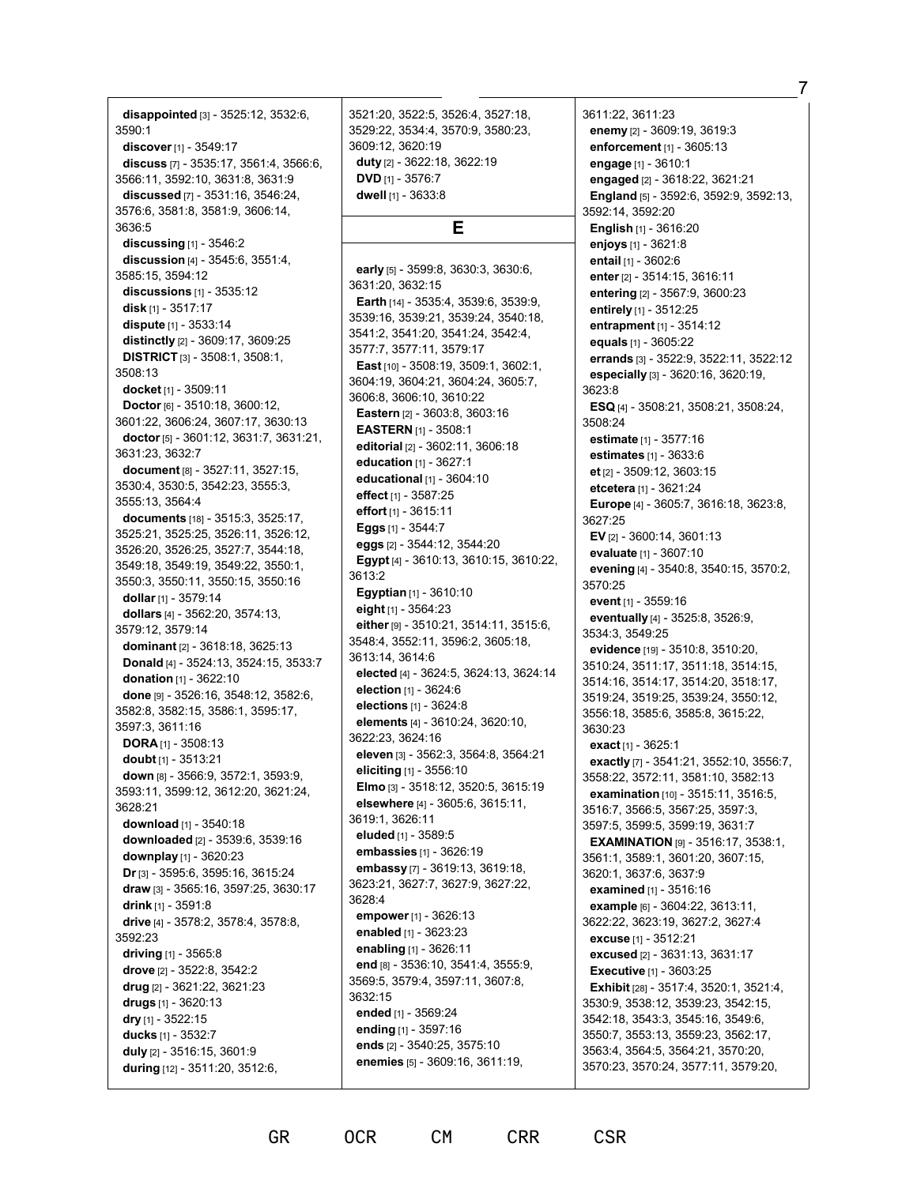**disappointed** [3] - 3525:12, 3532:6, 3590:1
**discover** [1] - 3549:17
**discuss** [7] - 3535:17, 3561:4, 3566:6, 3566:11, 3592:10, 3631:8, 3631:9
**discussed** [7] - 3531:16, 3546:24, 3576:6, 3581:8, 3581:9, 3606:14, 3636:5
**discussing** [1] - 3546:2
**discussion** [4] - 3545:6, 3551:4, 3585:15, 3594:12
**discussions** [1] - 3535:12
**disk** [1] - 3517:17
**dispute** [1] - 3533:14
**distinctly** [2] - 3609:17, 3609:25
**DISTRICT** [3] - 3508:1, 3508:1, 3508:13
**docket** [1] - 3509:11
**Doctor** [6] - 3510:18, 3600:12, 3601:22, 3606:24, 3607:17, 3630:13
**doctor** [5] - 3601:12, 3631:7, 3631:21, 3631:23, 3632:7
**document** [8] - 3527:11, 3527:15, 3530:4, 3530:5, 3542:23, 3555:3, 3555:13, 3564:4
**documents** [18] - 3515:3, 3525:17, 3525:21, 3525:25, 3526:11, 3526:12, 3526:20, 3526:25, 3527:7, 3544:18, 3549:18, 3549:19, 3549:22, 3550:1, 3550:3, 3550:11, 3550:15, 3550:16
**dollar** [1] - 3579:14
**dollars** [4] - 3562:20, 3574:13, 3579:12, 3579:14
**dominant** [2] - 3618:18, 3625:13
**Donald** [4] - 3524:13, 3524:15, 3533:7
**donation** [1] - 3622:10
**done** [9] - 3526:16, 3548:12, 3582:6, 3582:8, 3582:15, 3586:1, 3595:17, 3597:3, 3611:16
**DORA** [1] - 3508:13
**doubt** [1] - 3513:21
**down** [8] - 3566:9, 3572:1, 3593:9, 3593:11, 3599:12, 3612:20, 3621:24, 3628:21
**download** [1] - 3540:18
**downloaded** [2] - 3539:6, 3539:16
**downplay** [1] - 3620:23
**Dr** [3] - 3595:6, 3595:16, 3615:24
**draw** [3] - 3565:16, 3597:25, 3630:17
**drink** [1] - 3591:8
**drive** [4] - 3578:2, 3578:4, 3578:8, 3592:23
**driving** [1] - 3565:8
**drove** [2] - 3522:8, 3542:2
**drug** [2] - 3621:22, 3621:23
**drugs** [1] - 3620:13
**dry** [1] - 3522:15
**ducks** [1] - 3532:7
**duly** [2] - 3516:15, 3601:9
**during** [12] - 3511:20, 3512:6, 3521:20, 3522:5, 3526:4, 3527:18, 3529:22, 3534:4, 3570:9, 3580:23, 3609:12, 3620:19
**duty** [2] - 3622:18, 3622:19
**DVD** [1] - 3576:7
**dwell** [1] - 3633:8

## E

**early** [5] - 3599:8, 3630:3, 3630:6, 3631:20, 3632:15
**Earth** [14] - 3535:4, 3539:6, 3539:9, 3539:16, 3539:21, 3539:24, 3540:18, 3541:2, 3541:20, 3541:24, 3542:4, 3577:7, 3577:11, 3579:17
**East** [10] - 3508:19, 3509:1, 3602:1, 3604:19, 3604:21, 3604:24, 3605:7, 3606:8, 3606:10, 3610:22
**Eastern** [2] - 3603:8, 3603:16
**EASTERN** [1] - 3508:1
**editorial** [2] - 3602:11, 3606:18
**education** [1] - 3627:1
**educational** [1] - 3604:10
**effect** [1] - 3587:25
**effort** [1] - 3615:11
**Eggs** [1] - 3544:7
**eggs** [2] - 3544:12, 3544:20
**Egypt** [4] - 3610:13, 3610:15, 3610:22, 3613:2
**Egyptian** [1] - 3610:10
**eight** [1] - 3564:23
**either** [9] - 3510:21, 3514:11, 3515:6, 3548:4, 3552:11, 3596:2, 3605:18, 3613:14, 3614:6
**elected** [4] - 3624:5, 3624:13, 3624:14
**election** [1] - 3624:6
**elections** [1] - 3624:8
**elements** [4] - 3610:24, 3620:10, 3622:23, 3624:16
**eleven** [3] - 3562:3, 3564:8, 3564:21
**eliciting** [1] - 3556:10
**Elmo** [3] - 3518:12, 3520:5, 3615:19
**elsewhere** [4] - 3605:6, 3615:11, 3619:1, 3626:11
**eluded** [1] - 3589:5
**embassies** [1] - 3626:19
**embassy** [7] - 3619:13, 3619:18, 3623:21, 3627:7, 3627:9, 3627:22, 3628:4
**empower** [1] - 3626:13
**enabled** [1] - 3623:23
**enabling** [1] - 3626:11
**end** [8] - 3536:10, 3541:4, 3555:9, 3569:5, 3579:4, 3597:11, 3607:8, 3632:15
**ended** [1] - 3569:24
**ending** [1] - 3597:16
**ends** [2] - 3540:25, 3575:10
**enemies** [5] - 3609:16, 3611:19, 3611:22, 3611:23
**enemy** [2] - 3609:19, 3619:3
**enforcement** [1] - 3605:13
**engage** [1] - 3610:1
**engaged** [2] - 3618:22, 3621:21
**England** [5] - 3592:6, 3592:9, 3592:13, 3592:14, 3592:20
**English** [1] - 3616:20
**enjoys** [1] - 3621:8
**entail** [1] - 3602:6
**enter** [2] - 3514:15, 3616:11
**entering** [2] - 3567:9, 3600:23
**entirely** [1] - 3512:25
**entrapment** [1] - 3514:12
**equals** [1] - 3605:22
**errands** [3] - 3522:9, 3522:11, 3522:12
**especially** [3] - 3620:16, 3620:19, 3623:8
**ESQ** [4] - 3508:21, 3508:21, 3508:24, 3508:24
**estimate** [1] - 3577:16
**estimates** [1] - 3633:6
**et** [2] - 3509:12, 3603:15
**etcetera** [1] - 3621:24
**Europe** [4] - 3605:7, 3616:18, 3623:8, 3627:25
**EV** [2] - 3600:14, 3601:13
**evaluate** [1] - 3607:10
**evening** [4] - 3540:8, 3540:15, 3570:2, 3570:25
**event** [1] - 3559:16
**eventually** [4] - 3525:8, 3526:9, 3534:3, 3549:25
**evidence** [19] - 3510:8, 3510:20, 3510:24, 3511:17, 3511:18, 3514:15, 3514:16, 3514:17, 3514:20, 3518:17, 3519:24, 3519:25, 3539:24, 3550:12, 3556:18, 3585:6, 3585:8, 3615:22, 3630:23
**exact** [1] - 3625:1
**exactly** [7] - 3541:21, 3552:10, 3556:7, 3558:22, 3572:11, 3581:10, 3582:13
**examination** [10] - 3515:11, 3516:5, 3516:7, 3566:5, 3567:25, 3597:3, 3597:5, 3599:5, 3599:19, 3631:7
**EXAMINATION** [9] - 3516:17, 3538:1, 3561:1, 3589:1, 3601:20, 3607:15, 3620:1, 3637:6, 3637:9
**examined** [1] - 3516:16
**example** [6] - 3604:22, 3613:11, 3622:22, 3623:19, 3627:2, 3627:4
**excuse** [1] - 3512:21
**excused** [2] - 3631:13, 3631:17
**Executive** [1] - 3603:25
**Exhibit** [28] - 3517:4, 3520:1, 3521:4, 3530:9, 3538:12, 3539:23, 3542:15, 3542:18, 3543:3, 3545:16, 3549:6, 3550:7, 3553:13, 3559:23, 3562:17, 3563:4, 3564:5, 3564:21, 3570:20, 3570:23, 3570:24, 3577:11, 3579:20,

GR OCR CM CRR CSR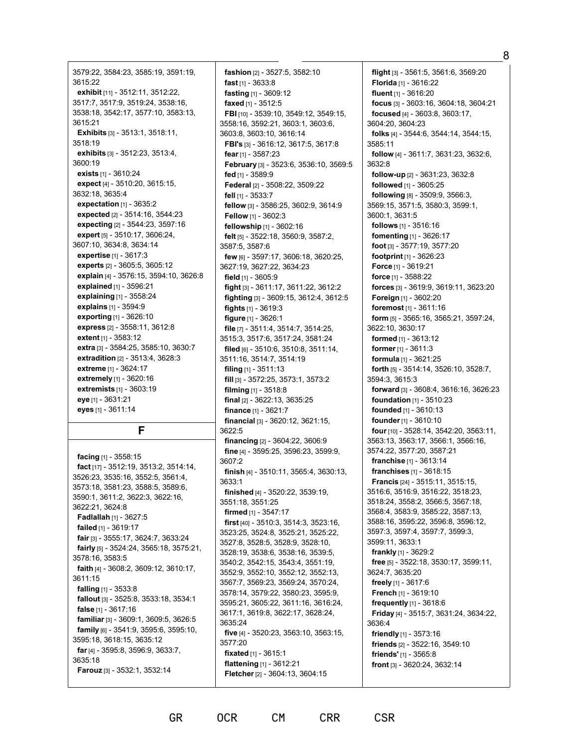3579:22, 3584:23, 3585:19, 3591:19, 3615:22
**exhibit** [11] - 3512:11, 3512:22, 3517:7, 3517:9, 3519:24, 3538:16, 3538:18, 3542:17, 3577:10, 3583:13, 3615:21
**Exhibits** [3] - 3513:1, 3518:11, 3518:19
**exhibits** [3] - 3512:23, 3513:4, 3600:19
**exists** [1] - 3610:24
**expect** [4] - 3510:20, 3615:15, 3632:18, 3635:4
**expectation** [1] - 3635:2
**expected** [2] - 3514:16, 3544:23
**expecting** [2] - 3544:23, 3597:16
**expert** [5] - 3510:17, 3606:24, 3607:10, 3634:8, 3634:14
**expertise** [1] - 3617:3
**experts** [2] - 3605:5, 3605:12
**explain** [4] - 3576:15, 3594:10, 3626:8
**explained** [1] - 3596:21
**explaining** [1] - 3558:24
**explains** [1] - 3594:9
**exporting** [1] - 3626:10
**express** [2] - 3558:11, 3612:8
**extent** [1] - 3583:12
**extra** [3] - 3584:25, 3585:10, 3630:7
**extradition** [2] - 3513:4, 3628:3
**extreme** [1] - 3624:17
**extremely** [1] - 3620:16
**extremists** [1] - 3603:19
**eye** [1] - 3631:21
**eyes** [1] - 3611:14

## F

**facing** [1] - 3558:15
**fact** [17] - 3512:19, 3513:2, 3514:14, 3526:23, 3535:16, 3552:5, 3561:4, 3573:18, 3581:23, 3588:5, 3589:6, 3590:1, 3611:2, 3622:3, 3622:16, 3622:21, 3624:8
**Fadlallah** [1] - 3627:5
**failed** [1] - 3619:17
**fair** [3] - 3555:17, 3624:7, 3633:24
**fairly** [5] - 3524:24, 3565:18, 3575:21, 3578:16, 3583:5
**faith** [4] - 3608:2, 3609:12, 3610:17, 3611:15
**falling** [1] - 3533:8
**fallout** [3] - 3525:8, 3533:18, 3534:1
**false** [1] - 3617:16
**familiar** [3] - 3609:1, 3609:5, 3626:5
**family** [6] - 3541:9, 3595:6, 3595:10, 3595:18, 3618:15, 3635:12
**far** [4] - 3595:8, 3596:9, 3633:7, 3635:18
**Farouz** [3] - 3532:1, 3532:14
**fashion** [2] - 3527:5, 3582:10
**fast** [1] - 3633:8
**fasting** [1] - 3609:12
**faxed** [1] - 3512:5
**FBI** [10] - 3539:10, 3549:12, 3549:15, 3558:16, 3592:21, 3603:1, 3603:6, 3603:8, 3603:10, 3616:14
**FBI's** [3] - 3616:12, 3617:5, 3617:8
**fear** [1] - 3587:23
**February** [3] - 3523:6, 3536:10, 3569:5
**fed** [1] - 3589:9
**Federal** [2] - 3508:22, 3509:22
**fell** [1] - 3533:7
**fellow** [3] - 3586:25, 3602:9, 3614:9
**Fellow** [1] - 3602:3
**fellowship** [1] - 3602:16
**felt** [5] - 3522:18, 3560:9, 3587:2, 3587:5, 3587:6
**few** [6] - 3597:17, 3606:18, 3620:25, 3627:19, 3627:22, 3634:23
**field** [1] - 3605:9
**fight** [3] - 3611:17, 3611:22, 3612:2
**fighting** [3] - 3609:15, 3612:4, 3612:5
**fights** [1] - 3619:3
**figure** [1] - 3626:1
**file** [7] - 3511:4, 3514:7, 3514:25, 3515:3, 3517:6, 3517:24, 3581:24
**filed** [6] - 3510:6, 3510:8, 3511:14, 3511:16, 3514:7, 3514:19
**filing** [1] - 3511:13
**fill** [3] - 3572:25, 3573:1, 3573:2
**filming** [1] - 3518:8
**final** [2] - 3622:13, 3635:25
**finance** [1] - 3621:7
**financial** [3] - 3620:12, 3621:15, 3622:5
**financing** [2] - 3604:22, 3606:9
**fine** [4] - 3595:25, 3596:23, 3599:9, 3607:2
**finish** [4] - 3510:11, 3565:4, 3630:13, 3633:1
**finished** [4] - 3520:22, 3539:19, 3551:18, 3551:25
**firmed** [1] - 3547:17
**first** [40] - 3510:3, 3514:3, 3523:16, 3523:25, 3524:8, 3525:21, 3525:22, 3527:8, 3528:5, 3528:9, 3528:10, 3528:19, 3538:6, 3538:16, 3539:5, 3540:2, 3542:15, 3543:4, 3551:19, 3552:9, 3552:10, 3552:12, 3552:13, 3567:7, 3569:23, 3569:24, 3570:24, 3578:14, 3579:22, 3580:23, 3595:9, 3595:21, 3605:22, 3611:16, 3616:24, 3617:1, 3619:8, 3622:17, 3628:24, 3635:24
**five** [4] - 3520:23, 3563:10, 3563:15, 3577:20
**fixated** [1] - 3615:1
**flattening** [1] - 3612:21
**Fletcher** [2] - 3604:13, 3604:15
**flight** [3] - 3561:5, 3561:6, 3569:20
**Florida** [1] - 3616:22
**fluent** [1] - 3616:20
**focus** [3] - 3603:16, 3604:18, 3604:21
**focused** [4] - 3603:8, 3603:17, 3604:20, 3604:23
**folks** [4] - 3544:6, 3544:14, 3544:15, 3585:11
**follow** [4] - 3611:7, 3631:23, 3632:6, 3632:8
**follow-up** [2] - 3631:23, 3632:8
**followed** [1] - 3605:25
**following** [8] - 3509:9, 3566:3, 3569:15, 3571:5, 3580:3, 3599:1, 3600:1, 3631:5
**follows** [1] - 3516:16
**fomenting** [1] - 3626:17
**foot** [3] - 3577:19, 3577:20
**footprint** [1] - 3626:23
**Force** [1] - 3619:21
**force** [1] - 3588:22
**forces** [3] - 3619:9, 3619:11, 3623:20
**Foreign** [1] - 3602:20
**foremost** [1] - 3611:16
**form** [5] - 3565:16, 3565:21, 3597:24, 3622:10, 3630:17
**formed** [1] - 3613:12
**former** [1] - 3611:3
**formula** [1] - 3621:25
**forth** [5] - 3514:14, 3526:10, 3528:7, 3594:3, 3615:3
**forward** [3] - 3608:4, 3616:16, 3626:23
**foundation** [1] - 3510:23
**founded** [1] - 3610:13
**founder** [1] - 3610:10
**four** [10] - 3528:14, 3542:20, 3563:11, 3563:13, 3563:17, 3566:1, 3566:16, 3574:22, 3577:20, 3587:21
**franchise** [1] - 3613:14
**franchises** [1] - 3618:15
**Francis** [24] - 3515:11, 3515:15, 3516:6, 3516:9, 3516:22, 3518:23, 3518:24, 3558:2, 3566:5, 3567:18, 3568:4, 3583:9, 3585:22, 3587:13, 3588:16, 3595:22, 3596:8, 3596:12, 3597:3, 3597:4, 3597:7, 3599:3, 3599:11, 3633:1
**frankly** [1] - 3629:2
**free** [5] - 3522:18, 3530:17, 3599:11, 3624:7, 3635:20
**freely** [1] - 3617:6
**French** [1] - 3619:10
**frequently** [1] - 3618:6
**Friday** [4] - 3515:7, 3631:24, 3634:22, 3636:4
**friendly** [1] - 3573:16
**friends** [2] - 3522:16, 3549:10
**friends'** [1] - 3565:8
**front** [3] - 3620:24, 3632:14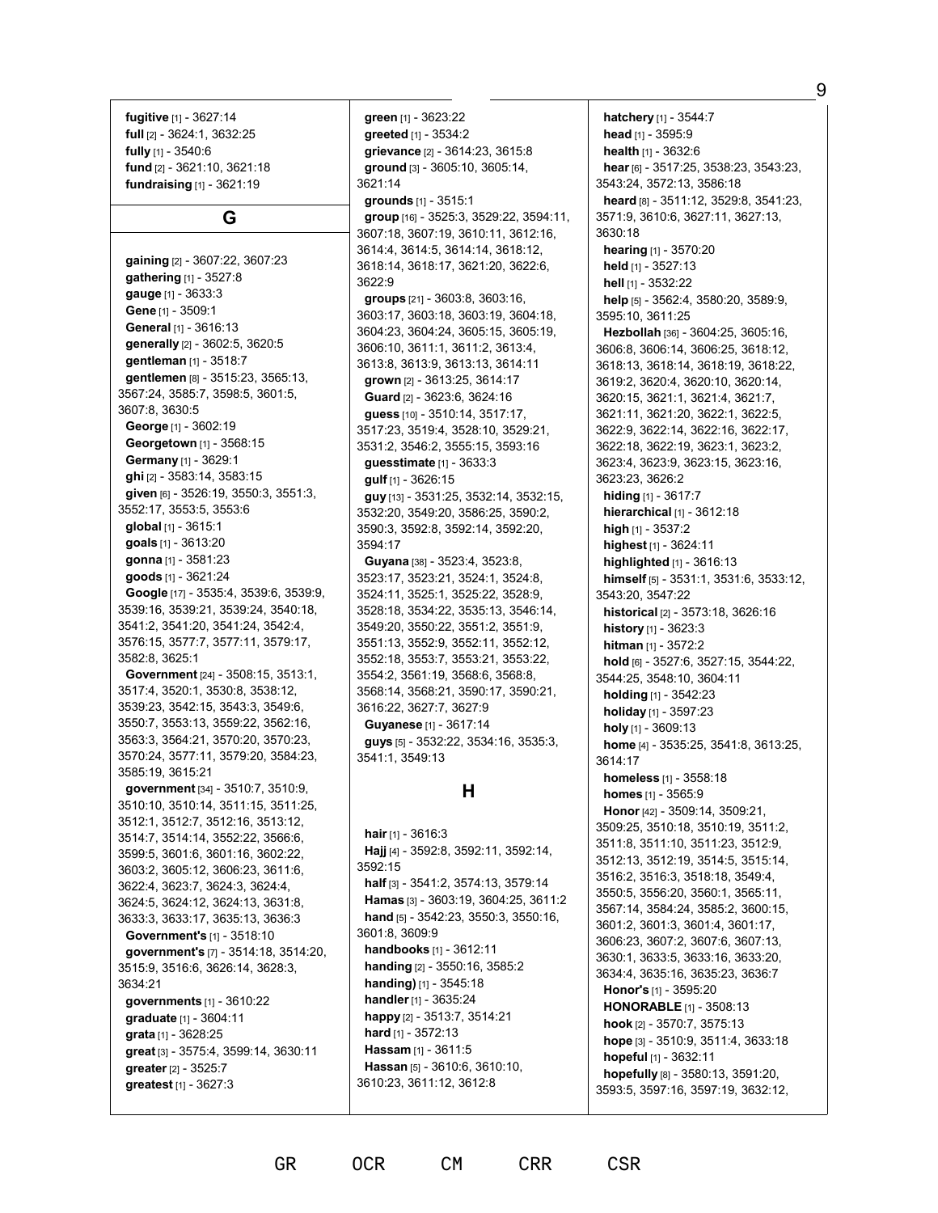**fugitive** [1] - 3627:14
**full** [2] - 3624:1, 3632:25
**fully** [1] - 3540:6
**fund** [2] - 3621:10, 3621:18
**fundraising** [1] - 3621:19

## G

**gaining** [2] - 3607:22, 3607:23
**gathering** [1] - 3527:8
**gauge** [1] - 3633:3
**Gene** [1] - 3509:1
**General** [1] - 3616:13
**generally** [2] - 3602:5, 3620:5
**gentleman** [1] - 3518:7
**gentlemen** [8] - 3515:23, 3565:13, 3567:24, 3585:7, 3598:5, 3601:5, 3607:8, 3630:5
**George** [1] - 3602:19
**Georgetown** [1] - 3568:15
**Germany** [1] - 3629:1
**ghi** [2] - 3583:14, 3583:15
**given** [6] - 3526:19, 3550:3, 3551:3, 3552:17, 3553:5, 3553:6
**global** [1] - 3615:1
**goals** [1] - 3613:20
**gonna** [1] - 3581:23
**goods** [1] - 3621:24
**Google** [17] - 3535:4, 3539:6, 3539:9, 3539:16, 3539:21, 3539:24, 3540:18, 3541:2, 3541:20, 3541:24, 3542:4, 3576:15, 3577:7, 3577:11, 3579:17, 3582:8, 3625:1
**Government** [24] - 3508:15, 3513:1, 3517:4, 3520:1, 3530:8, 3538:12, 3539:23, 3542:15, 3543:3, 3549:6, 3550:7, 3553:13, 3559:22, 3562:16, 3563:3, 3564:21, 3570:20, 3570:23, 3570:24, 3577:11, 3579:20, 3584:23, 3585:19, 3615:21
**government** [34] - 3510:7, 3510:9, 3510:10, 3510:14, 3511:15, 3511:25, 3512:1, 3512:7, 3512:16, 3513:12, 3514:7, 3514:14, 3552:22, 3566:6, 3599:5, 3601:6, 3601:16, 3602:22, 3603:2, 3605:12, 3606:23, 3611:6, 3622:4, 3623:7, 3624:3, 3624:4, 3624:5, 3624:12, 3624:13, 3631:8, 3633:3, 3633:17, 3635:13, 3636:3
**Government's** [1] - 3518:10
**government's** [7] - 3514:18, 3514:20, 3515:9, 3516:6, 3626:14, 3628:3, 3634:21
**governments** [1] - 3610:22
**graduate** [1] - 3604:11
**grata** [1] - 3628:25
**great** [3] - 3575:4, 3599:14, 3630:11
**greater** [2] - 3525:7
**greatest** [1] - 3627:3
**green** [1] - 3623:22
**greeted** [1] - 3534:2
**grievance** [2] - 3614:23, 3615:8
**ground** [3] - 3605:10, 3605:14, 3621:14
**grounds** [1] - 3515:1
**group** [16] - 3525:3, 3529:22, 3594:11, 3607:18, 3607:19, 3610:11, 3612:16, 3614:4, 3614:5, 3614:14, 3618:12, 3618:14, 3618:17, 3621:20, 3622:6, 3622:9
**groups** [21] - 3603:8, 3603:16, 3603:17, 3603:18, 3603:19, 3604:18, 3604:23, 3604:24, 3605:15, 3605:19, 3606:10, 3611:1, 3611:2, 3613:4, 3613:8, 3613:9, 3613:13, 3614:11
**grown** [2] - 3613:25, 3614:17
**Guard** [2] - 3623:6, 3624:16
**guess** [10] - 3510:14, 3517:17, 3517:23, 3519:4, 3528:10, 3529:21, 3531:2, 3546:2, 3555:15, 3593:16
**guesstimate** [1] - 3633:3
**gulf** [1] - 3626:15
**guy** [13] - 3531:25, 3532:14, 3532:15, 3532:20, 3549:20, 3586:25, 3590:2, 3590:3, 3592:8, 3592:14, 3592:20, 3594:17
**Guyana** [38] - 3523:4, 3523:8, 3523:17, 3523:21, 3524:1, 3524:8, 3524:11, 3525:1, 3525:22, 3528:9, 3528:18, 3534:22, 3535:13, 3546:14, 3549:20, 3550:22, 3551:2, 3551:9, 3551:13, 3552:9, 3552:11, 3552:12, 3552:18, 3553:7, 3553:21, 3553:22, 3554:2, 3561:19, 3568:6, 3568:8, 3568:14, 3568:21, 3590:17, 3590:21, 3616:22, 3627:7, 3627:9
**Guyanese** [1] - 3617:14
**guys** [5] - 3532:22, 3534:16, 3535:3, 3541:1, 3549:13

## H

**hair** [1] - 3616:3
**Hajj** [4] - 3592:8, 3592:11, 3592:14, 3592:15
**half** [3] - 3541:2, 3574:13, 3579:14
**Hamas** [3] - 3603:19, 3604:25, 3611:2
**hand** [5] - 3542:23, 3550:3, 3550:16, 3601:8, 3609:9
**handbooks** [1] - 3612:11
**handing** [2] - 3550:16, 3585:2
**handing)** [1] - 3545:18
**handler** [1] - 3635:24
**happy** [2] - 3513:7, 3514:21
**hard** [1] - 3572:13
**Hassam** [1] - 3611:5
**Hassan** [5] - 3610:6, 3610:10, 3610:23, 3611:12, 3612:8
**hatchery** [1] - 3544:7
**head** [1] - 3595:9
**health** [1] - 3632:6
**hear** [6] - 3517:25, 3538:23, 3543:23, 3543:24, 3572:13, 3586:18
**heard** [8] - 3511:12, 3529:8, 3541:23, 3571:9, 3610:6, 3627:11, 3627:13, 3630:18
**hearing** [1] - 3570:20
**held** [1] - 3527:13
**hell** [1] - 3532:22
**help** [5] - 3562:4, 3580:20, 3589:9, 3595:10, 3611:25
**Hezbollah** [36] - 3604:25, 3605:16, 3606:8, 3606:14, 3606:25, 3618:12, 3618:13, 3618:14, 3618:19, 3618:22, 3619:2, 3620:4, 3620:10, 3620:14, 3620:15, 3621:1, 3621:4, 3621:7, 3621:11, 3621:20, 3622:1, 3622:5, 3622:9, 3622:14, 3622:16, 3622:17, 3622:18, 3622:19, 3623:1, 3623:2, 3623:4, 3623:9, 3623:15, 3623:16, 3623:23, 3626:2
**hiding** [1] - 3617:7
**hierarchical** [1] - 3612:18
**high** [1] - 3537:2
**highest** [1] - 3624:11
**highlighted** [1] - 3616:13
**himself** [5] - 3531:1, 3531:6, 3533:12, 3543:20, 3547:22
**historical** [2] - 3573:18, 3626:16
**history** [1] - 3623:3
**hitman** [1] - 3572:2
**hold** [6] - 3527:6, 3527:15, 3544:22, 3544:25, 3548:10, 3604:11
**holding** [1] - 3542:23
**holiday** [1] - 3597:23
**holy** [1] - 3609:13
**home** [4] - 3535:25, 3541:8, 3613:25, 3614:17
**homeless** [1] - 3558:18
**homes** [1] - 3565:9
**Honor** [42] - 3509:14, 3509:21, 3509:25, 3510:18, 3510:19, 3511:2, 3511:8, 3511:10, 3511:23, 3512:9, 3512:13, 3512:19, 3514:5, 3515:14, 3516:2, 3516:3, 3518:18, 3549:4, 3550:5, 3556:20, 3560:1, 3565:11, 3567:14, 3584:24, 3585:2, 3600:15, 3601:2, 3601:3, 3601:4, 3601:17, 3606:23, 3607:2, 3607:6, 3607:13, 3630:1, 3633:5, 3633:16, 3633:20, 3634:4, 3635:16, 3635:23, 3636:7
**Honor's** [1] - 3595:20
**HONORABLE** [1] - 3508:13
**hook** [2] - 3570:7, 3575:13
**hope** [3] - 3510:9, 3511:4, 3633:18
**hopeful** [1] - 3632:11
**hopefully** [8] - 3580:13, 3591:20, 3593:5, 3597:16, 3597:19, 3632:12,

GR OCR CM CRR CSR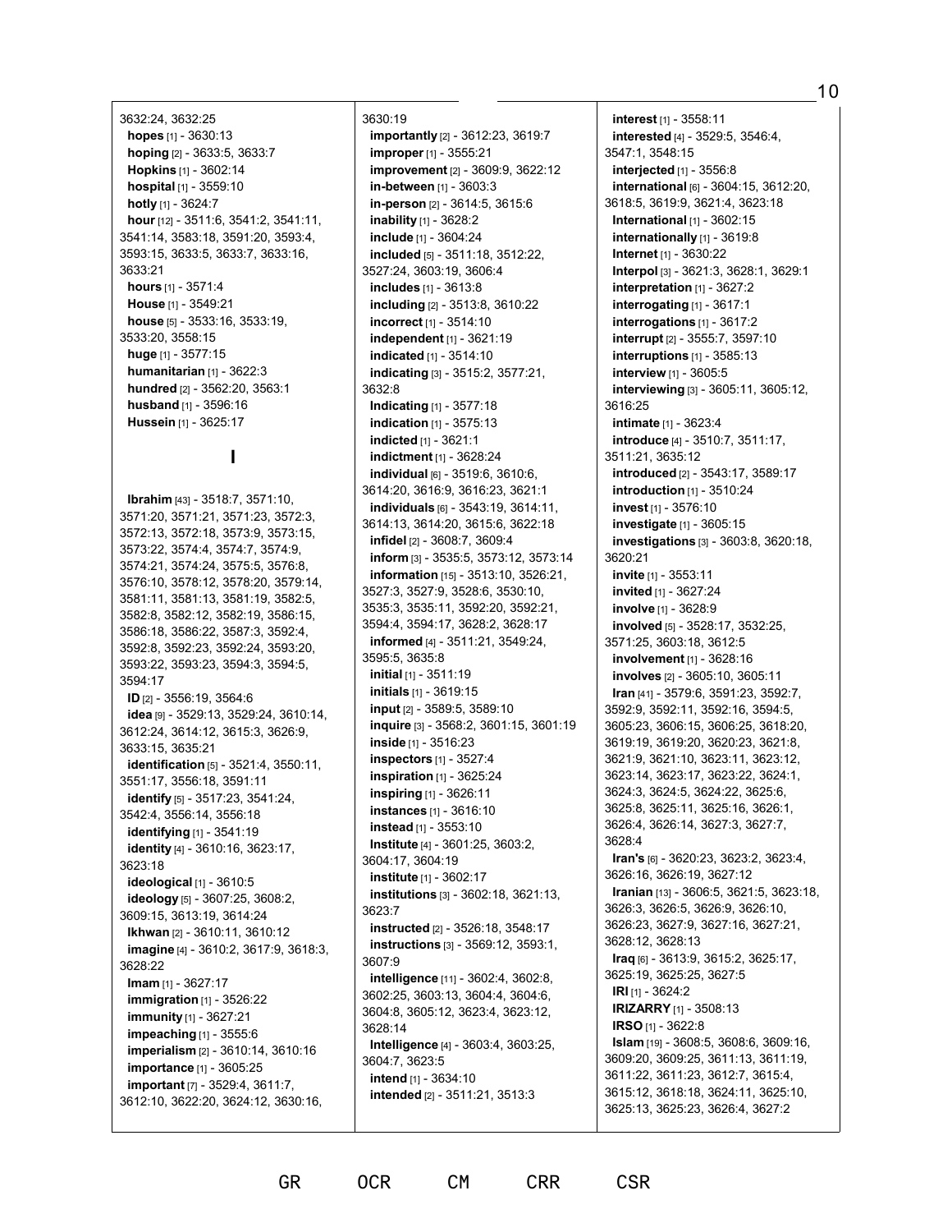3632:24, 3632:25
**hopes** [1] - 3630:13
**hoping** [2] - 3633:5, 3633:7
**Hopkins** [1] - 3602:14
**hospital** [1] - 3559:10
**hotly** [1] - 3624:7
**hour** [12] - 3511:6, 3541:2, 3541:11, 3541:14, 3583:18, 3591:20, 3593:4, 3593:15, 3633:5, 3633:7, 3633:16, 3633:21
**hours** [1] - 3571:4
**House** [1] - 3549:21
**house** [5] - 3533:16, 3533:19, 3533:20, 3558:15
**huge** [1] - 3577:15
**humanitarian** [1] - 3622:3
**hundred** [2] - 3562:20, 3563:1
**husband** [1] - 3596:16
**Hussein** [1] - 3625:17

## I

**Ibrahim** [43] - 3518:7, 3571:10, 3571:20, 3571:21, 3571:23, 3572:3, 3572:13, 3572:18, 3573:9, 3573:15, 3573:22, 3574:4, 3574:7, 3574:9, 3574:21, 3574:24, 3575:5, 3576:8, 3576:10, 3578:12, 3578:20, 3579:14, 3581:11, 3581:13, 3581:19, 3582:5, 3582:8, 3582:12, 3582:19, 3586:15, 3586:18, 3586:22, 3587:3, 3592:4, 3592:8, 3592:23, 3592:24, 3593:20, 3593:22, 3593:23, 3594:3, 3594:5, 3594:17
**ID** [2] - 3556:19, 3564:6
**idea** [9] - 3529:13, 3529:24, 3610:14, 3612:24, 3614:12, 3615:3, 3626:9, 3633:15, 3635:21
**identification** [5] - 3521:4, 3550:11, 3551:17, 3556:18, 3591:11
**identify** [5] - 3517:23, 3541:24, 3542:4, 3556:14, 3556:18
**identifying** [1] - 3541:19
**identity** [4] - 3610:16, 3623:17, 3623:18
**ideological** [1] - 3610:5
**ideology** [5] - 3607:25, 3608:2, 3609:15, 3613:19, 3614:24
**Ikhwan** [2] - 3610:11, 3610:12
**imagine** [4] - 3610:2, 3617:9, 3618:3, 3628:22
**Imam** [1] - 3627:17
**immigration** [1] - 3526:22
**immunity** [1] - 3627:21
**impeaching** [1] - 3555:6
**imperialism** [2] - 3610:14, 3610:16
**importance** [1] - 3605:25
**important** [7] - 3529:4, 3611:7, 3612:10, 3622:20, 3624:12, 3630:16, 3630:19
**importantly** [2] - 3612:23, 3619:7
**improper** [1] - 3555:21
**improvement** [2] - 3609:9, 3622:12
**in-between** [1] - 3603:3
**in-person** [2] - 3614:5, 3615:6
**inability** [1] - 3628:2
**include** [1] - 3604:24
**included** [5] - 3511:18, 3512:22, 3527:24, 3603:19, 3606:4
**includes** [1] - 3613:8
**including** [2] - 3513:8, 3610:22
**incorrect** [1] - 3514:10
**independent** [1] - 3621:19
**indicated** [1] - 3514:10
**indicating** [3] - 3515:2, 3577:21, 3632:8
**Indicating** [1] - 3577:18
**indication** [1] - 3575:13
**indicted** [1] - 3621:1
**indictment** [1] - 3628:24
**individual** [6] - 3519:6, 3610:6, 3614:20, 3616:9, 3616:23, 3621:1
**individuals** [6] - 3543:19, 3614:11, 3614:13, 3614:20, 3615:6, 3622:18
**infidel** [2] - 3608:7, 3609:4
**inform** [3] - 3535:5, 3573:12, 3573:14
**information** [15] - 3513:10, 3526:21, 3527:3, 3527:9, 3528:6, 3530:10, 3535:3, 3535:11, 3592:20, 3592:21, 3594:4, 3594:17, 3628:2, 3628:17
**informed** [4] - 3511:21, 3549:24, 3595:5, 3635:8
**initial** [1] - 3511:19
**initials** [1] - 3619:15
**input** [2] - 3589:5, 3589:10
**inquire** [3] - 3568:2, 3601:15, 3601:19
**inside** [1] - 3516:23
**inspectors** [1] - 3527:4
**inspiration** [1] - 3625:24
**inspiring** [1] - 3626:11
**instances** [1] - 3616:10
**instead** [1] - 3553:10
**Institute** [4] - 3601:25, 3603:2, 3604:17, 3604:19
**institute** [1] - 3602:17
**institutions** [3] - 3602:18, 3621:13, 3623:7
**instructed** [2] - 3526:18, 3548:17
**instructions** [3] - 3569:12, 3593:1, 3607:9
**intelligence** [11] - 3602:4, 3602:8, 3602:25, 3603:13, 3604:4, 3604:6, 3604:8, 3605:12, 3623:4, 3623:12, 3628:14
**Intelligence** [4] - 3603:4, 3603:25, 3604:7, 3623:5
**intend** [1] - 3634:10
**intended** [2] - 3511:21, 3513:3
**interest** [1] - 3558:11
**interested** [4] - 3529:5, 3546:4, 3547:1, 3548:15
**interjected** [1] - 3556:8
**international** [6] - 3604:15, 3612:20, 3618:5, 3619:9, 3621:4, 3623:18
**International** [1] - 3602:15
**internationally** [1] - 3619:8
**Internet** [1] - 3630:22
**Interpol** [3] - 3621:3, 3628:1, 3629:1
**interpretation** [1] - 3627:2
**interrogating** [1] - 3617:1
**interrogations** [1] - 3617:2
**interrupt** [2] - 3555:7, 3597:10
**interruptions** [1] - 3585:13
**interview** [1] - 3605:5
**interviewing** [3] - 3605:11, 3605:12, 3616:25
**intimate** [1] - 3623:4
**introduce** [4] - 3510:7, 3511:17, 3511:21, 3635:12
**introduced** [2] - 3543:17, 3589:17
**introduction** [1] - 3510:24
**invest** [1] - 3576:10
**investigate** [1] - 3605:15
**investigations** [3] - 3603:8, 3620:18, 3620:21
**invite** [1] - 3553:11
**invited** [1] - 3627:24
**involve** [1] - 3628:9
**involved** [5] - 3528:17, 3532:25, 3571:25, 3603:18, 3612:5
**involvement** [1] - 3628:16
**involves** [2] - 3605:10, 3605:11
**Iran** [41] - 3579:6, 3591:23, 3592:7, 3592:9, 3592:11, 3592:16, 3594:5, 3605:23, 3606:15, 3606:25, 3618:20, 3619:19, 3619:20, 3620:23, 3621:8, 3621:9, 3621:10, 3623:11, 3623:12, 3623:14, 3623:17, 3623:22, 3624:1, 3624:3, 3624:5, 3624:22, 3625:6, 3625:8, 3625:11, 3625:16, 3626:1, 3626:4, 3626:14, 3627:3, 3627:7, 3628:4
**Iran's** [6] - 3620:23, 3623:2, 3623:4, 3626:16, 3626:19, 3627:12
**Iranian** [13] - 3606:5, 3621:5, 3623:18, 3626:3, 3626:5, 3626:9, 3626:10, 3626:23, 3627:9, 3627:16, 3627:21, 3628:12, 3628:13
**Iraq** [6] - 3613:9, 3615:2, 3625:17, 3625:19, 3625:25, 3627:5
**IRI** [1] - 3624:2
**IRIZARRY** [1] - 3508:13
**IRSO** [1] - 3622:8
**Islam** [19] - 3608:5, 3608:6, 3609:16, 3609:20, 3609:25, 3611:13, 3611:19, 3611:22, 3611:23, 3612:7, 3615:4, 3615:12, 3618:18, 3624:11, 3625:10, 3625:13, 3625:23, 3626:4, 3627:2

GR OCR CM CRR CSR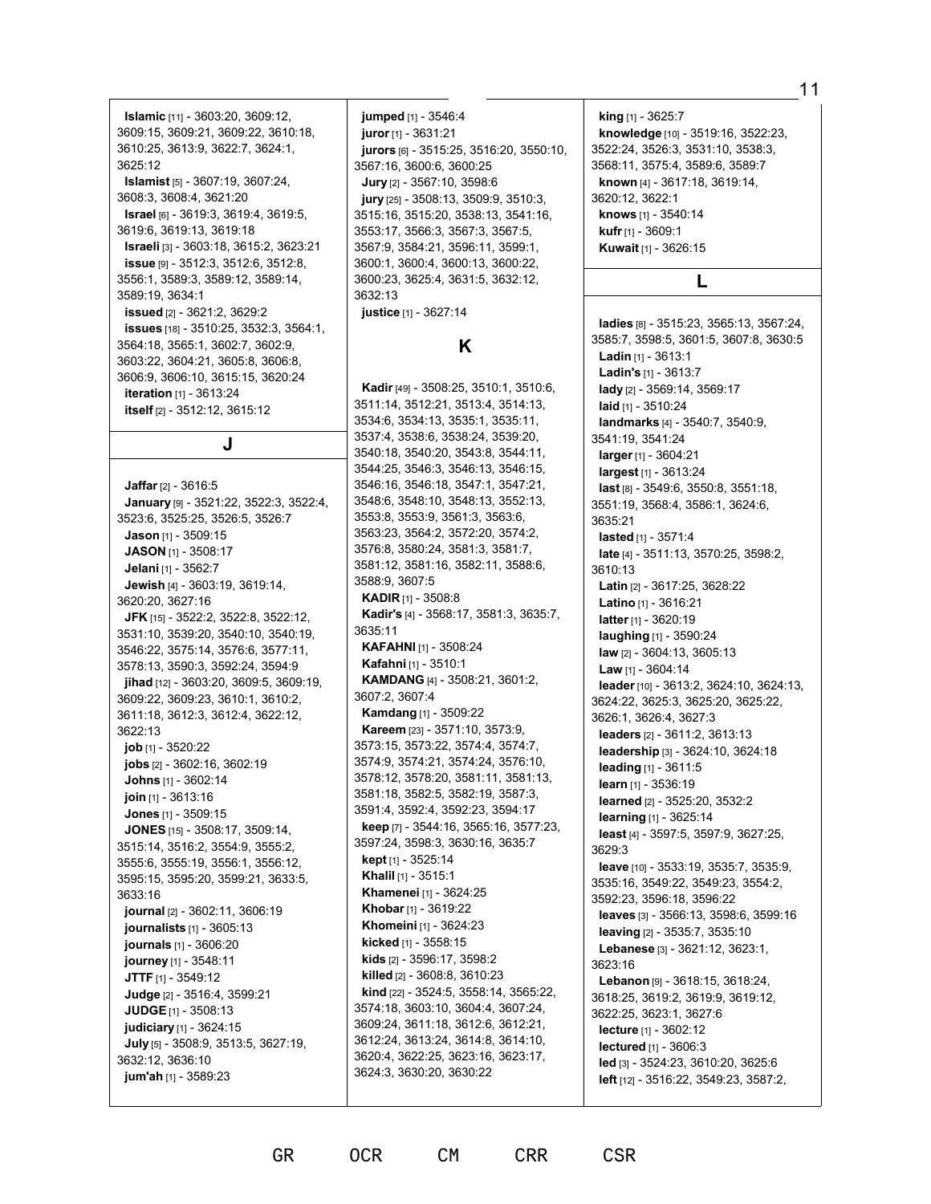**Islamic** [11] - 3603:20, 3609:12, 3609:15, 3609:21, 3609:22, 3610:18, 3610:25, 3613:9, 3622:7, 3624:1, 3625:12
**Islamist** [5] - 3607:19, 3607:24, 3608:3, 3608:4, 3621:20
**Israel** [6] - 3619:3, 3619:4, 3619:5, 3619:6, 3619:13, 3619:18
**Israeli** [3] - 3603:18, 3615:2, 3623:21
**issue** [9] - 3512:3, 3512:6, 3512:8, 3556:1, 3589:3, 3589:12, 3589:14, 3589:19, 3634:1
**issued** [2] - 3621:2, 3629:2
**issues** [18] - 3510:25, 3532:3, 3564:1, 3564:18, 3565:1, 3602:7, 3602:9, 3603:22, 3604:21, 3605:8, 3606:8, 3606:9, 3606:10, 3615:15, 3620:24
**iteration** [1] - 3613:24
**itself** [2] - 3512:12, 3615:12

## J

**Jaffar** [2] - 3616:5
**January** [9] - 3521:22, 3522:3, 3522:4, 3523:6, 3525:25, 3526:5, 3526:7
**Jason** [1] - 3509:15
**JASON** [1] - 3508:17
**Jelani** [1] - 3562:7
**Jewish** [4] - 3603:19, 3619:14, 3620:20, 3627:16
**JFK** [15] - 3522:2, 3522:8, 3522:12, 3531:10, 3539:20, 3540:10, 3540:19, 3546:22, 3575:14, 3576:6, 3577:11, 3578:13, 3590:3, 3592:24, 3594:9
**jihad** [12] - 3603:20, 3609:5, 3609:19, 3609:22, 3609:23, 3610:1, 3610:2, 3611:18, 3612:3, 3612:4, 3622:12, 3622:13
**job** [1] - 3520:22
**jobs** [2] - 3602:16, 3602:19
**Johns** [1] - 3602:14
**join** [1] - 3613:16
**Jones** [1] - 3509:15
**JONES** [15] - 3508:17, 3509:14, 3515:14, 3516:2, 3554:9, 3555:2, 3555:6, 3555:19, 3556:1, 3556:12, 3595:15, 3595:20, 3599:21, 3633:5, 3633:16
**journal** [2] - 3602:11, 3606:19
**journalists** [1] - 3605:13
**journals** [1] - 3606:20
**journey** [1] - 3548:11
**JTTF** [1] - 3549:12
**Judge** [2] - 3516:4, 3599:21
**JUDGE** [1] - 3508:13
**judiciary** [1] - 3624:15
**July** [5] - 3508:9, 3513:5, 3627:19, 3632:12, 3636:10
**jum'ah** [1] - 3589:23
**jumped** [1] - 3546:4
**juror** [1] - 3631:21
**jurors** [6] - 3515:25, 3516:20, 3550:10, 3567:16, 3600:6, 3600:25
**Jury** [2] - 3567:10, 3598:6
**jury** [25] - 3508:13, 3509:9, 3510:3, 3515:16, 3515:20, 3538:13, 3541:16, 3553:17, 3566:3, 3567:3, 3567:5, 3567:9, 3584:21, 3596:11, 3599:1, 3600:1, 3600:4, 3600:13, 3600:22, 3600:23, 3625:4, 3631:5, 3632:12, 3632:13
**justice** [1] - 3627:14

## K

**Kadir** [49] - 3508:25, 3510:1, 3510:6, 3511:14, 3512:21, 3513:4, 3514:13, 3534:6, 3534:13, 3535:1, 3535:11, 3537:4, 3538:6, 3538:24, 3539:20, 3540:18, 3540:20, 3543:8, 3544:11, 3544:25, 3546:3, 3546:13, 3546:15, 3546:16, 3546:18, 3547:1, 3547:21, 3548:6, 3548:10, 3548:13, 3552:13, 3553:8, 3553:9, 3561:3, 3563:6, 3563:23, 3564:2, 3572:20, 3574:2, 3576:8, 3580:24, 3581:3, 3581:7, 3581:12, 3581:16, 3582:11, 3588:6, 3588:9, 3607:5
**KADIR** [1] - 3508:8
**Kadir's** [4] - 3568:17, 3581:3, 3635:7, 3635:11
**KAFAHNI** [1] - 3508:24
**Kafahni** [1] - 3510:1
**KAMDANG** [4] - 3508:21, 3601:2, 3607:2, 3607:4
**Kamdang** [1] - 3509:22
**Kareem** [23] - 3571:10, 3573:9, 3573:15, 3573:22, 3574:4, 3574:7, 3574:9, 3574:21, 3574:24, 3576:10, 3578:12, 3578:20, 3581:11, 3581:13, 3581:18, 3582:5, 3582:19, 3587:3, 3591:4, 3592:4, 3592:23, 3594:17
**keep** [7] - 3544:16, 3565:16, 3577:23, 3597:24, 3598:3, 3630:16, 3635:7
**kept** [1] - 3525:14
**Khalil** [1] - 3515:1
**Khamenei** [1] - 3624:25
**Khobar** [1] - 3619:22
**Khomeini** [1] - 3624:23
**kicked** [1] - 3558:15
**kids** [2] - 3596:17, 3598:2
**killed** [2] - 3608:8, 3610:23
**kind** [22] - 3524:5, 3558:14, 3565:22, 3574:18, 3603:10, 3604:4, 3607:24, 3609:24, 3611:18, 3612:6, 3612:21, 3612:24, 3613:24, 3614:8, 3614:10, 3620:4, 3622:25, 3623:16, 3623:17, 3624:3, 3630:20, 3630:22
**king** [1] - 3625:7
**knowledge** [10] - 3519:16, 3522:23, 3522:24, 3526:3, 3531:10, 3538:3, 3568:11, 3575:4, 3589:6, 3589:7
**known** [4] - 3617:18, 3619:14, 3620:12, 3622:1
**knows** [1] - 3540:14
**kufr** [1] - 3609:1
**Kuwait** [1] - 3626:15

## L

**ladies** [8] - 3515:23, 3565:13, 3567:24, 3585:7, 3598:5, 3601:5, 3607:8, 3630:5
**Ladin** [1] - 3613:1
**Ladin's** [1] - 3613:7
**lady** [2] - 3569:14, 3569:17
**laid** [1] - 3510:24
**landmarks** [4] - 3540:7, 3540:9, 3541:19, 3541:24
**larger** [1] - 3604:21
**largest** [1] - 3613:24
**last** [8] - 3549:6, 3550:8, 3551:18, 3551:19, 3568:4, 3586:1, 3624:6, 3635:21
**lasted** [1] - 3571:4
**late** [4] - 3511:13, 3570:25, 3598:2, 3610:13
**Latin** [2] - 3617:25, 3628:22
**Latino** [1] - 3616:21
**latter** [1] - 3620:19
**laughing** [1] - 3590:24
**law** [2] - 3604:13, 3605:13
**Law** [1] - 3604:14
**leader** [10] - 3613:2, 3624:10, 3624:13, 3624:22, 3625:3, 3625:20, 3625:22, 3626:1, 3626:4, 3627:3
**leaders** [2] - 3611:2, 3613:13
**leadership** [3] - 3624:10, 3624:18
**leading** [1] - 3611:5
**learn** [1] - 3536:19
**learned** [2] - 3525:20, 3532:2
**learning** [1] - 3625:14
**least** [4] - 3597:5, 3597:9, 3627:25, 3629:3
**leave** [10] - 3533:19, 3535:7, 3535:9, 3535:16, 3549:22, 3549:23, 3554:2, 3592:23, 3596:18, 3596:22
**leaves** [3] - 3566:13, 3598:6, 3599:16
**leaving** [2] - 3535:7, 3535:10
**Lebanese** [3] - 3621:12, 3623:1, 3623:16
**Lebanon** [9] - 3618:15, 3618:24, 3618:25, 3619:2, 3619:9, 3619:12, 3622:25, 3623:1, 3627:6
**lecture** [1] - 3602:12
**lectured** [1] - 3606:3
**led** [3] - 3524:23, 3610:20, 3625:6
**left** [12] - 3516:22, 3549:23, 3587:2,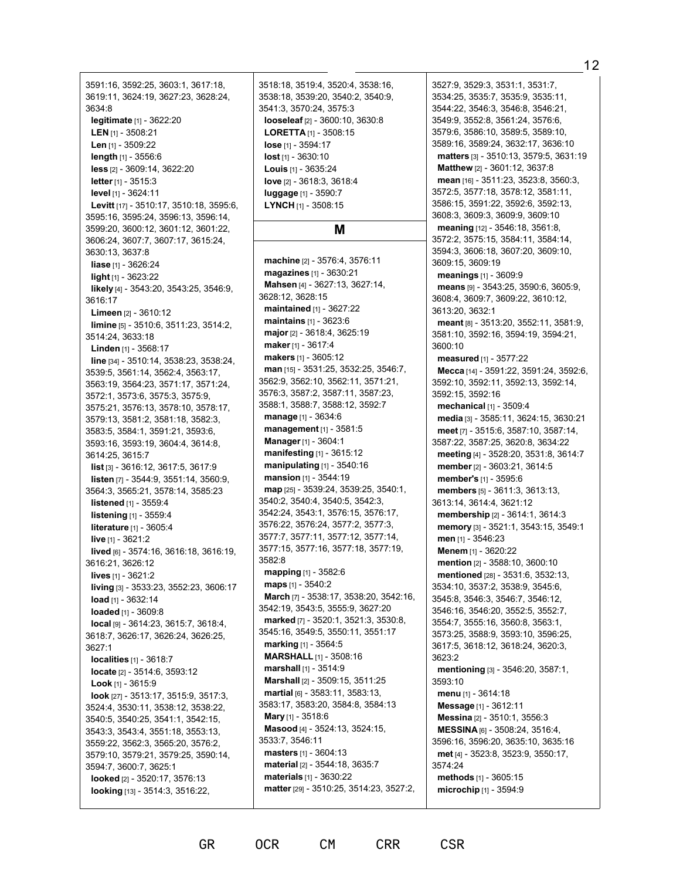3591:16, 3592:25, 3603:1, 3617:18, 3619:11, 3624:19, 3627:23, 3628:24, 3634:8

**legitimate** [1] - 3622:20
**LEN** [1] - 3508:21
**Len** [1] - 3509:22
**length** [1] - 3556:6
**less** [2] - 3609:14, 3622:20
**letter** [1] - 3515:3
**level** [1] - 3624:11
**Levitt** [17] - 3510:17, 3510:18, 3595:6, 3595:16, 3595:24, 3596:13, 3596:14, 3599:20, 3600:12, 3601:12, 3601:22, 3606:24, 3607:7, 3607:17, 3615:24, 3630:13, 3637:8
**liase** [1] - 3626:24
**light** [1] - 3623:22
**likely** [4] - 3543:20, 3543:25, 3546:9, 3616:17
**Limeen** [2] - 3610:12
**limine** [5] - 3510:6, 3511:23, 3514:2, 3514:24, 3633:18
**Linden** [1] - 3568:17
**line** [34] - 3510:14, 3538:23, 3538:24, 3539:5, 3561:14, 3562:4, 3563:17, 3563:19, 3564:23, 3571:17, 3571:24, 3572:1, 3573:6, 3575:3, 3575:9, 3575:21, 3576:13, 3578:10, 3578:17, 3579:13, 3581:2, 3581:18, 3582:3, 3583:5, 3584:1, 3591:21, 3593:6, 3593:16, 3593:19, 3604:4, 3614:8, 3614:25, 3615:7
**list** [3] - 3616:12, 3617:5, 3617:9
**listen** [7] - 3544:9, 3551:14, 3560:9, 3564:3, 3565:21, 3578:14, 3585:23
**listened** [1] - 3559:4
**listening** [1] - 3559:4
**literature** [1] - 3605:4
**live** [1] - 3621:2
**lived** [6] - 3574:16, 3616:18, 3616:19, 3616:21, 3626:12
**lives** [1] - 3621:2
**living** [3] - 3533:23, 3552:23, 3606:17
**load** [1] - 3632:14
**loaded** [1] - 3609:8
**local** [9] - 3614:23, 3615:7, 3618:4, 3618:7, 3626:17, 3626:24, 3626:25, 3627:1
**localities** [1] - 3618:7
**locate** [2] - 3514:6, 3593:12
**Look** [1] - 3615:9
**look** [27] - 3513:17, 3515:9, 3517:3, 3524:4, 3530:11, 3538:12, 3538:22, 3540:5, 3540:25, 3541:1, 3542:15, 3543:3, 3543:4, 3551:18, 3553:13, 3559:22, 3562:3, 3565:20, 3576:2, 3579:10, 3579:21, 3579:25, 3590:14, 3594:7, 3600:7, 3625:1
**looked** [2] - 3520:17, 3576:13
**looking** [13] - 3514:3, 3516:22, 3518:18, 3519:4, 3520:4, 3538:16, 3538:18, 3539:20, 3540:2, 3540:9, 3541:3, 3570:24, 3575:3
**looseleaf** [2] - 3600:10, 3630:8
**LORETTA** [1] - 3508:15
**lose** [1] - 3594:17
**lost** [1] - 3630:10
**Louis** [1] - 3635:24
**love** [2] - 3618:3, 3618:4
**luggage** [1] - 3590:7
**LYNCH** [1] - 3508:15

## M

**machine** [2] - 3576:4, 3576:11
**magazines** [1] - 3630:21
**Mahsen** [4] - 3627:13, 3627:14, 3628:12, 3628:15
**maintained** [1] - 3627:22
**maintains** [1] - 3623:6
**major** [2] - 3618:4, 3625:19
**maker** [1] - 3617:4
**makers** [1] - 3605:12
**man** [15] - 3531:25, 3532:25, 3546:7, 3562:9, 3562:10, 3562:11, 3571:21, 3576:3, 3587:2, 3587:11, 3587:23, 3588:1, 3588:7, 3588:12, 3592:7
**manage** [1] - 3634:6
**management** [1] - 3581:5
**Manager** [1] - 3604:1
**manifesting** [1] - 3615:12
**manipulating** [1] - 3540:16
**mansion** [1] - 3544:19
**map** [25] - 3539:24, 3539:25, 3540:1, 3540:2, 3540:4, 3540:5, 3542:3, 3542:24, 3543:1, 3576:15, 3576:17, 3576:22, 3576:24, 3577:2, 3577:3, 3577:7, 3577:11, 3577:12, 3577:14, 3577:15, 3577:16, 3577:18, 3577:19, 3582:8
**mapping** [1] - 3582:6
**maps** [1] - 3540:2
**March** [7] - 3538:17, 3538:20, 3542:16, 3542:19, 3543:5, 3555:9, 3627:20
**marked** [7] - 3520:1, 3521:3, 3530:8, 3545:16, 3549:5, 3550:11, 3551:17
**marking** [1] - 3564:5
**MARSHALL** [1] - 3508:16
**marshall** [1] - 3514:9
**Marshall** [2] - 3509:15, 3511:25
**martial** [6] - 3583:11, 3583:13, 3583:17, 3583:20, 3584:8, 3584:13
**Mary** [1] - 3518:6
**Masood** [4] - 3524:13, 3524:15, 3533:7, 3546:11
**masters** [1] - 3604:13
**material** [2] - 3544:18, 3635:7
**materials** [1] - 3630:22
**matter** [29] - 3510:25, 3514:23, 3527:2, 3527:9, 3529:3, 3531:1, 3531:7, 3534:25, 3535:7, 3535:9, 3535:11, 3544:22, 3546:3, 3546:8, 3546:21, 3549:9, 3552:8, 3561:24, 3576:6, 3579:6, 3586:10, 3589:5, 3589:10, 3589:16, 3589:24, 3632:17, 3636:10
**matters** [3] - 3510:13, 3579:5, 3631:19
**Matthew** [2] - 3601:12, 3637:8
**mean** [16] - 3511:23, 3523:8, 3560:3, 3572:5, 3577:18, 3578:12, 3581:11, 3586:15, 3591:22, 3592:6, 3592:13, 3608:3, 3609:3, 3609:9, 3609:10
**meaning** [12] - 3546:18, 3561:8, 3572:2, 3575:15, 3584:11, 3584:14, 3594:3, 3606:18, 3607:20, 3609:10, 3609:15, 3609:19
**meanings** [1] - 3609:9
**means** [9] - 3543:25, 3590:6, 3605:9, 3608:4, 3609:7, 3609:22, 3610:12, 3613:20, 3632:1
**meant** [8] - 3513:20, 3552:11, 3581:9, 3581:10, 3592:16, 3594:19, 3594:21, 3600:10
**measured** [1] - 3577:22
**Mecca** [14] - 3591:22, 3591:24, 3592:6, 3592:10, 3592:11, 3592:13, 3592:14, 3592:15, 3592:16
**mechanical** [1] - 3509:4
**media** [3] - 3585:11, 3624:15, 3630:21
**meet** [7] - 3515:6, 3587:10, 3587:14, 3587:22, 3587:25, 3620:8, 3634:22
**meeting** [4] - 3528:20, 3531:8, 3614:7
**member** [2] - 3603:21, 3614:5
**member's** [1] - 3595:6
**members** [5] - 3611:3, 3613:13, 3613:14, 3614:4, 3621:12
**membership** [2] - 3614:1, 3614:3
**memory** [3] - 3521:1, 3543:15, 3549:1
**men** [1] - 3546:23
**Menem** [1] - 3620:22
**mention** [2] - 3588:10, 3600:10
**mentioned** [28] - 3531:6, 3532:13, 3534:10, 3537:2, 3538:9, 3545:6, 3545:8, 3546:3, 3546:7, 3546:12, 3546:16, 3546:20, 3552:5, 3552:7, 3554:7, 3555:16, 3560:8, 3563:1, 3573:25, 3588:9, 3593:10, 3596:25, 3617:5, 3618:12, 3618:24, 3620:3, 3623:2
**mentioning** [3] - 3546:20, 3587:1, 3593:10
**menu** [1] - 3614:18
**Message** [1] - 3612:11
**Messina** [2] - 3510:1, 3556:3
**MESSINA** [6] - 3508:24, 3516:4, 3596:16, 3596:20, 3635:10, 3635:16
**met** [4] - 3523:8, 3523:9, 3550:17, 3574:24
**methods** [1] - 3605:15
**microchip** [1] - 3594:9

GR OCR CM CRR CSR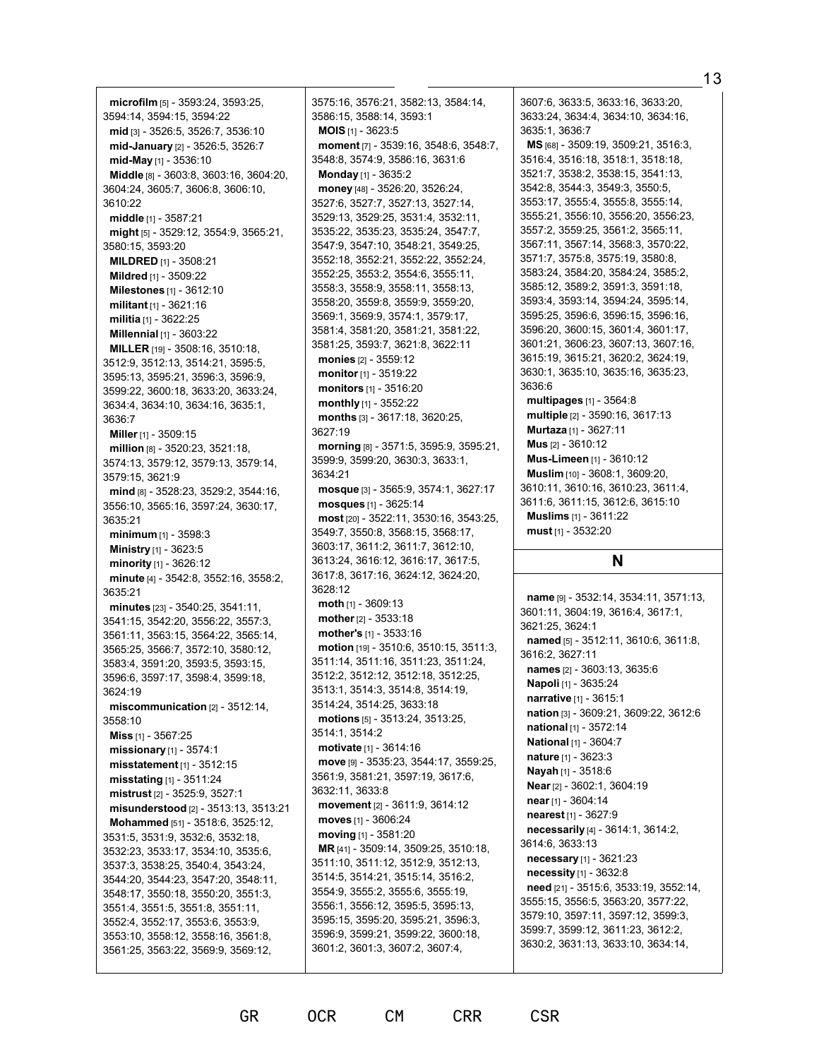**microfilm** [5] - 3593:24, 3593:25, 3594:14, 3594:15, 3594:22
**mid** [3] - 3526:5, 3526:7, 3536:10
**mid-January** [2] - 3526:5, 3526:7
**mid-May** [1] - 3536:10
**Middle** [8] - 3603:8, 3603:16, 3604:20, 3604:24, 3605:7, 3606:8, 3606:10, 3610:22
**middle** [1] - 3587:21
**might** [5] - 3529:12, 3554:9, 3565:21, 3580:15, 3593:20
**MILDRED** [1] - 3508:21
**Mildred** [1] - 3509:22
**Milestones** [1] - 3612:10
**militant** [1] - 3621:16
**militia** [1] - 3622:25
**Millennial** [1] - 3603:22
**MILLER** [19] - 3508:16, 3510:18, 3512:9, 3512:13, 3514:21, 3595:5, 3595:13, 3595:21, 3596:3, 3596:9, 3599:22, 3600:18, 3633:20, 3633:24, 3634:4, 3634:10, 3634:16, 3635:1, 3636:7
**Miller** [1] - 3509:15
**million** [8] - 3520:23, 3521:18, 3574:13, 3579:12, 3579:13, 3579:14, 3579:15, 3621:9
**mind** [8] - 3528:23, 3529:2, 3544:16, 3556:10, 3565:16, 3597:24, 3630:17, 3635:21
**minimum** [1] - 3598:3
**Ministry** [1] - 3623:5
**minority** [1] - 3626:12
**minute** [4] - 3542:8, 3552:16, 3558:2, 3635:21
**minutes** [23] - 3540:25, 3541:11, 3541:15, 3542:20, 3556:22, 3557:3, 3561:11, 3563:15, 3564:22, 3565:14, 3565:25, 3566:7, 3572:10, 3580:12, 3583:4, 3591:20, 3593:5, 3593:15, 3596:6, 3597:17, 3598:4, 3599:18, 3624:19
**miscommunication** [2] - 3512:14, 3558:10
**Miss** [1] - 3567:25
**missionary** [1] - 3574:1
**misstatement** [1] - 3512:15
**misstating** [1] - 3511:24
**mistrust** [2] - 3525:9, 3527:1
**misunderstood** [2] - 3513:13, 3513:21
**Mohammed** [51] - 3518:6, 3525:12, 3531:5, 3531:9, 3532:6, 3532:18, 3532:23, 3533:17, 3534:10, 3535:6, 3537:3, 3538:25, 3540:4, 3543:24, 3544:20, 3544:23, 3547:20, 3548:11, 3548:17, 3550:18, 3550:20, 3551:3, 3551:4, 3551:5, 3551:8, 3551:11, 3552:4, 3552:17, 3553:6, 3553:9, 3553:10, 3558:12, 3558:16, 3561:8, 3561:25, 3563:22, 3569:9, 3569:12, 3575:16, 3576:21, 3582:13, 3584:14, 3586:15, 3588:14, 3593:1
**MOIS** [1] - 3623:5
**moment** [7] - 3539:16, 3548:6, 3548:7, 3548:8, 3574:9, 3586:16, 3631:6
**Monday** [1] - 3635:2
**money** [48] - 3526:20, 3526:24, 3527:6, 3527:7, 3527:13, 3527:14, 3529:13, 3529:25, 3531:4, 3532:11, 3535:22, 3535:23, 3535:24, 3547:7, 3547:9, 3547:10, 3548:21, 3549:25, 3552:18, 3552:21, 3552:22, 3552:24, 3552:25, 3553:2, 3554:6, 3555:11, 3558:3, 3558:9, 3558:11, 3558:13, 3558:20, 3559:8, 3559:9, 3559:20, 3569:1, 3569:9, 3574:1, 3579:17, 3581:4, 3581:20, 3581:21, 3581:22, 3581:25, 3593:7, 3621:8, 3622:11
**monies** [2] - 3559:12
**monitor** [1] - 3519:22
**monitors** [1] - 3516:20
**monthly** [1] - 3552:22
**months** [3] - 3617:18, 3620:25, 3627:19
**morning** [8] - 3571:5, 3595:9, 3595:21, 3599:9, 3599:20, 3630:3, 3633:1, 3634:21
**mosque** [3] - 3565:9, 3574:1, 3627:17
**mosques** [1] - 3625:14
**most** [20] - 3522:11, 3530:16, 3543:25, 3549:7, 3550:8, 3568:15, 3568:17, 3603:17, 3611:2, 3611:7, 3612:10, 3613:24, 3616:12, 3616:17, 3617:5, 3617:8, 3617:16, 3624:12, 3624:20, 3628:12
**moth** [1] - 3609:13
**mother** [2] - 3533:18
**mother's** [1] - 3533:16
**motion** [19] - 3510:6, 3510:15, 3511:3, 3511:14, 3511:16, 3511:23, 3511:24, 3512:2, 3512:12, 3512:18, 3512:25, 3513:1, 3514:3, 3514:8, 3514:19, 3514:24, 3514:25, 3633:18
**motions** [5] - 3513:24, 3513:25, 3514:1, 3514:2
**motivate** [1] - 3614:16
**move** [9] - 3535:23, 3544:17, 3559:25, 3561:9, 3581:21, 3597:19, 3617:6, 3632:11, 3633:8
**movement** [2] - 3611:9, 3614:12
**moves** [1] - 3606:24
**moving** [1] - 3581:20
**MR** [41] - 3509:14, 3509:25, 3510:18, 3511:10, 3511:12, 3512:9, 3512:13, 3514:5, 3514:21, 3515:14, 3516:2, 3554:9, 3555:2, 3555:6, 3555:19, 3556:1, 3556:12, 3595:5, 3595:13, 3595:15, 3595:20, 3595:21, 3596:3, 3596:9, 3599:21, 3599:22, 3600:18, 3601:2, 3601:3, 3607:2, 3607:4, 3607:6, 3633:5, 3633:16, 3633:20, 3633:24, 3634:4, 3634:10, 3634:16, 3635:1, 3636:7
**MS** [68] - 3509:19, 3509:21, 3516:3, 3516:4, 3516:18, 3518:1, 3518:18, 3521:7, 3538:2, 3538:15, 3541:13, 3542:8, 3544:3, 3549:3, 3550:5, 3553:17, 3555:4, 3555:8, 3555:14, 3555:21, 3556:10, 3556:20, 3556:23, 3557:2, 3559:25, 3561:2, 3565:11, 3567:11, 3567:14, 3568:3, 3570:22, 3571:7, 3575:8, 3575:19, 3580:8, 3583:24, 3584:20, 3584:24, 3585:2, 3585:12, 3589:2, 3591:3, 3591:18, 3593:4, 3593:14, 3594:24, 3595:14, 3595:25, 3596:6, 3596:15, 3596:16, 3596:20, 3600:15, 3601:4, 3601:17, 3601:21, 3606:23, 3607:13, 3607:16, 3615:19, 3615:21, 3620:2, 3624:19, 3630:1, 3635:10, 3635:16, 3635:23, 3636:6
**multipages** [1] - 3564:8
**multiple** [2] - 3590:16, 3617:13
**Murtaza** [1] - 3627:11
**Mus** [2] - 3610:12
**Mus-Limeen** [1] - 3610:12
**Muslim** [10] - 3608:1, 3609:20, 3610:11, 3610:16, 3610:23, 3611:4, 3611:6, 3611:15, 3612:6, 3615:10
**Muslims** [1] - 3611:22
**must** [1] - 3532:20

## N

**name** [9] - 3532:14, 3534:11, 3571:13, 3601:11, 3604:19, 3616:4, 3617:1, 3621:25, 3624:1
**named** [5] - 3512:11, 3610:6, 3611:8, 3616:2, 3627:11
**names** [2] - 3603:13, 3635:6
**Napoli** [1] - 3635:24
**narrative** [1] - 3615:1
**nation** [3] - 3609:21, 3609:22, 3612:6
**national** [1] - 3572:14
**National** [1] - 3604:7
**nature** [1] - 3623:3
**Nayah** [1] - 3518:6
**Near** [2] - 3602:1, 3604:19
**near** [1] - 3604:14
**nearest** [1] - 3627:9
**necessarily** [4] - 3614:1, 3614:2, 3614:6, 3633:13
**necessary** [1] - 3621:23
**necessity** [1] - 3632:8
**need** [21] - 3515:6, 3533:19, 3552:14, 3555:15, 3556:5, 3563:20, 3577:22, 3579:10, 3597:11, 3597:12, 3599:3, 3599:7, 3599:12, 3611:23, 3612:2, 3630:2, 3631:13, 3633:10, 3634:14,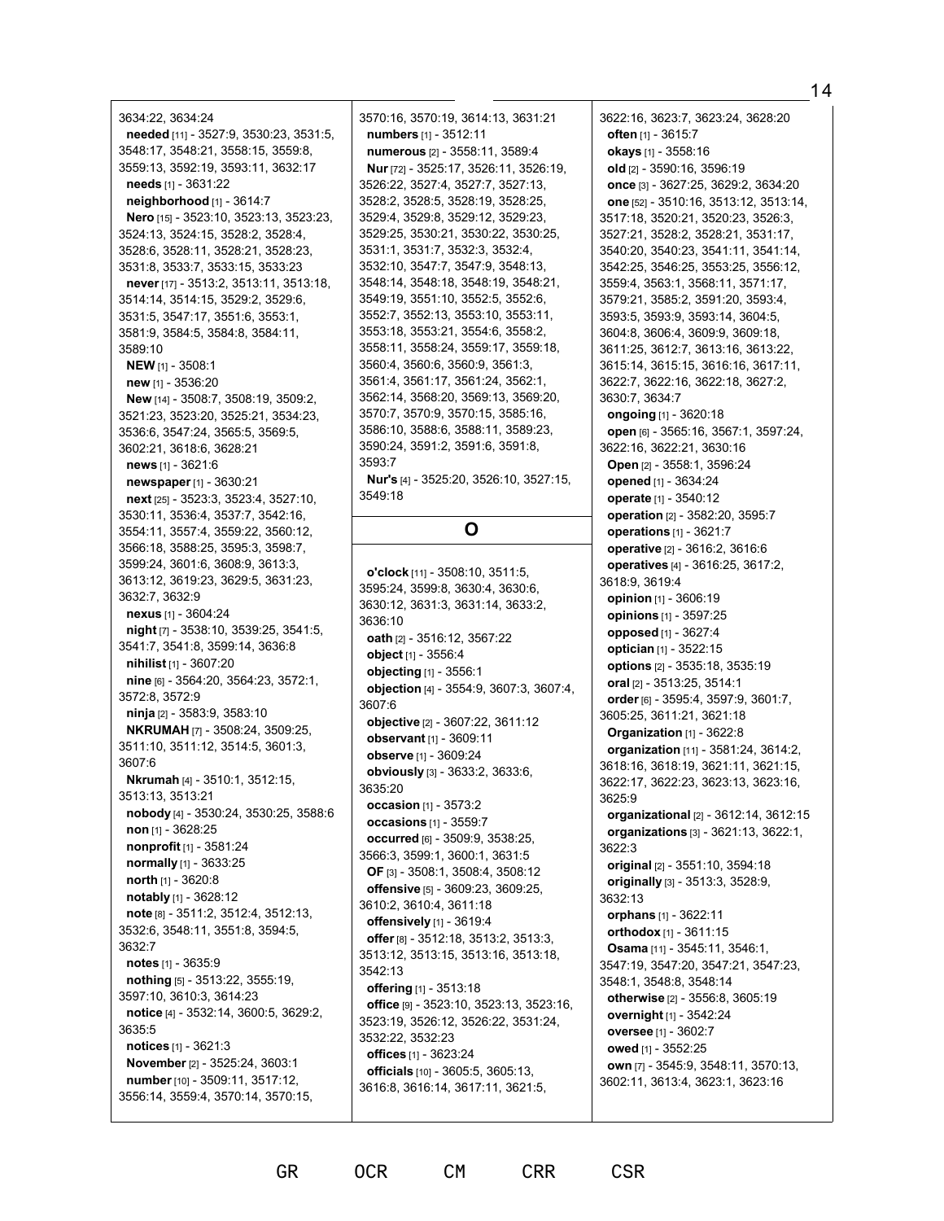3634:22, 3634:24

**needed** [11] - 3527:9, 3530:23, 3531:5, 3548:17, 3548:21, 3558:15, 3559:8, 3559:13, 3592:19, 3593:11, 3632:17

**needs** [1] - 3631:22

**neighborhood** [1] - 3614:7

**Nero** [15] - 3523:10, 3523:13, 3523:23, 3524:13, 3524:15, 3528:2, 3528:4, 3528:6, 3528:11, 3528:21, 3528:23, 3531:8, 3533:7, 3533:15, 3533:23

**never** [17] - 3513:2, 3513:11, 3513:18, 3514:14, 3514:15, 3529:2, 3529:6, 3531:5, 3547:17, 3551:6, 3553:1, 3581:9, 3584:5, 3584:8, 3584:11, 3589:10

**NEW** [1] - 3508:1

**new** [1] - 3536:20

**New** [14] - 3508:7, 3508:19, 3509:2, 3521:23, 3523:20, 3525:21, 3534:23, 3536:6, 3547:24, 3565:5, 3569:5, 3602:21, 3618:6, 3628:21

**news** [1] - 3621:6

**newspaper** [1] - 3630:21

**next** [25] - 3523:3, 3523:4, 3527:10, 3530:11, 3536:4, 3537:7, 3542:16, 3554:11, 3557:4, 3559:22, 3560:12, 3566:18, 3588:25, 3595:3, 3598:7, 3599:24, 3601:6, 3608:9, 3613:3, 3613:12, 3619:23, 3629:5, 3631:23, 3632:7, 3632:9

**nexus** [1] - 3604:24

**night** [7] - 3538:10, 3539:25, 3541:5, 3541:7, 3541:8, 3599:14, 3636:8

**nihilist** [1] - 3607:20

**nine** [6] - 3564:20, 3564:23, 3572:1, 3572:8, 3572:9

**ninja** [2] - 3583:9, 3583:10

**NKRUMAH** [7] - 3508:24, 3509:25, 3511:10, 3511:12, 3514:5, 3601:3, 3607:6

**Nkrumah** [4] - 3510:1, 3512:15, 3513:13, 3513:21

**nobody** [4] - 3530:24, 3530:25, 3588:6

**non** [1] - 3628:25

**nonprofit** [1] - 3581:24

**normally** [1] - 3633:25

**north** [1] - 3620:8

**notably** [1] - 3628:12

**note** [8] - 3511:2, 3512:4, 3512:13, 3532:6, 3548:11, 3551:8, 3594:5, 3632:7

**notes** [1] - 3635:9

**nothing** [5] - 3513:22, 3555:19, 3597:10, 3610:3, 3614:23

**notice** [4] - 3532:14, 3600:5, 3629:2, 3635:5

**notices** [1] - 3621:3

**November** [2] - 3525:24, 3603:1

**number** [10] - 3509:11, 3517:12, 3556:14, 3559:4, 3570:14, 3570:15, 3570:16, 3570:19, 3614:13, 3631:21

**numbers** [1] - 3512:11

**numerous** [2] - 3558:11, 3589:4

**Nur** [72] - 3525:17, 3526:11, 3526:19, 3526:22, 3527:4, 3527:7, 3527:13, 3528:2, 3528:5, 3528:19, 3528:25, 3529:4, 3529:8, 3529:12, 3529:23, 3529:25, 3530:21, 3530:22, 3530:25, 3531:1, 3531:7, 3532:3, 3532:4, 3532:10, 3547:7, 3547:9, 3548:13, 3548:14, 3548:18, 3548:19, 3548:21, 3549:19, 3551:10, 3552:5, 3552:6, 3552:7, 3552:13, 3553:10, 3553:11, 3553:18, 3553:21, 3554:6, 3558:2, 3558:11, 3558:24, 3559:17, 3559:18, 3560:4, 3560:6, 3560:9, 3561:3, 3561:4, 3561:17, 3561:24, 3562:1, 3562:14, 3568:20, 3569:13, 3569:20, 3570:7, 3570:9, 3570:15, 3585:16, 3586:10, 3588:6, 3588:11, 3589:23, 3590:24, 3591:2, 3591:6, 3591:8, 3593:7

**Nur's** [4] - 3525:20, 3526:10, 3527:15, 3549:18

## O

**o'clock** [11] - 3508:10, 3511:5, 3595:24, 3599:8, 3630:4, 3630:6, 3630:12, 3631:3, 3631:14, 3633:2, 3636:10

**oath** [2] - 3516:12, 3567:22

**object** [1] - 3556:4

**objecting** [1] - 3556:1

**objection** [4] - 3554:9, 3607:3, 3607:4, 3607:6

**objective** [2] - 3607:22, 3611:12

**observant** [1] - 3609:11

**observe** [1] - 3609:24

**obviously** [3] - 3633:2, 3633:6, 3635:20

**occasion** [1] - 3573:2

**occasions** [1] - 3559:7

**occurred** [6] - 3509:9, 3538:25, 3566:3, 3599:1, 3600:1, 3631:5

**OF** [3] - 3508:1, 3508:4, 3508:12

**offensive** [5] - 3609:23, 3609:25, 3610:2, 3610:4, 3611:18

**offensively** [1] - 3619:4

**offer** [8] - 3512:18, 3513:2, 3513:3, 3513:12, 3513:15, 3513:16, 3513:18, 3542:13

**offering** [1] - 3513:18

**office** [9] - 3523:10, 3523:13, 3523:16, 3523:19, 3526:12, 3526:22, 3531:24, 3532:22, 3532:23

**offices** [1] - 3623:24

**officials** [10] - 3605:5, 3605:13, 3616:8, 3616:14, 3617:11, 3621:5, 3622:16, 3623:7, 3623:24, 3628:20

**often** [1] - 3615:7

**okays** [1] - 3558:16

**old** [2] - 3590:16, 3596:19

**once** [3] - 3627:25, 3629:2, 3634:20

**one** [52] - 3510:16, 3513:12, 3513:14, 3517:18, 3520:21, 3520:23, 3526:3, 3527:21, 3528:2, 3528:21, 3531:17, 3540:20, 3540:23, 3541:11, 3541:14, 3542:25, 3546:25, 3553:25, 3556:12, 3559:4, 3563:1, 3568:11, 3571:17, 3579:21, 3585:2, 3591:20, 3593:4, 3593:5, 3593:9, 3593:14, 3604:5, 3604:8, 3606:4, 3609:9, 3609:18, 3611:25, 3612:7, 3613:16, 3613:22, 3615:14, 3615:15, 3616:16, 3617:11, 3622:7, 3622:16, 3622:18, 3627:2, 3630:7, 3634:7

**ongoing** [1] - 3620:18

**open** [6] - 3565:16, 3567:1, 3597:24, 3622:16, 3622:21, 3630:16

**Open** [2] - 3558:1, 3596:24

**opened** [1] - 3634:24

**operate** [1] - 3540:12

**operation** [2] - 3582:20, 3595:7

**operations** [1] - 3621:7

**operative** [2] - 3616:2, 3616:6

**operatives** [4] - 3616:25, 3617:2, 3618:9, 3619:4

**opinion** [1] - 3606:19

**opinions** [1] - 3597:25

**opposed** [1] - 3627:4

**optician** [1] - 3522:15

**options** [2] - 3535:18, 3535:19

**oral** [2] - 3513:25, 3514:1

**order** [6] - 3595:4, 3597:9, 3601:7, 3605:25, 3611:21, 3621:18

**Organization** [1] - 3622:8

**organization** [11] - 3581:24, 3614:2, 3618:16, 3618:19, 3621:11, 3621:15, 3622:17, 3622:23, 3623:13, 3623:16, 3625:9

**organizational** [2] - 3612:14, 3612:15

**organizations** [3] - 3621:13, 3622:1, 3622:3

**original** [2] - 3551:10, 3594:18

**originally** [3] - 3513:3, 3528:9, 3632:13

**orphans** [1] - 3622:11

**orthodox** [1] - 3611:15

**Osama** [11] - 3545:11, 3546:1, 3547:19, 3547:20, 3547:21, 3547:23, 3548:1, 3548:8, 3548:14

**otherwise** [2] - 3556:8, 3605:19

**overnight** [1] - 3542:24

**oversee** [1] - 3602:7

**owed** [1] - 3552:25

**own** [7] - 3545:9, 3548:11, 3570:13, 3602:11, 3613:4, 3623:1, 3623:16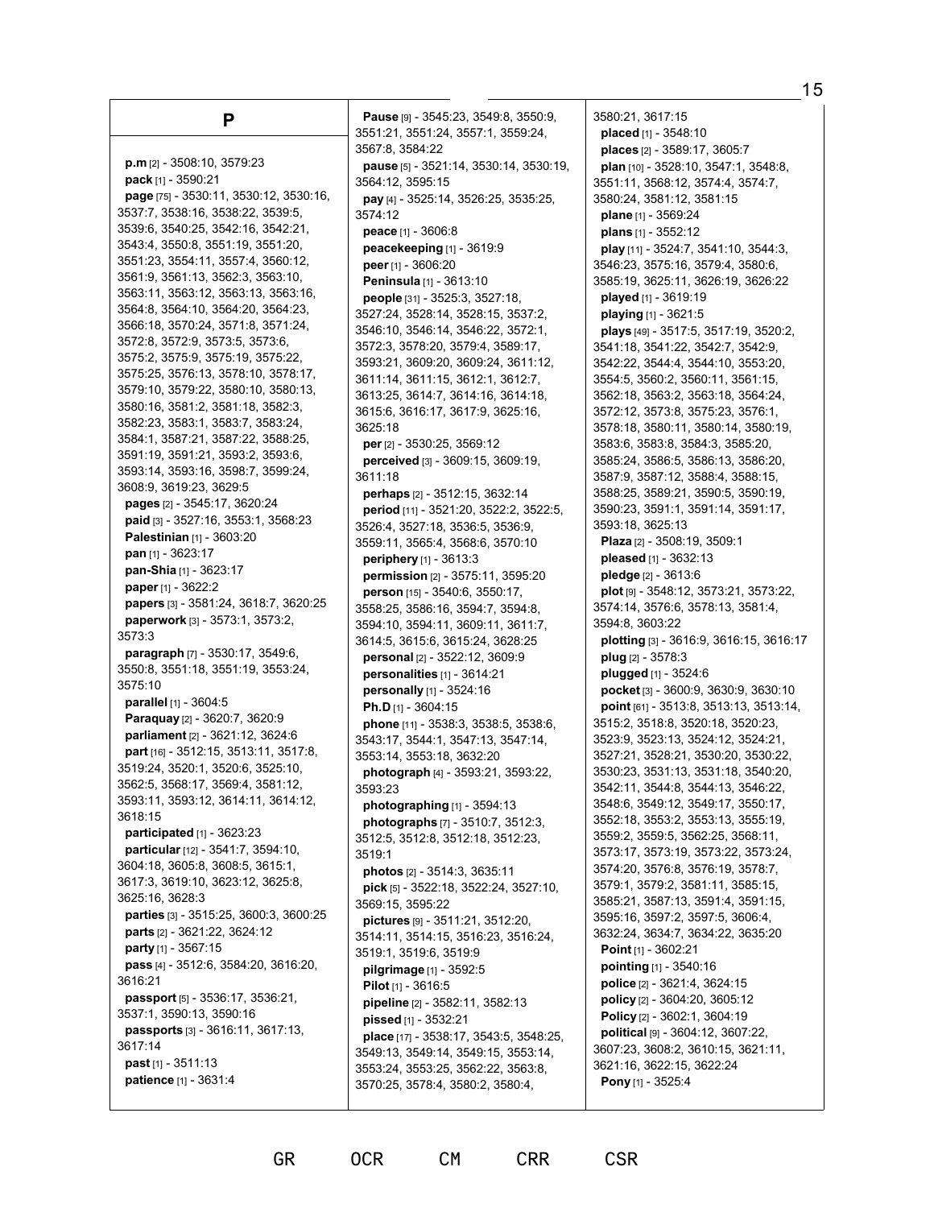# P

**p.m** [2] - 3508:10, 3579:23
**pack** [1] - 3590:21
**page** [75] - 3530:11, 3530:12, 3530:16, 3537:7, 3538:16, 3538:22, 3539:5, 3539:6, 3540:25, 3542:16, 3542:21, 3543:4, 3550:8, 3551:19, 3551:20, 3551:23, 3554:11, 3557:4, 3560:12, 3561:9, 3561:13, 3562:3, 3563:10, 3563:11, 3563:12, 3563:13, 3563:16, 3564:8, 3564:10, 3564:20, 3564:23, 3566:18, 3570:24, 3571:8, 3571:24, 3572:8, 3572:9, 3573:5, 3573:6, 3575:2, 3575:9, 3575:19, 3575:22, 3575:25, 3576:13, 3578:10, 3578:17, 3579:10, 3579:22, 3580:10, 3580:13, 3580:16, 3581:2, 3581:18, 3582:3, 3582:23, 3583:1, 3583:7, 3583:24, 3584:1, 3587:21, 3587:22, 3588:25, 3591:19, 3591:21, 3593:2, 3593:6, 3593:14, 3593:16, 3598:7, 3599:24, 3608:9, 3619:23, 3629:5
**pages** [2] - 3545:17, 3620:24
**paid** [3] - 3527:16, 3553:1, 3568:23
**Palestinian** [1] - 3603:20
**pan** [1] - 3623:17
**pan-Shia** [1] - 3623:17
**paper** [1] - 3622:2
**papers** [3] - 3581:24, 3618:7, 3620:25
**paperwork** [3] - 3573:1, 3573:2, 3573:3
**paragraph** [7] - 3530:17, 3549:6, 3550:8, 3551:18, 3551:19, 3553:24, 3575:10
**parallel** [1] - 3604:5
**Paraquay** [2] - 3620:7, 3620:9
**parliament** [2] - 3621:12, 3624:6
**part** [16] - 3512:15, 3513:11, 3517:8, 3519:24, 3520:1, 3520:6, 3525:10, 3562:5, 3568:17, 3569:4, 3581:12, 3593:11, 3593:12, 3614:11, 3614:12, 3618:15
**participated** [1] - 3623:23
**particular** [12] - 3541:7, 3594:10, 3604:18, 3605:8, 3608:5, 3615:1, 3617:3, 3619:10, 3623:12, 3625:8, 3625:16, 3628:3
**parties** [3] - 3515:25, 3600:3, 3600:25
**parts** [2] - 3621:22, 3624:12
**party** [1] - 3567:15
**pass** [4] - 3512:6, 3584:20, 3616:20, 3616:21
**passport** [5] - 3536:17, 3536:21, 3537:1, 3590:13, 3590:16
**passports** [3] - 3616:11, 3617:13, 3617:14
**past** [1] - 3511:13
**patience** [1] - 3631:4
**Pause** [9] - 3545:23, 3549:8, 3550:9, 3551:21, 3551:24, 3557:1, 3559:24, 3567:8, 3584:22
**pause** [5] - 3521:14, 3530:14, 3530:19, 3564:12, 3595:15
**pay** [4] - 3525:14, 3526:25, 3535:25, 3574:12
**peace** [1] - 3606:8
**peacekeeping** [1] - 3619:9
**peer** [1] - 3606:20
**Peninsula** [1] - 3613:10
**people** [31] - 3525:3, 3527:18, 3527:24, 3528:14, 3528:15, 3537:2, 3546:10, 3546:14, 3546:22, 3572:1, 3572:3, 3578:20, 3579:4, 3589:17, 3593:21, 3609:20, 3609:24, 3611:12, 3611:14, 3611:15, 3612:1, 3612:7, 3613:25, 3614:7, 3614:16, 3614:18, 3615:6, 3616:17, 3617:9, 3625:16, 3625:18
**per** [2] - 3530:25, 3569:12
**perceived** [3] - 3609:15, 3609:19, 3611:18
**perhaps** [2] - 3512:15, 3632:14
**period** [11] - 3521:20, 3522:2, 3522:5, 3526:4, 3527:18, 3536:5, 3536:9, 3559:11, 3565:4, 3568:6, 3570:10
**periphery** [1] - 3613:3
**permission** [2] - 3575:11, 3595:20
**person** [15] - 3540:6, 3550:17, 3558:25, 3586:16, 3594:7, 3594:8, 3594:10, 3594:11, 3609:11, 3611:7, 3614:5, 3615:6, 3615:24, 3628:25
**personal** [2] - 3522:12, 3609:9
**personalities** [1] - 3614:21
**personally** [1] - 3524:16
**Ph.D** [1] - 3604:15
**phone** [11] - 3538:3, 3538:5, 3538:6, 3543:17, 3544:1, 3547:13, 3547:14, 3553:14, 3553:18, 3632:20
**photograph** [4] - 3593:21, 3593:22, 3593:23
**photographing** [1] - 3594:13
**photographs** [7] - 3510:7, 3512:3, 3512:5, 3512:8, 3512:18, 3512:23, 3519:1
**photos** [2] - 3514:3, 3635:11
**pick** [5] - 3522:18, 3522:24, 3527:10, 3569:15, 3595:22
**pictures** [9] - 3511:21, 3512:20, 3514:11, 3514:15, 3516:23, 3516:24, 3519:1, 3519:6, 3519:9
**pilgrimage** [1] - 3592:5
**Pilot** [1] - 3616:5
**pipeline** [2] - 3582:11, 3582:13
**pissed** [1] - 3532:21
**place** [17] - 3538:17, 3543:5, 3548:25, 3549:13, 3549:14, 3549:15, 3553:14, 3553:24, 3553:25, 3562:22, 3563:8, 3570:25, 3578:4, 3580:2, 3580:4, 3580:21, 3617:15
**placed** [1] - 3548:10
**places** [2] - 3589:17, 3605:7
**plan** [10] - 3528:10, 3547:1, 3548:8, 3551:11, 3568:12, 3574:4, 3574:7, 3580:24, 3581:12, 3581:15
**plane** [1] - 3569:24
**plans** [1] - 3552:12
**play** [11] - 3524:7, 3541:10, 3544:3, 3546:23, 3575:16, 3579:4, 3580:6, 3585:19, 3625:11, 3626:19, 3626:22
**played** [1] - 3619:19
**playing** [1] - 3621:5
**plays** [49] - 3517:5, 3517:19, 3520:2, 3541:18, 3541:22, 3542:7, 3542:9, 3542:22, 3544:4, 3544:10, 3553:20, 3554:5, 3560:2, 3560:11, 3561:15, 3562:18, 3563:2, 3563:18, 3564:24, 3572:12, 3573:8, 3575:23, 3576:1, 3578:18, 3580:11, 3580:14, 3580:19, 3583:6, 3583:8, 3584:3, 3585:20, 3585:24, 3586:5, 3586:13, 3586:20, 3587:9, 3587:12, 3588:4, 3588:15, 3588:25, 3589:21, 3590:5, 3590:19, 3590:23, 3591:1, 3591:14, 3591:17, 3593:18, 3625:13
**Plaza** [2] - 3508:19, 3509:1
**pleased** [1] - 3632:13
**pledge** [2] - 3613:6
**plot** [9] - 3548:12, 3573:21, 3573:22, 3574:14, 3576:6, 3578:13, 3581:4, 3594:8, 3603:22
**plotting** [3] - 3616:9, 3616:15, 3616:17
**plug** [2] - 3578:3
**plugged** [1] - 3524:6
**pocket** [3] - 3600:9, 3630:9, 3630:10
**point** [61] - 3513:8, 3513:13, 3513:14, 3515:2, 3518:8, 3520:18, 3520:23, 3523:9, 3523:13, 3524:12, 3524:21, 3527:21, 3528:21, 3530:20, 3530:22, 3530:23, 3531:13, 3531:18, 3540:20, 3542:11, 3544:8, 3544:13, 3546:22, 3548:6, 3549:12, 3549:17, 3550:17, 3552:18, 3553:2, 3553:13, 3555:19, 3559:2, 3559:5, 3562:25, 3568:11, 3573:17, 3573:19, 3573:22, 3573:24, 3574:20, 3576:8, 3576:19, 3578:7, 3579:1, 3579:2, 3581:11, 3585:15, 3585:21, 3587:13, 3591:4, 3591:15, 3595:16, 3597:2, 3597:5, 3606:4, 3632:24, 3634:7, 3634:22, 3635:20
**Point** [1] - 3602:21
**pointing** [1] - 3540:16
**police** [2] - 3621:4, 3624:15
**policy** [2] - 3604:20, 3605:12
**Policy** [2] - 3602:1, 3604:19
**political** [9] - 3604:12, 3607:22, 3607:23, 3608:2, 3610:15, 3621:11, 3621:16, 3622:15, 3622:24
**Pony** [1] - 3525:4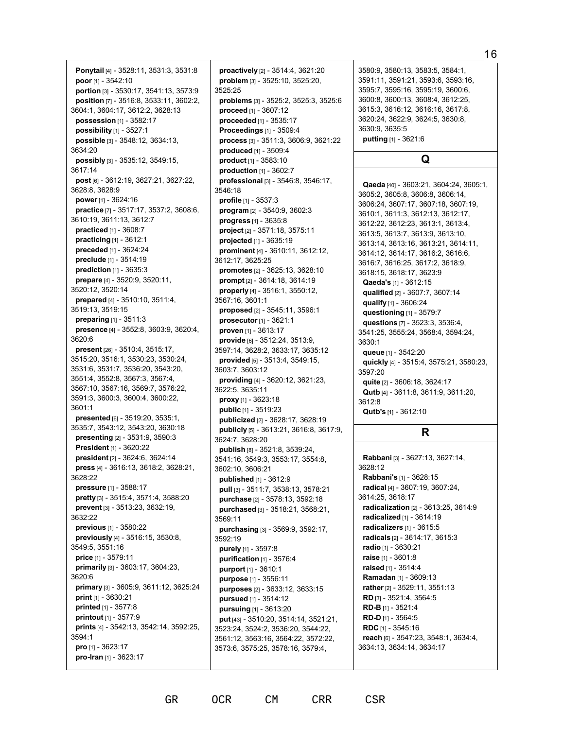**Ponytail** [4] - 3528:11, 3531:3, 3531:8
**poor** [1] - 3542:10
**portion** [3] - 3530:17, 3541:13, 3573:9
**position** [7] - 3516:8, 3533:11, 3602:2, 3604:1, 3604:17, 3612:2, 3628:13
**possession** [1] - 3582:17
**possibility** [1] - 3527:1
**possible** [3] - 3548:12, 3634:13, 3634:20
**possibly** [3] - 3535:12, 3549:15, 3617:14
**post** [6] - 3612:19, 3627:21, 3627:22, 3628:8, 3628:9
**power** [1] - 3624:16
**practice** [7] - 3517:17, 3537:2, 3608:6, 3610:19, 3611:13, 3612:7
**practiced** [1] - 3608:7
**practicing** [1] - 3612:1
**preceded** [1] - 3624:24
**preclude** [1] - 3514:19
**prediction** [1] - 3635:3
**prepare** [4] - 3520:9, 3520:11, 3520:12, 3520:14
**prepared** [4] - 3510:10, 3511:4, 3519:13, 3519:15
**preparing** [1] - 3511:3
**presence** [4] - 3552:8, 3603:9, 3620:4, 3620:6
**present** [26] - 3510:4, 3515:17, 3515:20, 3516:1, 3530:23, 3530:24, 3531:6, 3531:7, 3536:20, 3543:20, 3551:4, 3552:8, 3567:3, 3567:4, 3567:10, 3567:16, 3569:7, 3576:22, 3591:3, 3600:3, 3600:4, 3600:22, 3601:1
**presented** [6] - 3519:20, 3535:1, 3535:7, 3543:12, 3543:20, 3630:18
**presenting** [2] - 3531:9, 3590:3
**President** [1] - 3620:22
**president** [2] - 3624:6, 3624:14
**press** [4] - 3616:13, 3618:2, 3628:21, 3628:22
**pressure** [1] - 3588:17
**pretty** [3] - 3515:4, 3571:4, 3588:20
**prevent** [3] - 3513:23, 3632:19, 3632:22
**previous** [1] - 3580:22
**previously** [4] - 3516:15, 3530:8, 3549:5, 3551:16
**price** [1] - 3579:11
**primarily** [3] - 3603:17, 3604:23, 3620:6
**primary** [3] - 3605:9, 3611:12, 3625:24
**print** [1] - 3630:21
**printed** [1] - 3577:8
**printout** [1] - 3577:9
**prints** [4] - 3542:13, 3542:14, 3592:25, 3594:1
**pro** [1] - 3623:17
**pro-Iran** [1] - 3623:17
**proactively** [2] - 3514:4, 3621:20
**problem** [3] - 3525:10, 3525:20, 3525:25
**problems** [3] - 3525:2, 3525:3, 3525:6
**proceed** [1] - 3607:12
**proceeded** [1] - 3535:17
**Proceedings** [1] - 3509:4
**process** [3] - 3511:3, 3606:9, 3621:22
**produced** [1] - 3509:4
**product** [1] - 3583:10
**production** [1] - 3602:7
**professional** [3] - 3546:8, 3546:17, 3546:18
**profile** [1] - 3537:3
**program** [2] - 3540:9, 3602:3
**progress** [1] - 3635:8
**project** [2] - 3571:18, 3575:11
**projected** [1] - 3635:19
**prominent** [4] - 3610:11, 3612:12, 3612:17, 3625:25
**promotes** [2] - 3625:13, 3628:10
**prompt** [2] - 3614:18, 3614:19
**properly** [4] - 3516:1, 3550:12, 3567:16, 3601:1
**proposed** [2] - 3545:11, 3596:1
**prosecutor** [1] - 3621:1
**proven** [1] - 3613:17
**provide** [6] - 3512:24, 3513:9, 3597:14, 3628:2, 3633:17, 3635:12
**provided** [5] - 3513:4, 3549:15, 3603:7, 3603:12
**providing** [4] - 3620:12, 3621:23, 3622:5, 3635:11
**proxy** [1] - 3623:18
**public** [1] - 3519:23
**publicized** [2] - 3628:17, 3628:19
**publicly** [5] - 3613:21, 3616:8, 3617:9, 3624:7, 3628:20
**publish** [8] - 3521:8, 3539:24, 3541:16, 3549:3, 3553:17, 3554:8, 3602:10, 3606:21
**published** [1] - 3612:9
**pull** [3] - 3511:7, 3538:13, 3578:21
**purchase** [2] - 3578:13, 3592:18
**purchased** [3] - 3518:21, 3568:21, 3569:11
**purchasing** [3] - 3569:9, 3592:17, 3592:19
**purely** [1] - 3597:8
**purification** [1] - 3576:4
**purport** [1] - 3610:1
**purpose** [1] - 3556:11
**purposes** [2] - 3633:12, 3633:15
**pursued** [1] - 3514:12
**pursuing** [1] - 3613:20
**put** [43] - 3510:20, 3514:14, 3521:21, 3523:24, 3524:2, 3536:20, 3544:22, 3561:12, 3563:16, 3564:22, 3572:22, 3573:6, 3575:25, 3578:16, 3579:4, 3580:9, 3580:13, 3583:5, 3584:1, 3591:11, 3591:21, 3593:6, 3593:16, 3595:7, 3595:16, 3595:19, 3600:6, 3600:8, 3600:13, 3608:4, 3612:25, 3615:3, 3616:12, 3616:16, 3617:8, 3620:24, 3622:9, 3624:5, 3630:8, 3630:9, 3635:5
**putting** [1] - 3621:6

## Q

**Qaeda** [40] - 3603:21, 3604:24, 3605:1, 3605:2, 3605:8, 3606:8, 3606:14, 3606:24, 3607:17, 3607:18, 3607:19, 3610:1, 3611:3, 3612:13, 3612:17, 3612:22, 3612:23, 3613:1, 3613:4, 3613:5, 3613:7, 3613:9, 3613:10, 3613:14, 3613:16, 3613:21, 3614:11, 3614:12, 3614:17, 3616:2, 3616:6, 3616:7, 3616:25, 3617:2, 3618:9, 3618:15, 3618:17, 3623:9
**Qaeda's** [1] - 3612:15
**qualified** [2] - 3607:7, 3607:14
**qualify** [1] - 3606:24
**questioning** [1] - 3579:7
**questions** [7] - 3523:3, 3536:4, 3541:25, 3555:24, 3568:4, 3594:24, 3630:1
**queue** [1] - 3542:20
**quickly** [4] - 3515:4, 3575:21, 3580:23, 3597:20
**quite** [2] - 3606:18, 3624:17
**Qutb** [4] - 3611:8, 3611:9, 3611:20, 3612:8
**Qutb's** [1] - 3612:10

## R

**Rabbani** [3] - 3627:13, 3627:14, 3628:12
**Rabbani's** [1] - 3628:15
**radical** [4] - 3607:19, 3607:24, 3614:25, 3618:17
**radicalization** [2] - 3613:25, 3614:9
**radicalized** [1] - 3614:19
**radicalizers** [1] - 3615:5
**radicals** [2] - 3614:17, 3615:3
**radio** [1] - 3630:21
**raise** [1] - 3601:8
**raised** [1] - 3514:4
**Ramadan** [1] - 3609:13
**rather** [2] - 3529:11, 3551:13
**RD** [3] - 3521:4, 3564:5
**RD-B** [1] - 3521:4
**RD-D** [1] - 3564:5
**RDC** [1] - 3545:16
**reach** [6] - 3547:23, 3548:1, 3634:4, 3634:13, 3634:14, 3634:17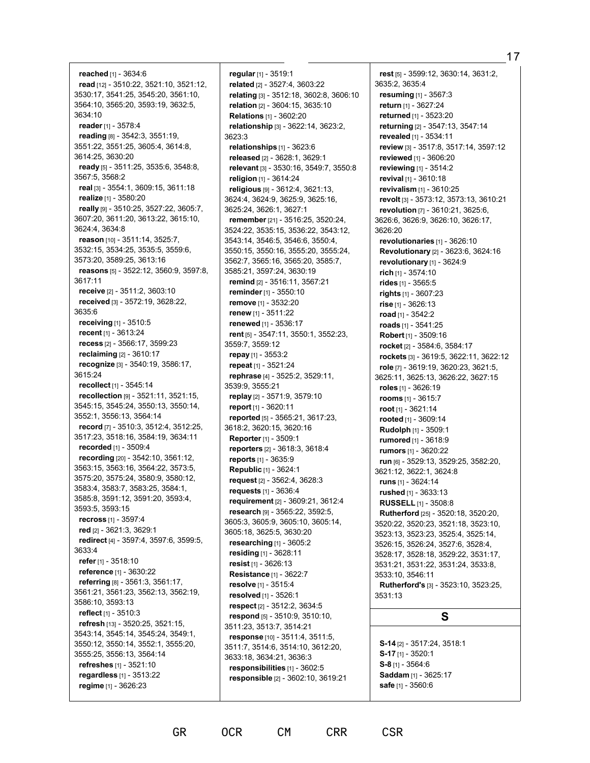**reached** [1] - 3634:6
**read** [12] - 3510:22, 3521:10, 3521:12, 3530:17, 3541:25, 3545:20, 3561:10, 3564:10, 3565:20, 3593:19, 3632:5, 3634:10
**reader** [1] - 3578:4
**reading** [8] - 3542:3, 3551:19, 3551:22, 3551:25, 3605:4, 3614:8, 3614:25, 3630:20
**ready** [5] - 3511:25, 3535:6, 3548:8, 3567:5, 3568:2
**real** [3] - 3554:1, 3609:15, 3611:18
**realize** [1] - 3580:20
**really** [9] - 3510:25, 3527:22, 3605:7, 3607:20, 3611:20, 3613:22, 3615:10, 3624:4, 3634:8
**reason** [10] - 3511:14, 3525:7, 3532:15, 3534:25, 3535:5, 3559:6, 3573:20, 3589:25, 3613:16
**reasons** [5] - 3522:12, 3560:9, 3597:8, 3617:11
**receive** [2] - 3511:2, 3603:10
**received** [3] - 3572:19, 3628:22, 3635:6
**receiving** [1] - 3510:5
**recent** [1] - 3613:24
**recess** [2] - 3566:17, 3599:23
**reclaiming** [2] - 3610:17
**recognize** [3] - 3540:19, 3586:17, 3615:24
**recollect** [1] - 3545:14
**recollection** [9] - 3521:11, 3521:15, 3545:15, 3545:24, 3550:13, 3550:14, 3552:1, 3556:13, 3564:14
**record** [7] - 3510:3, 3512:4, 3512:25, 3517:23, 3518:16, 3584:19, 3634:11
**recorded** [1] - 3509:4
**recording** [20] - 3542:10, 3561:12, 3563:15, 3563:16, 3564:22, 3573:5, 3575:20, 3575:24, 3580:9, 3580:12, 3583:4, 3583:7, 3583:25, 3584:1, 3585:8, 3591:12, 3591:20, 3593:4, 3593:5, 3593:15
**recross** [1] - 3597:4
**red** [2] - 3621:3, 3629:1
**redirect** [4] - 3597:4, 3597:6, 3599:5, 3633:4
**refer** [1] - 3518:10
**reference** [1] - 3630:22
**referring** [8] - 3561:3, 3561:17, 3561:21, 3561:23, 3562:13, 3562:19, 3586:10, 3593:13
**reflect** [1] - 3510:3
**refresh** [13] - 3520:25, 3521:15, 3543:14, 3545:14, 3545:24, 3549:1, 3550:12, 3550:14, 3552:1, 3555:20, 3555:25, 3556:13, 3564:14
**refreshes** [1] - 3521:10
**regardless** [1] - 3513:22
**regime** [1] - 3626:23
**regular** [1] - 3519:1
**related** [2] - 3527:4, 3603:22
**relating** [3] - 3512:18, 3602:8, 3606:10
**relation** [2] - 3604:15, 3635:10
**Relations** [1] - 3602:20
**relationship** [3] - 3622:14, 3623:2, 3623:3
**relationships** [1] - 3623:6
**released** [2] - 3628:1, 3629:1
**relevant** [3] - 3530:16, 3549:7, 3550:8
**religion** [1] - 3614:24
**religious** [9] - 3612:4, 3621:13, 3624:4, 3624:9, 3625:9, 3625:16, 3625:24, 3626:1, 3627:1
**remember** [21] - 3516:25, 3520:24, 3524:22, 3535:15, 3536:22, 3543:12, 3543:14, 3546:5, 3546:6, 3550:4, 3550:15, 3550:16, 3555:20, 3555:24, 3562:7, 3565:16, 3565:20, 3585:7, 3585:21, 3597:24, 3630:19
**remind** [2] - 3516:11, 3567:21
**reminder** [1] - 3550:10
**remove** [1] - 3532:20
**renew** [1] - 3511:22
**renewed** [1] - 3536:17
**rent** [5] - 3547:11, 3550:1, 3552:23, 3559:7, 3559:12
**repay** [1] - 3553:2
**repeat** [1] - 3521:24
**rephrase** [4] - 3525:2, 3529:11, 3539:9, 3555:21
**replay** [2] - 3571:9, 3579:10
**report** [1] - 3620:11
**reported** [5] - 3565:21, 3617:23, 3618:2, 3620:15, 3620:16
**Reporter** [1] - 3509:1
**reporters** [2] - 3618:3, 3618:4
**reports** [1] - 3635:9
**Republic** [1] - 3624:1
**request** [2] - 3562:4, 3628:3
**requests** [1] - 3636:4
**requirement** [2] - 3609:21, 3612:4
**research** [9] - 3565:22, 3592:5, 3605:3, 3605:9, 3605:10, 3605:14, 3605:18, 3625:5, 3630:20
**researching** [1] - 3605:2
**residing** [1] - 3628:11
**resist** [1] - 3626:13
**Resistance** [1] - 3622:7
**resolve** [1] - 3515:4
**resolved** [1] - 3526:1
**respect** [2] - 3512:2, 3634:5
**respond** [5] - 3510:9, 3510:10, 3511:23, 3513:7, 3514:21
**response** [10] - 3511:4, 3511:5, 3511:7, 3514:6, 3514:10, 3612:20, 3633:18, 3634:21, 3636:3
**responsibilities** [1] - 3602:5
**responsible** [2] - 3602:10, 3619:21
**rest** [5] - 3599:12, 3630:14, 3631:2, 3635:2, 3635:4
**resuming** [1] - 3567:3
**return** [1] - 3627:24
**returned** [1] - 3523:20
**returning** [2] - 3547:13, 3547:14
**revealed** [1] - 3534:11
**review** [3] - 3517:8, 3517:14, 3597:12
**reviewed** [1] - 3606:20
**reviewing** [1] - 3514:2
**revival** [1] - 3610:18
**revivalism** [1] - 3610:25
**revolt** [3] - 3573:12, 3573:13, 3610:21
**revolution** [7] - 3610:21, 3625:6, 3626:6, 3626:9, 3626:10, 3626:17, 3626:20
**revolutionaries** [1] - 3626:10
**Revolutionary** [2] - 3623:6, 3624:16
**revolutionary** [1] - 3624:9
**rich** [1] - 3574:10
**rides** [1] - 3565:5
**rights** [1] - 3607:23
**rise** [1] - 3626:13
**road** [1] - 3542:2
**roads** [1] - 3541:25
**Robert** [1] - 3509:16
**rocket** [2] - 3584:6, 3584:17
**rockets** [3] - 3619:5, 3622:11, 3622:12
**role** [7] - 3619:19, 3620:23, 3621:5, 3625:11, 3625:13, 3626:22, 3627:15
**roles** [1] - 3626:19
**rooms** [1] - 3615:7
**root** [1] - 3621:14
**rooted** [1] - 3609:14
**Rudolph** [1] - 3509:1
**rumored** [1] - 3618:9
**rumors** [1] - 3620:22
**run** [6] - 3529:13, 3529:25, 3582:20, 3621:12, 3622:1, 3624:8
**runs** [1] - 3624:14
**rushed** [1] - 3633:13
**RUSSELL** [1] - 3508:8
**Rutherford** [25] - 3520:18, 3520:20, 3520:22, 3520:23, 3521:18, 3523:10, 3523:13, 3523:23, 3525:4, 3525:14, 3526:15, 3526:24, 3527:6, 3528:4, 3528:17, 3528:18, 3529:22, 3531:17, 3531:21, 3531:22, 3531:24, 3533:8, 3533:10, 3546:11
**Rutherford's** [3] - 3523:10, 3523:25, 3531:13

## S

**S-14** [2] - 3517:24, 3518:1
**S-17** [1] - 3520:1
**S-8** [1] - 3564:6
**Saddam** [1] - 3625:17
**safe** [1] - 3560:6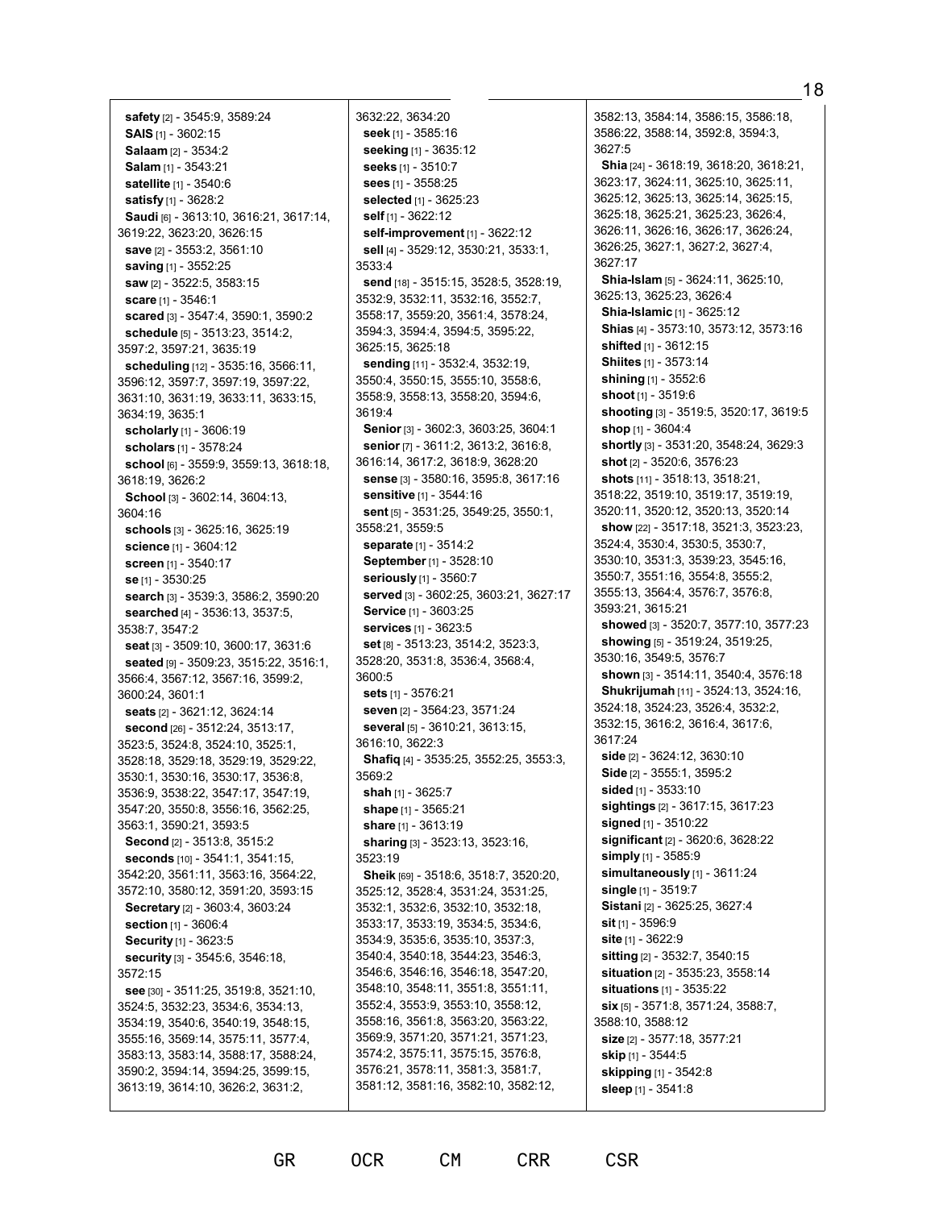**safety** [2] - 3545:9, 3589:24
**SAIS** [1] - 3602:15
**Salaam** [2] - 3534:2
**Salam** [1] - 3543:21
**satellite** [1] - 3540:6
**satisfy** [1] - 3628:2
**Saudi** [6] - 3613:10, 3616:21, 3617:14, 3619:22, 3623:20, 3626:15
**save** [2] - 3553:2, 3561:10
**saving** [1] - 3552:25
**saw** [2] - 3522:5, 3583:15
**scare** [1] - 3546:1
**scared** [3] - 3547:4, 3590:1, 3590:2
**schedule** [5] - 3513:23, 3514:2, 3597:2, 3597:21, 3635:19
**scheduling** [12] - 3535:16, 3566:11, 3596:12, 3597:7, 3597:19, 3597:22, 3631:10, 3631:19, 3633:11, 3633:15, 3634:19, 3635:1
**scholarly** [1] - 3606:19
**scholars** [1] - 3578:24
**school** [6] - 3559:9, 3559:13, 3618:18, 3618:19, 3626:2
**School** [3] - 3602:14, 3604:13, 3604:16
**schools** [3] - 3625:16, 3625:19
**science** [1] - 3604:12
**screen** [1] - 3540:17
**se** [1] - 3530:25
**search** [3] - 3539:3, 3586:2, 3590:20
**searched** [4] - 3536:13, 3537:5, 3538:7, 3547:2
**seat** [3] - 3509:10, 3600:17, 3631:6
**seated** [9] - 3509:23, 3515:22, 3516:1, 3566:4, 3567:12, 3567:16, 3599:2, 3600:24, 3601:1
**seats** [2] - 3621:12, 3624:14
**second** [26] - 3512:24, 3513:17, 3523:5, 3524:8, 3524:10, 3525:1, 3528:18, 3529:18, 3529:19, 3529:22, 3530:1, 3530:16, 3530:17, 3536:8, 3536:9, 3538:22, 3547:17, 3547:19, 3547:20, 3550:8, 3556:16, 3562:25, 3563:1, 3590:21, 3593:5
**Second** [2] - 3513:8, 3515:2
**seconds** [10] - 3541:1, 3541:15, 3542:20, 3561:11, 3563:16, 3564:22, 3572:10, 3580:12, 3591:20, 3593:15
**Secretary** [2] - 3603:4, 3603:24
**section** [1] - 3606:4
**Security** [1] - 3623:5
**security** [3] - 3545:6, 3546:18, 3572:15
**see** [30] - 3511:25, 3519:8, 3521:10, 3524:5, 3532:23, 3534:6, 3534:13, 3534:19, 3540:6, 3540:19, 3548:15, 3555:16, 3569:14, 3575:11, 3577:4, 3583:13, 3583:14, 3588:17, 3588:24, 3590:2, 3594:14, 3594:25, 3599:15, 3613:19, 3614:10, 3626:2, 3631:2, 3632:22, 3634:20
**seek** [1] - 3585:16
**seeking** [1] - 3635:12
**seeks** [1] - 3510:7
**sees** [1] - 3558:25
**selected** [1] - 3625:23
**self** [1] - 3622:12
**self-improvement** [1] - 3622:12
**sell** [4] - 3529:12, 3530:21, 3533:1, 3533:4
**send** [18] - 3515:15, 3528:5, 3528:19, 3532:9, 3532:11, 3532:16, 3552:7, 3558:17, 3559:20, 3561:4, 3578:24, 3594:3, 3594:4, 3594:5, 3595:22, 3625:15, 3625:18
**sending** [11] - 3532:4, 3532:19, 3550:4, 3550:15, 3555:10, 3558:6, 3558:9, 3558:13, 3558:20, 3594:6, 3619:4
**Senior** [3] - 3602:3, 3603:25, 3604:1
**senior** [7] - 3611:2, 3613:2, 3616:8, 3616:14, 3617:2, 3618:9, 3628:20
**sense** [3] - 3580:16, 3595:8, 3617:16
**sensitive** [1] - 3544:16
**sent** [5] - 3531:25, 3549:25, 3550:1, 3558:21, 3559:5
**separate** [1] - 3514:2
**September** [1] - 3528:10
**seriously** [1] - 3560:7
**served** [3] - 3602:25, 3603:21, 3627:17
**Service** [1] - 3603:25
**services** [1] - 3623:5
**set** [8] - 3513:23, 3514:2, 3523:3, 3528:20, 3531:8, 3536:4, 3568:4, 3600:5
**sets** [1] - 3576:21
**seven** [2] - 3564:23, 3571:24
**several** [5] - 3610:21, 3613:15, 3616:10, 3622:3
**Shafiq** [4] - 3535:25, 3552:25, 3553:3, 3569:2
**shah** [1] - 3625:7
**shape** [1] - 3565:21
**share** [1] - 3613:19
**sharing** [3] - 3523:13, 3523:16, 3523:19
**Sheik** [69] - 3518:6, 3518:7, 3520:20, 3525:12, 3528:4, 3531:24, 3531:25, 3532:1, 3532:6, 3532:10, 3532:18, 3533:17, 3533:19, 3534:5, 3534:6, 3534:9, 3535:6, 3535:10, 3537:3, 3540:4, 3540:18, 3544:23, 3546:3, 3546:6, 3546:16, 3546:18, 3547:20, 3548:10, 3548:11, 3551:8, 3551:11, 3552:4, 3553:9, 3553:10, 3558:12, 3558:16, 3561:8, 3563:20, 3563:22, 3569:9, 3571:20, 3571:21, 3571:23, 3574:2, 3575:11, 3575:15, 3576:8, 3576:21, 3578:11, 3581:3, 3581:7, 3581:12, 3581:16, 3582:10, 3582:12, 3582:13, 3584:14, 3586:15, 3586:18, 3586:22, 3588:14, 3592:8, 3594:3, 3627:5
**Shia** [24] - 3618:19, 3618:20, 3618:21, 3623:17, 3624:11, 3625:10, 3625:11, 3625:12, 3625:13, 3625:14, 3625:15, 3625:18, 3625:21, 3625:23, 3626:4, 3626:11, 3626:16, 3626:17, 3626:24, 3626:25, 3627:1, 3627:2, 3627:4, 3627:17
**Shia-Islam** [5] - 3624:11, 3625:10, 3625:13, 3625:23, 3626:4
**Shia-Islamic** [1] - 3625:12
**Shias** [4] - 3573:10, 3573:12, 3573:16
**shifted** [1] - 3612:15
**Shiites** [1] - 3573:14
**shining** [1] - 3552:6
**shoot** [1] - 3519:6
**shooting** [3] - 3519:5, 3520:17, 3619:5
**shop** [1] - 3604:4
**shortly** [3] - 3531:20, 3548:24, 3629:3
**shot** [2] - 3520:6, 3576:23
**shots** [11] - 3518:13, 3518:21, 3518:22, 3519:10, 3519:17, 3519:19, 3520:11, 3520:12, 3520:13, 3520:14
**show** [22] - 3517:18, 3521:3, 3523:23, 3524:4, 3530:4, 3530:5, 3530:7, 3530:10, 3531:3, 3539:23, 3545:16, 3550:7, 3551:16, 3554:8, 3555:2, 3555:13, 3564:4, 3576:7, 3576:8, 3593:21, 3615:21
**showed** [3] - 3520:7, 3577:10, 3577:23
**showing** [5] - 3519:24, 3519:25, 3530:16, 3549:5, 3576:7
**shown** [3] - 3514:11, 3540:4, 3576:18
**Shukrijumah** [11] - 3524:13, 3524:16, 3524:18, 3524:23, 3526:4, 3532:2, 3532:15, 3616:2, 3616:4, 3617:6, 3617:24
**side** [2] - 3624:12, 3630:10
**Side** [2] - 3555:1, 3595:2
**sided** [1] - 3533:10
**sightings** [2] - 3617:15, 3617:23
**signed** [1] - 3510:22
**significant** [2] - 3620:6, 3628:22
**simply** [1] - 3585:9
**simultaneously** [1] - 3611:24
**single** [1] - 3519:7
**Sistani** [2] - 3625:25, 3627:4
**sit** [1] - 3596:9
**site** [1] - 3622:9
**sitting** [2] - 3532:7, 3540:15
**situation** [2] - 3535:23, 3558:14
**situations** [1] - 3535:22
**six** [5] - 3571:8, 3571:24, 3588:7, 3588:10, 3588:12
**size** [2] - 3577:18, 3577:21
**skip** [1] - 3544:5
**skipping** [1] - 3542:8
**sleep** [1] - 3541:8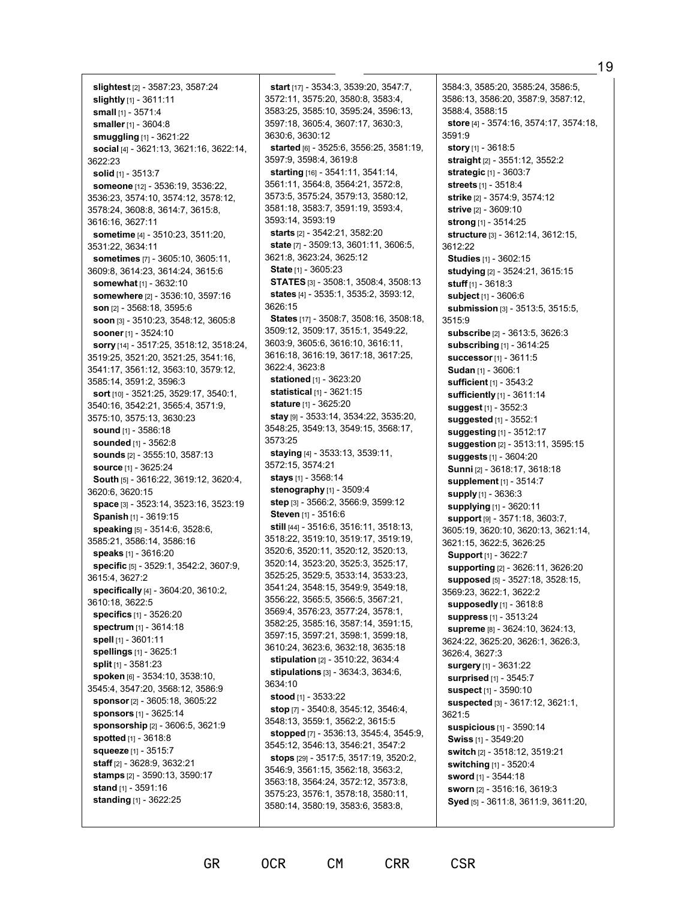**slightest** [2] - 3587:23, 3587:24
**slightly** [1] - 3611:11
**small** [1] - 3571:4
**smaller** [1] - 3604:8
**smuggling** [1] - 3621:22
**social** [4] - 3621:13, 3621:16, 3622:14, 3622:23
**solid** [1] - 3513:7
**someone** [12] - 3536:19, 3536:22, 3536:23, 3574:10, 3574:12, 3578:12, 3578:24, 3608:8, 3614:7, 3615:8, 3616:16, 3627:11
**sometime** [4] - 3510:23, 3511:20, 3531:22, 3634:11
**sometimes** [7] - 3605:10, 3605:11, 3609:8, 3614:23, 3614:24, 3615:6
**somewhat** [1] - 3632:10
**somewhere** [2] - 3536:10, 3597:16
**son** [2] - 3568:18, 3595:6
**soon** [3] - 3510:23, 3548:12, 3605:8
**sooner** [1] - 3524:10
**sorry** [14] - 3517:25, 3518:12, 3518:24, 3519:25, 3521:20, 3521:25, 3541:16, 3541:17, 3561:12, 3563:10, 3579:12, 3585:14, 3591:2, 3596:3
**sort** [10] - 3521:25, 3529:17, 3540:1, 3540:16, 3542:21, 3565:4, 3571:9, 3575:10, 3575:13, 3630:23
**sound** [1] - 3586:18
**sounded** [1] - 3562:8
**sounds** [2] - 3555:10, 3587:13
**source** [1] - 3625:24
**South** [5] - 3616:22, 3619:12, 3620:4, 3620:6, 3620:15
**space** [3] - 3523:14, 3523:16, 3523:19
**Spanish** [1] - 3619:15
**speaking** [5] - 3514:6, 3528:6, 3585:21, 3586:14, 3586:16
**speaks** [1] - 3616:20
**specific** [5] - 3529:1, 3542:2, 3607:9, 3615:4, 3627:2
**specifically** [4] - 3604:20, 3610:2, 3610:18, 3622:5
**specifics** [1] - 3526:20
**spectrum** [1] - 3614:18
**spell** [1] - 3601:11
**spellings** [1] - 3625:1
**split** [1] - 3581:23
**spoken** [6] - 3534:10, 3538:10, 3545:4, 3547:20, 3568:12, 3586:9
**sponsor** [2] - 3605:18, 3605:22
**sponsors** [1] - 3625:14
**sponsorship** [2] - 3606:5, 3621:9
**spotted** [1] - 3618:8
**squeeze** [1] - 3515:7
**staff** [2] - 3628:9, 3632:21
**stamps** [2] - 3590:13, 3590:17
**stand** [1] - 3591:16
**standing** [1] - 3622:25
**start** [17] - 3534:3, 3539:20, 3547:7, 3572:11, 3575:20, 3580:8, 3583:4, 3583:25, 3585:10, 3595:24, 3596:13, 3597:18, 3605:4, 3607:17, 3630:3, 3630:6, 3630:12
**started** [6] - 3525:6, 3556:25, 3581:19, 3597:9, 3598:4, 3619:8
**starting** [16] - 3541:11, 3541:14, 3561:11, 3564:8, 3564:21, 3572:8, 3573:5, 3575:24, 3579:13, 3580:12, 3581:18, 3583:7, 3591:19, 3593:4, 3593:14, 3593:19
**starts** [2] - 3542:21, 3582:20
**state** [7] - 3509:13, 3601:11, 3606:5, 3621:8, 3623:24, 3625:12
**State** [1] - 3605:23
**STATES** [3] - 3508:1, 3508:4, 3508:13
**states** [4] - 3535:1, 3535:2, 3593:12, 3626:15
**States** [17] - 3508:7, 3508:16, 3508:18, 3509:12, 3509:17, 3515:1, 3549:22, 3603:9, 3605:6, 3616:10, 3616:11, 3616:18, 3616:19, 3617:18, 3617:25, 3622:4, 3623:8
**stationed** [1] - 3623:20
**statistical** [1] - 3621:15
**stature** [1] - 3625:20
**stay** [9] - 3533:14, 3534:22, 3535:20, 3548:25, 3549:13, 3549:15, 3568:17, 3573:25
**staying** [4] - 3533:13, 3539:11, 3572:15, 3574:21
**stays** [1] - 3568:14
**stenography** [1] - 3509:4
**step** [3] - 3566:2, 3566:9, 3599:12
**Steven** [1] - 3516:6
**still** [44] - 3516:6, 3516:11, 3518:13, 3518:22, 3519:10, 3519:17, 3519:19, 3520:6, 3520:11, 3520:12, 3520:13, 3520:14, 3523:20, 3525:3, 3525:17, 3525:25, 3529:5, 3533:14, 3533:23, 3541:24, 3548:15, 3549:9, 3549:18, 3556:22, 3565:5, 3566:5, 3567:21, 3569:4, 3576:23, 3577:24, 3578:1, 3582:25, 3585:16, 3587:14, 3591:15, 3597:15, 3597:21, 3598:1, 3599:18, 3610:24, 3623:6, 3632:18, 3635:18
**stipulation** [2] - 3510:22, 3634:4
**stipulations** [3] - 3634:3, 3634:6, 3634:10
**stood** [1] - 3533:22
**stop** [7] - 3540:8, 3545:12, 3546:4, 3548:13, 3559:1, 3562:2, 3615:5
**stopped** [7] - 3536:13, 3545:4, 3545:9, 3545:12, 3546:13, 3546:21, 3547:2
**stops** [29] - 3517:5, 3517:19, 3520:2, 3546:9, 3561:15, 3562:18, 3563:2, 3563:18, 3564:24, 3572:12, 3573:8, 3575:23, 3576:1, 3578:18, 3580:11, 3580:14, 3580:19, 3583:6, 3583:8, 3584:3, 3585:20, 3585:24, 3586:5, 3586:13, 3586:20, 3587:9, 3587:12, 3588:4, 3588:15
**store** [4] - 3574:16, 3574:17, 3574:18, 3591:9
**story** [1] - 3618:5
**straight** [2] - 3551:12, 3552:2
**strategic** [1] - 3603:7
**streets** [1] - 3518:4
**strike** [2] - 3574:9, 3574:12
**strive** [2] - 3609:10
**strong** [1] - 3514:25
**structure** [3] - 3612:14, 3612:15, 3612:22
**Studies** [1] - 3602:15
**studying** [2] - 3524:21, 3615:15
**stuff** [1] - 3618:3
**subject** [1] - 3606:6
**submission** [3] - 3513:5, 3515:5, 3515:9
**subscribe** [2] - 3613:5, 3626:3
**subscribing** [1] - 3614:25
**successor** [1] - 3611:5
**Sudan** [1] - 3606:1
**sufficient** [1] - 3543:2
**sufficiently** [1] - 3611:14
**suggest** [1] - 3552:3
**suggested** [1] - 3552:1
**suggesting** [1] - 3512:17
**suggestion** [2] - 3513:11, 3595:15
**suggests** [1] - 3604:20
**Sunni** [2] - 3618:17, 3618:18
**supplement** [1] - 3514:7
**supply** [1] - 3636:3
**supplying** [1] - 3620:11
**support** [9] - 3571:18, 3603:7, 3605:19, 3620:10, 3620:13, 3621:14, 3621:15, 3622:5, 3626:25
**Support** [1] - 3622:7
**supporting** [2] - 3626:11, 3626:20
**supposed** [5] - 3527:18, 3528:15, 3569:23, 3622:1, 3622:2
**supposedly** [1] - 3618:8
**suppress** [1] - 3513:24
**supreme** [8] - 3624:10, 3624:13, 3624:22, 3625:20, 3626:1, 3626:3, 3626:4, 3627:3
**surgery** [1] - 3631:22
**surprised** [1] - 3545:7
**suspect** [1] - 3590:10
**suspected** [3] - 3617:12, 3621:1, 3621:5
**suspicious** [1] - 3590:14
**Swiss** [1] - 3549:20
**switch** [2] - 3518:12, 3519:21
**switching** [1] - 3520:4
**sword** [1] - 3544:18
**sworn** [2] - 3516:16, 3619:3
**Syed** [5] - 3611:8, 3611:9, 3611:20,

GR OCR CM CRR CSR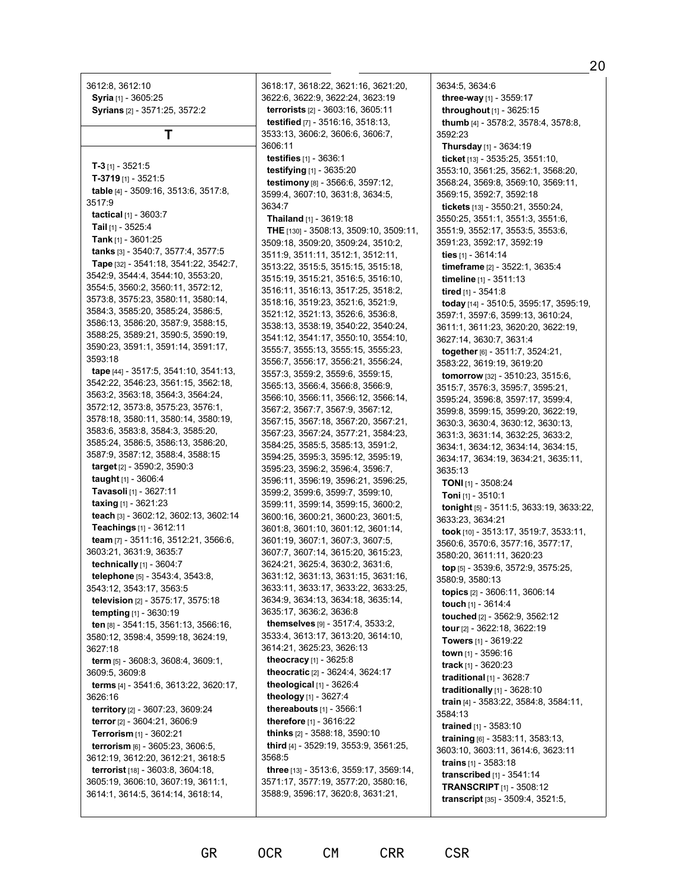3612:8, 3612:10
**Syria** [1] - 3605:25
**Syrians** [2] - 3571:25, 3572:2

## T

**T-3** [1] - 3521:5
**T-3719** [1] - 3521:5
**table** [4] - 3509:16, 3513:6, 3517:8, 3517:9
**tactical** [1] - 3603:7
**Tail** [1] - 3525:4
**Tank** [1] - 3601:25
**tanks** [3] - 3540:7, 3577:4, 3577:5
**Tape** [32] - 3541:18, 3541:22, 3542:7, 3542:9, 3544:4, 3544:10, 3553:20, 3554:5, 3560:2, 3560:11, 3572:12, 3573:8, 3575:23, 3580:11, 3580:14, 3584:3, 3585:20, 3585:24, 3586:5, 3586:13, 3586:20, 3587:9, 3588:15, 3588:25, 3589:21, 3590:5, 3590:19, 3590:23, 3591:1, 3591:14, 3591:17, 3593:18
**tape** [44] - 3517:5, 3541:10, 3541:13, 3542:22, 3546:23, 3561:15, 3562:18, 3563:2, 3563:18, 3564:3, 3564:24, 3572:12, 3573:8, 3575:23, 3576:1, 3578:18, 3580:11, 3580:14, 3580:19, 3583:6, 3583:8, 3584:3, 3585:20, 3585:24, 3586:5, 3586:13, 3586:20, 3587:9, 3587:12, 3588:4, 3588:15
**target** [2] - 3590:2, 3590:3
**taught** [1] - 3606:4
**Tavasoli** [1] - 3627:11
**taxing** [1] - 3621:23
**teach** [3] - 3602:12, 3602:13, 3602:14
**Teachings** [1] - 3612:11
**team** [7] - 3511:16, 3512:21, 3566:6, 3603:21, 3631:9, 3635:7
**technically** [1] - 3604:7
**telephone** [5] - 3543:4, 3543:8, 3543:12, 3543:17, 3563:5
**television** [2] - 3575:17, 3575:18
**tempting** [1] - 3630:19
**ten** [8] - 3541:15, 3561:13, 3566:16, 3580:12, 3598:4, 3599:18, 3624:19, 3627:18
**term** [5] - 3608:3, 3608:4, 3609:1, 3609:5, 3609:8
**terms** [4] - 3541:6, 3613:22, 3620:17, 3626:16
**territory** [2] - 3607:23, 3609:24
**terror** [2] - 3604:21, 3606:9
**Terrorism** [1] - 3602:21
**terrorism** [6] - 3605:23, 3606:5, 3612:19, 3612:20, 3612:21, 3618:5
**terrorist** [18] - 3603:8, 3604:18, 3605:19, 3606:10, 3607:19, 3611:1, 3614:1, 3614:5, 3614:14, 3618:14, 3618:17, 3618:22, 3621:16, 3621:20, 3622:6, 3622:9, 3622:24, 3623:19
**terrorists** [2] - 3603:16, 3605:11
**testified** [7] - 3516:16, 3518:13, 3533:13, 3606:2, 3606:6, 3606:7, 3606:11
**testifies** [1] - 3636:1
**testifying** [1] - 3635:20
**testimony** [8] - 3566:6, 3597:12, 3599:4, 3607:10, 3631:8, 3634:5, 3634:7
**Thailand** [1] - 3619:18
**THE** [130] - 3508:13, 3509:10, 3509:11, 3509:18, 3509:20, 3509:24, 3510:2, 3511:9, 3511:11, 3512:1, 3512:11, 3513:22, 3515:5, 3515:15, 3515:18, 3515:19, 3515:21, 3516:5, 3516:10, 3516:11, 3516:13, 3517:25, 3518:2, 3518:16, 3519:23, 3521:6, 3521:9, 3521:12, 3521:13, 3526:6, 3536:8, 3538:13, 3538:19, 3540:22, 3540:24, 3541:12, 3541:17, 3550:10, 3554:10, 3555:7, 3555:13, 3555:15, 3555:23, 3556:7, 3556:17, 3556:21, 3556:24, 3557:3, 3559:2, 3559:6, 3559:15, 3565:13, 3566:4, 3566:8, 3566:9, 3566:10, 3566:11, 3566:12, 3566:14, 3567:2, 3567:7, 3567:9, 3567:12, 3567:15, 3567:18, 3567:20, 3567:21, 3567:23, 3567:24, 3577:21, 3584:23, 3584:25, 3585:5, 3585:13, 3591:2, 3594:25, 3595:3, 3595:12, 3595:19, 3595:23, 3596:2, 3596:4, 3596:7, 3596:11, 3596:19, 3596:21, 3596:25, 3599:2, 3599:6, 3599:7, 3599:10, 3599:11, 3599:14, 3599:15, 3600:2, 3600:16, 3600:21, 3600:23, 3601:5, 3601:8, 3601:10, 3601:12, 3601:14, 3601:19, 3607:1, 3607:3, 3607:5, 3607:7, 3607:14, 3615:20, 3615:23, 3624:21, 3625:4, 3630:2, 3631:6, 3631:12, 3631:13, 3631:15, 3631:16, 3633:11, 3633:17, 3633:22, 3633:25, 3634:9, 3634:13, 3634:18, 3635:14, 3635:17, 3636:2, 3636:8
**themselves** [9] - 3517:4, 3533:2, 3533:4, 3613:17, 3613:20, 3614:10, 3614:21, 3625:23, 3626:13
**theocracy** [1] - 3625:8
**theocratic** [2] - 3624:4, 3624:17
**theological** [1] - 3626:4
**theology** [1] - 3627:4
**thereabouts** [1] - 3566:1
**therefore** [1] - 3616:22
**thinks** [2] - 3588:18, 3590:10
**third** [4] - 3529:19, 3553:9, 3561:25, 3568:5
**three** [13] - 3513:6, 3559:17, 3569:14, 3571:17, 3577:19, 3577:20, 3580:16, 3588:9, 3596:17, 3620:8, 3631:21, 3634:5, 3634:6
**three-way** [1] - 3559:17
**throughout** [1] - 3625:15
**thumb** [4] - 3578:2, 3578:4, 3578:8, 3592:23
**Thursday** [1] - 3634:19
**ticket** [13] - 3535:25, 3551:10, 3553:10, 3561:25, 3562:1, 3568:20, 3568:24, 3569:8, 3569:10, 3569:11, 3569:15, 3592:7, 3592:18
**tickets** [13] - 3550:21, 3550:24, 3550:25, 3551:1, 3551:3, 3551:6, 3551:9, 3552:17, 3553:5, 3553:6, 3591:23, 3592:17, 3592:19
**ties** [1] - 3614:14
**timeframe** [2] - 3522:1, 3635:4
**timeline** [1] - 3511:13
**tired** [1] - 3541:8
**today** [14] - 3510:5, 3595:17, 3595:19, 3597:1, 3597:6, 3599:13, 3610:24, 3611:1, 3611:23, 3620:20, 3622:19, 3627:14, 3630:7, 3631:4
**together** [6] - 3511:7, 3524:21, 3583:22, 3619:19, 3619:20
**tomorrow** [32] - 3510:23, 3515:6, 3515:7, 3576:3, 3595:7, 3595:21, 3595:24, 3596:8, 3597:17, 3599:4, 3599:8, 3599:15, 3599:20, 3622:19, 3630:3, 3630:4, 3630:12, 3630:13, 3631:3, 3631:14, 3632:25, 3633:2, 3634:1, 3634:12, 3634:14, 3634:15, 3634:17, 3634:19, 3634:21, 3635:11, 3635:13
**TONI** [1] - 3508:24
**Toni** [1] - 3510:1
**tonight** [5] - 3511:5, 3633:19, 3633:22, 3633:23, 3634:21
**took** [10] - 3513:17, 3519:7, 3533:11, 3560:6, 3570:6, 3577:16, 3577:17, 3580:20, 3611:11, 3620:23
**top** [5] - 3539:6, 3572:9, 3575:25, 3580:9, 3580:13
**topics** [2] - 3606:11, 3606:14
**touch** [1] - 3614:4
**touched** [2] - 3562:9, 3562:12
**tour** [2] - 3622:18, 3622:19
**Towers** [1] - 3619:22
**town** [1] - 3596:16
**track** [1] - 3620:23
**traditional** [1] - 3628:7
**traditionally** [1] - 3628:10
**train** [4] - 3583:22, 3584:8, 3584:11, 3584:13
**trained** [1] - 3583:10
**training** [6] - 3583:11, 3583:13, 3603:10, 3603:11, 3614:6, 3623:11
**trains** [1] - 3583:18
**transcribed** [1] - 3541:14
**TRANSCRIPT** [1] - 3508:12
**transcript** [35] - 3509:4, 3521:5,

GR OCR CM CRR CSR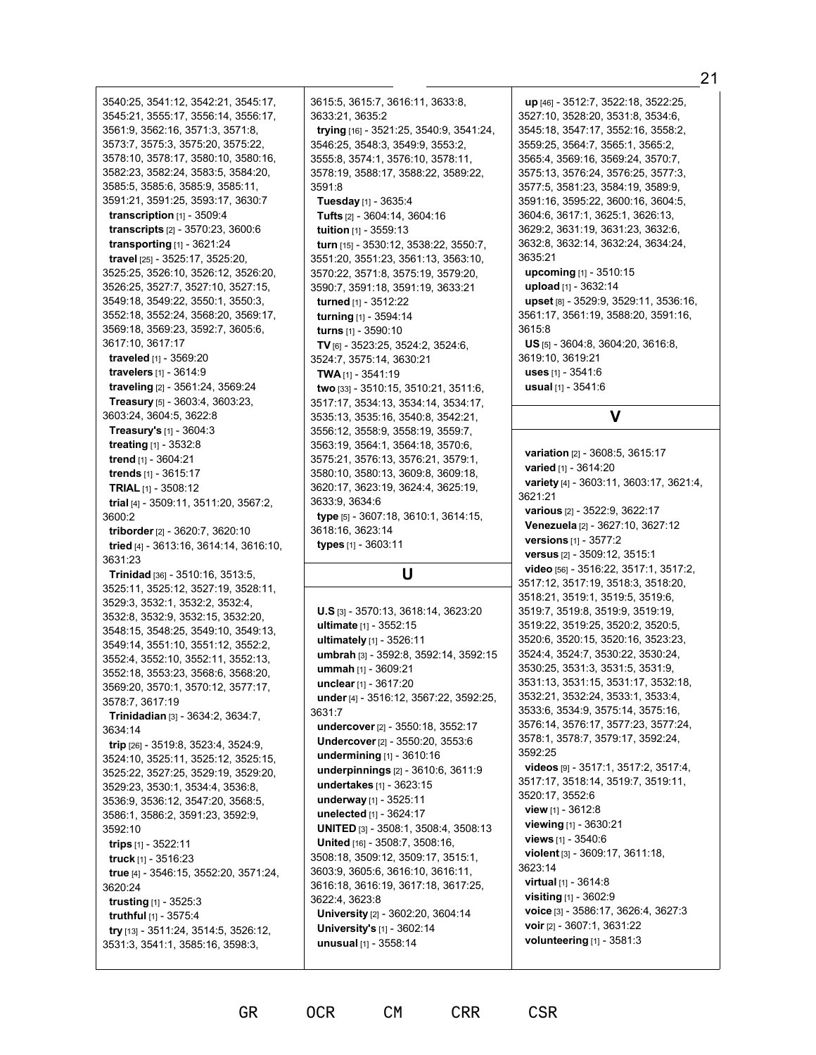3540:25, 3541:12, 3542:21, 3545:17, 3545:21, 3555:17, 3556:14, 3556:17, 3561:9, 3562:16, 3571:3, 3571:8, 3573:7, 3575:3, 3575:20, 3575:22, 3578:10, 3578:17, 3580:10, 3580:16, 3582:23, 3582:24, 3583:5, 3584:20, 3585:5, 3585:6, 3585:9, 3585:11, 3591:21, 3591:25, 3593:17, 3630:7

**transcription** [1] - 3509:4
**transcripts** [2] - 3570:23, 3600:6
**transporting** [1] - 3621:24
**travel** [25] - 3525:17, 3525:20, 3525:25, 3526:10, 3526:12, 3526:20, 3526:25, 3527:7, 3527:10, 3527:15, 3549:18, 3549:22, 3550:1, 3550:3, 3552:18, 3552:24, 3568:20, 3569:17, 3569:18, 3569:23, 3592:7, 3605:6, 3617:10, 3617:17
**traveled** [1] - 3569:20
**travelers** [1] - 3614:9
**traveling** [2] - 3561:24, 3569:24
**Treasury** [5] - 3603:4, 3603:23, 3603:24, 3604:5, 3622:8
**Treasury's** [1] - 3604:3
**treating** [1] - 3532:8
**trend** [1] - 3604:21
**trends** [1] - 3615:17
**TRIAL** [1] - 3508:12
**trial** [4] - 3509:11, 3511:20, 3567:2, 3600:2
**triborder** [2] - 3620:7, 3620:10
**tried** [4] - 3613:16, 3614:14, 3616:10, 3631:23
**Trinidad** [36] - 3510:16, 3513:5, 3525:11, 3525:12, 3527:19, 3528:11, 3529:3, 3532:1, 3532:2, 3532:4, 3532:8, 3532:9, 3532:15, 3532:20, 3548:15, 3548:25, 3549:10, 3549:13, 3549:14, 3551:10, 3551:12, 3552:2, 3552:4, 3552:10, 3552:11, 3552:13, 3552:18, 3553:23, 3568:6, 3568:20, 3569:20, 3570:1, 3570:12, 3577:17, 3578:7, 3617:19
**Trinidadian** [3] - 3634:2, 3634:7, 3634:14
**trip** [26] - 3519:8, 3523:4, 3524:9, 3524:10, 3525:11, 3525:12, 3525:15, 3525:22, 3527:25, 3529:19, 3529:20, 3529:23, 3530:1, 3534:4, 3536:8, 3536:9, 3536:12, 3547:20, 3568:5, 3586:1, 3586:2, 3591:23, 3592:9, 3592:10
**trips** [1] - 3522:11
**truck** [1] - 3516:23
**true** [4] - 3546:15, 3552:20, 3571:24, 3620:24
**trusting** [1] - 3525:3
**truthful** [1] - 3575:4
**try** [13] - 3511:24, 3514:5, 3526:12, 3531:3, 3541:1, 3585:16, 3598:3, 3615:5, 3615:7, 3616:11, 3633:8, 3633:21, 3635:2
**trying** [16] - 3521:25, 3540:9, 3541:24, 3546:25, 3548:3, 3549:9, 3553:2, 3555:8, 3574:1, 3576:10, 3578:11, 3578:19, 3588:17, 3588:22, 3589:22, 3591:8
**Tuesday** [1] - 3635:4
**Tufts** [2] - 3604:14, 3604:16
**tuition** [1] - 3559:13
**turn** [15] - 3530:12, 3538:22, 3550:7, 3551:20, 3551:23, 3561:13, 3563:10, 3570:22, 3571:8, 3575:19, 3579:20, 3590:7, 3591:18, 3591:19, 3633:21
**turned** [1] - 3512:22
**turning** [1] - 3594:14
**turns** [1] - 3590:10
**TV** [6] - 3523:25, 3524:2, 3524:6, 3524:7, 3575:14, 3630:21
**TWA** [1] - 3541:19
**two** [33] - 3510:15, 3510:21, 3511:6, 3517:17, 3534:13, 3534:14, 3534:17, 3535:13, 3535:16, 3540:8, 3542:21, 3556:12, 3558:9, 3558:19, 3559:7, 3563:19, 3564:1, 3564:18, 3570:6, 3575:21, 3576:13, 3576:21, 3579:1, 3580:10, 3580:13, 3609:8, 3609:18, 3620:17, 3623:19, 3624:4, 3625:19, 3633:9, 3634:6
**type** [5] - 3607:18, 3610:1, 3614:15, 3618:16, 3623:14
**types** [1] - 3603:11

## U

**U.S** [3] - 3570:13, 3618:14, 3623:20
**ultimate** [1] - 3552:15
**ultimately** [1] - 3526:11
**umbrah** [3] - 3592:8, 3592:14, 3592:15
**ummah** [1] - 3609:21
**unclear** [1] - 3617:20
**under** [4] - 3516:12, 3567:22, 3592:25, 3631:7
**undercover** [2] - 3550:18, 3552:17
**Undercover** [2] - 3550:20, 3553:6
**undermining** [1] - 3610:16
**underpinnings** [2] - 3610:6, 3611:9
**undertakes** [1] - 3623:15
**underway** [1] - 3525:11
**unelected** [1] - 3624:17
**UNITED** [3] - 3508:1, 3508:4, 3508:13
**United** [16] - 3508:7, 3508:16, 3508:18, 3509:12, 3509:17, 3515:1, 3603:9, 3605:6, 3616:10, 3616:11, 3616:18, 3616:19, 3617:18, 3617:25, 3622:4, 3623:8
**University** [2] - 3602:20, 3604:14
**University's** [1] - 3602:14
**unusual** [1] - 3558:14
**up** [46] - 3512:7, 3522:18, 3522:25, 3527:10, 3528:20, 3531:8, 3534:6, 3545:18, 3547:17, 3552:16, 3558:2, 3559:25, 3564:7, 3565:1, 3565:2, 3565:4, 3569:16, 3569:24, 3570:7, 3575:13, 3576:24, 3576:25, 3577:3, 3577:5, 3581:23, 3584:19, 3589:9, 3591:16, 3595:22, 3600:16, 3604:5, 3604:6, 3617:1, 3625:1, 3626:13, 3629:2, 3631:19, 3631:23, 3632:6, 3632:8, 3632:14, 3632:24, 3634:24, 3635:21
**upcoming** [1] - 3510:15
**upload** [1] - 3632:14
**upset** [8] - 3529:9, 3529:11, 3536:16, 3561:17, 3561:19, 3588:20, 3591:16, 3615:8
**US** [5] - 3604:8, 3604:20, 3616:8, 3619:10, 3619:21
**uses** [1] - 3541:6
**usual** [1] - 3541:6

## V

**variation** [2] - 3608:5, 3615:17
**varied** [1] - 3614:20
**variety** [4] - 3603:11, 3603:17, 3621:4, 3621:21
**various** [2] - 3522:9, 3622:17
**Venezuela** [2] - 3627:10, 3627:12
**versions** [1] - 3577:2
**versus** [2] - 3509:12, 3515:1
**video** [56] - 3516:22, 3517:1, 3517:2, 3517:12, 3517:19, 3518:3, 3518:20, 3518:21, 3519:1, 3519:5, 3519:6, 3519:7, 3519:8, 3519:9, 3519:19, 3519:22, 3519:25, 3520:2, 3520:5, 3520:6, 3520:15, 3520:16, 3523:23, 3524:4, 3524:7, 3530:22, 3530:24, 3530:25, 3531:3, 3531:5, 3531:9, 3531:13, 3531:15, 3531:17, 3532:18, 3532:21, 3532:24, 3533:1, 3533:4, 3533:6, 3534:9, 3575:14, 3575:16, 3576:14, 3576:17, 3577:23, 3577:24, 3578:1, 3578:7, 3579:17, 3592:24, 3592:25
**videos** [9] - 3517:1, 3517:2, 3517:4, 3517:17, 3518:14, 3519:7, 3519:11, 3520:17, 3552:6
**view** [1] - 3612:8
**viewing** [1] - 3630:21
**views** [1] - 3540:6
**violent** [3] - 3609:17, 3611:18, 3623:14
**virtual** [1] - 3614:8
**visiting** [1] - 3602:9
**voice** [3] - 3586:17, 3626:4, 3627:3
**voir** [2] - 3607:1, 3631:22
**volunteering** [1] - 3581:3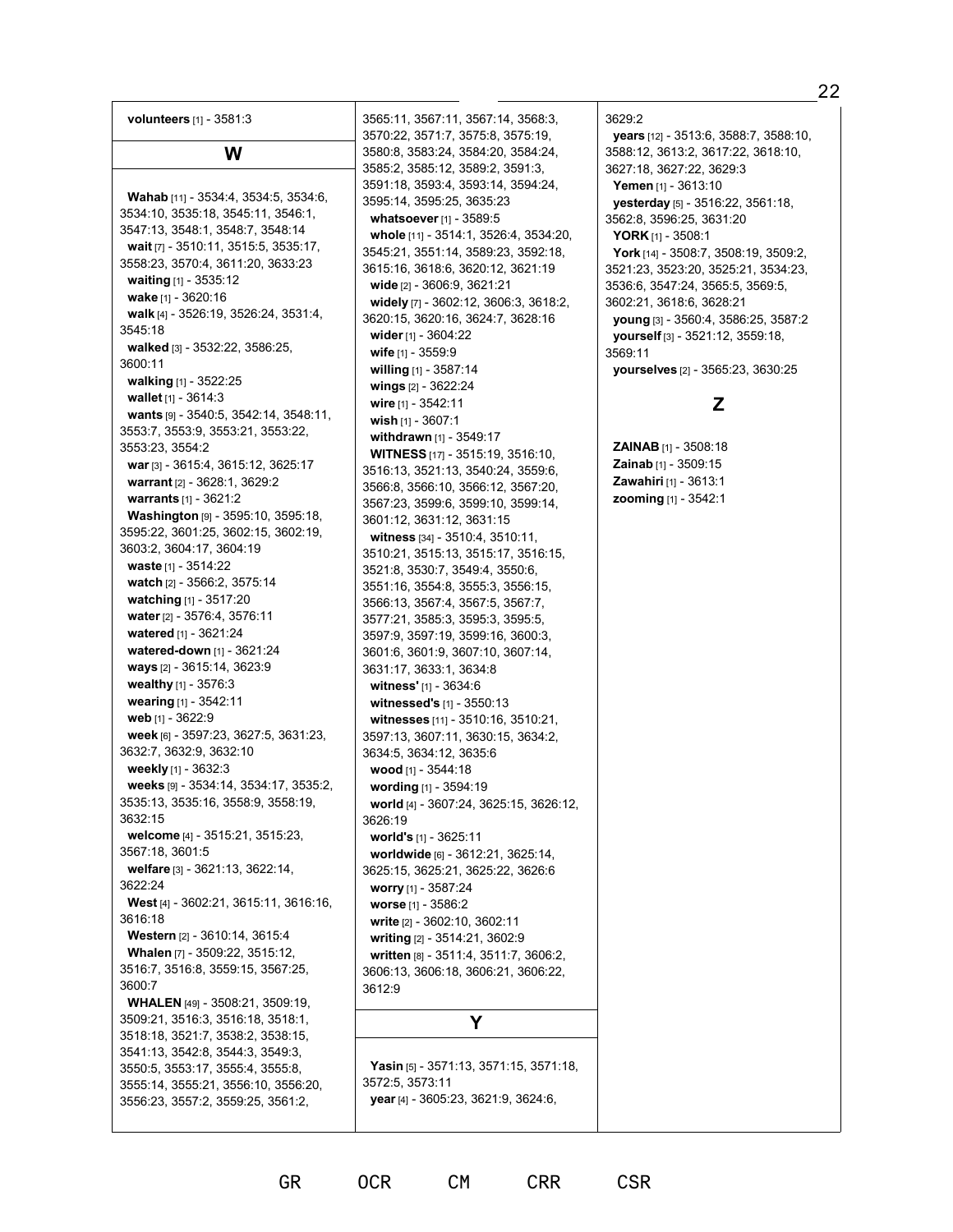**volunteers** [1] - 3581:3

## W

**Wahab** [11] - 3534:4, 3534:5, 3534:6, 3534:10, 3535:18, 3545:11, 3546:1, 3547:13, 3548:1, 3548:7, 3548:14
**wait** [7] - 3510:11, 3515:5, 3535:17, 3558:23, 3570:4, 3611:20, 3633:23
**waiting** [1] - 3535:12
**wake** [1] - 3620:16
**walk** [4] - 3526:19, 3526:24, 3531:4, 3545:18
**walked** [3] - 3532:22, 3586:25, 3600:11
**walking** [1] - 3522:25
**wallet** [1] - 3614:3
**wants** [9] - 3540:5, 3542:14, 3548:11, 3553:7, 3553:9, 3553:21, 3553:22, 3553:23, 3554:2
**war** [3] - 3615:4, 3615:12, 3625:17
**warrant** [2] - 3628:1, 3629:2
**warrants** [1] - 3621:2
**Washington** [9] - 3595:10, 3595:18, 3595:22, 3601:25, 3602:15, 3602:19, 3603:2, 3604:17, 3604:19
**waste** [1] - 3514:22
**watch** [2] - 3566:2, 3575:14
**watching** [1] - 3517:20
**water** [2] - 3576:4, 3576:11
**watered** [1] - 3621:24
**watered-down** [1] - 3621:24
**ways** [2] - 3615:14, 3623:9
**wealthy** [1] - 3576:3
**wearing** [1] - 3542:11
**web** [1] - 3622:9
**week** [6] - 3597:23, 3627:5, 3631:23, 3632:7, 3632:9, 3632:10
**weekly** [1] - 3632:3
**weeks** [9] - 3534:14, 3534:17, 3535:2, 3535:13, 3535:16, 3558:9, 3558:19, 3632:15
**welcome** [4] - 3515:21, 3515:23, 3567:18, 3601:5
**welfare** [3] - 3621:13, 3622:14, 3622:24
**West** [4] - 3602:21, 3615:11, 3616:16, 3616:18
**Western** [2] - 3610:14, 3615:4
**Whalen** [7] - 3509:22, 3515:12, 3516:7, 3516:8, 3559:15, 3567:25, 3600:7
**WHALEN** [49] - 3508:21, 3509:19, 3509:21, 3516:3, 3516:18, 3518:1, 3518:18, 3521:7, 3538:2, 3538:15, 3541:13, 3542:8, 3544:3, 3549:3, 3550:5, 3553:17, 3555:4, 3555:8, 3555:14, 3555:21, 3556:10, 3556:20, 3556:23, 3557:2, 3559:25, 3561:2, 3565:11, 3567:11, 3567:14, 3568:3, 3570:22, 3571:7, 3575:8, 3575:19, 3580:8, 3583:24, 3584:20, 3584:24, 3585:2, 3585:12, 3589:2, 3591:3, 3591:18, 3593:4, 3593:14, 3594:24, 3595:14, 3595:25, 3635:23
**whatsoever** [1] - 3589:5
**whole** [11] - 3514:1, 3526:4, 3534:20, 3545:21, 3551:14, 3589:23, 3592:18, 3615:16, 3618:6, 3620:12, 3621:19
**wide** [2] - 3606:9, 3621:21
**widely** [7] - 3602:12, 3606:3, 3618:2, 3620:15, 3620:16, 3624:7, 3628:16
**wider** [1] - 3604:22
**wife** [1] - 3559:9
**willing** [1] - 3587:14
**wings** [2] - 3622:24
**wire** [1] - 3542:11
**wish** [1] - 3607:1
**withdrawn** [1] - 3549:17
**WITNESS** [17] - 3515:19, 3516:10, 3516:13, 3521:13, 3540:24, 3559:6, 3566:8, 3566:10, 3566:12, 3567:20, 3567:23, 3599:6, 3599:10, 3599:14, 3601:12, 3631:12, 3631:15
**witness** [34] - 3510:4, 3510:11, 3510:21, 3515:13, 3515:17, 3516:15, 3521:8, 3530:7, 3549:4, 3550:6, 3551:16, 3554:8, 3555:3, 3556:15, 3566:13, 3567:4, 3567:5, 3567:7, 3577:21, 3585:3, 3595:3, 3595:5, 3597:9, 3597:19, 3599:16, 3600:3, 3601:6, 3601:9, 3607:10, 3607:14, 3631:17, 3633:1, 3634:8
**witness'** [1] - 3634:6
**witnessed's** [1] - 3550:13
**witnesses** [11] - 3510:16, 3510:21, 3597:13, 3607:11, 3630:15, 3634:2, 3634:5, 3634:12, 3635:6
**wood** [1] - 3544:18
**wording** [1] - 3594:19
**world** [4] - 3607:24, 3625:15, 3626:12, 3626:19
**world's** [1] - 3625:11
**worldwide** [6] - 3612:21, 3625:14, 3625:15, 3625:21, 3625:22, 3626:6
**worry** [1] - 3587:24
**worse** [1] - 3586:2
**write** [2] - 3602:10, 3602:11
**writing** [2] - 3514:21, 3602:9
**written** [8] - 3511:4, 3511:7, 3606:2, 3606:13, 3606:18, 3606:21, 3606:22, 3612:9

## Y

**Yasin** [5] - 3571:13, 3571:15, 3571:18, 3572:5, 3573:11
**year** [4] - 3605:23, 3621:9, 3624:6, 3629:2
**years** [12] - 3513:6, 3588:7, 3588:10, 3588:12, 3613:2, 3617:22, 3618:10, 3627:18, 3627:22, 3629:3
**Yemen** [1] - 3613:10
**yesterday** [5] - 3516:22, 3561:18, 3562:8, 3596:25, 3631:20
**YORK** [1] - 3508:1
**York** [14] - 3508:7, 3508:19, 3509:2, 3521:23, 3523:20, 3525:21, 3534:23, 3536:6, 3547:24, 3565:5, 3569:5, 3602:21, 3618:6, 3628:21
**young** [3] - 3560:4, 3586:25, 3587:2
**yourself** [3] - 3521:12, 3559:18, 3569:11
**yourselves** [2] - 3565:23, 3630:25

## Z

**ZAINAB** [1] - 3508:18
**Zainab** [1] - 3509:15
**Zawahiri** [1] - 3613:1
**zooming** [1] - 3542:1

GR OCR CM CRR CSR